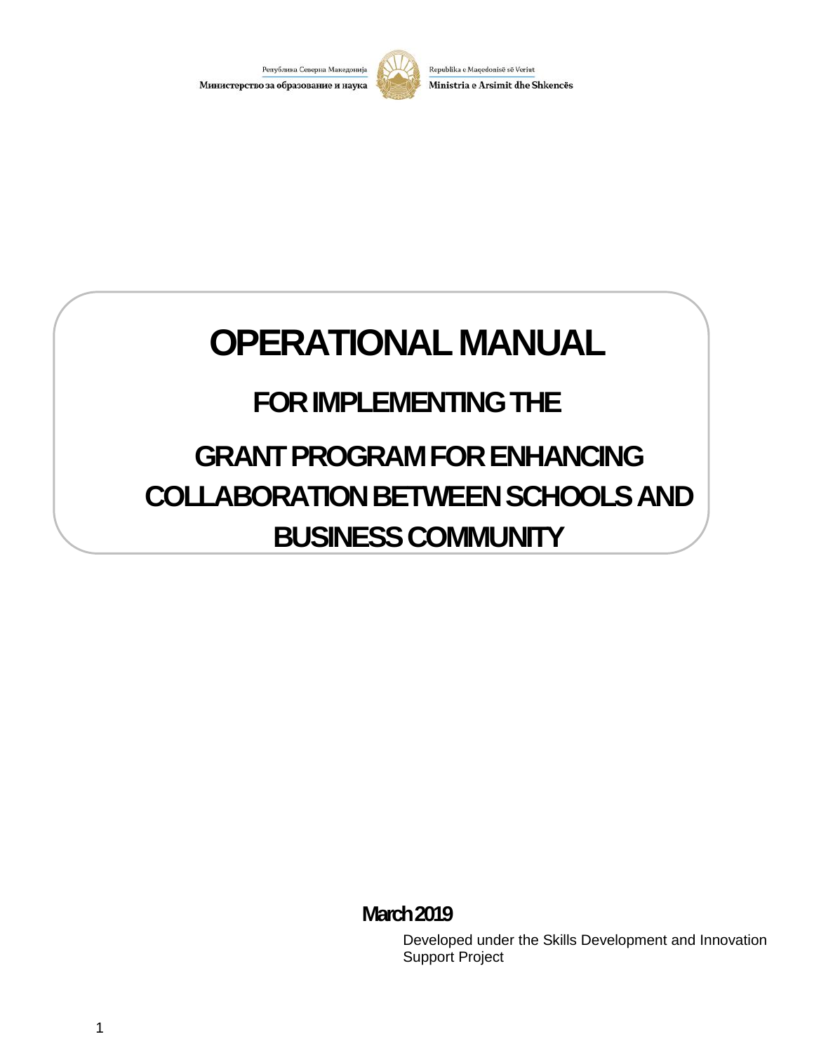Република Северна Македонија
Министерство за образование и наука

Republika e Maqedonisë së Veriut
Ministria e Arsimit dhe Shkencës

# OPERATIONAL MANUAL

## FOR IMPLEMENTING THE

## GRANT PROGRAM FOR ENHANCING COLLABORATION BETWEEN SCHOOLS AND BUSINESS COMMUNITY

**March 2019**

Developed under the Skills Development and Innovation Support Project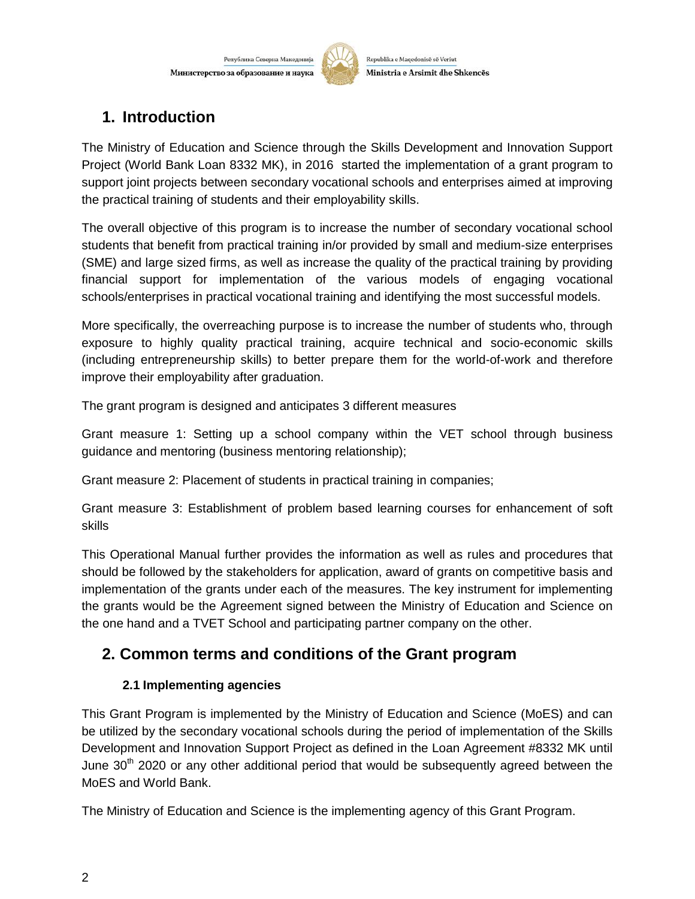# 1. Introduction

The Ministry of Education and Science through the Skills Development and Innovation Support Project (World Bank Loan 8332 MK), in 2016 started the implementation of a grant program to support joint projects between secondary vocational schools and enterprises aimed at improving the practical training of students and their employability skills.

The overall objective of this program is to increase the number of secondary vocational school students that benefit from practical training in/or provided by small and medium-size enterprises (SME) and large sized firms, as well as increase the quality of the practical training by providing financial support for implementation of the various models of engaging vocational schools/enterprises in practical vocational training and identifying the most successful models.

More specifically, the overreaching purpose is to increase the number of students who, through exposure to highly quality practical training, acquire technical and socio-economic skills (including entrepreneurship skills) to better prepare them for the world-of-work and therefore improve their employability after graduation.

The grant program is designed and anticipates 3 different measures

Grant measure 1: Setting up a school company within the VET school through business guidance and mentoring (business mentoring relationship);

Grant measure 2: Placement of students in practical training in companies;

Grant measure 3: Establishment of problem based learning courses for enhancement of soft skills

This Operational Manual further provides the information as well as rules and procedures that should be followed by the stakeholders for application, award of grants on competitive basis and implementation of the grants under each of the measures. The key instrument for implementing the grants would be the Agreement signed between the Ministry of Education and Science on the one hand and a TVET School and participating partner company on the other.

# 2. Common terms and conditions of the Grant program

## 2.1 Implementing agencies

This Grant Program is implemented by the Ministry of Education and Science (MoES) and can be utilized by the secondary vocational schools during the period of implementation of the Skills Development and Innovation Support Project as defined in the Loan Agreement #8332 MK until June 30th 2020 or any other additional period that would be subsequently agreed between the MoES and World Bank.

The Ministry of Education and Science is the implementing agency of this Grant Program.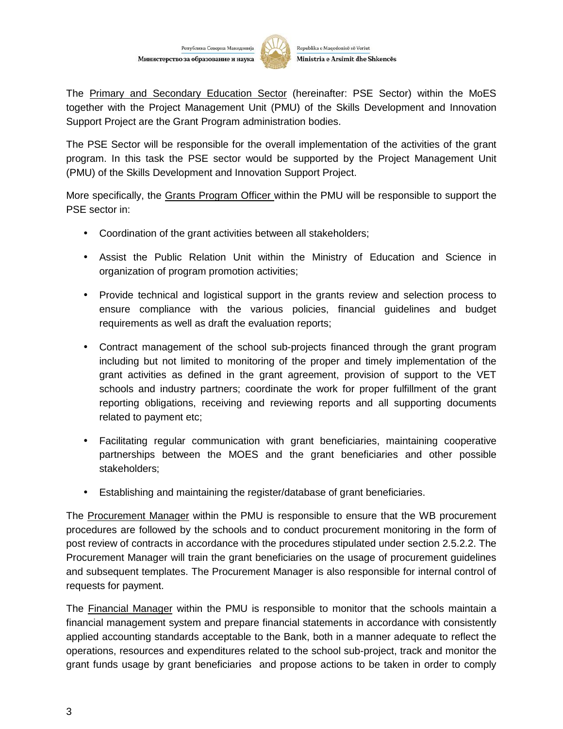The Primary and Secondary Education Sector (hereinafter: PSE Sector) within the MoES together with the Project Management Unit (PMU) of the Skills Development and Innovation Support Project are the Grant Program administration bodies.

The PSE Sector will be responsible for the overall implementation of the activities of the grant program. In this task the PSE sector would be supported by the Project Management Unit (PMU) of the Skills Development and Innovation Support Project.

More specifically, the Grants Program Officer within the PMU will be responsible to support the PSE sector in:

- Coordination of the grant activities between all stakeholders;
- Assist the Public Relation Unit within the Ministry of Education and Science in organization of program promotion activities;
- Provide technical and logistical support in the grants review and selection process to ensure compliance with the various policies, financial guidelines and budget requirements as well as draft the evaluation reports;
- Contract management of the school sub-projects financed through the grant program including but not limited to monitoring of the proper and timely implementation of the grant activities as defined in the grant agreement, provision of support to the VET schools and industry partners; coordinate the work for proper fulfillment of the grant reporting obligations, receiving and reviewing reports and all supporting documents related to payment etc;
- Facilitating regular communication with grant beneficiaries, maintaining cooperative partnerships between the MOES and the grant beneficiaries and other possible stakeholders;
- Establishing and maintaining the register/database of grant beneficiaries.

The Procurement Manager within the PMU is responsible to ensure that the WB procurement procedures are followed by the schools and to conduct procurement monitoring in the form of post review of contracts in accordance with the procedures stipulated under section 2.5.2.2. The Procurement Manager will train the grant beneficiaries on the usage of procurement guidelines and subsequent templates. The Procurement Manager is also responsible for internal control of requests for payment.

The Financial Manager within the PMU is responsible to monitor that the schools maintain a financial management system and prepare financial statements in accordance with consistently applied accounting standards acceptable to the Bank, both in a manner adequate to reflect the operations, resources and expenditures related to the school sub-project, track and monitor the grant funds usage by grant beneficiaries and propose actions to be taken in order to comply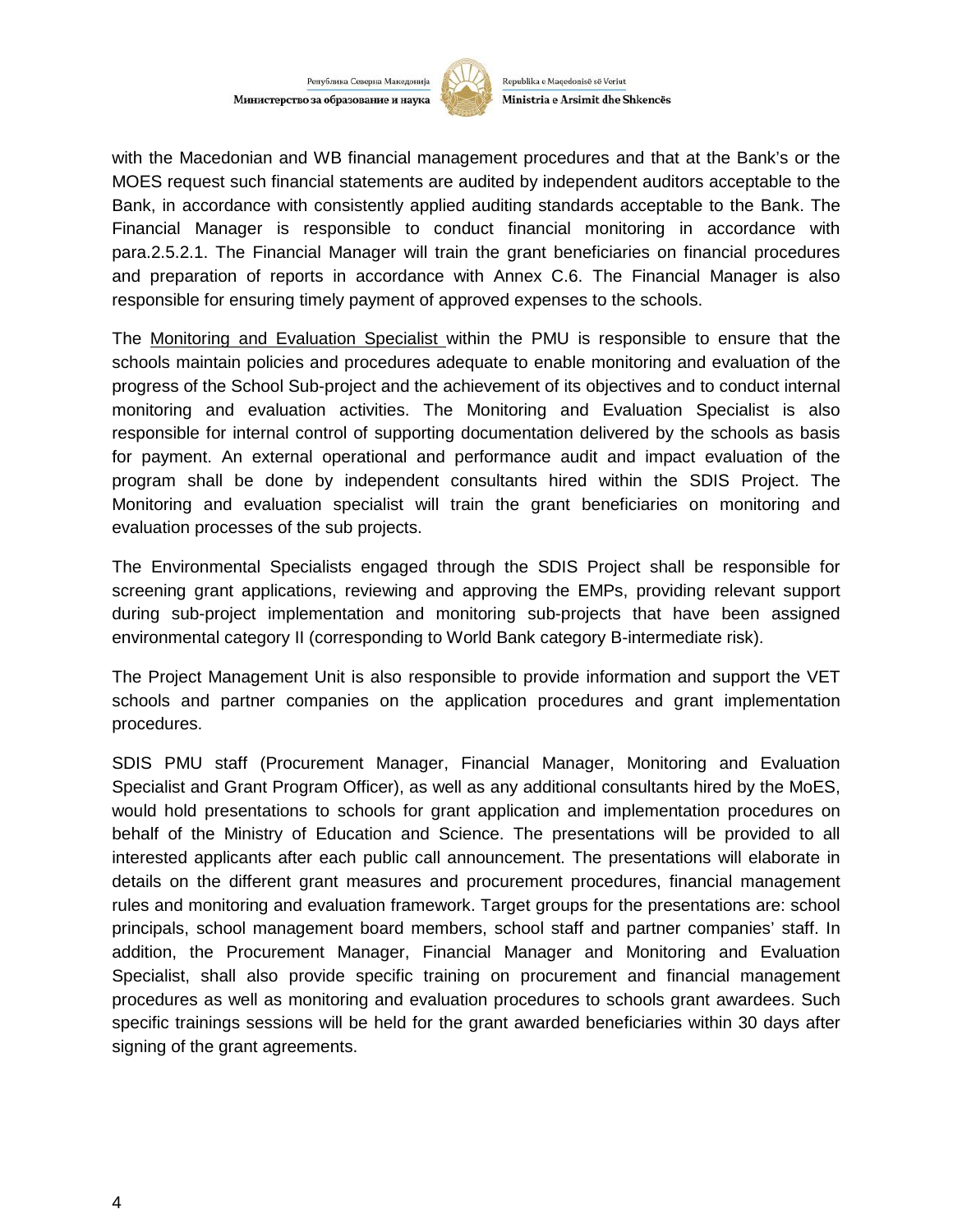with the Macedonian and WB financial management procedures and that at the Bank's or the MOES request such financial statements are audited by independent auditors acceptable to the Bank, in accordance with consistently applied auditing standards acceptable to the Bank. The Financial Manager is responsible to conduct financial monitoring in accordance with para.2.5.2.1. The Financial Manager will train the grant beneficiaries on financial procedures and preparation of reports in accordance with Annex C.6. The Financial Manager is also responsible for ensuring timely payment of approved expenses to the schools.

The Monitoring and Evaluation Specialist within the PMU is responsible to ensure that the schools maintain policies and procedures adequate to enable monitoring and evaluation of the progress of the School Sub-project and the achievement of its objectives and to conduct internal monitoring and evaluation activities. The Monitoring and Evaluation Specialist is also responsible for internal control of supporting documentation delivered by the schools as basis for payment. An external operational and performance audit and impact evaluation of the program shall be done by independent consultants hired within the SDIS Project. The Monitoring and evaluation specialist will train the grant beneficiaries on monitoring and evaluation processes of the sub projects.

The Environmental Specialists engaged through the SDIS Project shall be responsible for screening grant applications, reviewing and approving the EMPs, providing relevant support during sub-project implementation and monitoring sub-projects that have been assigned environmental category II (corresponding to World Bank category B-intermediate risk).

The Project Management Unit is also responsible to provide information and support the VET schools and partner companies on the application procedures and grant implementation procedures.

SDIS PMU staff (Procurement Manager, Financial Manager, Monitoring and Evaluation Specialist and Grant Program Officer), as well as any additional consultants hired by the MoES, would hold presentations to schools for grant application and implementation procedures on behalf of the Ministry of Education and Science. The presentations will be provided to all interested applicants after each public call announcement. The presentations will elaborate in details on the different grant measures and procurement procedures, financial management rules and monitoring and evaluation framework. Target groups for the presentations are: school principals, school management board members, school staff and partner companies' staff. In addition, the Procurement Manager, Financial Manager and Monitoring and Evaluation Specialist, shall also provide specific training on procurement and financial management procedures as well as monitoring and evaluation procedures to schools grant awardees. Such specific trainings sessions will be held for the grant awarded beneficiaries within 30 days after signing of the grant agreements.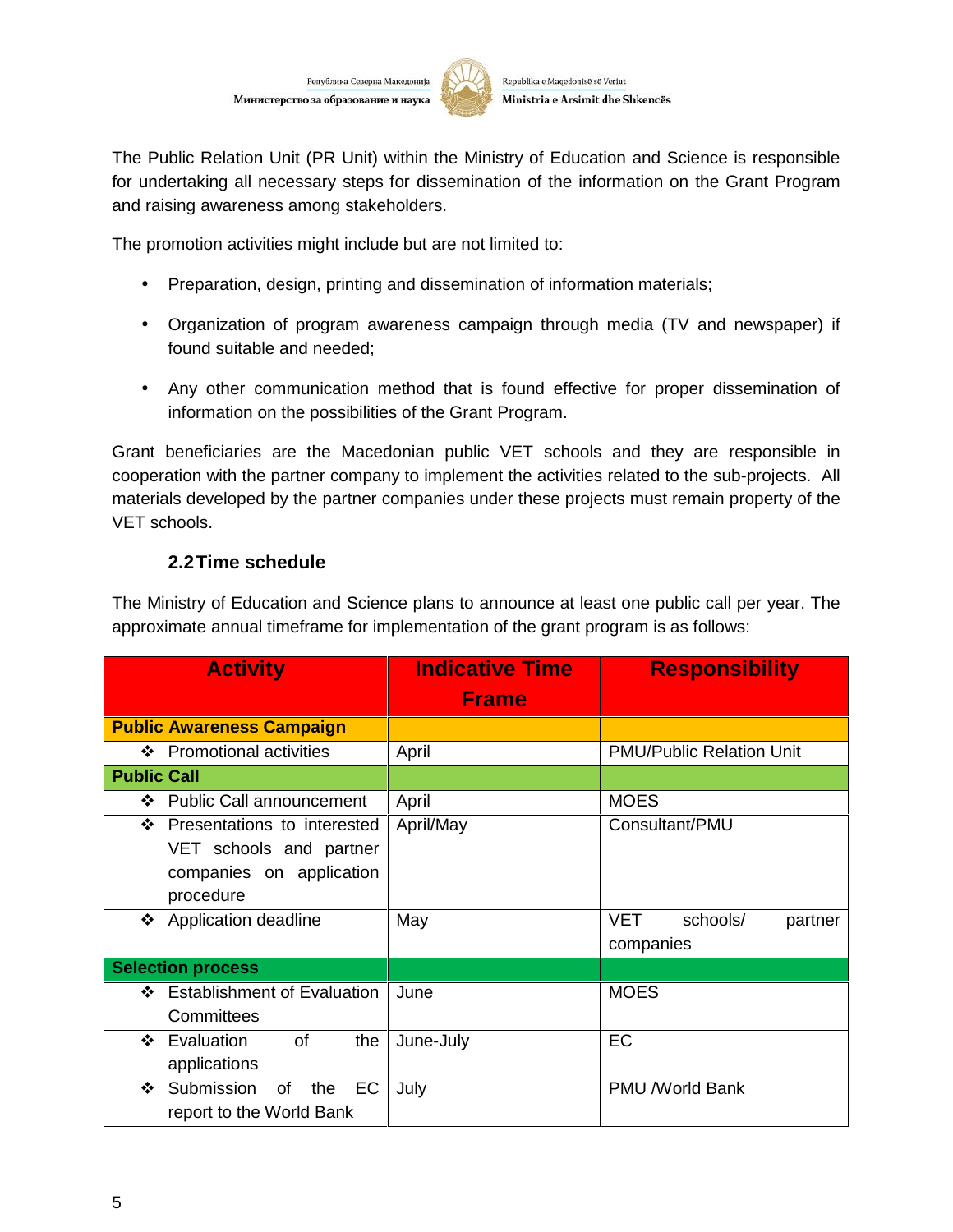The Public Relation Unit (PR Unit) within the Ministry of Education and Science is responsible for undertaking all necessary steps for dissemination of the information on the Grant Program and raising awareness among stakeholders.

The promotion activities might include but are not limited to:

- Preparation, design, printing and dissemination of information materials;
- Organization of program awareness campaign through media (TV and newspaper) if found suitable and needed;
- Any other communication method that is found effective for proper dissemination of information on the possibilities of the Grant Program.

Grant beneficiaries are the Macedonian public VET schools and they are responsible in cooperation with the partner company to implement the activities related to the sub-projects. All materials developed by the partner companies under these projects must remain property of the VET schools.

### 2.2 Time schedule

The Ministry of Education and Science plans to announce at least one public call per year. The approximate annual timeframe for implementation of the grant program is as follows:

| Activity | Indicative Time Frame | Responsibility |
|---|---|---|
| **Public Awareness Campaign** | | |
| ❖ Promotional activities | April | PMU/Public Relation Unit |
| **Public Call** | | |
| ❖ Public Call announcement | April | MOES |
| ❖ Presentations to interested VET schools and partner companies on application procedure | April/May | Consultant/PMU |
| ❖ Application deadline | May | VET schools/ partner companies |
| **Selection process** | | |
| ❖ Establishment of Evaluation Committees | June | MOES |
| ❖ Evaluation of the applications | June-July | EC |
| ❖ Submission of the EC report to the World Bank | July | PMU /World Bank |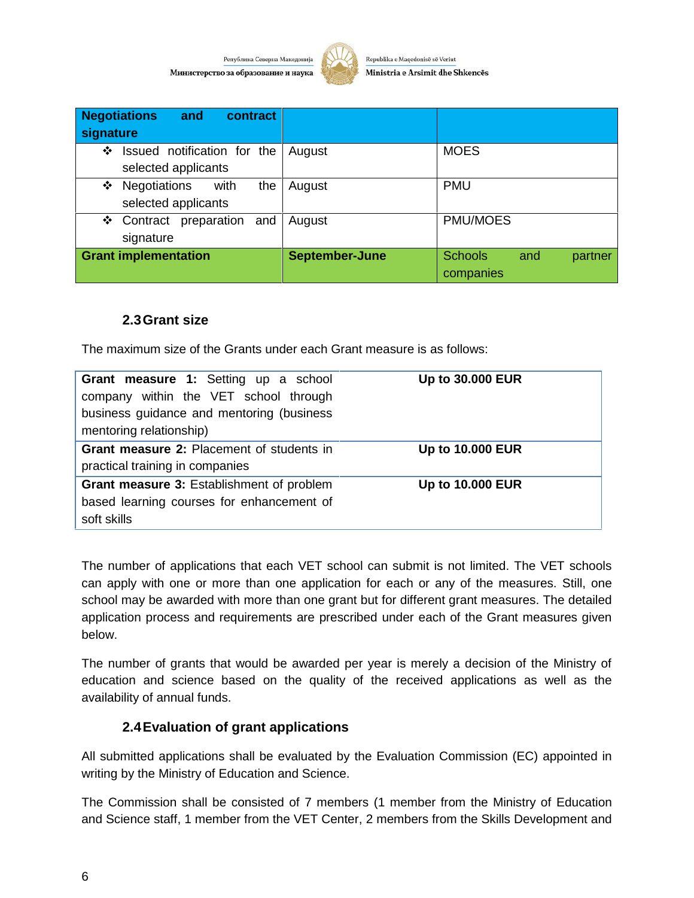| Negotiations and contract signature | | |
|---|---|---|
| ❖ Issued notification for the selected applicants | August | MOES |
| ❖ Negotiations with the selected applicants | August | PMU |
| ❖ Contract preparation and signature | August | PMU/MOES |
| **Grant implementation** | **September-June** | Schools and partner companies |

### 2.3 Grant size

The maximum size of the Grants under each Grant measure is as follows:

| | |
|---|---|
| **Grant measure 1:** Setting up a school company within the VET school through business guidance and mentoring (business mentoring relationship) | **Up to 30.000 EUR** |
| **Grant measure 2:** Placement of students in practical training in companies | **Up to 10.000 EUR** |
| **Grant measure 3:** Establishment of problem based learning courses for enhancement of soft skills | **Up to 10.000 EUR** |

The number of applications that each VET school can submit is not limited. The VET schools can apply with one or more than one application for each or any of the measures. Still, one school may be awarded with more than one grant but for different grant measures. The detailed application process and requirements are prescribed under each of the Grant measures given below.

The number of grants that would be awarded per year is merely a decision of the Ministry of education and science based on the quality of the received applications as well as the availability of annual funds.

### 2.4 Evaluation of grant applications

All submitted applications shall be evaluated by the Evaluation Commission (EC) appointed in writing by the Ministry of Education and Science.

The Commission shall be consisted of 7 members (1 member from the Ministry of Education and Science staff, 1 member from the VET Center, 2 members from the Skills Development and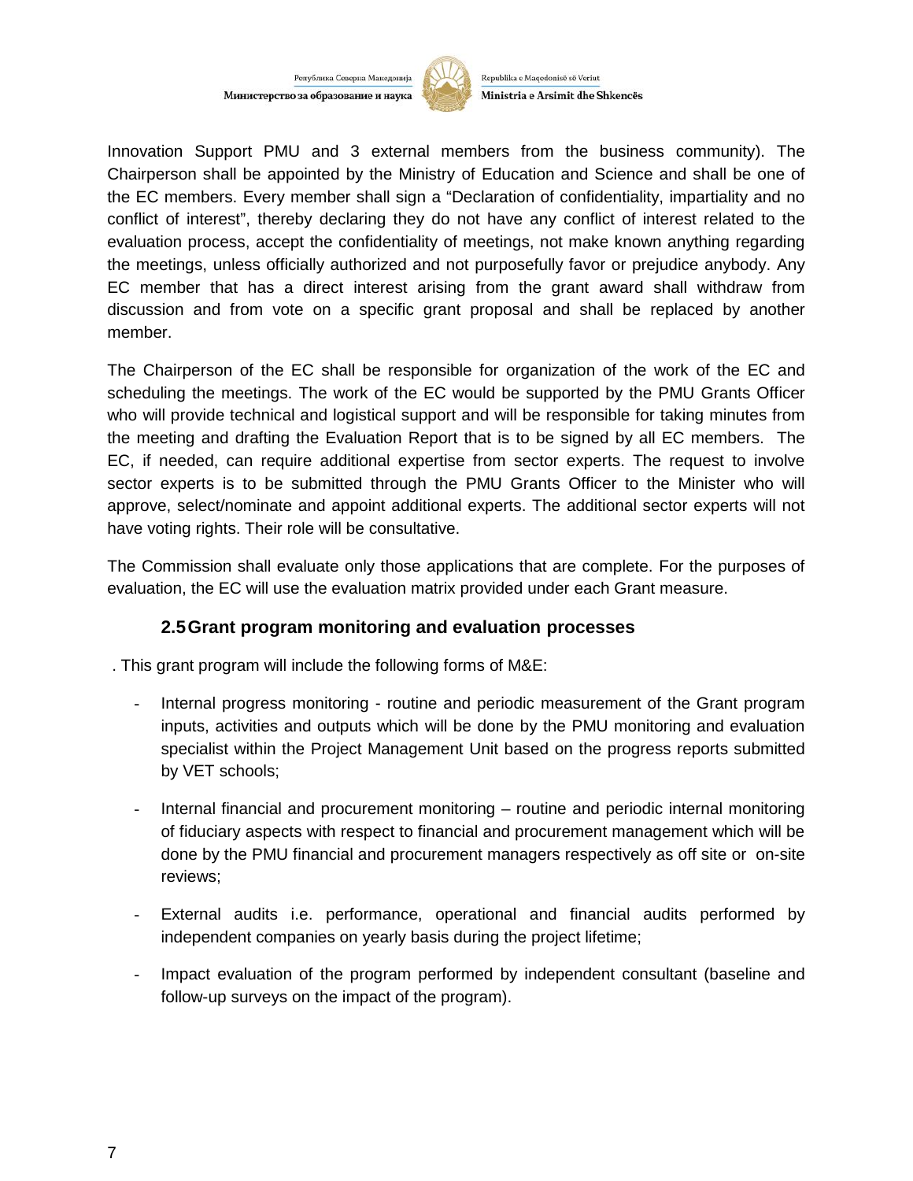Innovation Support PMU and 3 external members from the business community). The Chairperson shall be appointed by the Ministry of Education and Science and shall be one of the EC members. Every member shall sign a "Declaration of confidentiality, impartiality and no conflict of interest", thereby declaring they do not have any conflict of interest related to the evaluation process, accept the confidentiality of meetings, not make known anything regarding the meetings, unless officially authorized and not purposefully favor or prejudice anybody. Any EC member that has a direct interest arising from the grant award shall withdraw from discussion and from vote on a specific grant proposal and shall be replaced by another member.

The Chairperson of the EC shall be responsible for organization of the work of the EC and scheduling the meetings. The work of the EC would be supported by the PMU Grants Officer who will provide technical and logistical support and will be responsible for taking minutes from the meeting and drafting the Evaluation Report that is to be signed by all EC members. The EC, if needed, can require additional expertise from sector experts. The request to involve sector experts is to be submitted through the PMU Grants Officer to the Minister who will approve, select/nominate and appoint additional experts. The additional sector experts will not have voting rights. Their role will be consultative.

The Commission shall evaluate only those applications that are complete. For the purposes of evaluation, the EC will use the evaluation matrix provided under each Grant measure.

### 2.5 Grant program monitoring and evaluation processes

. This grant program will include the following forms of M&E:

- Internal progress monitoring - routine and periodic measurement of the Grant program inputs, activities and outputs which will be done by the PMU monitoring and evaluation specialist within the Project Management Unit based on the progress reports submitted by VET schools;
- Internal financial and procurement monitoring – routine and periodic internal monitoring of fiduciary aspects with respect to financial and procurement management which will be done by the PMU financial and procurement managers respectively as off site or on-site reviews;
- External audits i.e. performance, operational and financial audits performed by independent companies on yearly basis during the project lifetime;
- Impact evaluation of the program performed by independent consultant (baseline and follow-up surveys on the impact of the program).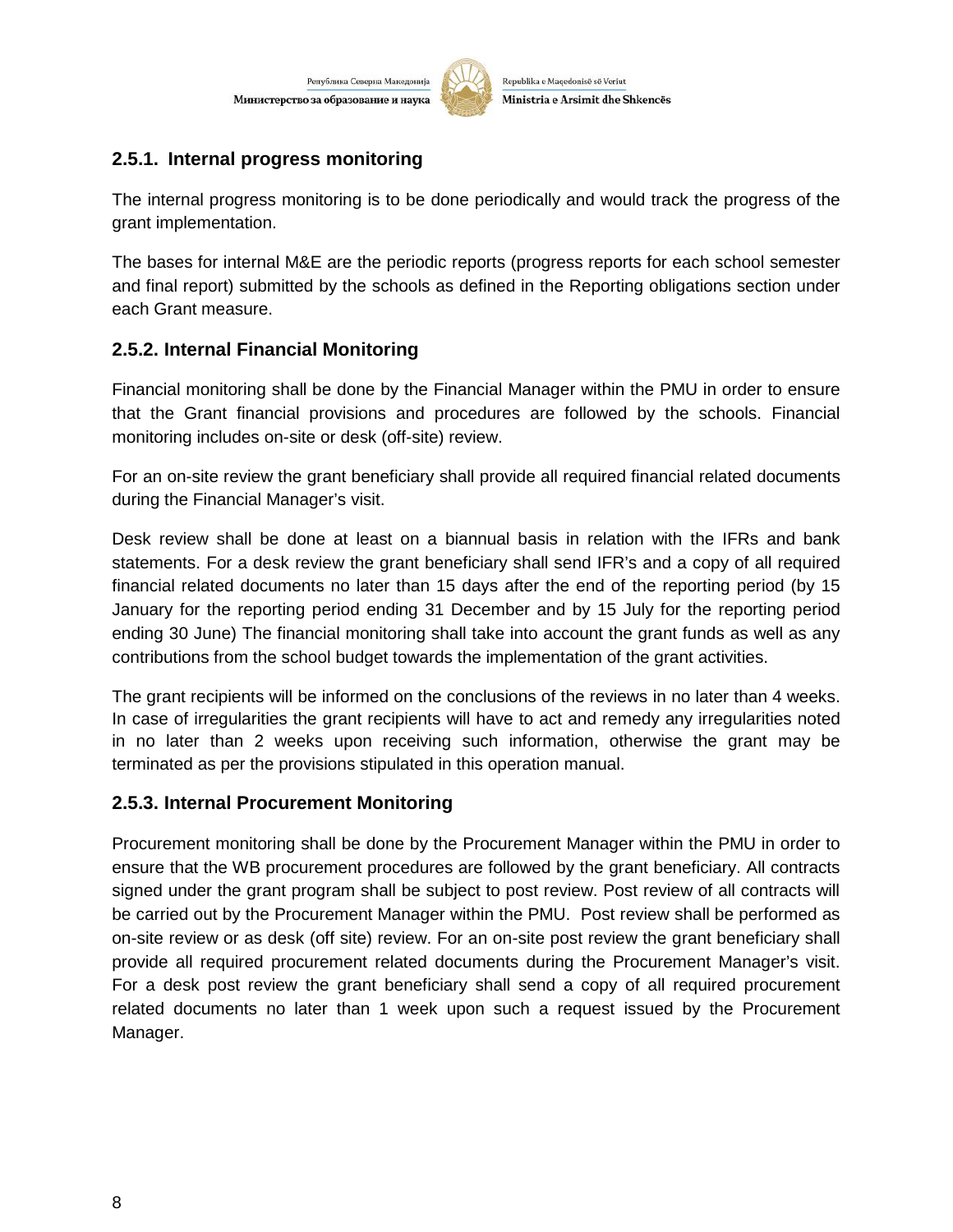### 2.5.1. Internal progress monitoring

The internal progress monitoring is to be done periodically and would track the progress of the grant implementation.

The bases for internal M&E are the periodic reports (progress reports for each school semester and final report) submitted by the schools as defined in the Reporting obligations section under each Grant measure.

### 2.5.2. Internal Financial Monitoring

Financial monitoring shall be done by the Financial Manager within the PMU in order to ensure that the Grant financial provisions and procedures are followed by the schools. Financial monitoring includes on-site or desk (off-site) review.

For an on-site review the grant beneficiary shall provide all required financial related documents during the Financial Manager's visit.

Desk review shall be done at least on a biannual basis in relation with the IFRs and bank statements. For a desk review the grant beneficiary shall send IFR's and a copy of all required financial related documents no later than 15 days after the end of the reporting period (by 15 January for the reporting period ending 31 December and by 15 July for the reporting period ending 30 June) The financial monitoring shall take into account the grant funds as well as any contributions from the school budget towards the implementation of the grant activities.

The grant recipients will be informed on the conclusions of the reviews in no later than 4 weeks. In case of irregularities the grant recipients will have to act and remedy any irregularities noted in no later than 2 weeks upon receiving such information, otherwise the grant may be terminated as per the provisions stipulated in this operation manual.

### 2.5.3. Internal Procurement Monitoring

Procurement monitoring shall be done by the Procurement Manager within the PMU in order to ensure that the WB procurement procedures are followed by the grant beneficiary. All contracts signed under the grant program shall be subject to post review. Post review of all contracts will be carried out by the Procurement Manager within the PMU. Post review shall be performed as on-site review or as desk (off site) review. For an on-site post review the grant beneficiary shall provide all required procurement related documents during the Procurement Manager's visit. For a desk post review the grant beneficiary shall send a copy of all required procurement related documents no later than 1 week upon such a request issued by the Procurement Manager.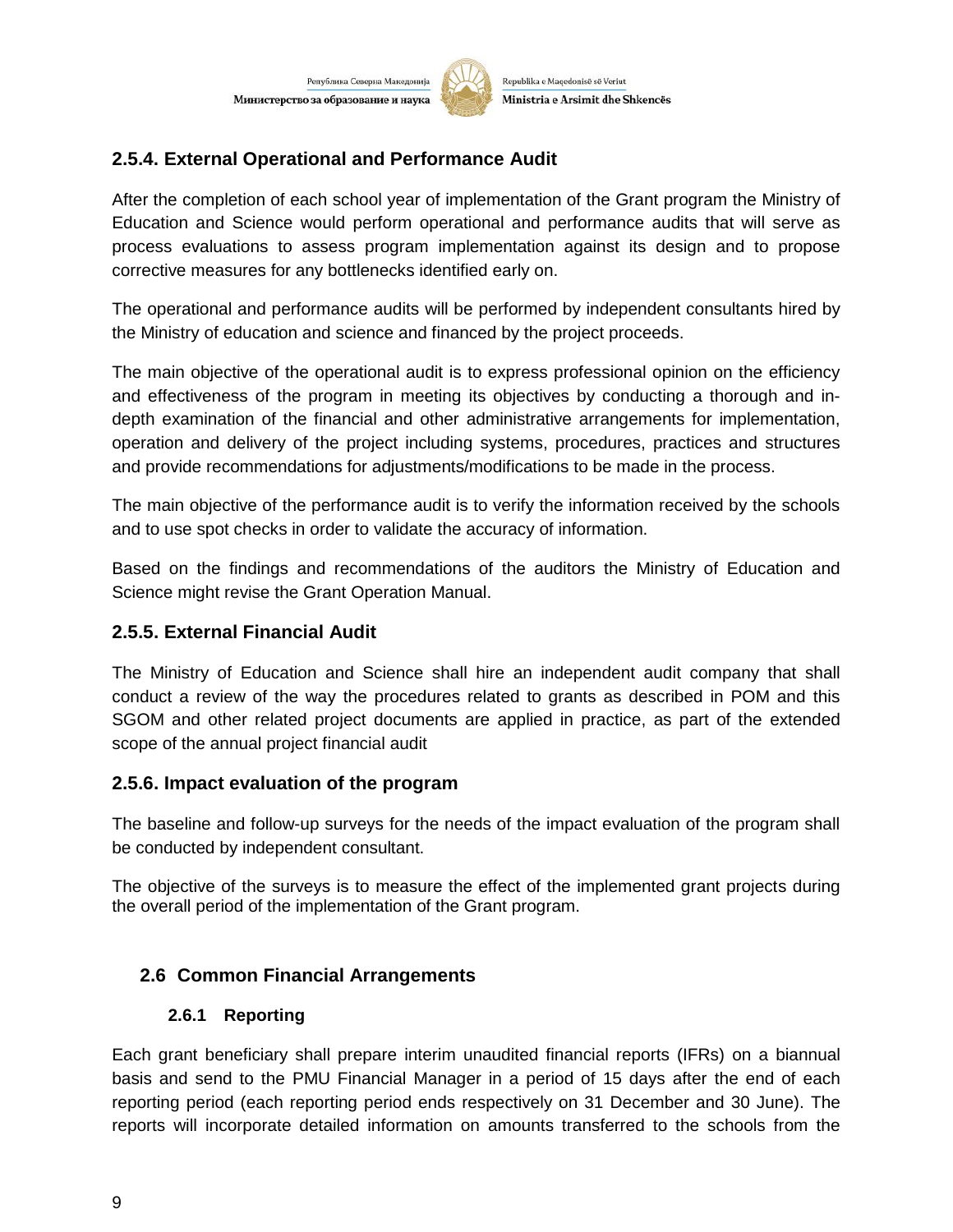### 2.5.4. External Operational and Performance Audit

After the completion of each school year of implementation of the Grant program the Ministry of Education and Science would perform operational and performance audits that will serve as process evaluations to assess program implementation against its design and to propose corrective measures for any bottlenecks identified early on.

The operational and performance audits will be performed by independent consultants hired by the Ministry of education and science and financed by the project proceeds.

The main objective of the operational audit is to express professional opinion on the efficiency and effectiveness of the program in meeting its objectives by conducting a thorough and in-depth examination of the financial and other administrative arrangements for implementation, operation and delivery of the project including systems, procedures, practices and structures and provide recommendations for adjustments/modifications to be made in the process.

The main objective of the performance audit is to verify the information received by the schools and to use spot checks in order to validate the accuracy of information.

Based on the findings and recommendations of the auditors the Ministry of Education and Science might revise the Grant Operation Manual.

### 2.5.5. External Financial Audit

The Ministry of Education and Science shall hire an independent audit company that shall conduct a review of the way the procedures related to grants as described in POM and this SGOM and other related project documents are applied in practice, as part of the extended scope of the annual project financial audit

### 2.5.6. Impact evaluation of the program

The baseline and follow-up surveys for the needs of the impact evaluation of the program shall be conducted by independent consultant.

The objective of the surveys is to measure the effect of the implemented grant projects during the overall period of the implementation of the Grant program.

## 2.6 Common Financial Arrangements

### 2.6.1 Reporting

Each grant beneficiary shall prepare interim unaudited financial reports (IFRs) on a biannual basis and send to the PMU Financial Manager in a period of 15 days after the end of each reporting period (each reporting period ends respectively on 31 December and 30 June). The reports will incorporate detailed information on amounts transferred to the schools from the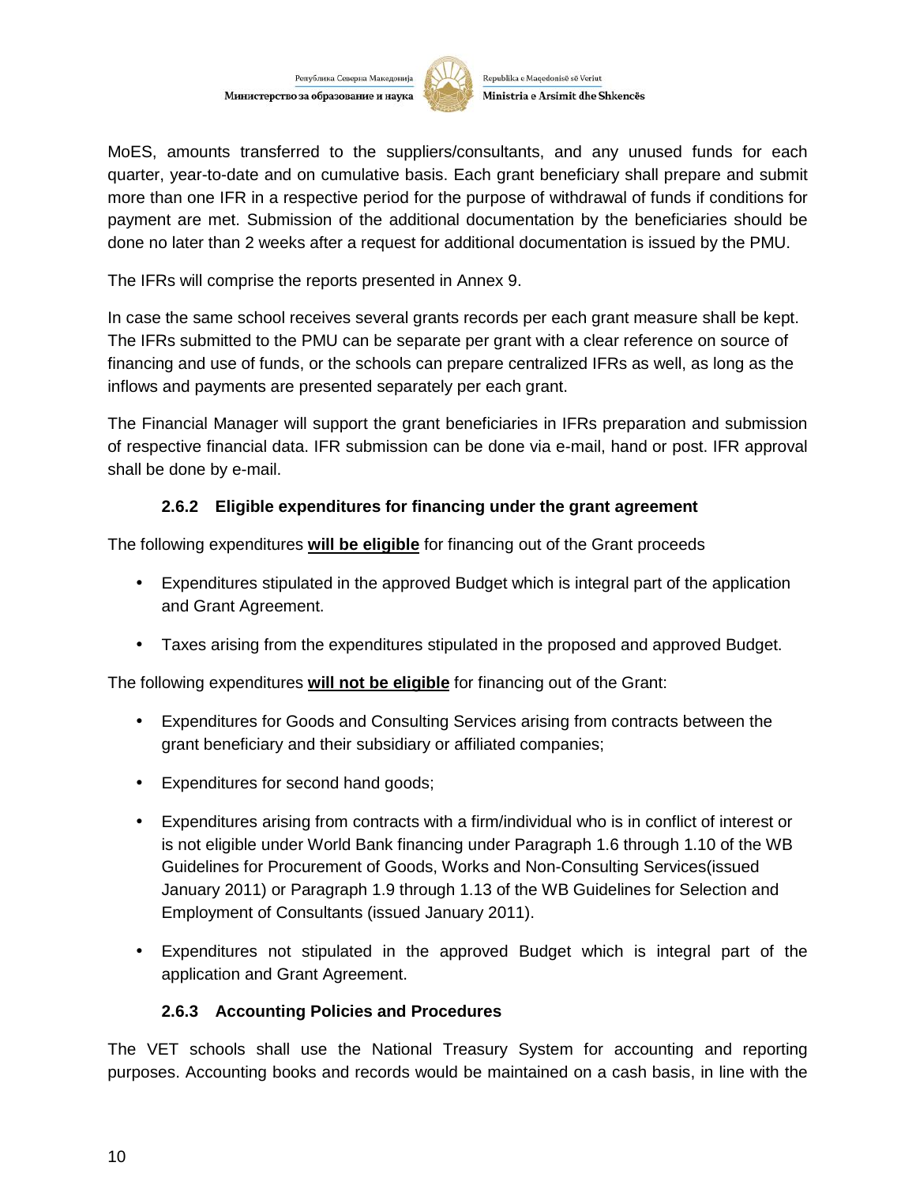MoES, amounts transferred to the suppliers/consultants, and any unused funds for each quarter, year-to-date and on cumulative basis. Each grant beneficiary shall prepare and submit more than one IFR in a respective period for the purpose of withdrawal of funds if conditions for payment are met. Submission of the additional documentation by the beneficiaries should be done no later than 2 weeks after a request for additional documentation is issued by the PMU.

The IFRs will comprise the reports presented in Annex 9.

In case the same school receives several grants records per each grant measure shall be kept. The IFRs submitted to the PMU can be separate per grant with a clear reference on source of financing and use of funds, or the schools can prepare centralized IFRs as well, as long as the inflows and payments are presented separately per each grant.

The Financial Manager will support the grant beneficiaries in IFRs preparation and submission of respective financial data. IFR submission can be done via e-mail, hand or post. IFR approval shall be done by e-mail.

### 2.6.2 Eligible expenditures for financing under the grant agreement

The following expenditures **will be eligible** for financing out of the Grant proceeds

- Expenditures stipulated in the approved Budget which is integral part of the application and Grant Agreement.
- Taxes arising from the expenditures stipulated in the proposed and approved Budget.

The following expenditures **will not be eligible** for financing out of the Grant:

- Expenditures for Goods and Consulting Services arising from contracts between the grant beneficiary and their subsidiary or affiliated companies;
- Expenditures for second hand goods;
- Expenditures arising from contracts with a firm/individual who is in conflict of interest or is not eligible under World Bank financing under Paragraph 1.6 through 1.10 of the WB Guidelines for Procurement of Goods, Works and Non-Consulting Services(issued January 2011) or Paragraph 1.9 through 1.13 of the WB Guidelines for Selection and Employment of Consultants (issued January 2011).
- Expenditures not stipulated in the approved Budget which is integral part of the application and Grant Agreement.

### 2.6.3 Accounting Policies and Procedures

The VET schools shall use the National Treasury System for accounting and reporting purposes. Accounting books and records would be maintained on a cash basis, in line with the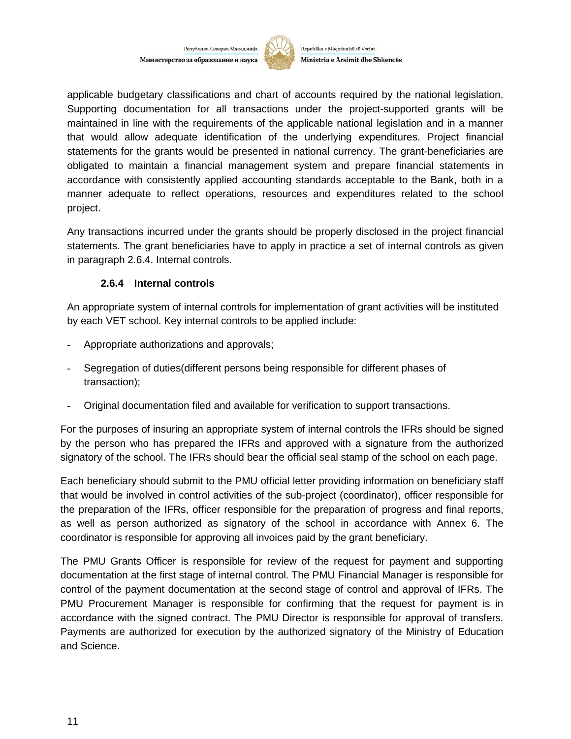applicable budgetary classifications and chart of accounts required by the national legislation. Supporting documentation for all transactions under the project-supported grants will be maintained in line with the requirements of the applicable national legislation and in a manner that would allow adequate identification of the underlying expenditures. Project financial statements for the grants would be presented in national currency. The grant-beneficiaries are obligated to maintain a financial management system and prepare financial statements in accordance with consistently applied accounting standards acceptable to the Bank, both in a manner adequate to reflect operations, resources and expenditures related to the school project.

Any transactions incurred under the grants should be properly disclosed in the project financial statements. The grant beneficiaries have to apply in practice a set of internal controls as given in paragraph 2.6.4. Internal controls.

### 2.6.4 Internal controls

An appropriate system of internal controls for implementation of grant activities will be instituted by each VET school. Key internal controls to be applied include:

- Appropriate authorizations and approvals;
- Segregation of duties(different persons being responsible for different phases of transaction);
- Original documentation filed and available for verification to support transactions.

For the purposes of insuring an appropriate system of internal controls the IFRs should be signed by the person who has prepared the IFRs and approved with a signature from the authorized signatory of the school. The IFRs should bear the official seal stamp of the school on each page.

Each beneficiary should submit to the PMU official letter providing information on beneficiary staff that would be involved in control activities of the sub-project (coordinator), officer responsible for the preparation of the IFRs, officer responsible for the preparation of progress and final reports, as well as person authorized as signatory of the school in accordance with Annex 6. The coordinator is responsible for approving all invoices paid by the grant beneficiary.

The PMU Grants Officer is responsible for review of the request for payment and supporting documentation at the first stage of internal control. The PMU Financial Manager is responsible for control of the payment documentation at the second stage of control and approval of IFRs. The PMU Procurement Manager is responsible for confirming that the request for payment is in accordance with the signed contract. The PMU Director is responsible for approval of transfers. Payments are authorized for execution by the authorized signatory of the Ministry of Education and Science.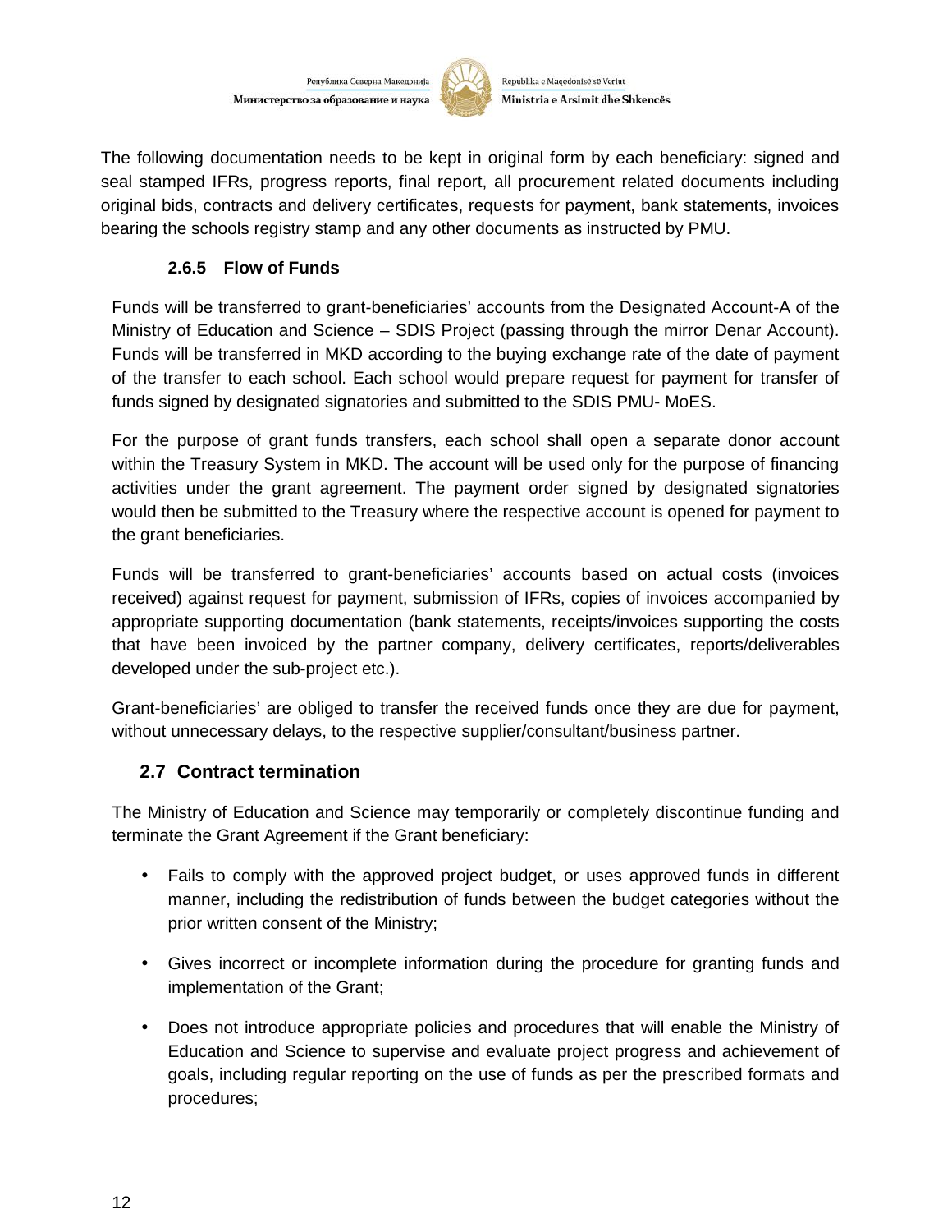The following documentation needs to be kept in original form by each beneficiary: signed and seal stamped IFRs, progress reports, final report, all procurement related documents including original bids, contracts and delivery certificates, requests for payment, bank statements, invoices bearing the schools registry stamp and any other documents as instructed by PMU.

#### 2.6.5 Flow of Funds

Funds will be transferred to grant-beneficiaries' accounts from the Designated Account-A of the Ministry of Education and Science – SDIS Project (passing through the mirror Denar Account). Funds will be transferred in MKD according to the buying exchange rate of the date of payment of the transfer to each school. Each school would prepare request for payment for transfer of funds signed by designated signatories and submitted to the SDIS PMU- MoES.

For the purpose of grant funds transfers, each school shall open a separate donor account within the Treasury System in MKD. The account will be used only for the purpose of financing activities under the grant agreement. The payment order signed by designated signatories would then be submitted to the Treasury where the respective account is opened for payment to the grant beneficiaries.

Funds will be transferred to grant-beneficiaries' accounts based on actual costs (invoices received) against request for payment, submission of IFRs, copies of invoices accompanied by appropriate supporting documentation (bank statements, receipts/invoices supporting the costs that have been invoiced by the partner company, delivery certificates, reports/deliverables developed under the sub-project etc.).

Grant-beneficiaries' are obliged to transfer the received funds once they are due for payment, without unnecessary delays, to the respective supplier/consultant/business partner.

### 2.7 Contract termination

The Ministry of Education and Science may temporarily or completely discontinue funding and terminate the Grant Agreement if the Grant beneficiary:

- Fails to comply with the approved project budget, or uses approved funds in different manner, including the redistribution of funds between the budget categories without the prior written consent of the Ministry;
- Gives incorrect or incomplete information during the procedure for granting funds and implementation of the Grant;
- Does not introduce appropriate policies and procedures that will enable the Ministry of Education and Science to supervise and evaluate project progress and achievement of goals, including regular reporting on the use of funds as per the prescribed formats and procedures;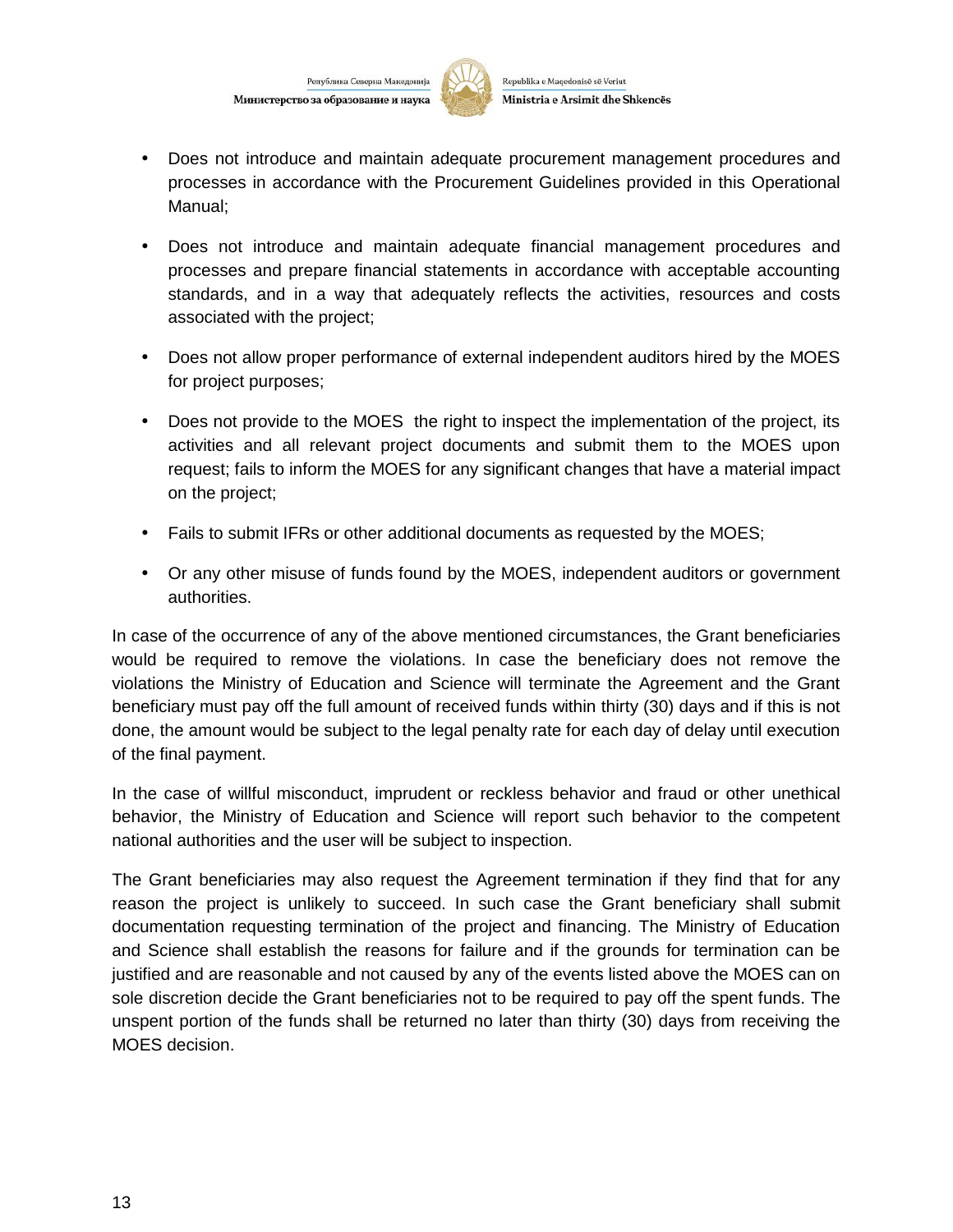- Does not introduce and maintain adequate procurement management procedures and processes in accordance with the Procurement Guidelines provided in this Operational Manual;
- Does not introduce and maintain adequate financial management procedures and processes and prepare financial statements in accordance with acceptable accounting standards, and in a way that adequately reflects the activities, resources and costs associated with the project;
- Does not allow proper performance of external independent auditors hired by the MOES for project purposes;
- Does not provide to the MOES the right to inspect the implementation of the project, its activities and all relevant project documents and submit them to the MOES upon request; fails to inform the MOES for any significant changes that have a material impact on the project;
- Fails to submit IFRs or other additional documents as requested by the MOES;
- Or any other misuse of funds found by the MOES, independent auditors or government authorities.

In case of the occurrence of any of the above mentioned circumstances, the Grant beneficiaries would be required to remove the violations. In case the beneficiary does not remove the violations the Ministry of Education and Science will terminate the Agreement and the Grant beneficiary must pay off the full amount of received funds within thirty (30) days and if this is not done, the amount would be subject to the legal penalty rate for each day of delay until execution of the final payment.

In the case of willful misconduct, imprudent or reckless behavior and fraud or other unethical behavior, the Ministry of Education and Science will report such behavior to the competent national authorities and the user will be subject to inspection.

The Grant beneficiaries may also request the Agreement termination if they find that for any reason the project is unlikely to succeed. In such case the Grant beneficiary shall submit documentation requesting termination of the project and financing. The Ministry of Education and Science shall establish the reasons for failure and if the grounds for termination can be justified and are reasonable and not caused by any of the events listed above the MOES can on sole discretion decide the Grant beneficiaries not to be required to pay off the spent funds. The unspent portion of the funds shall be returned no later than thirty (30) days from receiving the MOES decision.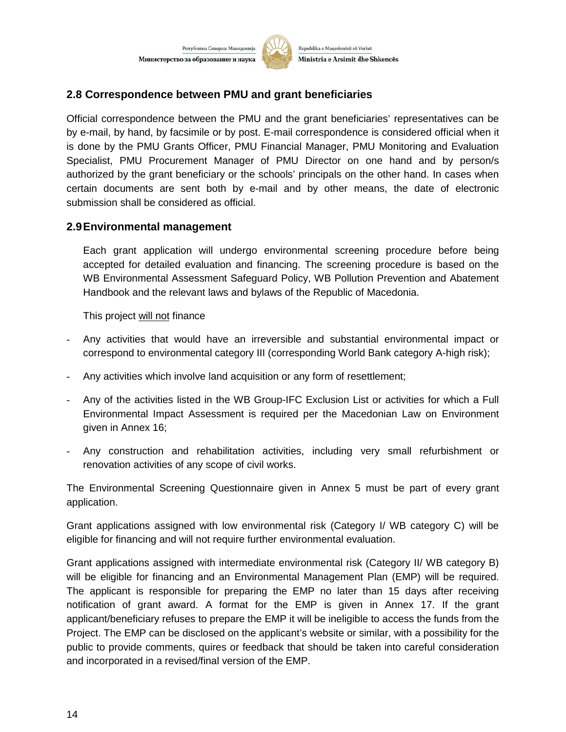## 2.8 Correspondence between PMU and grant beneficiaries

Official correspondence between the PMU and the grant beneficiaries' representatives can be by e-mail, by hand, by facsimile or by post. E-mail correspondence is considered official when it is done by the PMU Grants Officer, PMU Financial Manager, PMU Monitoring and Evaluation Specialist, PMU Procurement Manager of PMU Director on one hand and by person/s authorized by the grant beneficiary or the schools' principals on the other hand. In cases when certain documents are sent both by e-mail and by other means, the date of electronic submission shall be considered as official.

## 2.9 Environmental management

Each grant application will undergo environmental screening procedure before being accepted for detailed evaluation and financing. The screening procedure is based on the WB Environmental Assessment Safeguard Policy, WB Pollution Prevention and Abatement Handbook and the relevant laws and bylaws of the Republic of Macedonia.

This project <u>will not</u> finance

- Any activities that would have an irreversible and substantial environmental impact or correspond to environmental category III (corresponding World Bank category A-high risk);
- Any activities which involve land acquisition or any form of resettlement;
- Any of the activities listed in the WB Group-IFC Exclusion List or activities for which a Full Environmental Impact Assessment is required per the Macedonian Law on Environment given in Annex 16;
- Any construction and rehabilitation activities, including very small refurbishment or renovation activities of any scope of civil works.

The Environmental Screening Questionnaire given in Annex 5 must be part of every grant application.

Grant applications assigned with low environmental risk (Category I/ WB category C) will be eligible for financing and will not require further environmental evaluation.

Grant applications assigned with intermediate environmental risk (Category II/ WB category B) will be eligible for financing and an Environmental Management Plan (EMP) will be required. The applicant is responsible for preparing the EMP no later than 15 days after receiving notification of grant award. A format for the EMP is given in Annex 17. If the grant applicant/beneficiary refuses to prepare the EMP it will be ineligible to access the funds from the Project. The EMP can be disclosed on the applicant's website or similar, with a possibility for the public to provide comments, quires or feedback that should be taken into careful consideration and incorporated in a revised/final version of the EMP.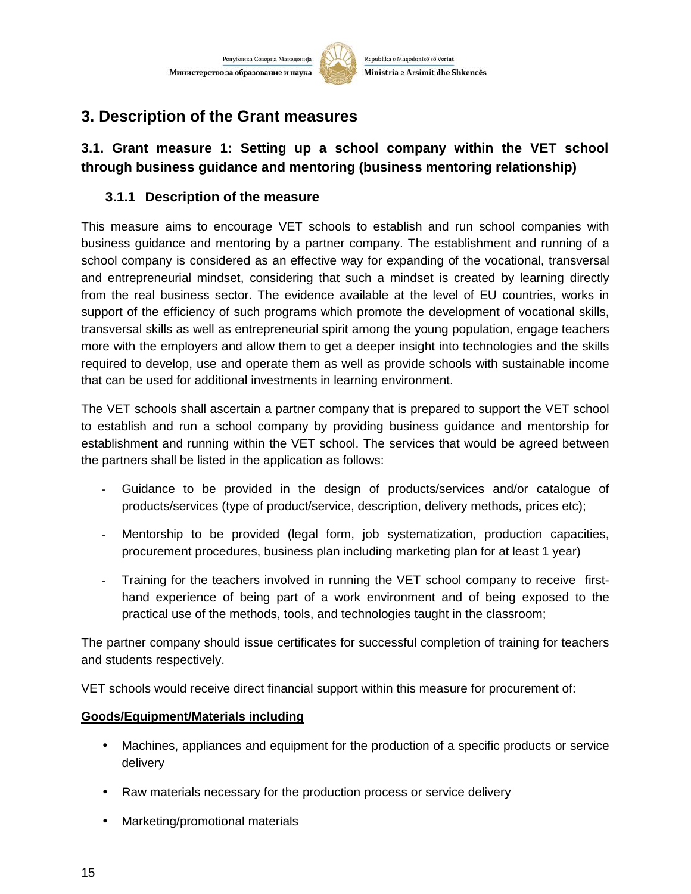# 3. Description of the Grant measures

## 3.1. Grant measure 1: Setting up a school company within the VET school through business guidance and mentoring (business mentoring relationship)

### 3.1.1 Description of the measure

This measure aims to encourage VET schools to establish and run school companies with business guidance and mentoring by a partner company. The establishment and running of a school company is considered as an effective way for expanding of the vocational, transversal and entrepreneurial mindset, considering that such a mindset is created by learning directly from the real business sector. The evidence available at the level of EU countries, works in support of the efficiency of such programs which promote the development of vocational skills, transversal skills as well as entrepreneurial spirit among the young population, engage teachers more with the employers and allow them to get a deeper insight into technologies and the skills required to develop, use and operate them as well as provide schools with sustainable income that can be used for additional investments in learning environment.

The VET schools shall ascertain a partner company that is prepared to support the VET school to establish and run a school company by providing business guidance and mentorship for establishment and running within the VET school. The services that would be agreed between the partners shall be listed in the application as follows:

- Guidance to be provided in the design of products/services and/or catalogue of products/services (type of product/service, description, delivery methods, prices etc);
- Mentorship to be provided (legal form, job systematization, production capacities, procurement procedures, business plan including marketing plan for at least 1 year)
- Training for the teachers involved in running the VET school company to receive first-hand experience of being part of a work environment and of being exposed to the practical use of the methods, tools, and technologies taught in the classroom;

The partner company should issue certificates for successful completion of training for teachers and students respectively.

VET schools would receive direct financial support within this measure for procurement of:

**Goods/Equipment/Materials including**

- Machines, appliances and equipment for the production of a specific products or service delivery
- Raw materials necessary for the production process or service delivery
- Marketing/promotional materials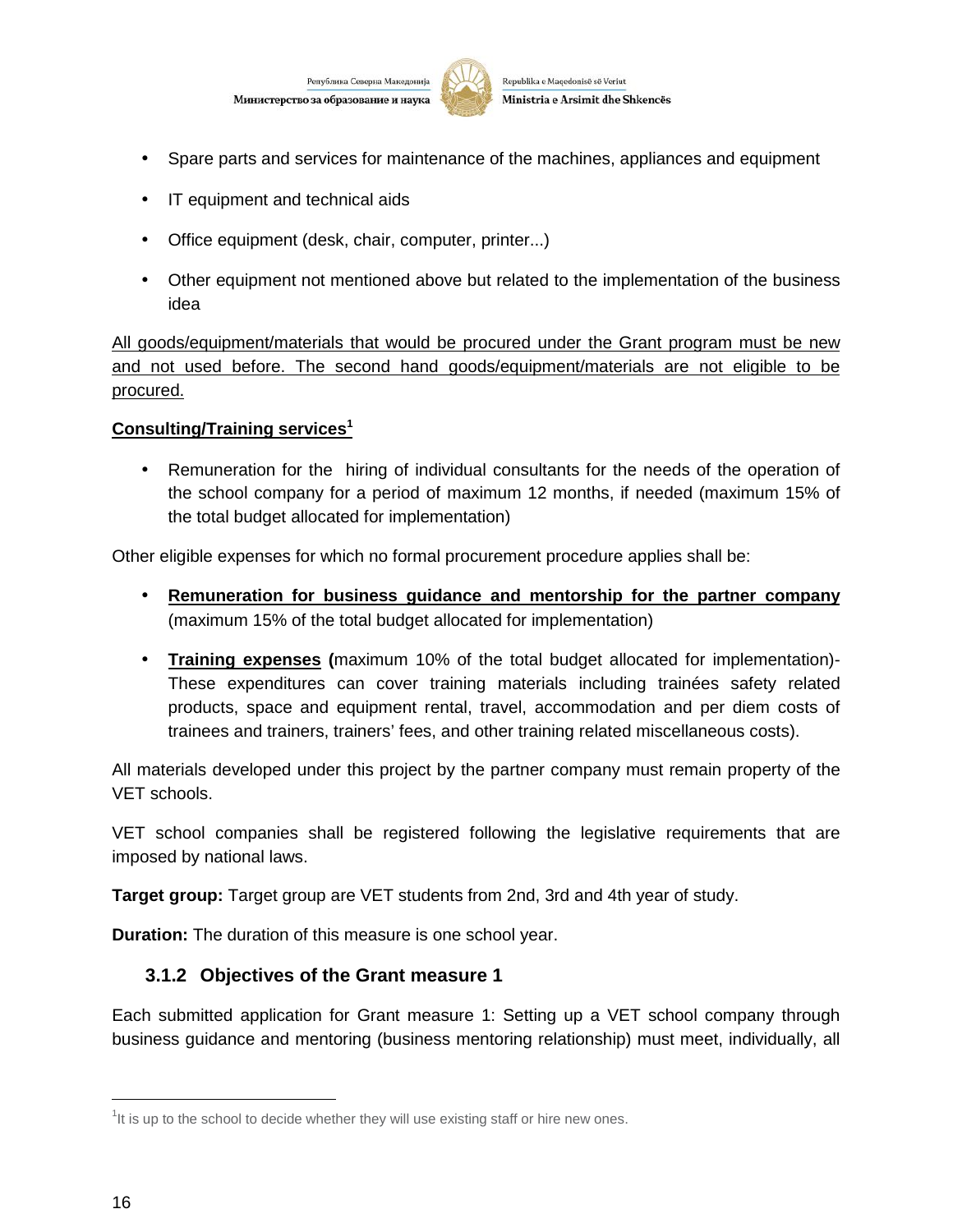- Spare parts and services for maintenance of the machines, appliances and equipment
- IT equipment and technical aids
- Office equipment (desk, chair, computer, printer...)
- Other equipment not mentioned above but related to the implementation of the business idea

<u>All goods/equipment/materials that would be procured under the Grant program must be new and not used before. The second hand goods/equipment/materials are not eligible to be procured.</u>

**<u>Consulting/Training services</u>**[1]

- Remuneration for the hiring of individual consultants for the needs of the operation of the school company for a period of maximum 12 months, if needed (maximum 15% of the total budget allocated for implementation)

Other eligible expenses for which no formal procurement procedure applies shall be:

- **<u>Remuneration for business guidance and mentorship for the partner company</u>** (maximum 15% of the total budget allocated for implementation)
- **<u>Training expenses</u> (**maximum 10% of the total budget allocated for implementation)- These expenditures can cover training materials including trainées safety related products, space and equipment rental, travel, accommodation and per diem costs of trainees and trainers, trainers' fees, and other training related miscellaneous costs).

All materials developed under this project by the partner company must remain property of the VET schools.

VET school companies shall be registered following the legislative requirements that are imposed by national laws.

**Target group:** Target group are VET students from 2nd, 3rd and 4th year of study.

**Duration:** The duration of this measure is one school year.

### 3.1.2 Objectives of the Grant measure 1

Each submitted application for Grant measure 1: Setting up a VET school company through business guidance and mentoring (business mentoring relationship) must meet, individually, all

[1] It is up to the school to decide whether they will use existing staff or hire new ones.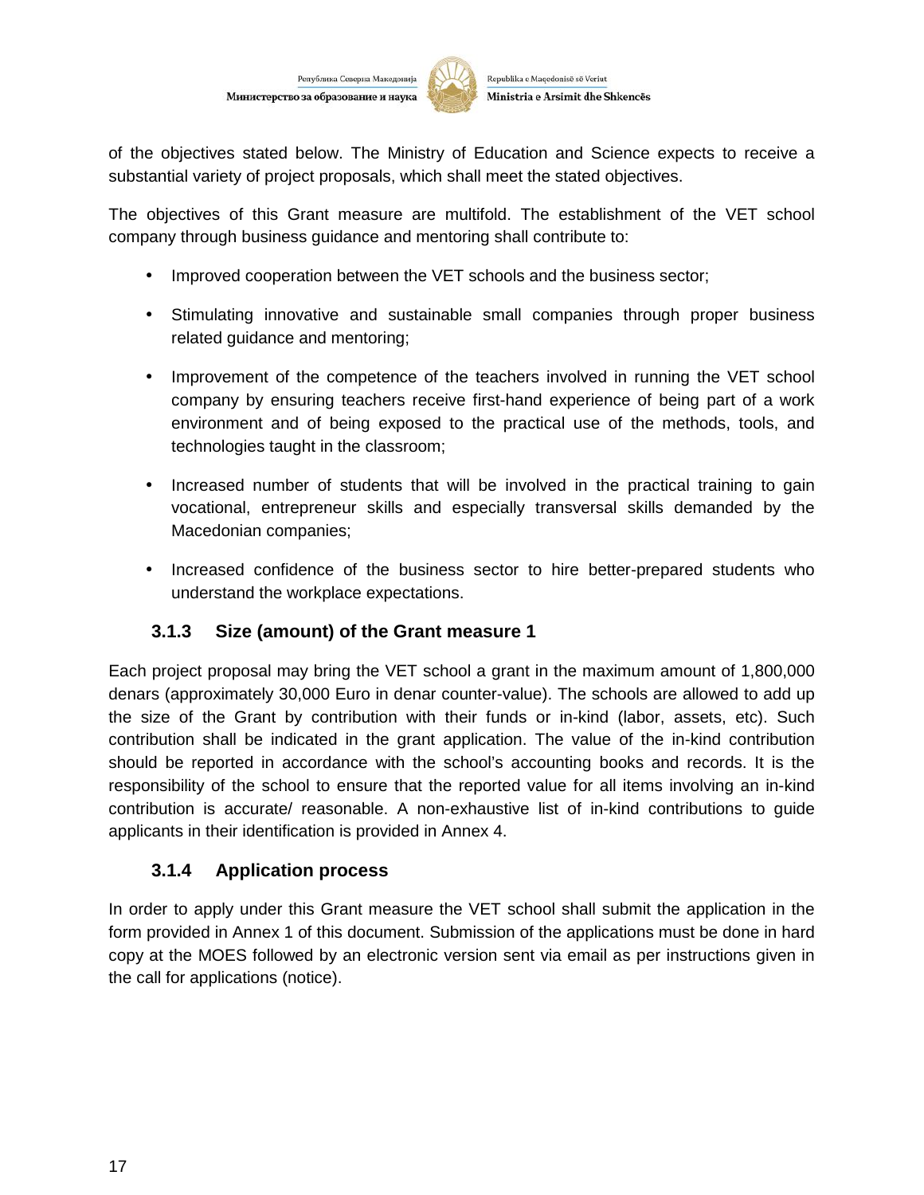of the objectives stated below. The Ministry of Education and Science expects to receive a substantial variety of project proposals, which shall meet the stated objectives.

The objectives of this Grant measure are multifold. The establishment of the VET school company through business guidance and mentoring shall contribute to:

- Improved cooperation between the VET schools and the business sector;
- Stimulating innovative and sustainable small companies through proper business related guidance and mentoring;
- Improvement of the competence of the teachers involved in running the VET school company by ensuring teachers receive first-hand experience of being part of a work environment and of being exposed to the practical use of the methods, tools, and technologies taught in the classroom;
- Increased number of students that will be involved in the practical training to gain vocational, entrepreneur skills and especially transversal skills demanded by the Macedonian companies;
- Increased confidence of the business sector to hire better-prepared students who understand the workplace expectations.

### 3.1.3 Size (amount) of the Grant measure 1

Each project proposal may bring the VET school a grant in the maximum amount of 1,800,000 denars (approximately 30,000 Euro in denar counter-value). The schools are allowed to add up the size of the Grant by contribution with their funds or in-kind (labor, assets, etc). Such contribution shall be indicated in the grant application. The value of the in-kind contribution should be reported in accordance with the school's accounting books and records. It is the responsibility of the school to ensure that the reported value for all items involving an in-kind contribution is accurate/ reasonable. A non-exhaustive list of in-kind contributions to guide applicants in their identification is provided in Annex 4.

### 3.1.4 Application process

In order to apply under this Grant measure the VET school shall submit the application in the form provided in Annex 1 of this document. Submission of the applications must be done in hard copy at the MOES followed by an electronic version sent via email as per instructions given in the call for applications (notice).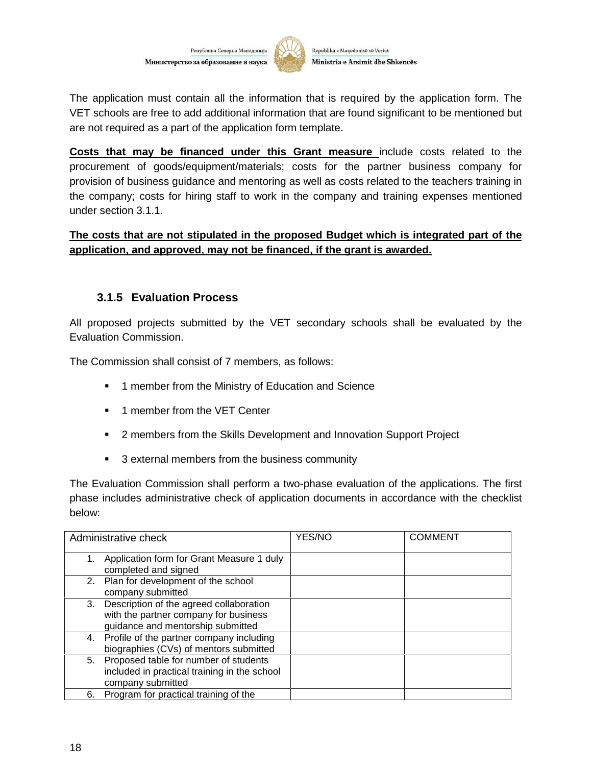The application must contain all the information that is required by the application form. The VET schools are free to add additional information that are found significant to be mentioned but are not required as a part of the application form template.

**Costs that may be financed under this Grant measure** include costs related to the procurement of goods/equipment/materials; costs for the partner business company for provision of business guidance and mentoring as well as costs related to the teachers training in the company; costs for hiring staff to work in the company and training expenses mentioned under section 3.1.1.

**The costs that are not stipulated in the proposed Budget which is integrated part of the application, and approved, may not be financed, if the grant is awarded.**

### 3.1.5 Evaluation Process

All proposed projects submitted by the VET secondary schools shall be evaluated by the Evaluation Commission.

The Commission shall consist of 7 members, as follows:

- 1 member from the Ministry of Education and Science
- 1 member from the VET Center
- 2 members from the Skills Development and Innovation Support Project
- 3 external members from the business community

The Evaluation Commission shall perform a two-phase evaluation of the applications. The first phase includes administrative check of application documents in accordance with the checklist below:

| Administrative check | YES/NO | COMMENT |
|---|---|---|
| 1. Application form for Grant Measure 1 duly completed and signed | | |
| 2. Plan for development of the school company submitted | | |
| 3. Description of the agreed collaboration with the partner company for business guidance and mentorship submitted | | |
| 4. Profile of the partner company including biographies (CVs) of mentors submitted | | |
| 5. Proposed table for number of students included in practical training in the school company submitted | | |
| 6. Program for practical training of the | | |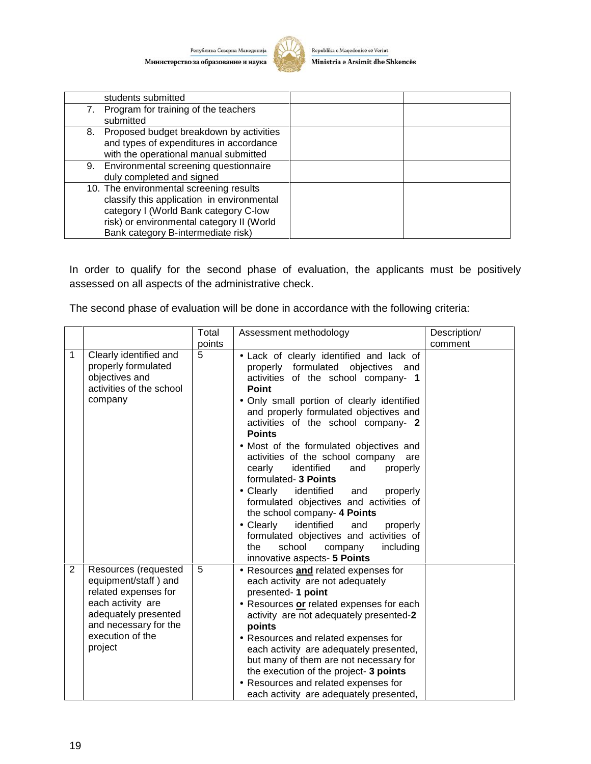| | | |
|---|---|---|
| students submitted | | |
| 7. Program for training of the teachers submitted | | |
| 8. Proposed budget breakdown by activities and types of expenditures in accordance with the operational manual submitted | | |
| 9. Environmental screening questionnaire duly completed and signed | | |
| 10. The environmental screening results classify this application in environmental category I (World Bank category C-low risk) or environmental category II (World Bank category B-intermediate risk) | | |

In order to qualify for the second phase of evaluation, the applicants must be positively assessed on all aspects of the administrative check.

The second phase of evaluation will be done in accordance with the following criteria:

| | | Total points | Assessment methodology | Description/ comment |
|---|---|---|---|---|
| 1 | Clearly identified and properly formulated objectives and activities of the school company | 5 | • Lack of clearly identified and lack of properly formulated objectives and activities of the school company- **1 Point**<br>• Only small portion of clearly identified and properly formulated objectives and activities of the school company- **2 Points**<br>• Most of the formulated objectives and activities of the school company are cearly identified and properly formulated- **3 Points**<br>• Clearly identified and properly formulated objectives and activities of the school company- **4 Points**<br>• Clearly identified and properly formulated objectives and activities of the school company including innovative aspects- **5 Points** | |
| 2 | Resources (requested equipment/staff ) and related expenses for each activity are adequately presented and necessary for the execution of the project | 5 | • Resources **and** related expenses for each activity are not adequately presented- **1 point**<br>• Resources **or** related expenses for each activity are not adequately presented-**2 points**<br>• Resources and related expenses for each activity are adequately presented, but many of them are not necessary for the execution of the project- **3 points**<br>• Resources and related expenses for each activity are adequately presented, | |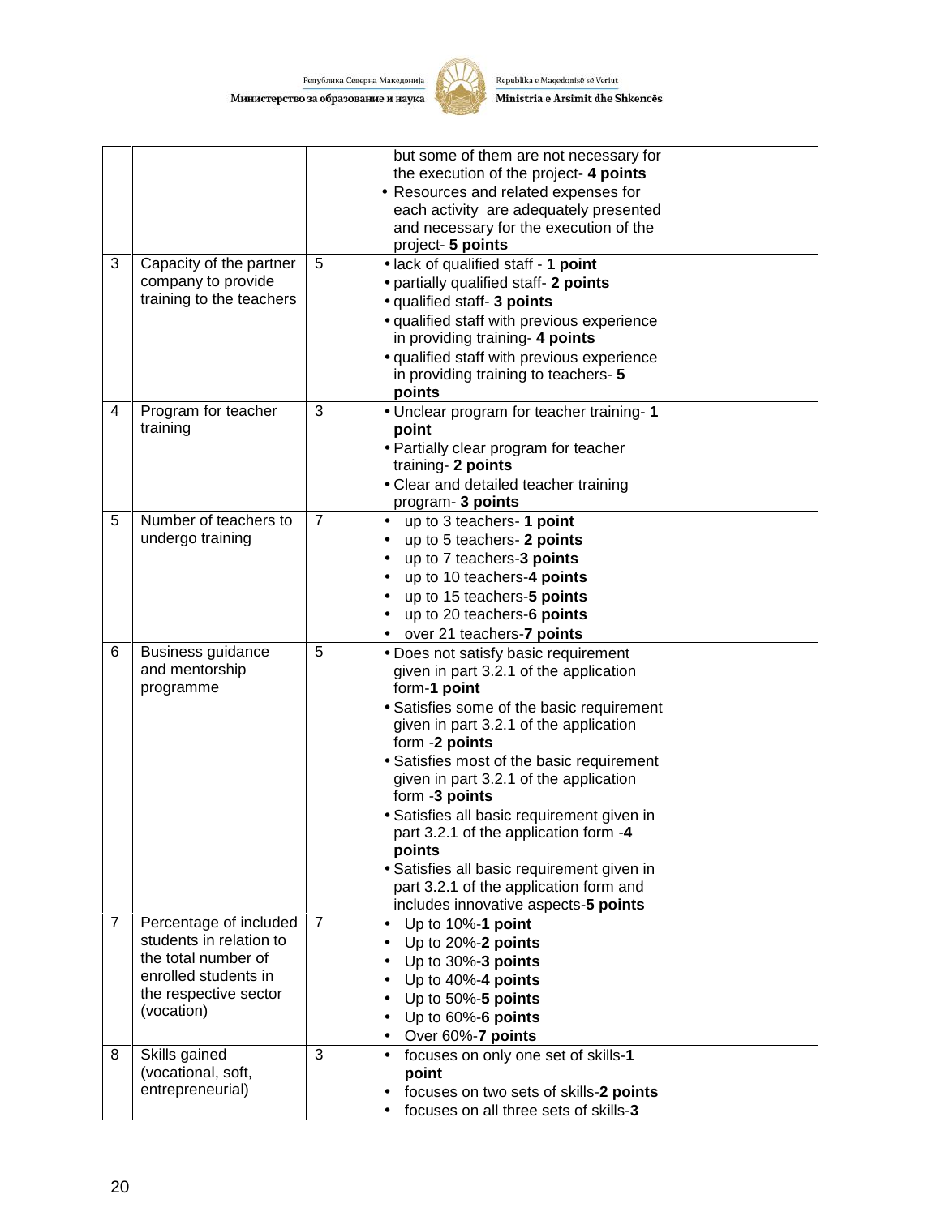| | | | | |
|---|---|---|---|---|
| | | | but some of them are not necessary for the execution of the project- **4 points**<br>• Resources and related expenses for each activity are adequately presented and necessary for the execution of the project- **5 points** | |
| 3 | Capacity of the partner company to provide training to the teachers | 5 | • lack of qualified staff - **1 point**<br>• partially qualified staff- **2 points**<br>• qualified staff- **3 points**<br>• qualified staff with previous experience in providing training- **4 points**<br>• qualified staff with previous experience in providing training to teachers- **5 points** | |
| 4 | Program for teacher training | 3 | • Unclear program for teacher training- **1 point**<br>• Partially clear program for teacher training- **2 points**<br>• Clear and detailed teacher training program- **3 points** | |
| 5 | Number of teachers to undergo training | 7 | • up to 3 teachers- **1 point**<br>• up to 5 teachers- **2 points**<br>• up to 7 teachers-**3 points**<br>• up to 10 teachers-**4 points**<br>• up to 15 teachers-**5 points**<br>• up to 20 teachers-**6 points**<br>• over 21 teachers-**7 points** | |
| 6 | Business guidance and mentorship programme | 5 | • Does not satisfy basic requirement given in part 3.2.1 of the application form-**1 point**<br>• Satisfies some of the basic requirement given in part 3.2.1 of the application form -**2 points**<br>• Satisfies most of the basic requirement given in part 3.2.1 of the application form -**3 points**<br>• Satisfies all basic requirement given in part 3.2.1 of the application form -**4 points**<br>• Satisfies all basic requirement given in part 3.2.1 of the application form and includes innovative aspects-**5 points** | |
| 7 | Percentage of included students in relation to the total number of enrolled students in the respective sector (vocation) | 7 | • Up to 10%-**1 point**<br>• Up to 20%-**2 points**<br>• Up to 30%-**3 points**<br>• Up to 40%-**4 points**<br>• Up to 50%-**5 points**<br>• Up to 60%-**6 points**<br>• Over 60%-**7 points** | |
| 8 | Skills gained (vocational, soft, entrepreneurial) | 3 | • focuses on only one set of skills-**1 point**<br>• focuses on two sets of skills-**2 points**<br>• focuses on all three sets of skills-**3** | |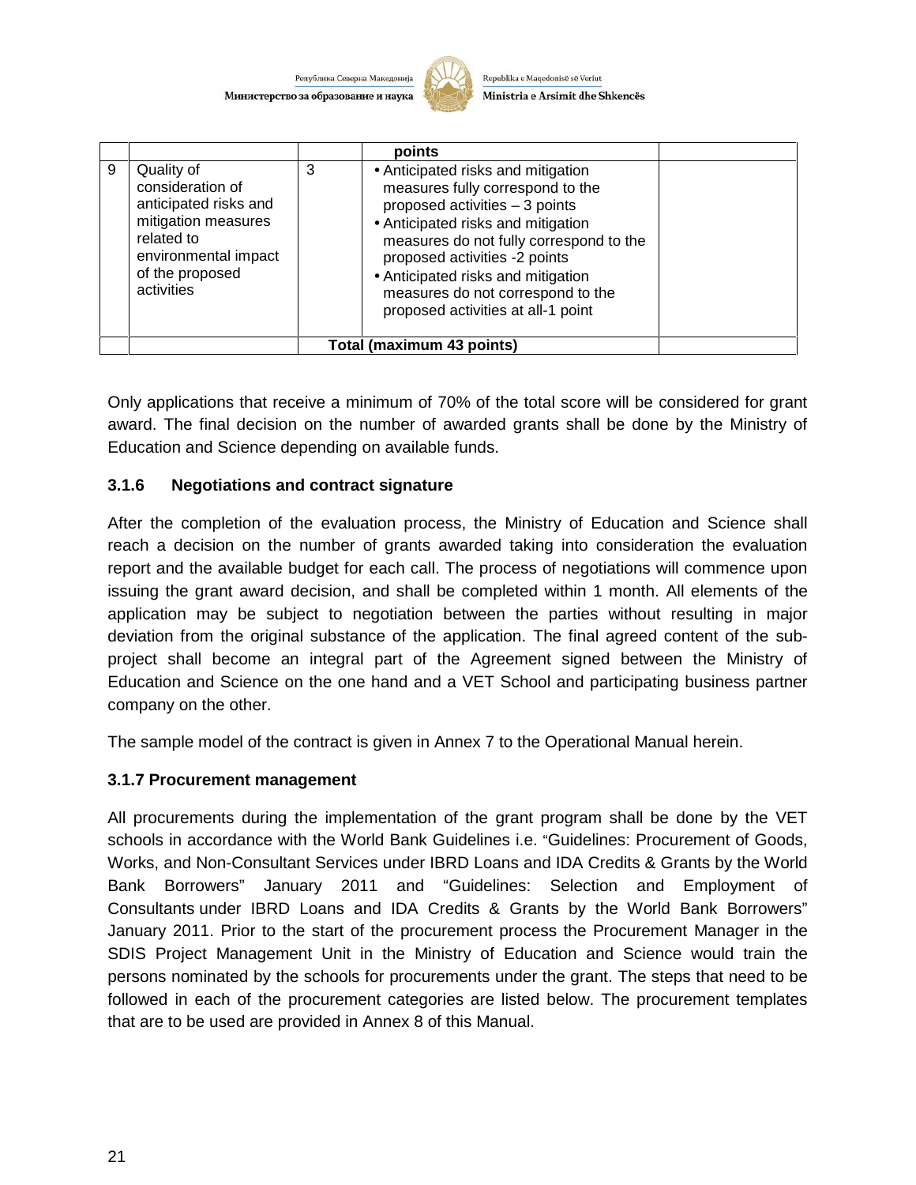| | | | points | |
|---|---|---|---|---|
| 9 | Quality of consideration of anticipated risks and mitigation measures related to environmental impact of the proposed activities | 3 | • Anticipated risks and mitigation measures fully correspond to the proposed activities – 3 points<br>• Anticipated risks and mitigation measures do not fully correspond to the proposed activities -2 points<br>• Anticipated risks and mitigation measures do not correspond to the proposed activities at all-1 point | |
| | | Total (maximum 43 points) | | |

Only applications that receive a minimum of 70% of the total score will be considered for grant award. The final decision on the number of awarded grants shall be done by the Ministry of Education and Science depending on available funds.

### 3.1.6 Negotiations and contract signature

After the completion of the evaluation process, the Ministry of Education and Science shall reach a decision on the number of grants awarded taking into consideration the evaluation report and the available budget for each call. The process of negotiations will commence upon issuing the grant award decision, and shall be completed within 1 month. All elements of the application may be subject to negotiation between the parties without resulting in major deviation from the original substance of the application. The final agreed content of the sub-project shall become an integral part of the Agreement signed between the Ministry of Education and Science on the one hand and a VET School and participating business partner company on the other.

The sample model of the contract is given in Annex 7 to the Operational Manual herein.

### 3.1.7 Procurement management

All procurements during the implementation of the grant program shall be done by the VET schools in accordance with the World Bank Guidelines i.e. "Guidelines: Procurement of Goods, Works, and Non-Consultant Services under IBRD Loans and IDA Credits & Grants by the World Bank Borrowers" January 2011 and "Guidelines: Selection and Employment of Consultants under IBRD Loans and IDA Credits & Grants by the World Bank Borrowers" January 2011. Prior to the start of the procurement process the Procurement Manager in the SDIS Project Management Unit in the Ministry of Education and Science would train the persons nominated by the schools for procurements under the grant. The steps that need to be followed in each of the procurement categories are listed below. The procurement templates that are to be used are provided in Annex 8 of this Manual.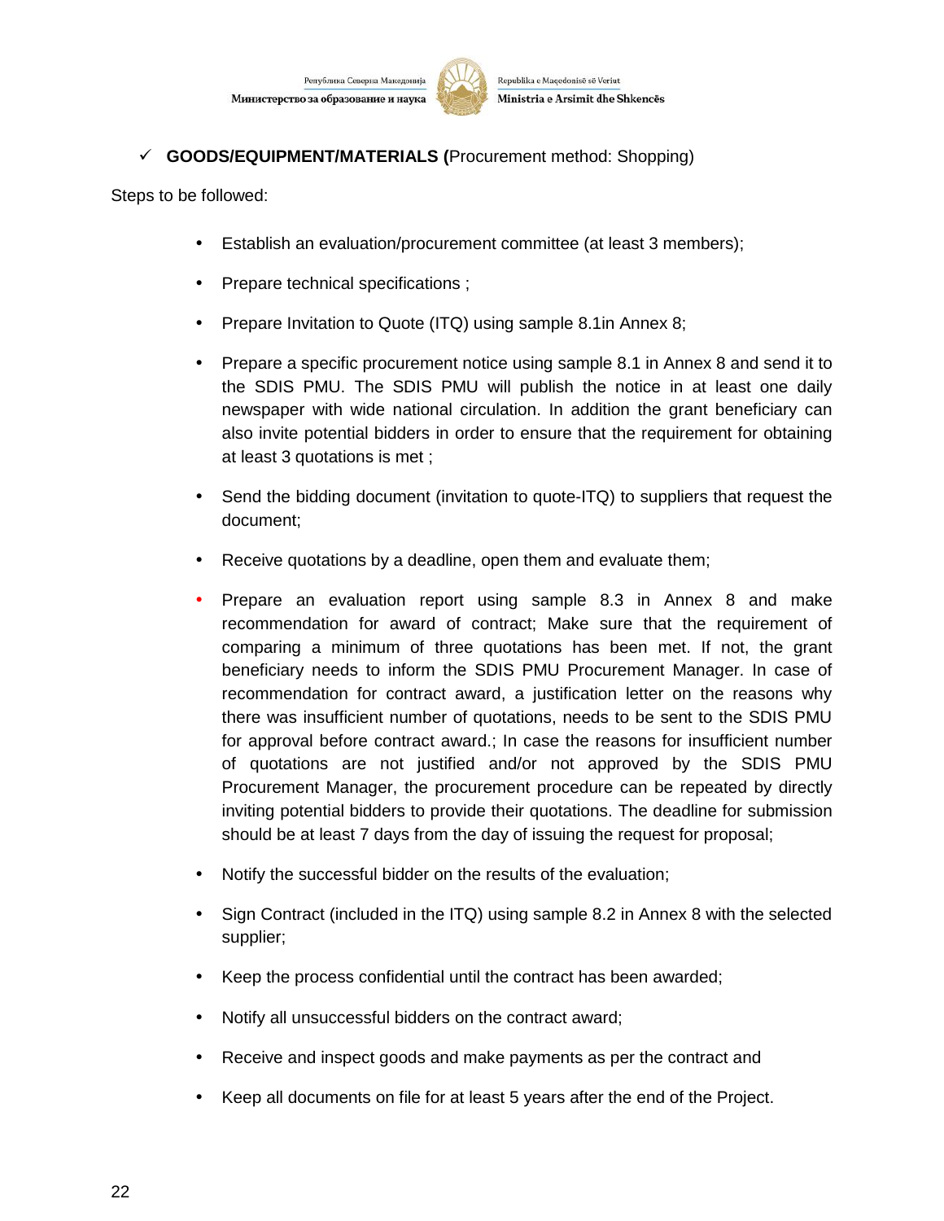✓ **GOODS/EQUIPMENT/MATERIALS (**Procurement method: Shopping)

Steps to be followed:

- Establish an evaluation/procurement committee (at least 3 members);
- Prepare technical specifications ;
- Prepare Invitation to Quote (ITQ) using sample 8.1in Annex 8;
- Prepare a specific procurement notice using sample 8.1 in Annex 8 and send it to the SDIS PMU. The SDIS PMU will publish the notice in at least one daily newspaper with wide national circulation. In addition the grant beneficiary can also invite potential bidders in order to ensure that the requirement for obtaining at least 3 quotations is met ;
- Send the bidding document (invitation to quote-ITQ) to suppliers that request the document;
- Receive quotations by a deadline, open them and evaluate them;
- Prepare an evaluation report using sample 8.3 in Annex 8 and make recommendation for award of contract; Make sure that the requirement of comparing a minimum of three quotations has been met. If not, the grant beneficiary needs to inform the SDIS PMU Procurement Manager. In case of recommendation for contract award, a justification letter on the reasons why there was insufficient number of quotations, needs to be sent to the SDIS PMU for approval before contract award.; In case the reasons for insufficient number of quotations are not justified and/or not approved by the SDIS PMU Procurement Manager, the procurement procedure can be repeated by directly inviting potential bidders to provide their quotations. The deadline for submission should be at least 7 days from the day of issuing the request for proposal;
- Notify the successful bidder on the results of the evaluation;
- Sign Contract (included in the ITQ) using sample 8.2 in Annex 8 with the selected supplier;
- Keep the process confidential until the contract has been awarded;
- Notify all unsuccessful bidders on the contract award;
- Receive and inspect goods and make payments as per the contract and
- Keep all documents on file for at least 5 years after the end of the Project.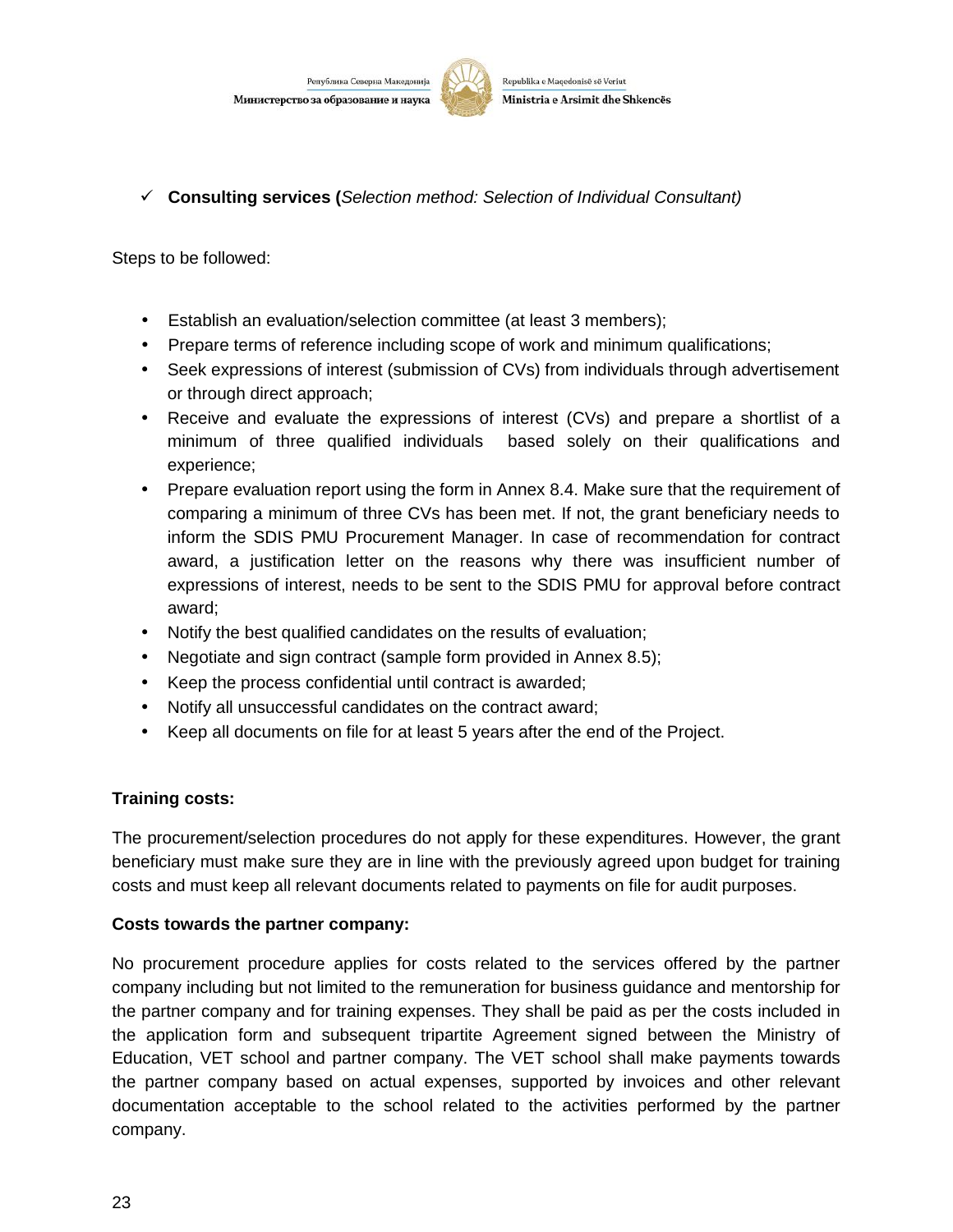- ✓ **Consulting services (***Selection method: Selection of Individual Consultant)*

Steps to be followed:

- Establish an evaluation/selection committee (at least 3 members);
- Prepare terms of reference including scope of work and minimum qualifications;
- Seek expressions of interest (submission of CVs) from individuals through advertisement or through direct approach;
- Receive and evaluate the expressions of interest (CVs) and prepare a shortlist of a minimum of three qualified individuals based solely on their qualifications and experience;
- Prepare evaluation report using the form in Annex 8.4. Make sure that the requirement of comparing a minimum of three CVs has been met. If not, the grant beneficiary needs to inform the SDIS PMU Procurement Manager. In case of recommendation for contract award, a justification letter on the reasons why there was insufficient number of expressions of interest, needs to be sent to the SDIS PMU for approval before contract award;
- Notify the best qualified candidates on the results of evaluation;
- Negotiate and sign contract (sample form provided in Annex 8.5);
- Keep the process confidential until contract is awarded;
- Notify all unsuccessful candidates on the contract award;
- Keep all documents on file for at least 5 years after the end of the Project.

**Training costs:**

The procurement/selection procedures do not apply for these expenditures. However, the grant beneficiary must make sure they are in line with the previously agreed upon budget for training costs and must keep all relevant documents related to payments on file for audit purposes.

**Costs towards the partner company:**

No procurement procedure applies for costs related to the services offered by the partner company including but not limited to the remuneration for business guidance and mentorship for the partner company and for training expenses. They shall be paid as per the costs included in the application form and subsequent tripartite Agreement signed between the Ministry of Education, VET school and partner company. The VET school shall make payments towards the partner company based on actual expenses, supported by invoices and other relevant documentation acceptable to the school related to the activities performed by the partner company.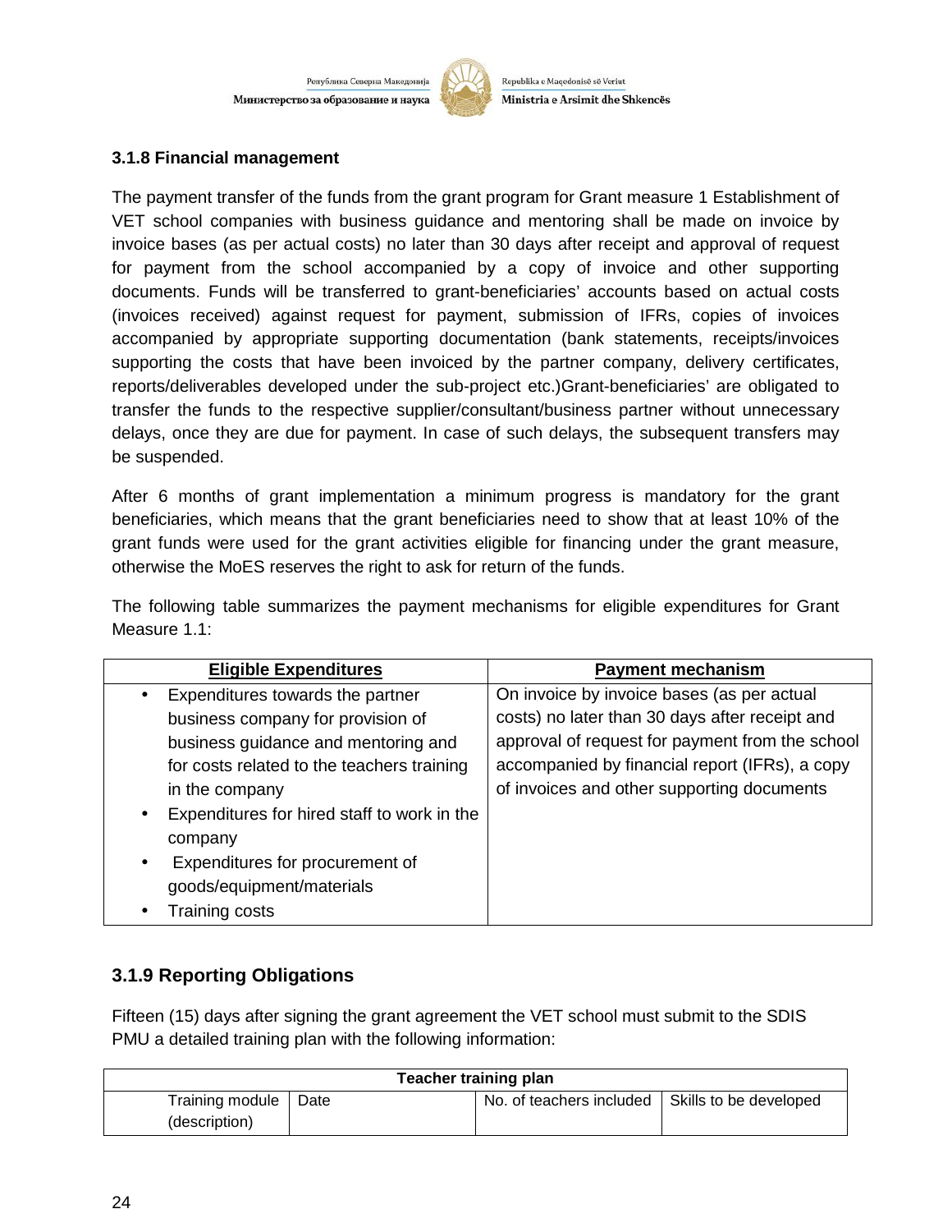### 3.1.8 Financial management

The payment transfer of the funds from the grant program for Grant measure 1 Establishment of VET school companies with business guidance and mentoring shall be made on invoice by invoice bases (as per actual costs) no later than 30 days after receipt and approval of request for payment from the school accompanied by a copy of invoice and other supporting documents. Funds will be transferred to grant-beneficiaries' accounts based on actual costs (invoices received) against request for payment, submission of IFRs, copies of invoices accompanied by appropriate supporting documentation (bank statements, receipts/invoices supporting the costs that have been invoiced by the partner company, delivery certificates, reports/deliverables developed under the sub-project etc.)Grant-beneficiaries' are obligated to transfer the funds to the respective supplier/consultant/business partner without unnecessary delays, once they are due for payment. In case of such delays, the subsequent transfers may be suspended.

After 6 months of grant implementation a minimum progress is mandatory for the grant beneficiaries, which means that the grant beneficiaries need to show that at least 10% of the grant funds were used for the grant activities eligible for financing under the grant measure, otherwise the MoES reserves the right to ask for return of the funds.

The following table summarizes the payment mechanisms for eligible expenditures for Grant Measure 1.1:

| Eligible Expenditures | Payment mechanism |
|---|---|
| • Expenditures towards the partner business company for provision of business guidance and mentoring and for costs related to the teachers training in the company<br>• Expenditures for hired staff to work in the company<br>• Expenditures for procurement of goods/equipment/materials<br>• Training costs | On invoice by invoice bases (as per actual costs) no later than 30 days after receipt and approval of request for payment from the school accompanied by financial report (IFRs), a copy of invoices and other supporting documents |

### 3.1.9 Reporting Obligations

Fifteen (15) days after signing the grant agreement the VET school must submit to the SDIS PMU a detailed training plan with the following information:

| Teacher training plan | | | |
|---|---|---|---|
| Training module (description) | Date | No. of teachers included | Skills to be developed |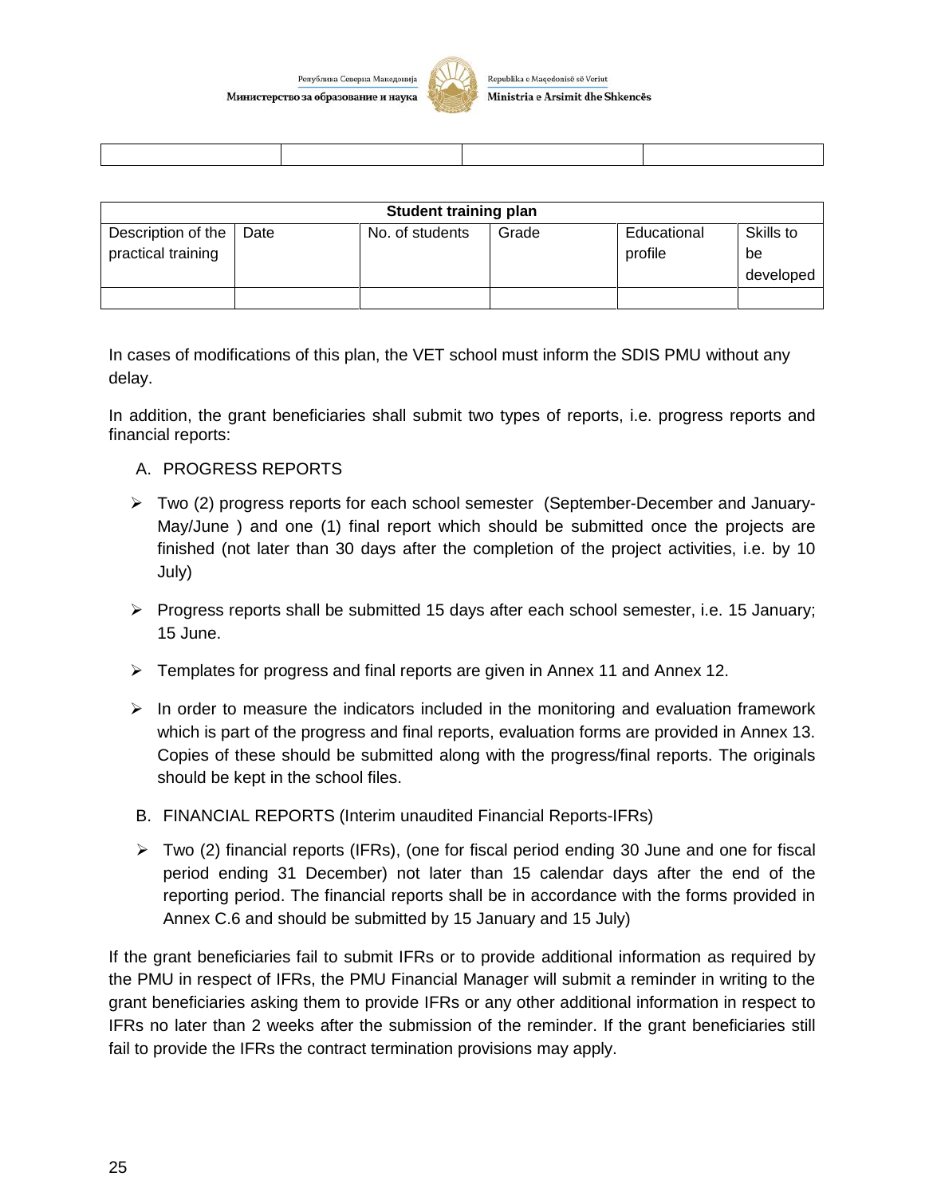| | | | |
|---|---|---|---|
| | | | |

| Student training plan | | | | | |
|---|---|---|---|---|---|
| Description of the practical training | Date | No. of students | Grade | Educational profile | Skills to be developed |
| | | | | | |

In cases of modifications of this plan, the VET school must inform the SDIS PMU without any delay.

In addition, the grant beneficiaries shall submit two types of reports, i.e. progress reports and financial reports:

A. PROGRESS REPORTS

- Two (2) progress reports for each school semester (September-December and January-May/June ) and one (1) final report which should be submitted once the projects are finished (not later than 30 days after the completion of the project activities, i.e. by 10 July)
- Progress reports shall be submitted 15 days after each school semester, i.e. 15 January; 15 June.
- Templates for progress and final reports are given in Annex 11 and Annex 12.
- In order to measure the indicators included in the monitoring and evaluation framework which is part of the progress and final reports, evaluation forms are provided in Annex 13. Copies of these should be submitted along with the progress/final reports. The originals should be kept in the school files.

B. FINANCIAL REPORTS (Interim unaudited Financial Reports-IFRs)

- Two (2) financial reports (IFRs), (one for fiscal period ending 30 June and one for fiscal period ending 31 December) not later than 15 calendar days after the end of the reporting period. The financial reports shall be in accordance with the forms provided in Annex C.6 and should be submitted by 15 January and 15 July)

If the grant beneficiaries fail to submit IFRs or to provide additional information as required by the PMU in respect of IFRs, the PMU Financial Manager will submit a reminder in writing to the grant beneficiaries asking them to provide IFRs or any other additional information in respect to IFRs no later than 2 weeks after the submission of the reminder. If the grant beneficiaries still fail to provide the IFRs the contract termination provisions may apply.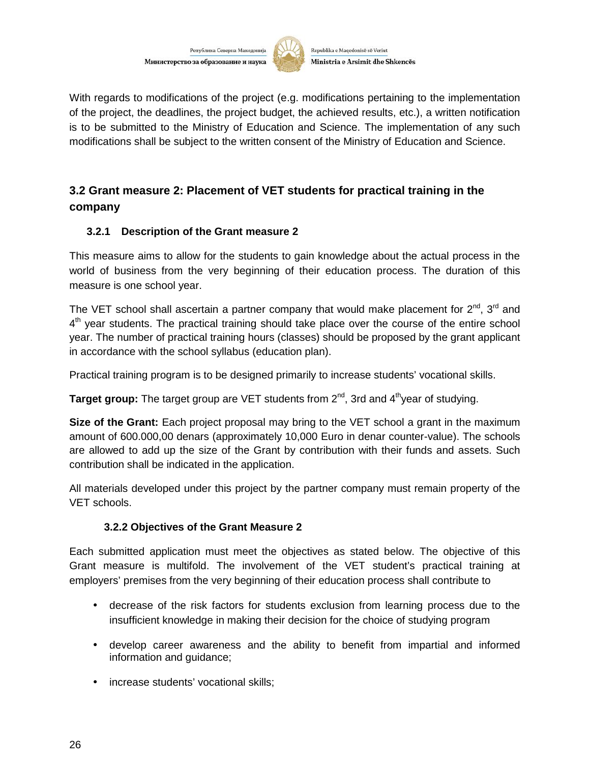With regards to modifications of the project (e.g. modifications pertaining to the implementation of the project, the deadlines, the project budget, the achieved results, etc.), a written notification is to be submitted to the Ministry of Education and Science. The implementation of any such modifications shall be subject to the written consent of the Ministry of Education and Science.

## 3.2 Grant measure 2: Placement of VET students for practical training in the company

### 3.2.1 Description of the Grant measure 2

This measure aims to allow for the students to gain knowledge about the actual process in the world of business from the very beginning of their education process. The duration of this measure is one school year.

The VET school shall ascertain a partner company that would make placement for 2nd, 3rd and 4th year students. The practical training should take place over the course of the entire school year. The number of practical training hours (classes) should be proposed by the grant applicant in accordance with the school syllabus (education plan).

Practical training program is to be designed primarily to increase students' vocational skills.

**Target group:** The target group are VET students from 2nd, 3rd and 4th year of studying.

**Size of the Grant:** Each project proposal may bring to the VET school a grant in the maximum amount of 600.000,00 denars (approximately 10,000 Euro in denar counter-value). The schools are allowed to add up the size of the Grant by contribution with their funds and assets. Such contribution shall be indicated in the application.

All materials developed under this project by the partner company must remain property of the VET schools.

### 3.2.2 Objectives of the Grant Measure 2

Each submitted application must meet the objectives as stated below. The objective of this Grant measure is multifold. The involvement of the VET student's practical training at employers' premises from the very beginning of their education process shall contribute to

- decrease of the risk factors for students exclusion from learning process due to the insufficient knowledge in making their decision for the choice of studying program
- develop career awareness and the ability to benefit from impartial and informed information and guidance;
- increase students' vocational skills;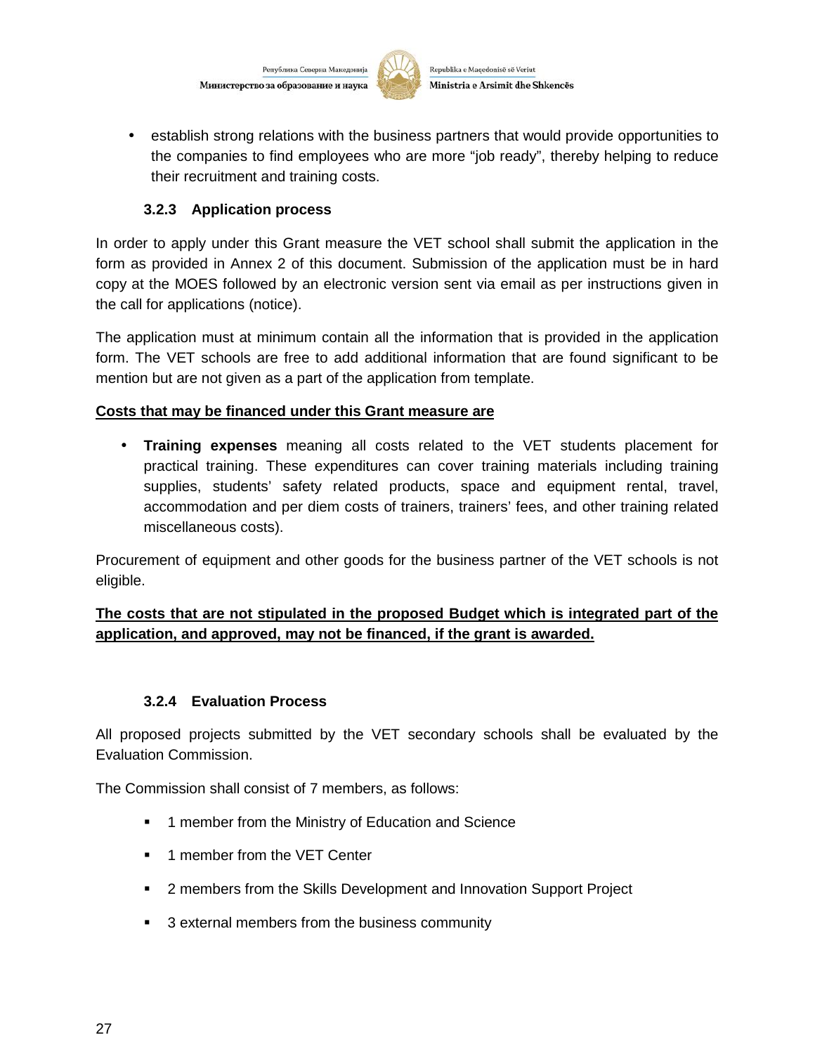- establish strong relations with the business partners that would provide opportunities to the companies to find employees who are more "job ready", thereby helping to reduce their recruitment and training costs.

#### 3.2.3 Application process

In order to apply under this Grant measure the VET school shall submit the application in the form as provided in Annex 2 of this document. Submission of the application must be in hard copy at the MOES followed by an electronic version sent via email as per instructions given in the call for applications (notice).

The application must at minimum contain all the information that is provided in the application form. The VET schools are free to add additional information that are found significant to be mention but are not given as a part of the application from template.

**<u>Costs that may be financed under this Grant measure are</u>**

- **Training expenses** meaning all costs related to the VET students placement for practical training. These expenditures can cover training materials including training supplies, students' safety related products, space and equipment rental, travel, accommodation and per diem costs of trainers, trainers' fees, and other training related miscellaneous costs).

Procurement of equipment and other goods for the business partner of the VET schools is not eligible.

**<u>The costs that are not stipulated in the proposed Budget which is integrated part of the application, and approved, may not be financed, if the grant is awarded.</u>**

#### 3.2.4 Evaluation Process

All proposed projects submitted by the VET secondary schools shall be evaluated by the Evaluation Commission.

The Commission shall consist of 7 members, as follows:

- 1 member from the Ministry of Education and Science
- 1 member from the VET Center
- 2 members from the Skills Development and Innovation Support Project
- 3 external members from the business community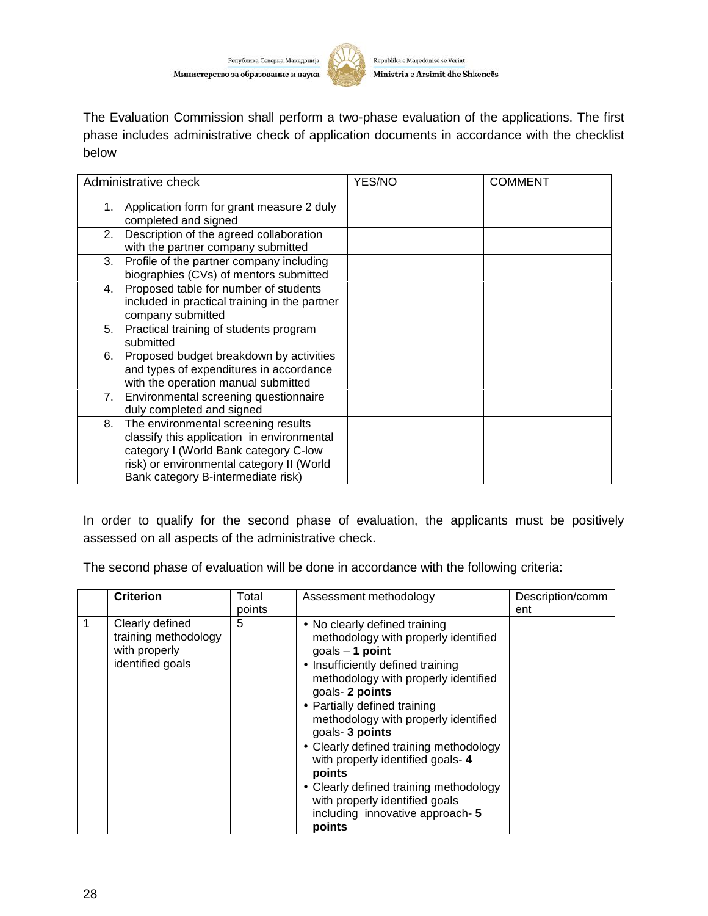The Evaluation Commission shall perform a two-phase evaluation of the applications. The first phase includes administrative check of application documents in accordance with the checklist below

| Administrative check | YES/NO | COMMENT |
|---|---|---|
| 1. Application form for grant measure 2 duly completed and signed | | |
| 2. Description of the agreed collaboration with the partner company submitted | | |
| 3. Profile of the partner company including biographies (CVs) of mentors submitted | | |
| 4. Proposed table for number of students included in practical training in the partner company submitted | | |
| 5. Practical training of students program submitted | | |
| 6. Proposed budget breakdown by activities and types of expenditures in accordance with the operation manual submitted | | |
| 7. Environmental screening questionnaire duly completed and signed | | |
| 8. The environmental screening results classify this application in environmental category I (World Bank category C-low risk) or environmental category II (World Bank category B-intermediate risk) | | |

In order to qualify for the second phase of evaluation, the applicants must be positively assessed on all aspects of the administrative check.

The second phase of evaluation will be done in accordance with the following criteria:

| | **Criterion** | Total points | Assessment methodology | Description/comment |
|---|---|---|---|---|
| 1 | Clearly defined training methodology with properly identified goals | 5 | • No clearly defined training methodology with properly identified goals – **1 point**<br>• Insufficiently defined training methodology with properly identified goals- **2 points**<br>• Partially defined training methodology with properly identified goals- **3 points**<br>• Clearly defined training methodology with properly identified goals- **4 points**<br>• Clearly defined training methodology with properly identified goals including innovative approach- **5 points** | |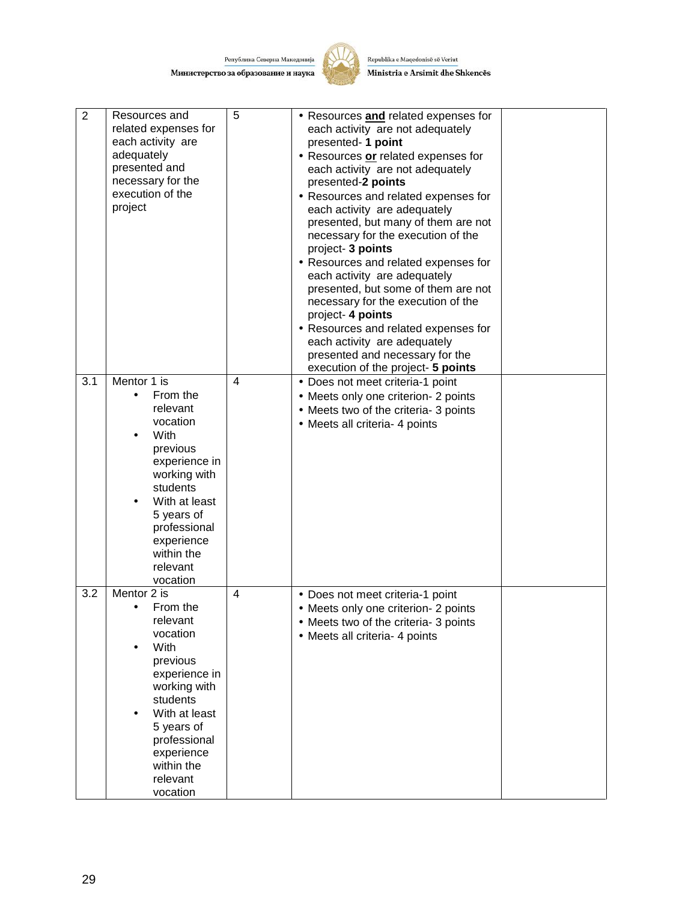| 2 | Resources and related expenses for each activity are adequately presented and necessary for the execution of the project | 5 | • Resources **and** related expenses for each activity are not adequately presented- **1 point**<br>• Resources **or** related expenses for each activity are not adequately presented-**2 points**<br>• Resources and related expenses for each activity are adequately presented, but many of them are not necessary for the execution of the project- **3 points**<br>• Resources and related expenses for each activity are adequately presented, but some of them are not necessary for the execution of the project- **4 points**<br>• Resources and related expenses for each activity are adequately presented and necessary for the execution of the project- **5 points** | |
|---|---|---|---|---|
| 3.1 | Mentor 1 is<br>• From the relevant vocation<br>• With previous experience in working with students<br>• With at least 5 years of professional experience within the relevant vocation | 4 | • Does not meet criteria-1 point<br>• Meets only one criterion- 2 points<br>• Meets two of the criteria- 3 points<br>• Meets all criteria- 4 points | |
| 3.2 | Mentor 2 is<br>• From the relevant vocation<br>• With previous experience in working with students<br>• With at least 5 years of professional experience within the relevant vocation | 4 | • Does not meet criteria-1 point<br>• Meets only one criterion- 2 points<br>• Meets two of the criteria- 3 points<br>• Meets all criteria- 4 points | |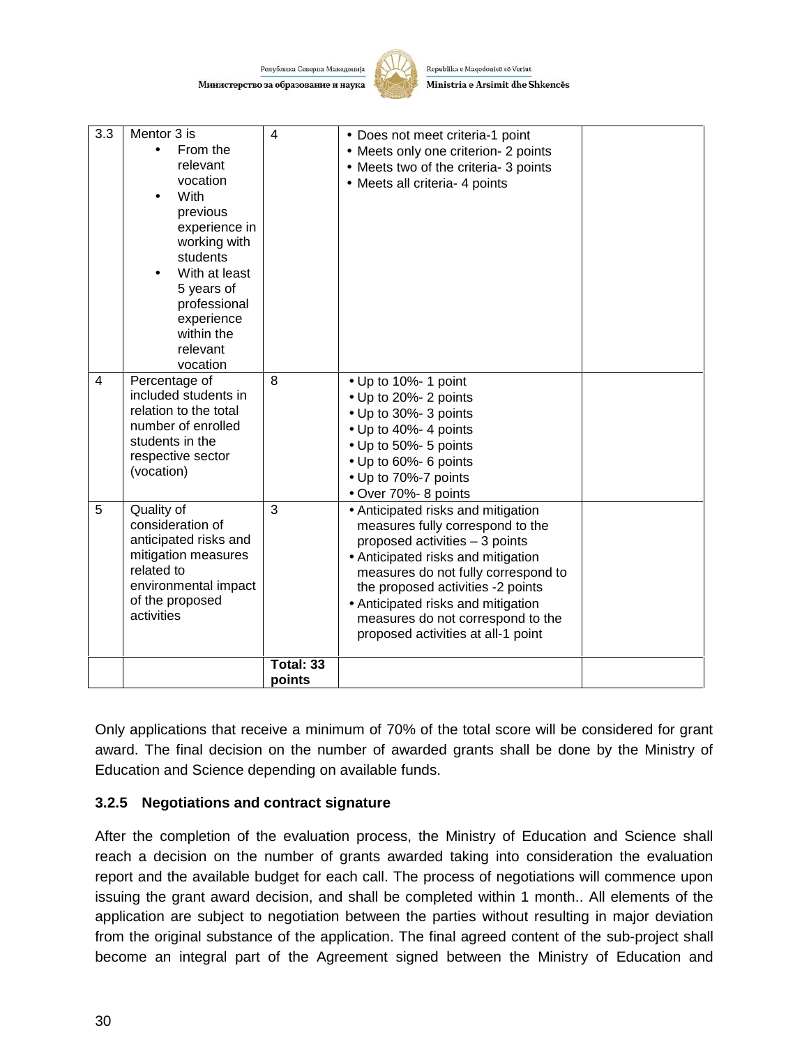| 3.3 | Mentor 3 is<br>• From the relevant vocation<br>• With previous experience in working with students<br>• With at least 5 years of professional experience within the relevant vocation | 4 | • Does not meet criteria-1 point<br>• Meets only one criterion- 2 points<br>• Meets two of the criteria- 3 points<br>• Meets all criteria- 4 points | |
|---|---|---|---|---|
| 4 | Percentage of included students in relation to the total number of enrolled students in the respective sector (vocation) | 8 | • Up to 10%- 1 point<br>• Up to 20%- 2 points<br>• Up to 30%- 3 points<br>• Up to 40%- 4 points<br>• Up to 50%- 5 points<br>• Up to 60%- 6 points<br>• Up to 70%-7 points<br>• Over 70%- 8 points | |
| 5 | Quality of consideration of anticipated risks and mitigation measures related to environmental impact of the proposed activities | 3 | • Anticipated risks and mitigation measures fully correspond to the proposed activities – 3 points<br>• Anticipated risks and mitigation measures do not fully correspond to the proposed activities -2 points<br>• Anticipated risks and mitigation measures do not correspond to the proposed activities at all-1 point | |
| | | **Total: 33 points** | | |

Only applications that receive a minimum of 70% of the total score will be considered for grant award. The final decision on the number of awarded grants shall be done by the Ministry of Education and Science depending on available funds.

### 3.2.5 Negotiations and contract signature

After the completion of the evaluation process, the Ministry of Education and Science shall reach a decision on the number of grants awarded taking into consideration the evaluation report and the available budget for each call. The process of negotiations will commence upon issuing the grant award decision, and shall be completed within 1 month.. All elements of the application are subject to negotiation between the parties without resulting in major deviation from the original substance of the application. The final agreed content of the sub-project shall become an integral part of the Agreement signed between the Ministry of Education and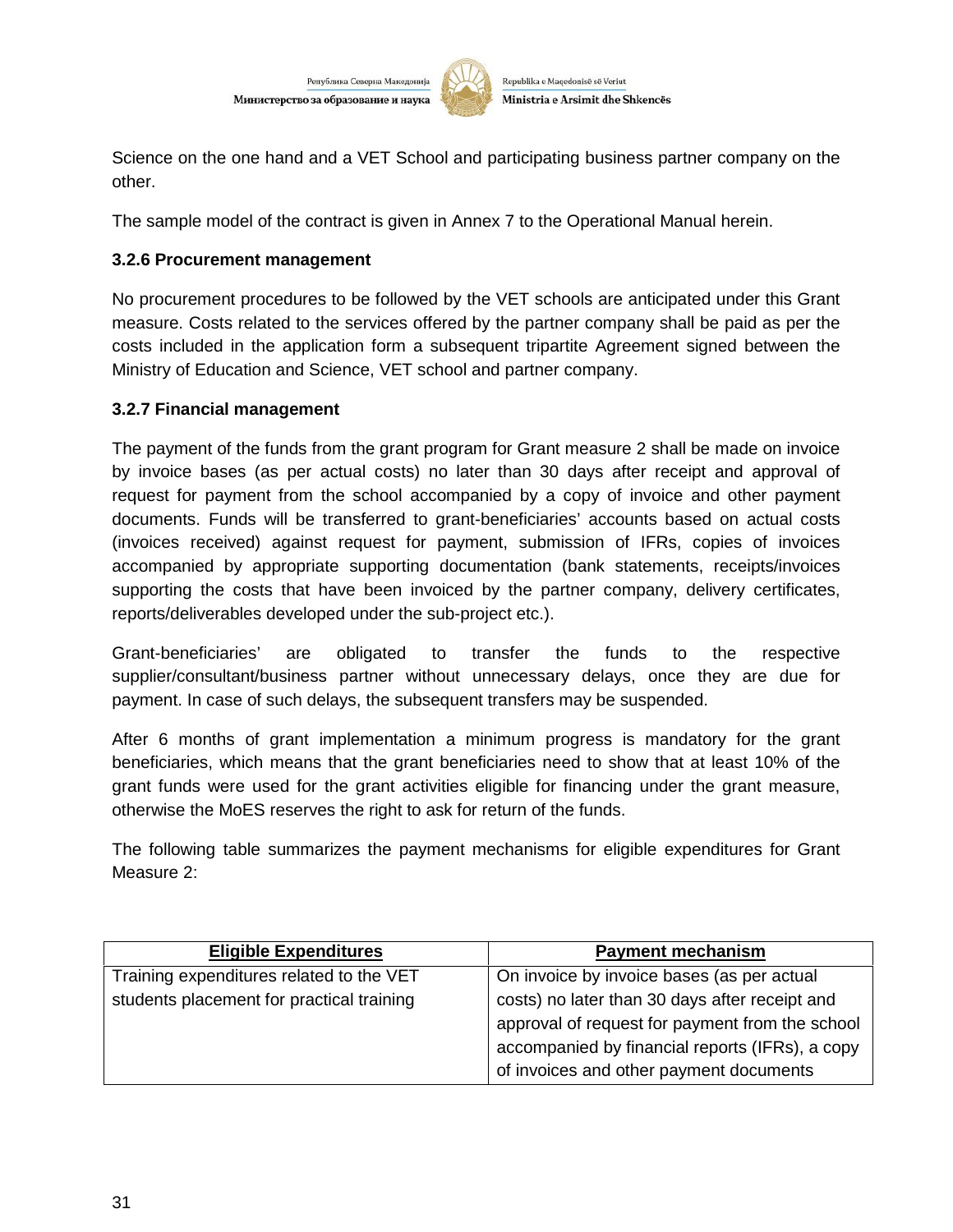Science on the one hand and a VET School and participating business partner company on the other.

The sample model of the contract is given in Annex 7 to the Operational Manual herein.

### 3.2.6 Procurement management

No procurement procedures to be followed by the VET schools are anticipated under this Grant measure. Costs related to the services offered by the partner company shall be paid as per the costs included in the application form a subsequent tripartite Agreement signed between the Ministry of Education and Science, VET school and partner company.

### 3.2.7 Financial management

The payment of the funds from the grant program for Grant measure 2 shall be made on invoice by invoice bases (as per actual costs) no later than 30 days after receipt and approval of request for payment from the school accompanied by a copy of invoice and other payment documents. Funds will be transferred to grant-beneficiaries' accounts based on actual costs (invoices received) against request for payment, submission of IFRs, copies of invoices accompanied by appropriate supporting documentation (bank statements, receipts/invoices supporting the costs that have been invoiced by the partner company, delivery certificates, reports/deliverables developed under the sub-project etc.).

Grant-beneficiaries' are obligated to transfer the funds to the respective supplier/consultant/business partner without unnecessary delays, once they are due for payment. In case of such delays, the subsequent transfers may be suspended.

After 6 months of grant implementation a minimum progress is mandatory for the grant beneficiaries, which means that the grant beneficiaries need to show that at least 10% of the grant funds were used for the grant activities eligible for financing under the grant measure, otherwise the MoES reserves the right to ask for return of the funds.

The following table summarizes the payment mechanisms for eligible expenditures for Grant Measure 2:

| Eligible Expenditures | Payment mechanism |
|---|---|
| Training expenditures related to the VET students placement for practical training | On invoice by invoice bases (as per actual costs) no later than 30 days after receipt and approval of request for payment from the school accompanied by financial reports (IFRs), a copy of invoices and other payment documents |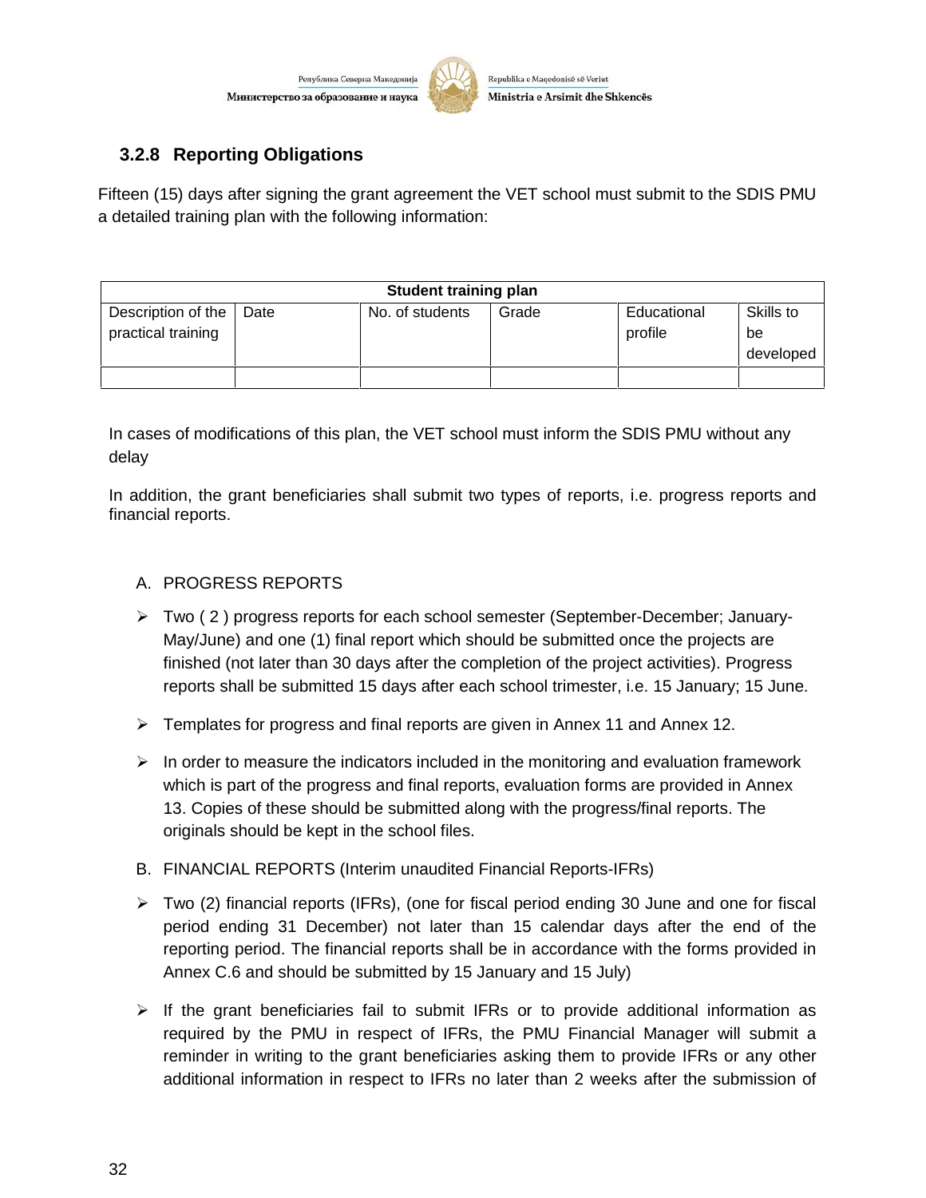### 3.2.8 Reporting Obligations

Fifteen (15) days after signing the grant agreement the VET school must submit to the SDIS PMU a detailed training plan with the following information:

| Student training plan | | | | | |
|---|---|---|---|---|---|
| Description of the practical training | Date | No. of students | Grade | Educational profile | Skills to be developed |
| | | | | | |

In cases of modifications of this plan, the VET school must inform the SDIS PMU without any delay

In addition, the grant beneficiaries shall submit two types of reports, i.e. progress reports and financial reports.

A. PROGRESS REPORTS

- Two ( 2 ) progress reports for each school semester (September-December; January-May/June) and one (1) final report which should be submitted once the projects are finished (not later than 30 days after the completion of the project activities). Progress reports shall be submitted 15 days after each school trimester, i.e. 15 January; 15 June.
- Templates for progress and final reports are given in Annex 11 and Annex 12.
- In order to measure the indicators included in the monitoring and evaluation framework which is part of the progress and final reports, evaluation forms are provided in Annex 13. Copies of these should be submitted along with the progress/final reports. The originals should be kept in the school files.

B. FINANCIAL REPORTS (Interim unaudited Financial Reports-IFRs)

- Two (2) financial reports (IFRs), (one for fiscal period ending 30 June and one for fiscal period ending 31 December) not later than 15 calendar days after the end of the reporting period. The financial reports shall be in accordance with the forms provided in Annex C.6 and should be submitted by 15 January and 15 July)
- If the grant beneficiaries fail to submit IFRs or to provide additional information as required by the PMU in respect of IFRs, the PMU Financial Manager will submit a reminder in writing to the grant beneficiaries asking them to provide IFRs or any other additional information in respect to IFRs no later than 2 weeks after the submission of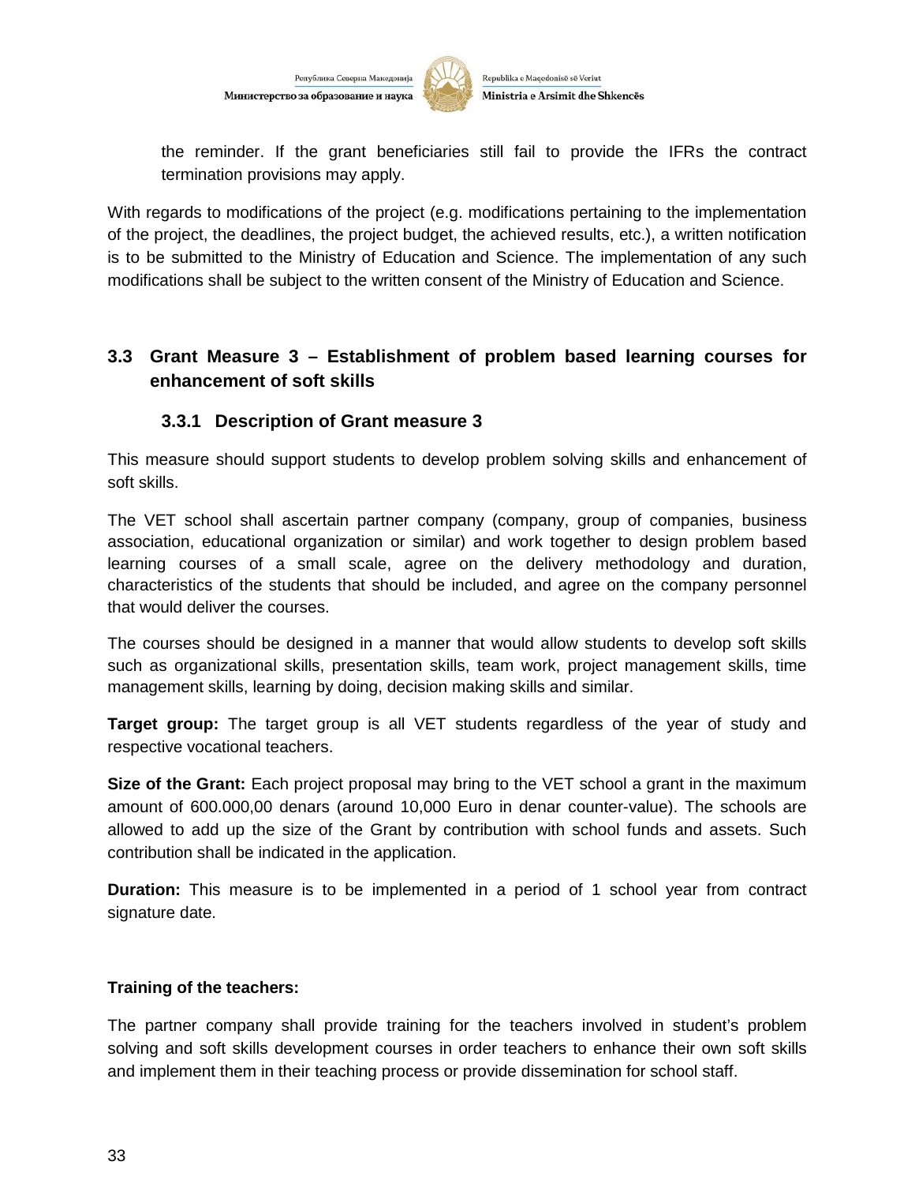the reminder. If the grant beneficiaries still fail to provide the IFRs the contract termination provisions may apply.

With regards to modifications of the project (e.g. modifications pertaining to the implementation of the project, the deadlines, the project budget, the achieved results, etc.), a written notification is to be submitted to the Ministry of Education and Science. The implementation of any such modifications shall be subject to the written consent of the Ministry of Education and Science.

## 3.3 Grant Measure 3 – Establishment of problem based learning courses for enhancement of soft skills

### 3.3.1 Description of Grant measure 3

This measure should support students to develop problem solving skills and enhancement of soft skills.

The VET school shall ascertain partner company (company, group of companies, business association, educational organization or similar) and work together to design problem based learning courses of a small scale, agree on the delivery methodology and duration, characteristics of the students that should be included, and agree on the company personnel that would deliver the courses.

The courses should be designed in a manner that would allow students to develop soft skills such as organizational skills, presentation skills, team work, project management skills, time management skills, learning by doing, decision making skills and similar.

**Target group:** The target group is all VET students regardless of the year of study and respective vocational teachers.

**Size of the Grant:** Each project proposal may bring to the VET school a grant in the maximum amount of 600.000,00 denars (around 10,000 Euro in denar counter-value). The schools are allowed to add up the size of the Grant by contribution with school funds and assets. Such contribution shall be indicated in the application.

**Duration:** This measure is to be implemented in a period of 1 school year from contract signature date.

**Training of the teachers:**

The partner company shall provide training for the teachers involved in student's problem solving and soft skills development courses in order teachers to enhance their own soft skills and implement them in their teaching process or provide dissemination for school staff.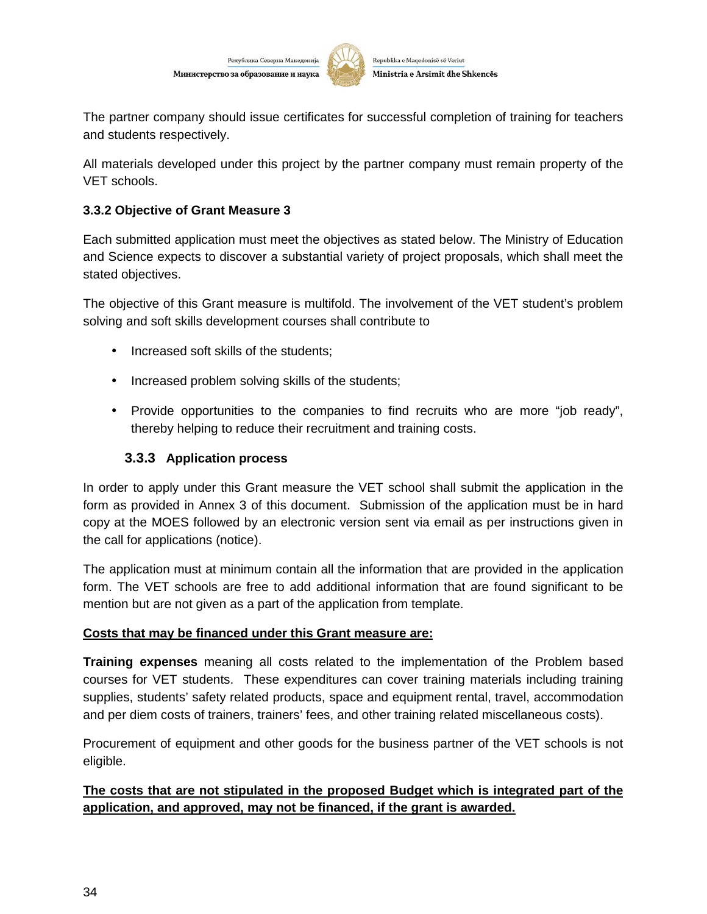The partner company should issue certificates for successful completion of training for teachers and students respectively.

All materials developed under this project by the partner company must remain property of the VET schools.

**3.3.2 Objective of Grant Measure 3**

Each submitted application must meet the objectives as stated below. The Ministry of Education and Science expects to discover a substantial variety of project proposals, which shall meet the stated objectives.

The objective of this Grant measure is multifold. The involvement of the VET student's problem solving and soft skills development courses shall contribute to

- Increased soft skills of the students;
- Increased problem solving skills of the students;
- Provide opportunities to the companies to find recruits who are more "job ready", thereby helping to reduce their recruitment and training costs.

### 3.3.3 Application process

In order to apply under this Grant measure the VET school shall submit the application in the form as provided in Annex 3 of this document. Submission of the application must be in hard copy at the MOES followed by an electronic version sent via email as per instructions given in the call for applications (notice).

The application must at minimum contain all the information that are provided in the application form. The VET schools are free to add additional information that are found significant to be mention but are not given as a part of the application from template.

**Costs that may be financed under this Grant measure are:**

**Training expenses** meaning all costs related to the implementation of the Problem based courses for VET students. These expenditures can cover training materials including training supplies, students' safety related products, space and equipment rental, travel, accommodation and per diem costs of trainers, trainers' fees, and other training related miscellaneous costs).

Procurement of equipment and other goods for the business partner of the VET schools is not eligible.

**The costs that are not stipulated in the proposed Budget which is integrated part of the application, and approved, may not be financed, if the grant is awarded.**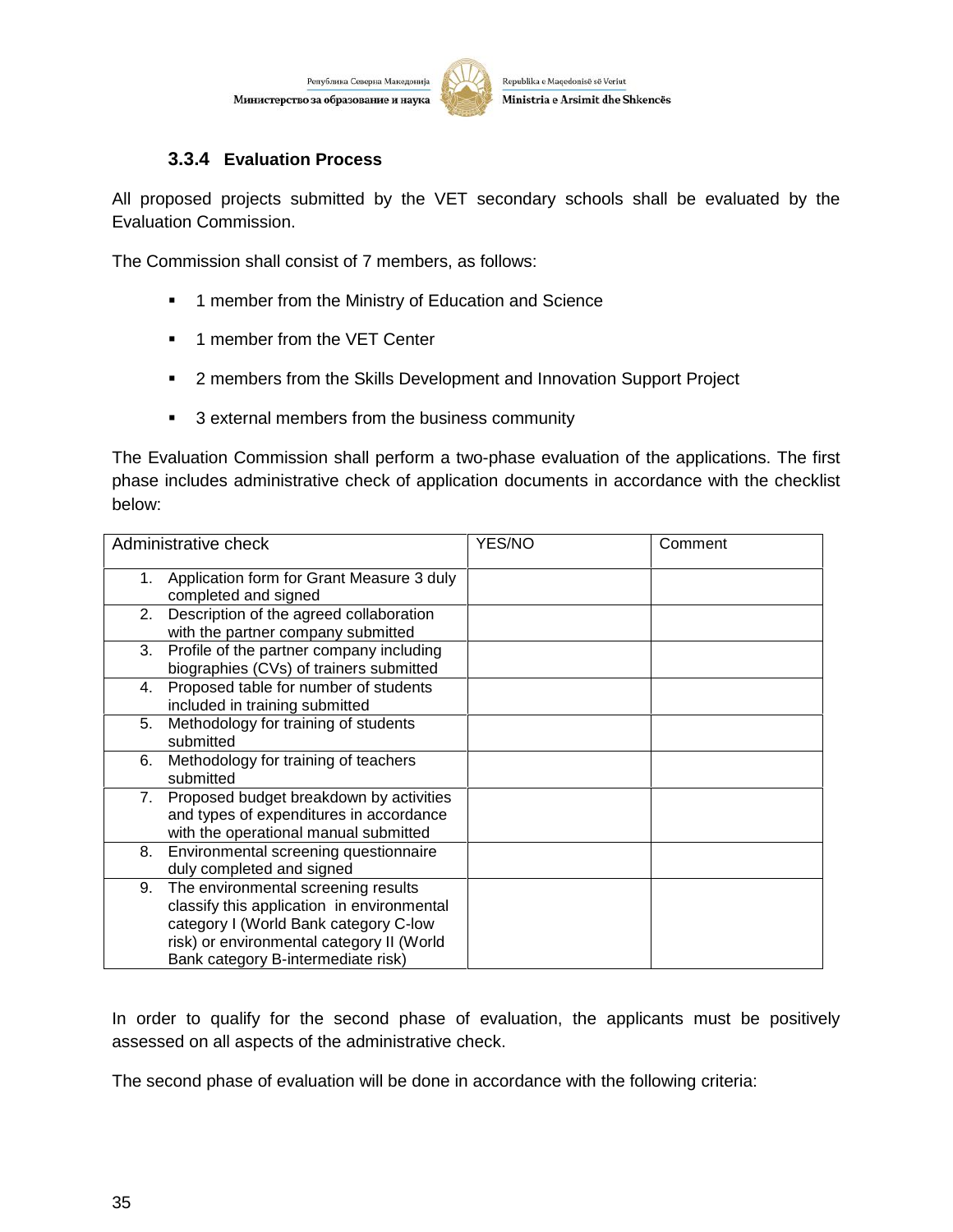### 3.3.4 Evaluation Process

All proposed projects submitted by the VET secondary schools shall be evaluated by the Evaluation Commission.

The Commission shall consist of 7 members, as follows:

- 1 member from the Ministry of Education and Science
- 1 member from the VET Center
- 2 members from the Skills Development and Innovation Support Project
- 3 external members from the business community

The Evaluation Commission shall perform a two-phase evaluation of the applications. The first phase includes administrative check of application documents in accordance with the checklist below:

| Administrative check | YES/NO | Comment |
|---|---|---|
| 1. Application form for Grant Measure 3 duly completed and signed | | |
| 2. Description of the agreed collaboration with the partner company submitted | | |
| 3. Profile of the partner company including biographies (CVs) of trainers submitted | | |
| 4. Proposed table for number of students included in training submitted | | |
| 5. Methodology for training of students submitted | | |
| 6. Methodology for training of teachers submitted | | |
| 7. Proposed budget breakdown by activities and types of expenditures in accordance with the operational manual submitted | | |
| 8. Environmental screening questionnaire duly completed and signed | | |
| 9. The environmental screening results classify this application in environmental category I (World Bank category C-low risk) or environmental category II (World Bank category B-intermediate risk) | | |

In order to qualify for the second phase of evaluation, the applicants must be positively assessed on all aspects of the administrative check.

The second phase of evaluation will be done in accordance with the following criteria: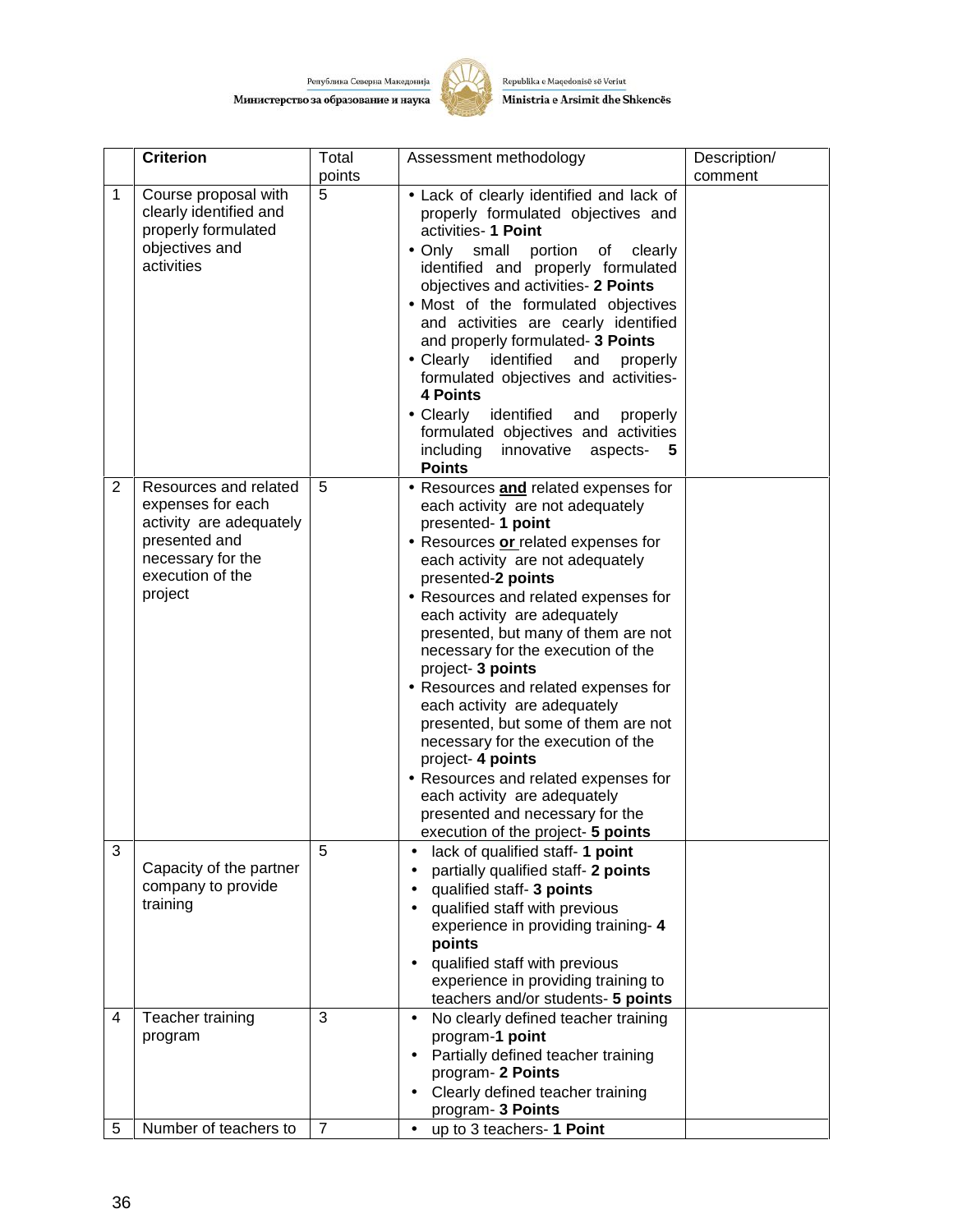| | Criterion | Total points | Assessment methodology | Description/ comment |
|---|---|---|---|---|
| 1 | Course proposal with clearly identified and properly formulated objectives and activities | 5 | • Lack of clearly identified and lack of properly formulated objectives and activities- **1 Point**<br>• Only small portion of clearly identified and properly formulated objectives and activities- **2 Points**<br>• Most of the formulated objectives and activities are cearly identified and properly formulated- **3 Points**<br>• Clearly identified and properly formulated objectives and activities- **4 Points**<br>• Clearly identified and properly formulated objectives and activities including innovative aspects- **5 Points** | |
| 2 | Resources and related expenses for each activity are adequately presented and necessary for the execution of the project | 5 | • Resources **and** related expenses for each activity are not adequately presented- **1 point**<br>• Resources **or** related expenses for each activity are not adequately presented-**2 points**<br>• Resources and related expenses for each activity are adequately presented, but many of them are not necessary for the execution of the project- **3 points**<br>• Resources and related expenses for each activity are adequately presented, but some of them are not necessary for the execution of the project- **4 points**<br>• Resources and related expenses for each activity are adequately presented and necessary for the execution of the project- **5 points** | |
| 3 | Capacity of the partner company to provide training | 5 | • lack of qualified staff- **1 point**<br>• partially qualified staff- **2 points**<br>• qualified staff- **3 points**<br>• qualified staff with previous experience in providing training- **4 points**<br>• qualified staff with previous experience in providing training to teachers and/or students- **5 points** | |
| 4 | Teacher training program | 3 | • No clearly defined teacher training program-**1 point**<br>• Partially defined teacher training program- **2 Points**<br>• Clearly defined teacher training program- **3 Points** | |
| 5 | Number of teachers to | 7 | • up to 3 teachers- **1 Point** | |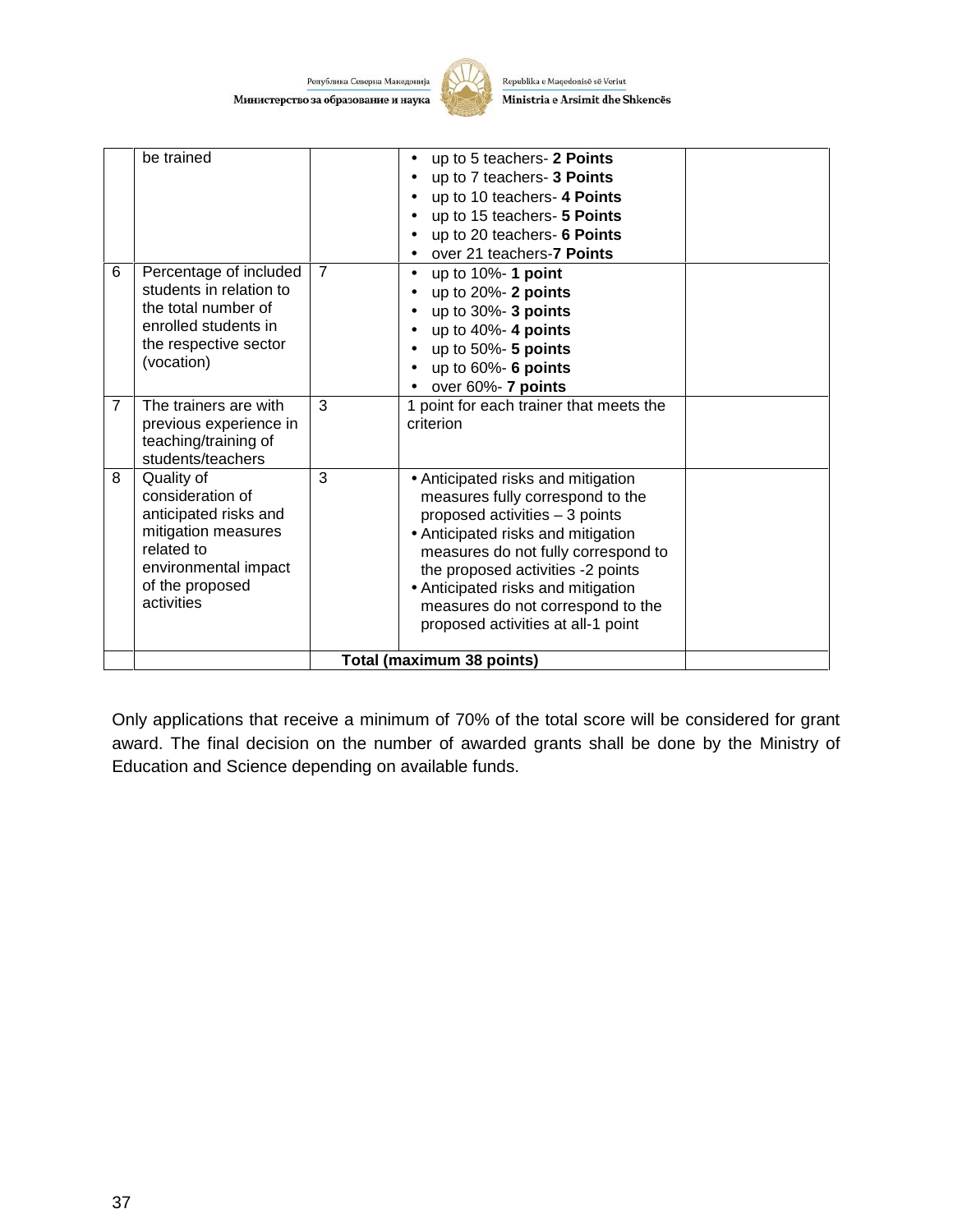| | | | | |
|---|---|---|---|---|
| | be trained | | • up to 5 teachers- **2 Points**<br>• up to 7 teachers- **3 Points**<br>• up to 10 teachers- **4 Points**<br>• up to 15 teachers- **5 Points**<br>• up to 20 teachers- **6 Points**<br>• over 21 teachers-**7 Points** | |
| 6 | Percentage of included students in relation to the total number of enrolled students in the respective sector (vocation) | 7 | • up to 10%- **1 point**<br>• up to 20%- **2 points**<br>• up to 30%- **3 points**<br>• up to 40%- **4 points**<br>• up to 50%- **5 points**<br>• up to 60%- **6 points**<br>• over 60%- **7 points** | |
| 7 | The trainers are with previous experience in teaching/training of students/teachers | 3 | 1 point for each trainer that meets the criterion | |
| 8 | Quality of consideration of anticipated risks and mitigation measures related to environmental impact of the proposed activities | 3 | • Anticipated risks and mitigation measures fully correspond to the proposed activities – 3 points<br>• Anticipated risks and mitigation measures do not fully correspond to the proposed activities -2 points<br>• Anticipated risks and mitigation measures do not correspond to the proposed activities at all-1 point | |
| | | **Total (maximum 38 points)** | | |

Only applications that receive a minimum of 70% of the total score will be considered for grant award. The final decision on the number of awarded grants shall be done by the Ministry of Education and Science depending on available funds.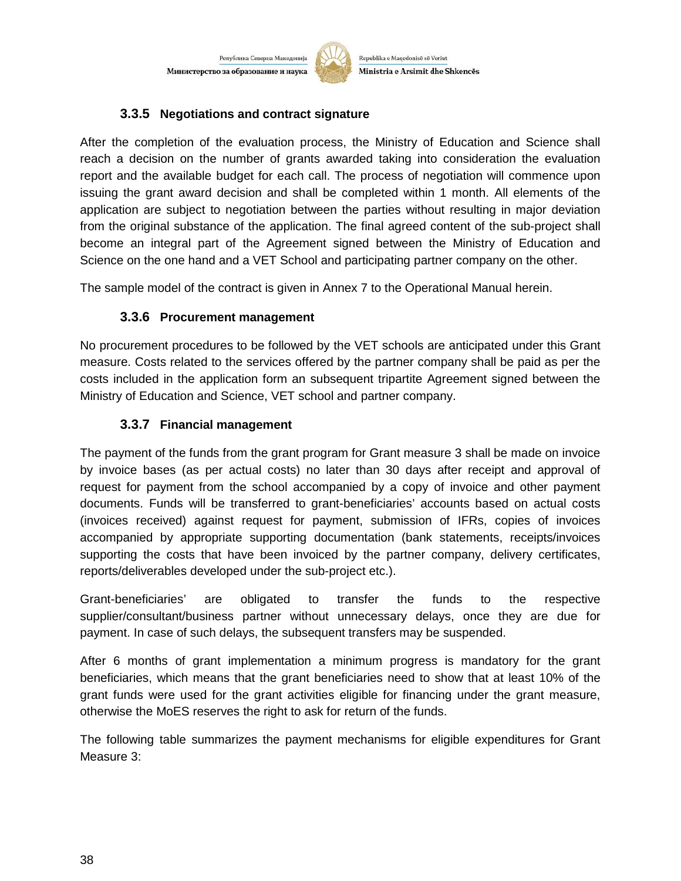### 3.3.5 Negotiations and contract signature

After the completion of the evaluation process, the Ministry of Education and Science shall reach a decision on the number of grants awarded taking into consideration the evaluation report and the available budget for each call. The process of negotiation will commence upon issuing the grant award decision and shall be completed within 1 month. All elements of the application are subject to negotiation between the parties without resulting in major deviation from the original substance of the application. The final agreed content of the sub-project shall become an integral part of the Agreement signed between the Ministry of Education and Science on the one hand and a VET School and participating partner company on the other.

The sample model of the contract is given in Annex 7 to the Operational Manual herein.

### 3.3.6 Procurement management

No procurement procedures to be followed by the VET schools are anticipated under this Grant measure. Costs related to the services offered by the partner company shall be paid as per the costs included in the application form an subsequent tripartite Agreement signed between the Ministry of Education and Science, VET school and partner company.

### 3.3.7 Financial management

The payment of the funds from the grant program for Grant measure 3 shall be made on invoice by invoice bases (as per actual costs) no later than 30 days after receipt and approval of request for payment from the school accompanied by a copy of invoice and other payment documents. Funds will be transferred to grant-beneficiaries' accounts based on actual costs (invoices received) against request for payment, submission of IFRs, copies of invoices accompanied by appropriate supporting documentation (bank statements, receipts/invoices supporting the costs that have been invoiced by the partner company, delivery certificates, reports/deliverables developed under the sub-project etc.).

Grant-beneficiaries' are obligated to transfer the funds to the respective supplier/consultant/business partner without unnecessary delays, once they are due for payment. In case of such delays, the subsequent transfers may be suspended.

After 6 months of grant implementation a minimum progress is mandatory for the grant beneficiaries, which means that the grant beneficiaries need to show that at least 10% of the grant funds were used for the grant activities eligible for financing under the grant measure, otherwise the MoES reserves the right to ask for return of the funds.

The following table summarizes the payment mechanisms for eligible expenditures for Grant Measure 3: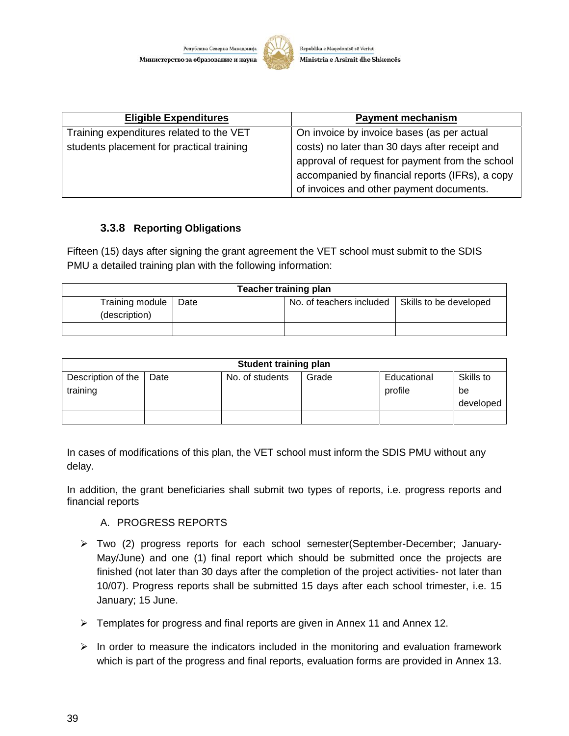| Eligible Expenditures | Payment mechanism |
|---|---|
| Training expenditures related to the VET students placement for practical training | On invoice by invoice bases (as per actual costs) no later than 30 days after receipt and approval of request for payment from the school accompanied by financial reports (IFRs), a copy of invoices and other payment documents. |

### 3.3.8 Reporting Obligations

Fifteen (15) days after signing the grant agreement the VET school must submit to the SDIS PMU a detailed training plan with the following information:

| Teacher training plan | | | |
|---|---|---|---|
| Training module (description) | Date | No. of teachers included | Skills to be developed |
| | | | |

| Student training plan | | | | | |
|---|---|---|---|---|---|
| Description of the training | Date | No. of students | Grade | Educational profile | Skills to be developed |
| | | | | | |

In cases of modifications of this plan, the VET school must inform the SDIS PMU without any delay.

In addition, the grant beneficiaries shall submit two types of reports, i.e. progress reports and financial reports

A. PROGRESS REPORTS

- Two (2) progress reports for each school semester(September-December; January-May/June) and one (1) final report which should be submitted once the projects are finished (not later than 30 days after the completion of the project activities- not later than 10/07). Progress reports shall be submitted 15 days after each school trimester, i.e. 15 January; 15 June.
- Templates for progress and final reports are given in Annex 11 and Annex 12.
- In order to measure the indicators included in the monitoring and evaluation framework which is part of the progress and final reports, evaluation forms are provided in Annex 13.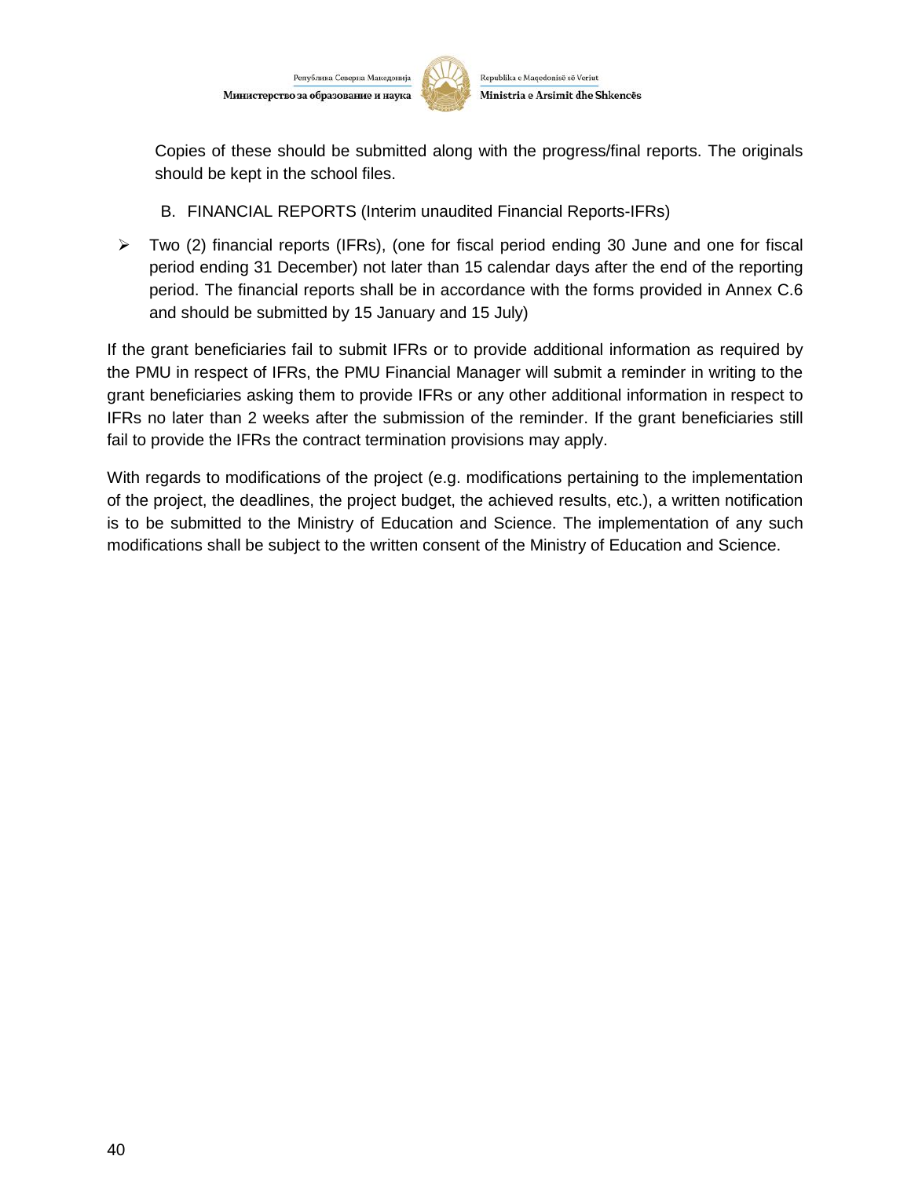Copies of these should be submitted along with the progress/final reports. The originals should be kept in the school files.

B. FINANCIAL REPORTS (Interim unaudited Financial Reports-IFRs)

- Two (2) financial reports (IFRs), (one for fiscal period ending 30 June and one for fiscal period ending 31 December) not later than 15 calendar days after the end of the reporting period. The financial reports shall be in accordance with the forms provided in Annex C.6 and should be submitted by 15 January and 15 July)

If the grant beneficiaries fail to submit IFRs or to provide additional information as required by the PMU in respect of IFRs, the PMU Financial Manager will submit a reminder in writing to the grant beneficiaries asking them to provide IFRs or any other additional information in respect to IFRs no later than 2 weeks after the submission of the reminder. If the grant beneficiaries still fail to provide the IFRs the contract termination provisions may apply.

With regards to modifications of the project (e.g. modifications pertaining to the implementation of the project, the deadlines, the project budget, the achieved results, etc.), a written notification is to be submitted to the Ministry of Education and Science. The implementation of any such modifications shall be subject to the written consent of the Ministry of Education and Science.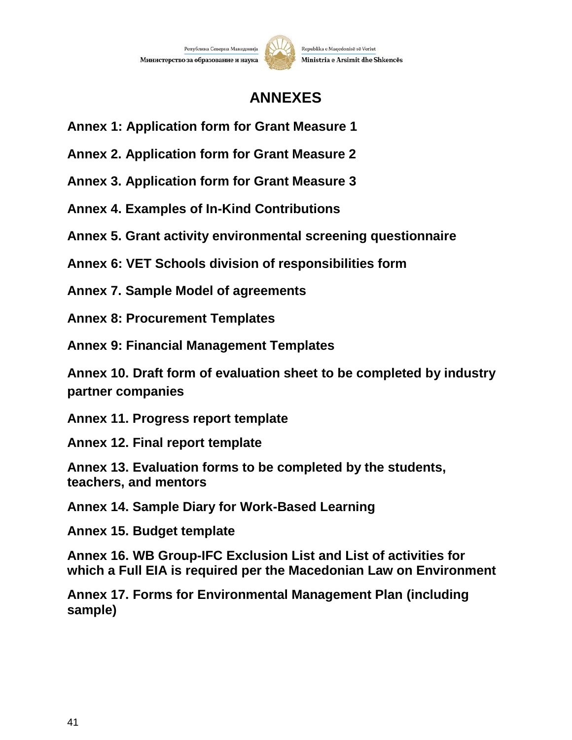# ANNEXES

**Annex 1: Application form for Grant Measure 1**

**Annex 2. Application form for Grant Measure 2**

**Annex 3. Application form for Grant Measure 3**

**Annex 4. Examples of In-Kind Contributions**

**Annex 5. Grant activity environmental screening questionnaire**

**Annex 6: VET Schools division of responsibilities form**

**Annex 7. Sample Model of agreements**

**Annex 8: Procurement Templates**

**Annex 9: Financial Management Templates**

**Annex 10. Draft form of evaluation sheet to be completed by industry partner companies**

**Annex 11. Progress report template**

**Annex 12. Final report template**

**Annex 13. Evaluation forms to be completed by the students, teachers, and mentors**

**Annex 14. Sample Diary for Work-Based Learning**

**Annex 15. Budget template**

**Annex 16. WB Group-IFC Exclusion List and List of activities for which a Full EIA is required per the Macedonian Law on Environment**

**Annex 17. Forms for Environmental Management Plan (including sample)**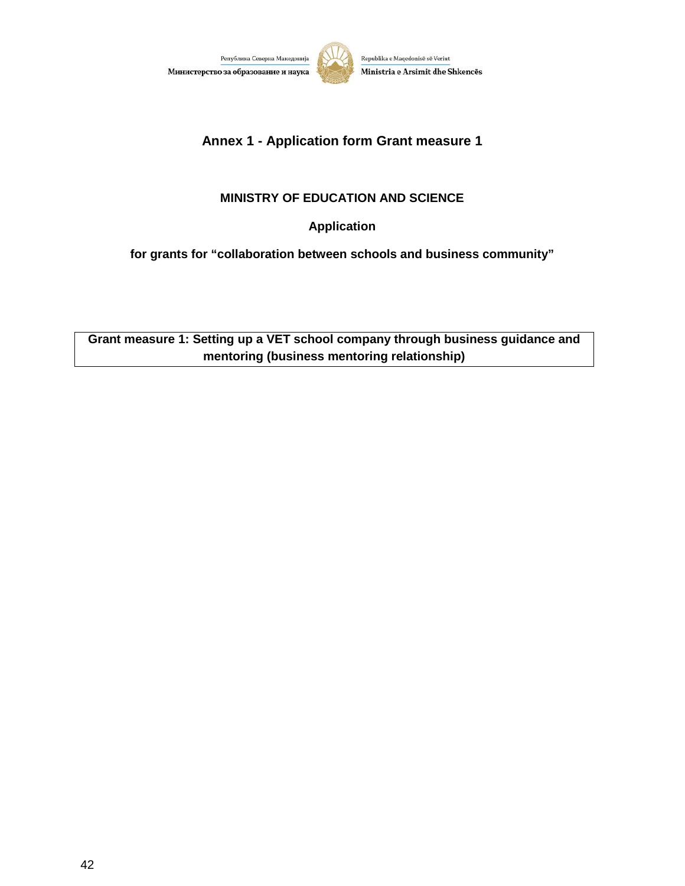## Annex 1 - Application form Grant measure 1

**MINISTRY OF EDUCATION AND SCIENCE**

**Application**

**for grants for "collaboration between schools and business community"**

| **Grant measure 1: Setting up a VET school company through business guidance and mentoring (business mentoring relationship)** |
|---|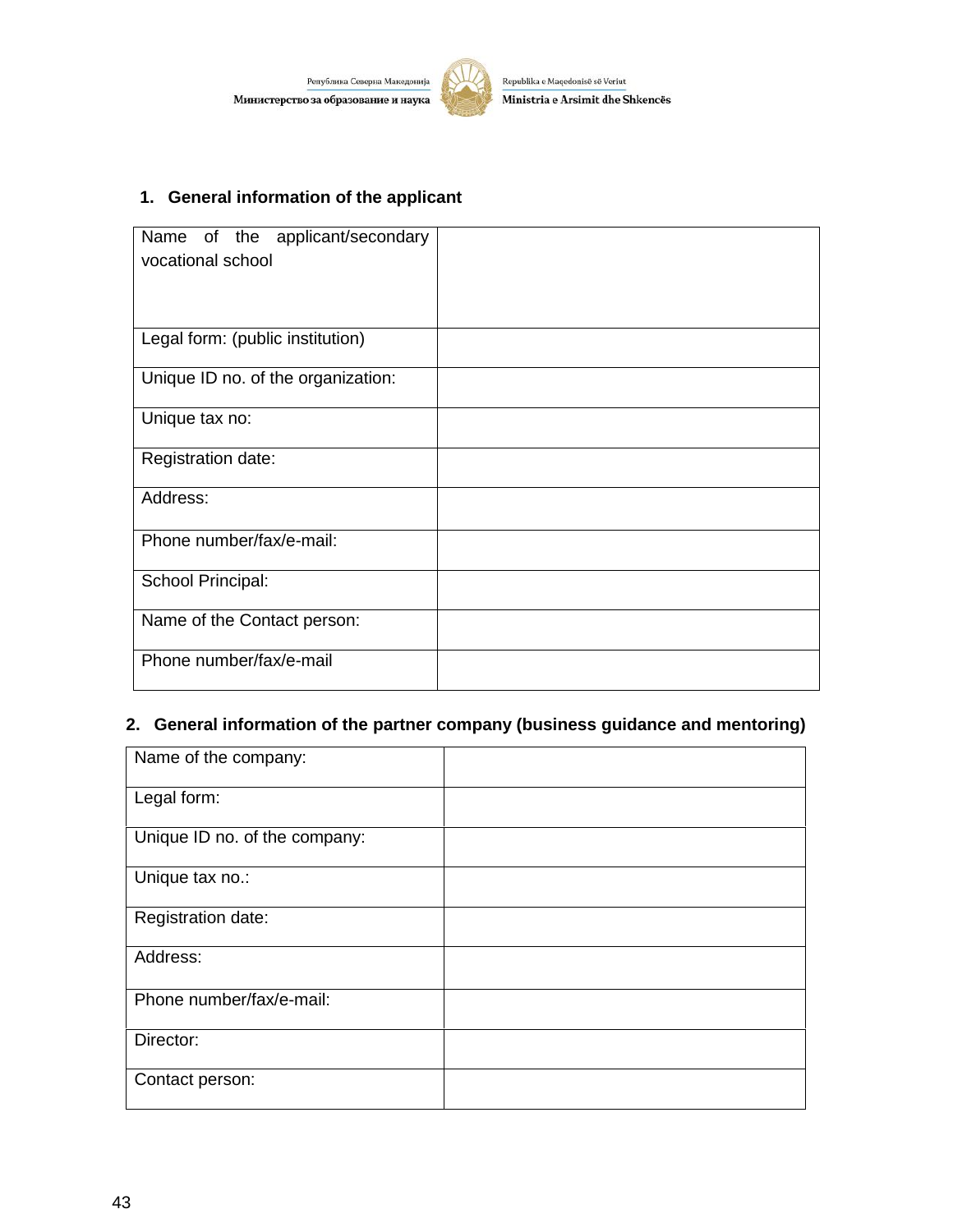## 1. General information of the applicant

| Name of the applicant/secondary vocational school | |
|---|---|
| Legal form: (public institution) | |
| Unique ID no. of the organization: | |
| Unique tax no: | |
| Registration date: | |
| Address: | |
| Phone number/fax/e-mail: | |
| School Principal: | |
| Name of the Contact person: | |
| Phone number/fax/e-mail | |

## 2. General information of the partner company (business guidance and mentoring)

| Name of the company: | |
|---|---|
| Legal form: | |
| Unique ID no. of the company: | |
| Unique tax no.: | |
| Registration date: | |
| Address: | |
| Phone number/fax/e-mail: | |
| Director: | |
| Contact person: | |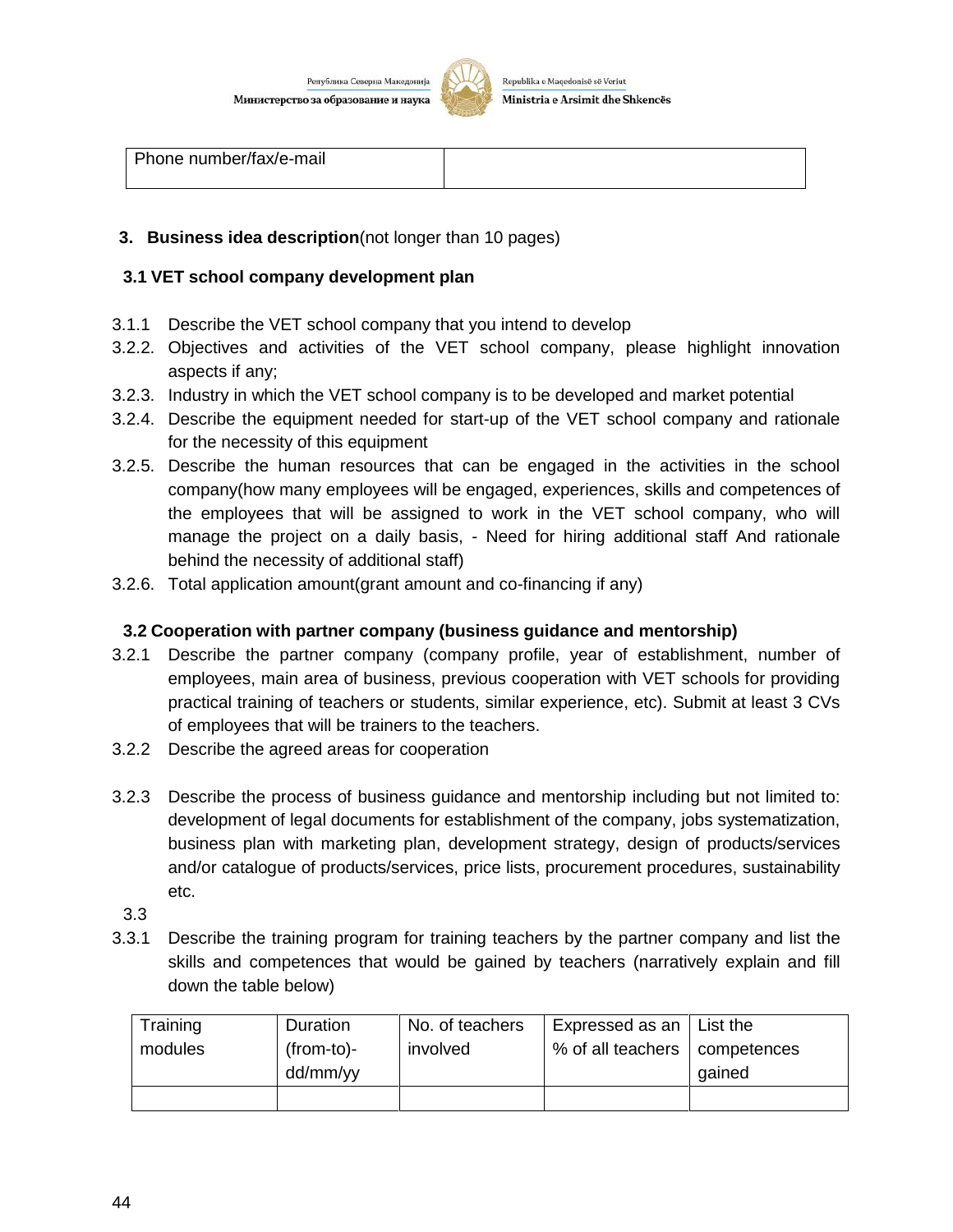| Phone number/fax/e-mail | |
|---|---|

3. **Business idea description**(not longer than 10 pages)

**3.1 VET school company development plan**

3.1.1 Describe the VET school company that you intend to develop

3.2.2. Objectives and activities of the VET school company, please highlight innovation aspects if any;

3.2.3. Industry in which the VET school company is to be developed and market potential

3.2.4. Describe the equipment needed for start-up of the VET school company and rationale for the necessity of this equipment

3.2.5. Describe the human resources that can be engaged in the activities in the school company(how many employees will be engaged, experiences, skills and competences of the employees that will be assigned to work in the VET school company, who will manage the project on a daily basis, - Need for hiring additional staff And rationale behind the necessity of additional staff)

3.2.6. Total application amount(grant amount and co-financing if any)

**3.2 Cooperation with partner company (business guidance and mentorship)**

3.2.1 Describe the partner company (company profile, year of establishment, number of employees, main area of business, previous cooperation with VET schools for providing practical training of teachers or students, similar experience, etc). Submit at least 3 CVs of employees that will be trainers to the teachers.

3.2.2 Describe the agreed areas for cooperation

3.2.3 Describe the process of business guidance and mentorship including but not limited to: development of legal documents for establishment of the company, jobs systematization, business plan with marketing plan, development strategy, design of products/services and/or catalogue of products/services, price lists, procurement procedures, sustainability etc.

3.3

3.3.1 Describe the training program for training teachers by the partner company and list the skills and competences that would be gained by teachers (narratively explain and fill down the table below)

| Training modules | Duration (from-to)- dd/mm/yy | No. of teachers involved | Expressed as an % of all teachers | List the competences gained |
|---|---|---|---|---|
| | | | | |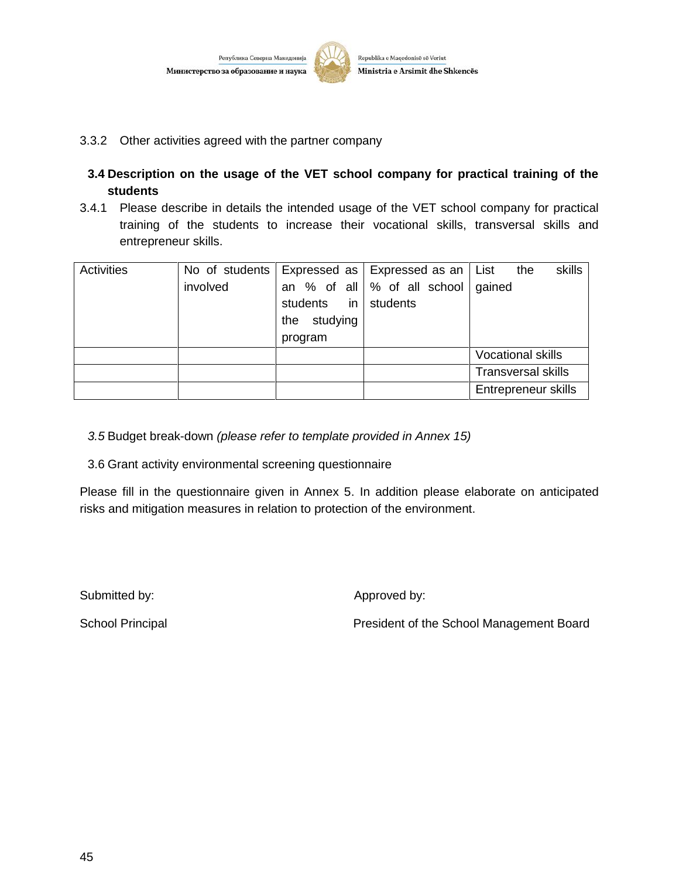3.3.2 Other activities agreed with the partner company

**3.4 Description on the usage of the VET school company for practical training of the students**

3.4.1 Please describe in details the intended usage of the VET school company for practical training of the students to increase their vocational skills, transversal skills and entrepreneur skills.

| Activities | No of students involved | Expressed as an % of all students in the studying program | Expressed as an % of all school students | List the skills gained |
|---|---|---|---|---|
| | | | | Vocational skills |
| | | | | Transversal skills |
| | | | | Entrepreneur skills |

*3.5* Budget break-down *(please refer to template provided in Annex 15)*

3.6 Grant activity environmental screening questionnaire

Please fill in the questionnaire given in Annex 5. In addition please elaborate on anticipated risks and mitigation measures in relation to protection of the environment.

Submitted by:

School Principal

Approved by:

President of the School Management Board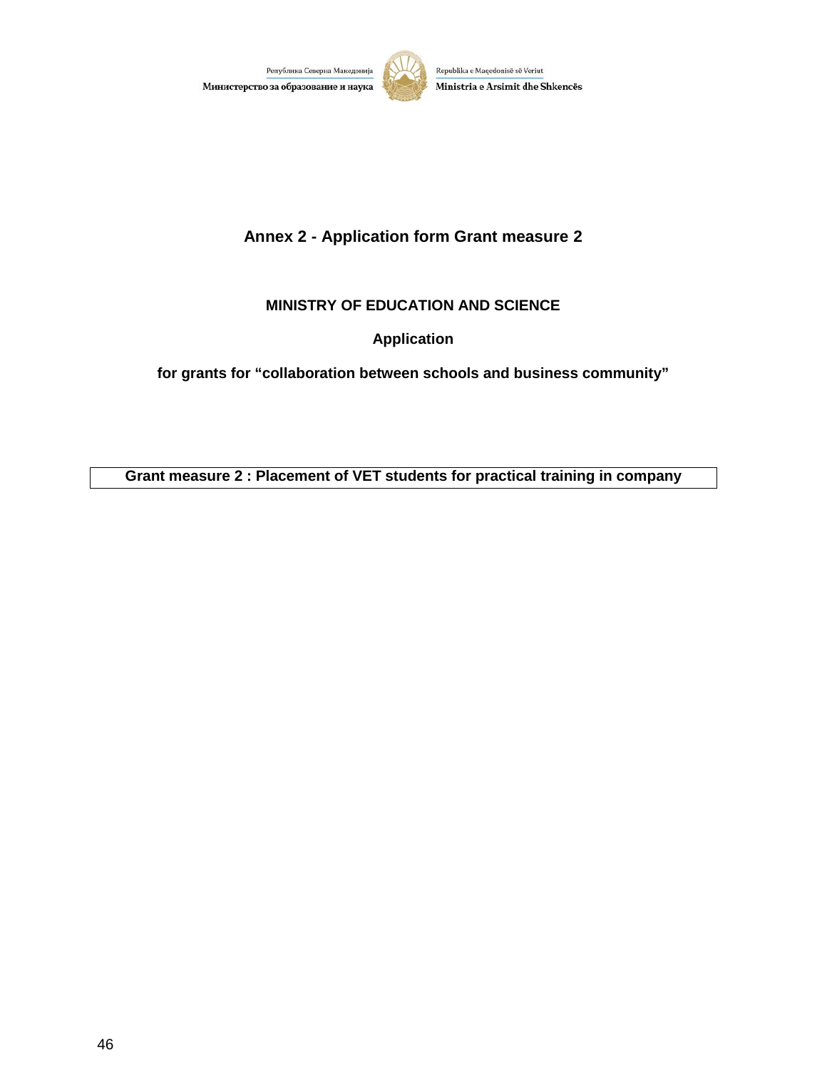Република Северна Македонија
Министерство за образование и наука

Republika e Maqedonisë së Veriut
Ministria e Arsimit dhe Shkencës

# Annex 2 - Application form Grant measure 2

**MINISTRY OF EDUCATION AND SCIENCE**

**Application**

**for grants for “collaboration between schools and business community”**

| **Grant measure 2 : Placement of VET students for practical training in company** |
|---|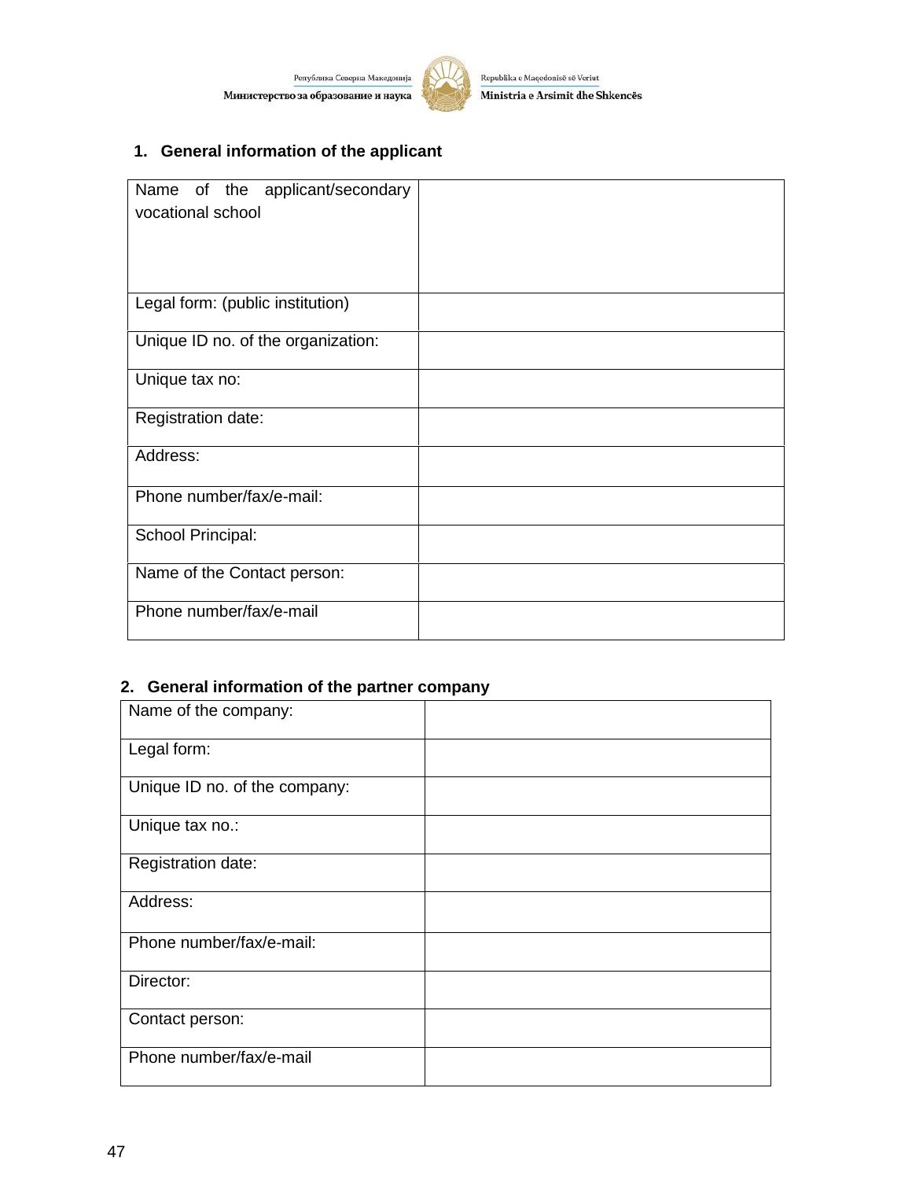## 1. General information of the applicant

| Name of the applicant/secondary vocational school | |
|---|---|
| Legal form: (public institution) | |
| Unique ID no. of the organization: | |
| Unique tax no: | |
| Registration date: | |
| Address: | |
| Phone number/fax/e-mail: | |
| School Principal: | |
| Name of the Contact person: | |
| Phone number/fax/e-mail | |

## 2. General information of the partner company

| Name of the company: | |
|---|---|
| Legal form: | |
| Unique ID no. of the company: | |
| Unique tax no.: | |
| Registration date: | |
| Address: | |
| Phone number/fax/e-mail: | |
| Director: | |
| Contact person: | |
| Phone number/fax/e-mail | |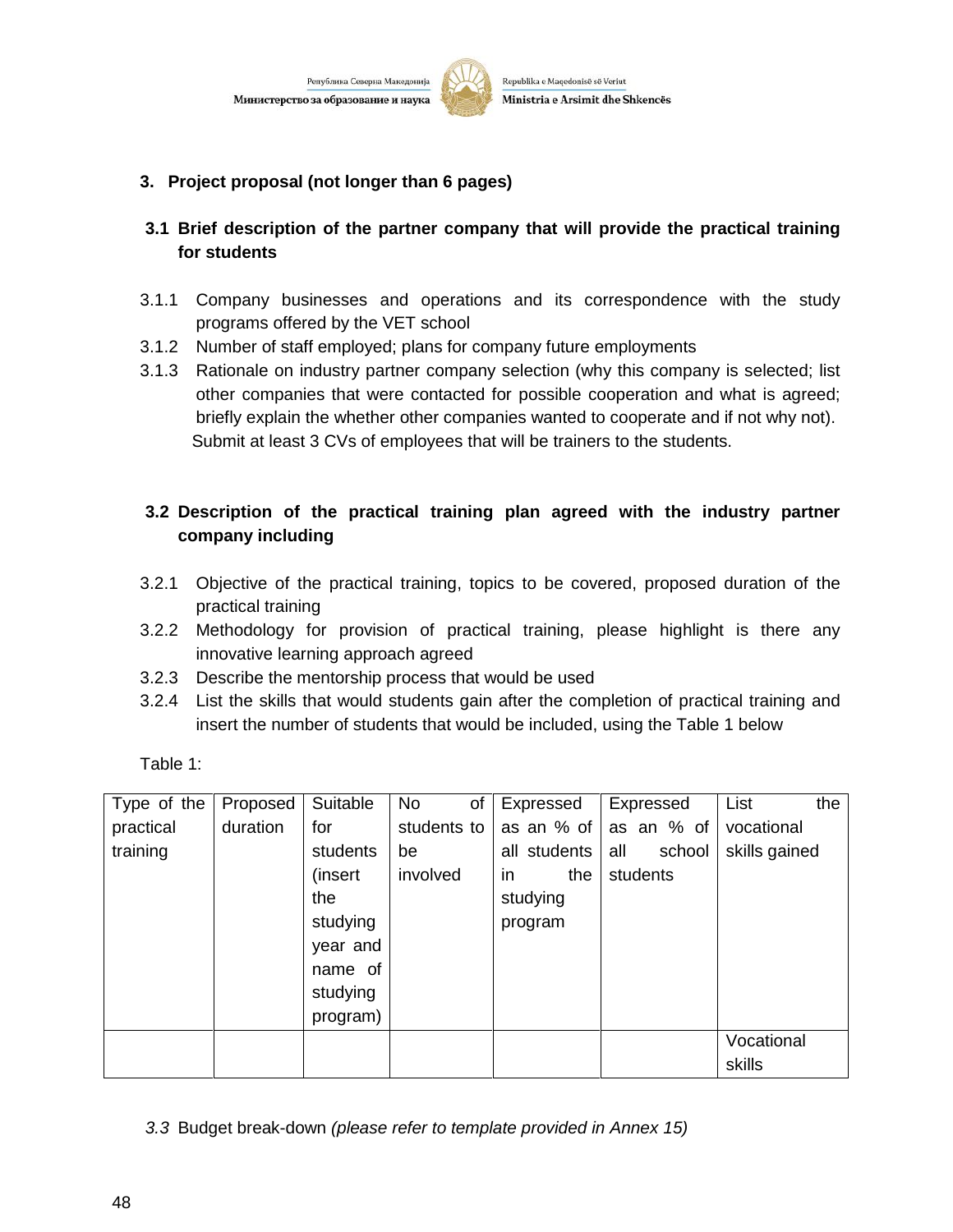### 3. Project proposal (not longer than 6 pages)

#### 3.1 Brief description of the partner company that will provide the practical training for students

3.1.1 Company businesses and operations and its correspondence with the study programs offered by the VET school

3.1.2 Number of staff employed; plans for company future employments

3.1.3 Rationale on industry partner company selection (why this company is selected; list other companies that were contacted for possible cooperation and what is agreed; briefly explain the whether other companies wanted to cooperate and if not why not).

Submit at least 3 CVs of employees that will be trainers to the students.

#### 3.2 Description of the practical training plan agreed with the industry partner company including

3.2.1 Objective of the practical training, topics to be covered, proposed duration of the practical training

3.2.2 Methodology for provision of practical training, please highlight is there any innovative learning approach agreed

3.2.3 Describe the mentorship process that would be used

3.2.4 List the skills that would students gain after the completion of practical training and insert the number of students that would be included, using the Table 1 below

Table 1:

| Type of the practical training | Proposed duration | Suitable for students (insert the studying year and name of studying program) | No of students to be involved | Expressed as an % of all students in the studying program | Expressed as an % of all school students | List the vocational skills gained |
|---|---|---|---|---|---|---|
| | | | | | | Vocational skills |

*3.3* Budget break-down *(please refer to template provided in Annex 15)*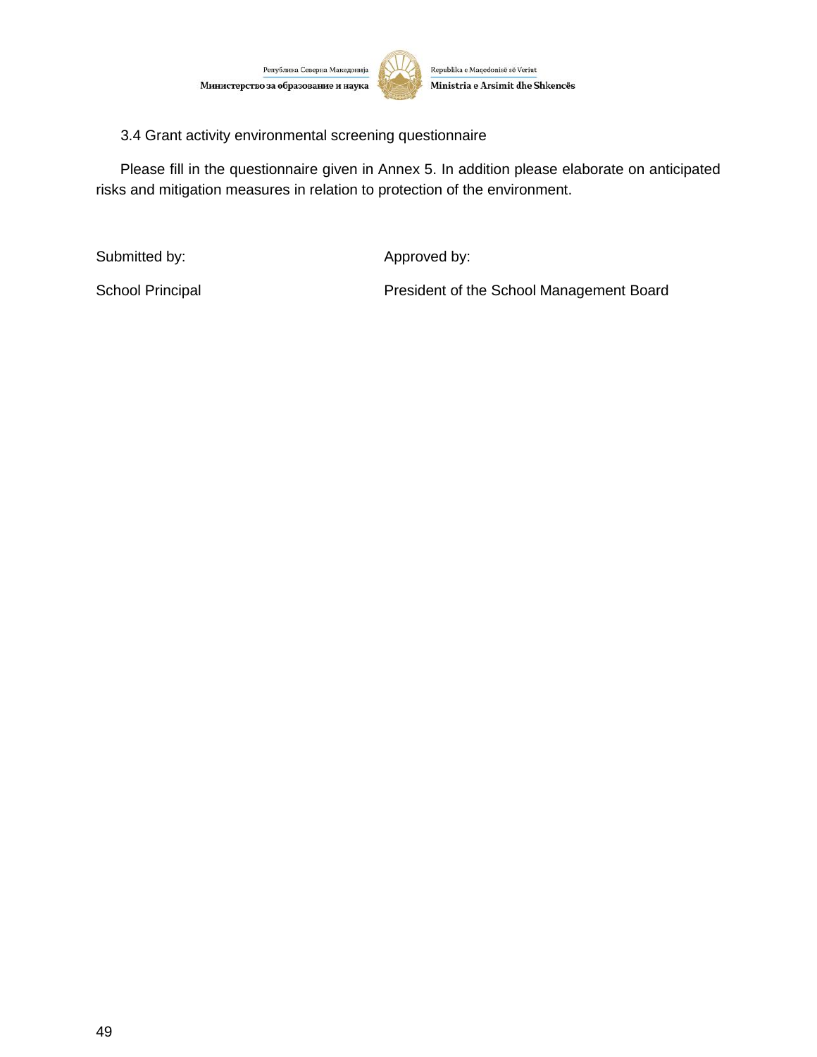### 3.4 Grant activity environmental screening questionnaire

Please fill in the questionnaire given in Annex 5. In addition please elaborate on anticipated risks and mitigation measures in relation to protection of the environment.

| Submitted by: | Approved by: |
|---|---|
| School Principal | President of the School Management Board |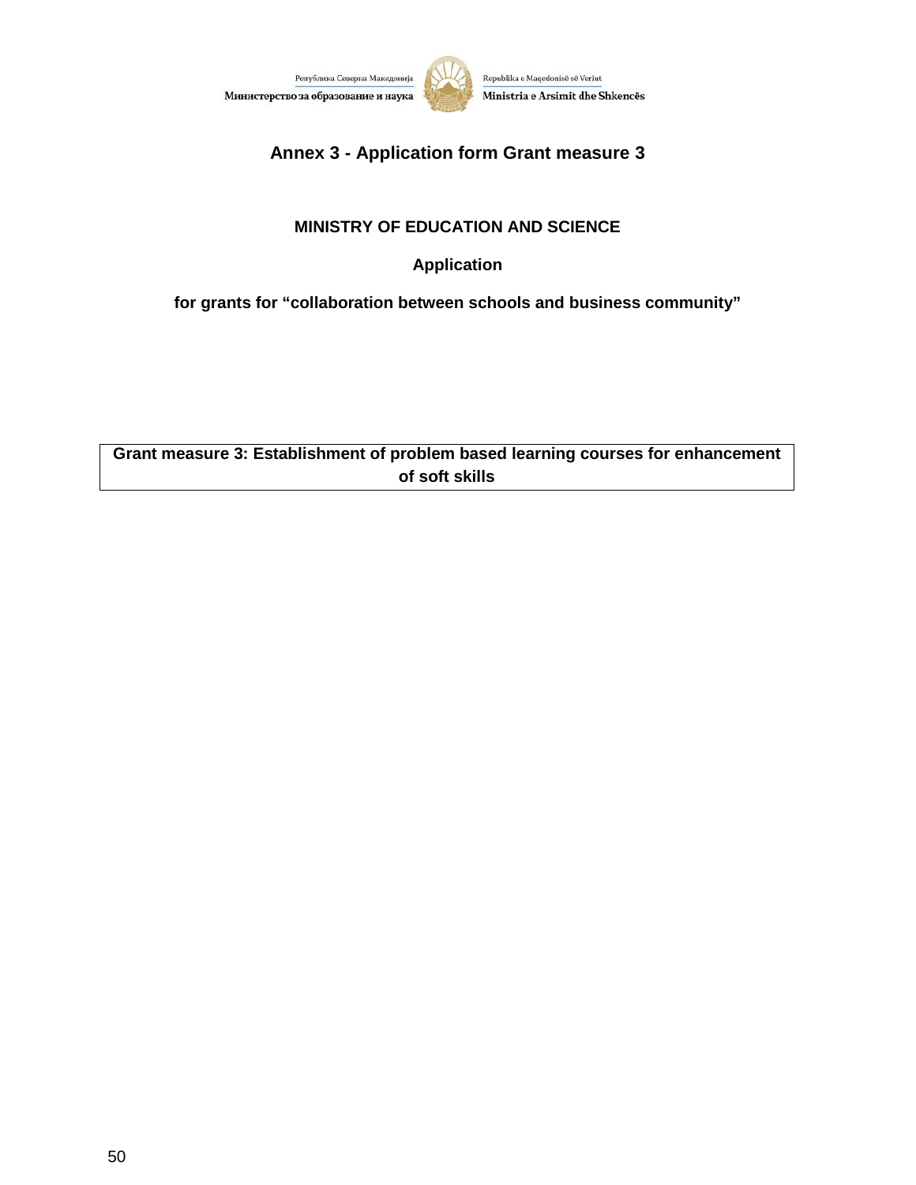# Annex 3 - Application form Grant measure 3

**MINISTRY OF EDUCATION AND SCIENCE**

**Application**

**for grants for "collaboration between schools and business community"**

| Grant measure 3: Establishment of problem based learning courses for enhancement of soft skills |
|---|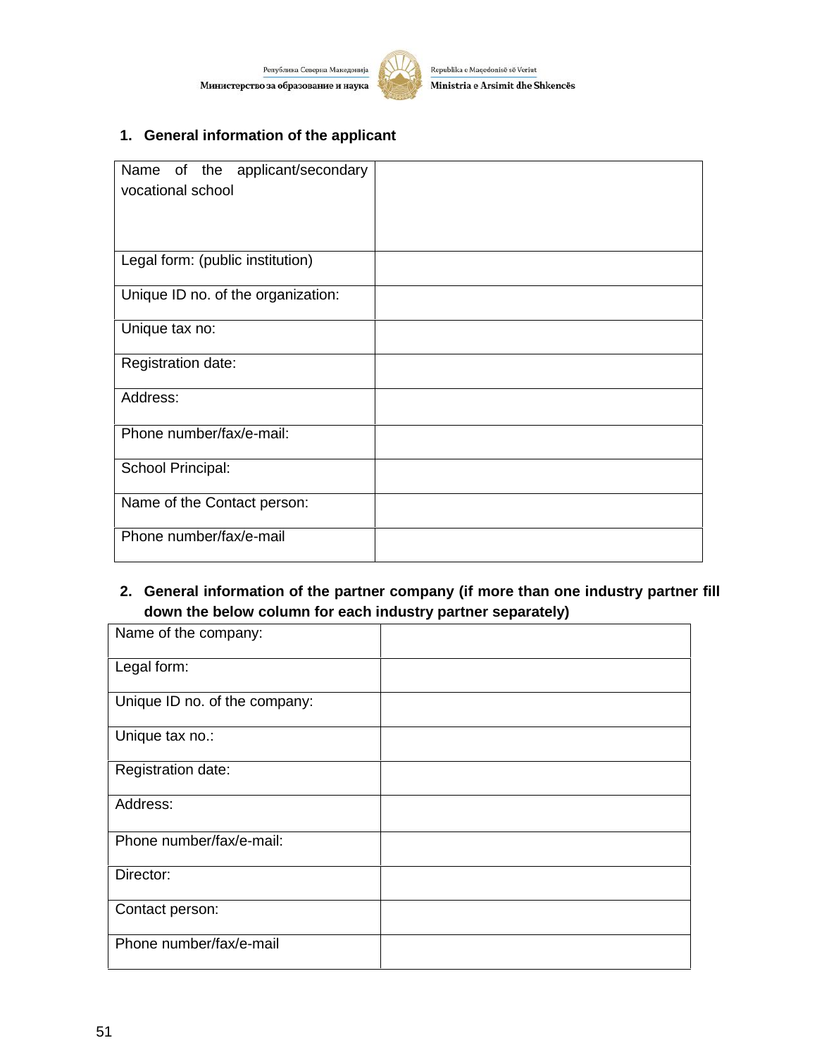1. **General information of the applicant**

| Name of the applicant/secondary vocational school | |
|---|---|
| Legal form: (public institution) | |
| Unique ID no. of the organization: | |
| Unique tax no: | |
| Registration date: | |
| Address: | |
| Phone number/fax/e-mail: | |
| School Principal: | |
| Name of the Contact person: | |
| Phone number/fax/e-mail | |

2. **General information of the partner company (if more than one industry partner fill down the below column for each industry partner separately)**

| Name of the company: | |
|---|---|
| Legal form: | |
| Unique ID no. of the company: | |
| Unique tax no.: | |
| Registration date: | |
| Address: | |
| Phone number/fax/e-mail: | |
| Director: | |
| Contact person: | |
| Phone number/fax/e-mail | |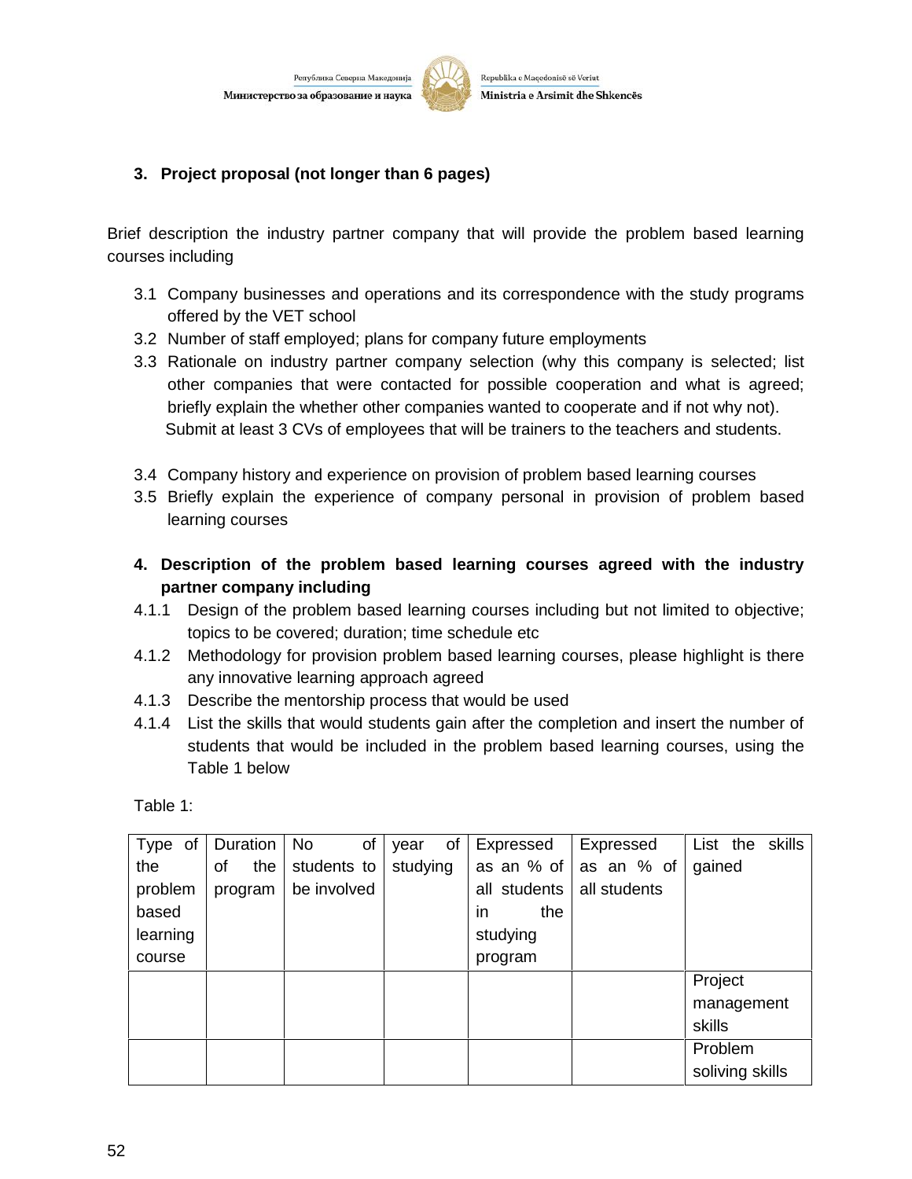**3. Project proposal (not longer than 6 pages)**

Brief description the industry partner company that will provide the problem based learning courses including

3.1 Company businesses and operations and its correspondence with the study programs offered by the VET school
3.2 Number of staff employed; plans for company future employments
3.3 Rationale on industry partner company selection (why this company is selected; list other companies that were contacted for possible cooperation and what is agreed; briefly explain the whether other companies wanted to cooperate and if not why not). Submit at least 3 CVs of employees that will be trainers to the teachers and students.

3.4 Company history and experience on provision of problem based learning courses
3.5 Briefly explain the experience of company personal in provision of problem based learning courses

**4. Description of the problem based learning courses agreed with the industry partner company including**

4.1.1 Design of the problem based learning courses including but not limited to objective; topics to be covered; duration; time schedule etc
4.1.2 Methodology for provision problem based learning courses, please highlight is there any innovative learning approach agreed
4.1.3 Describe the mentorship process that would be used
4.1.4 List the skills that would students gain after the completion and insert the number of students that would be included in the problem based learning courses, using the Table 1 below

Table 1:

| Type of the problem based learning course | Duration of the program | No of students to be involved | year of studying | Expressed as an % of all students in the studying program | Expressed as an % of all students | List the skills gained |
|---|---|---|---|---|---|---|
| | | | | | | Project management skills |
| | | | | | | Problem soliving skills |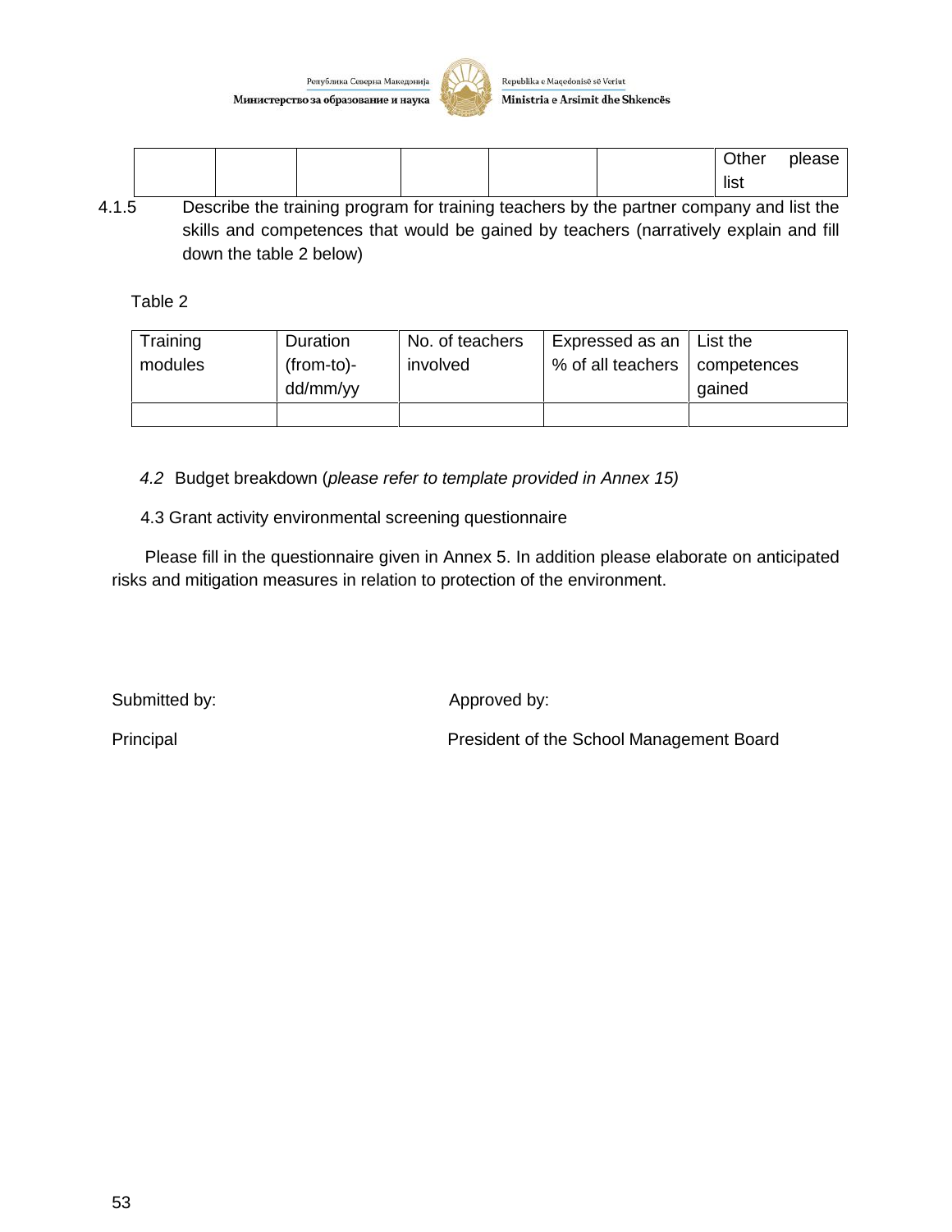| | | | | | | Other please list |
|---|---|---|---|---|---|---|

4.1.5 Describe the training program for training teachers by the partner company and list the skills and competences that would be gained by teachers (narratively explain and fill down the table 2 below)

Table 2

| Training modules | Duration (from-to)-dd/mm/yy | No. of teachers involved | Expressed as an % of all teachers | List the competences gained |
|---|---|---|---|---|
| | | | | |

*4.2* Budget breakdown (*please refer to template provided in Annex 15)*

4.3 Grant activity environmental screening questionnaire

Please fill in the questionnaire given in Annex 5. In addition please elaborate on anticipated risks and mitigation measures in relation to protection of the environment.

Submitted by: Approved by:

Principal President of the School Management Board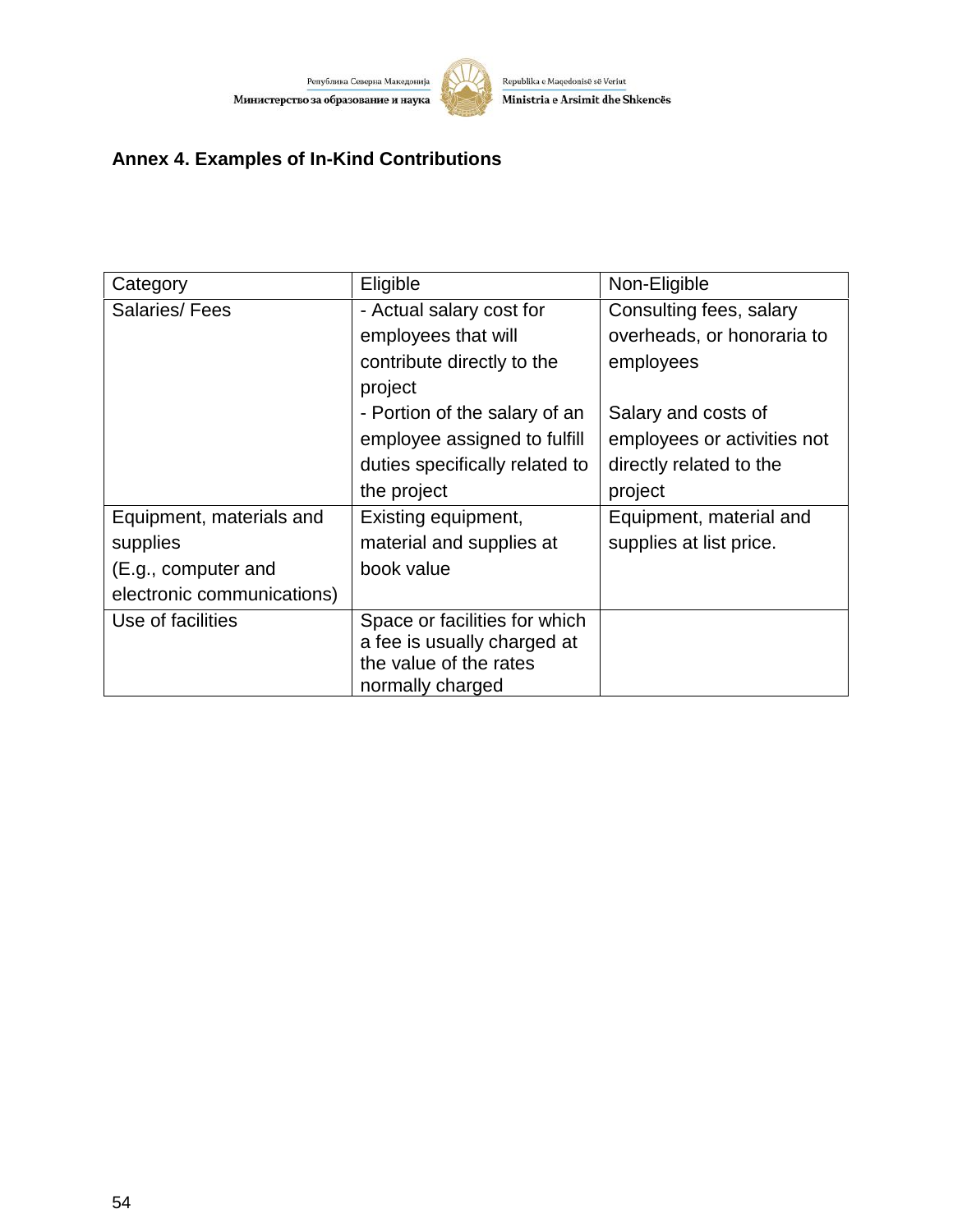## Annex 4. Examples of In-Kind Contributions

| Category | Eligible | Non-Eligible |
|---|---|---|
| Salaries/ Fees | - Actual salary cost for employees that will contribute directly to the project<br>- Portion of the salary of an employee assigned to fulfill duties specifically related to the project | Consulting fees, salary overheads, or honoraria to employees<br><br>Salary and costs of employees or activities not directly related to the project |
| Equipment, materials and supplies<br>(E.g., computer and electronic communications) | Existing equipment, material and supplies at book value | Equipment, material and supplies at list price. |
| Use of facilities | Space or facilities for which a fee is usually charged at the value of the rates normally charged | |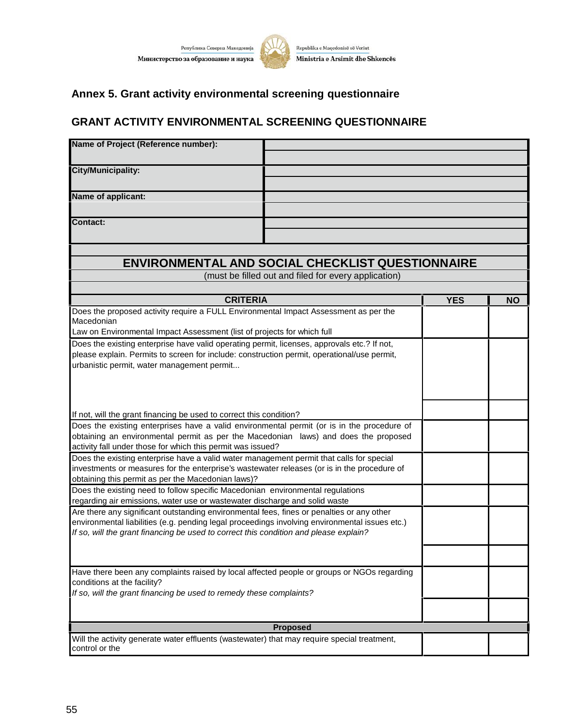## Annex 5. Grant activity environmental screening questionnaire

## GRANT ACTIVITY ENVIRONMENTAL SCREENING QUESTIONNAIRE

| | |
|---|---|
| **Name of Project (Reference number):** | |
| **City/Municipality:** | |
| **Name of applicant:** | |
| **Contact:** | |

| **ENVIRONMENTAL AND SOCIAL CHECKLIST QUESTIONNAIRE** (must be filled out and filed for every application) | | |
|---|---|---|
| **CRITERIA** | **YES** | **NO** |
| Does the proposed activity require a FULL Environmental Impact Assessment as per the Macedonian Law on Environmental Impact Assessment (list of projects for which full | | |
| Does the existing enterprise have valid operating permit, licenses, approvals etc.? If not, please explain. Permits to screen for include: construction permit, operational/use permit, urbanistic permit, water management permit... | | |
| If not, will the grant financing be used to correct this condition? | | |
| Does the existing enterprises have a valid environmental permit (or is in the procedure of obtaining an environmental permit as per the Macedonian laws) and does the proposed activity fall under those for which this permit was issued? | | |
| Does the existing enterprise have a valid water management permit that calls for special investments or measures for the enterprise's wastewater releases (or is in the procedure of obtaining this permit as per the Macedonian laws)? | | |
| Does the existing need to follow specific Macedonian environmental regulations regarding air emissions, water use or wastewater discharge and solid waste | | |
| Are there any significant outstanding environmental fees, fines or penalties or any other environmental liabilities (e.g. pending legal proceedings involving environmental issues etc.) *If so, will the grant financing be used to correct this condition and please explain?* | | |
| | | |
| Have there been any complaints raised by local affected people or groups or NGOs regarding conditions at the facility? *If so, will the grant financing be used to remedy these complaints?* | | |
| | | |
| **Proposed** | | |
| Will the activity generate water effluents (wastewater) that may require special treatment, control or the | | |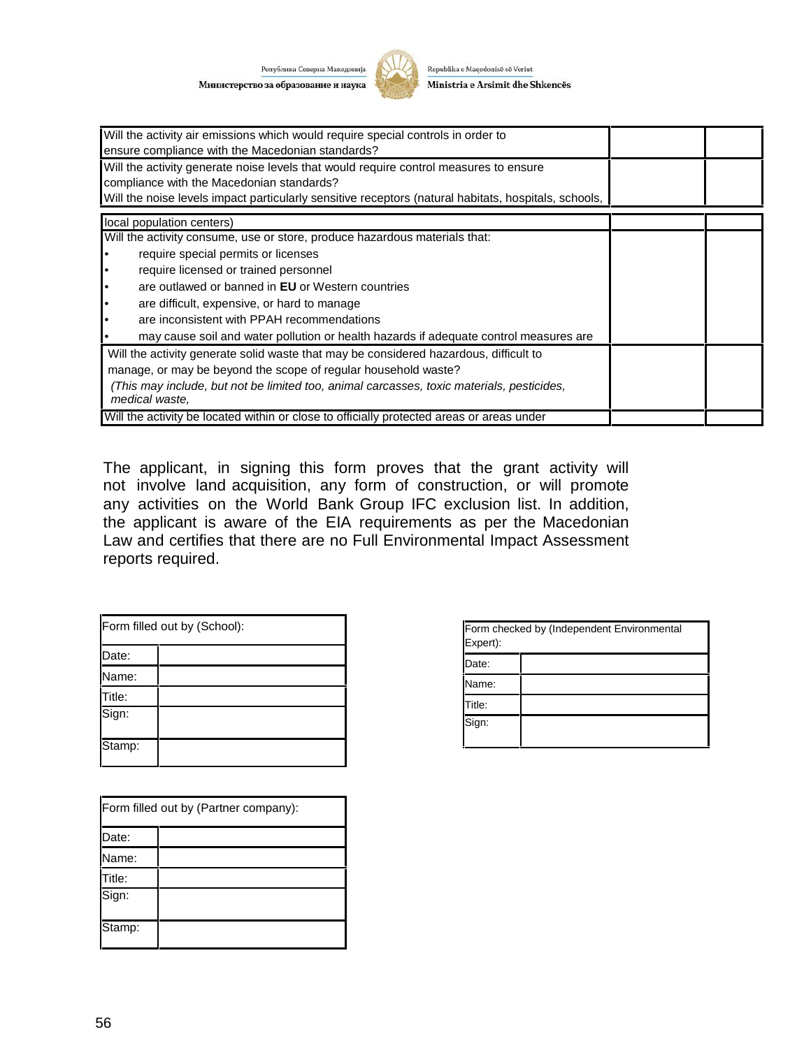| | | |
|---|---|---|
| Will the activity air emissions which would require special controls in order to ensure compliance with the Macedonian standards? | | |
| Will the activity generate noise levels that would require control measures to ensure compliance with the Macedonian standards?<br>Will the noise levels impact particularly sensitive receptors (natural habitats, hospitals, schools, local population centers) | | |
| Will the activity consume, use or store, produce hazardous materials that:<br>• require special permits or licenses<br>• require licensed or trained personnel<br>• are outlawed or banned in **EU** or Western countries<br>• are difficult, expensive, or hard to manage<br>• are inconsistent with PPAH recommendations<br>• may cause soil and water pollution or health hazards if adequate control measures are | | |
| Will the activity generate solid waste that may be considered hazardous, difficult to manage, or may be beyond the scope of regular household waste?<br>*(This may include, but not be limited too, animal carcasses, toxic materials, pesticides, medical waste,* | | |
| Will the activity be located within or close to officially protected areas or areas under | | |

The applicant, in signing this form proves that the grant activity will not involve land acquisition, any form of construction, or will promote any activities on the World Bank Group IFC exclusion list. In addition, the applicant is aware of the EIA requirements as per the Macedonian Law and certifies that there are no Full Environmental Impact Assessment reports required.

| Form filled out by (School): | |
|---|---|
| Date: | |
| Name: | |
| Title: | |
| Sign: | |
| Stamp: | |

| Form checked by (Independent Environmental Expert): | |
|---|---|
| Date: | |
| Name: | |
| Title: | |
| Sign: | |

| Form filled out by (Partner company): | |
|---|---|
| Date: | |
| Name: | |
| Title: | |
| Sign: | |
| Stamp: | |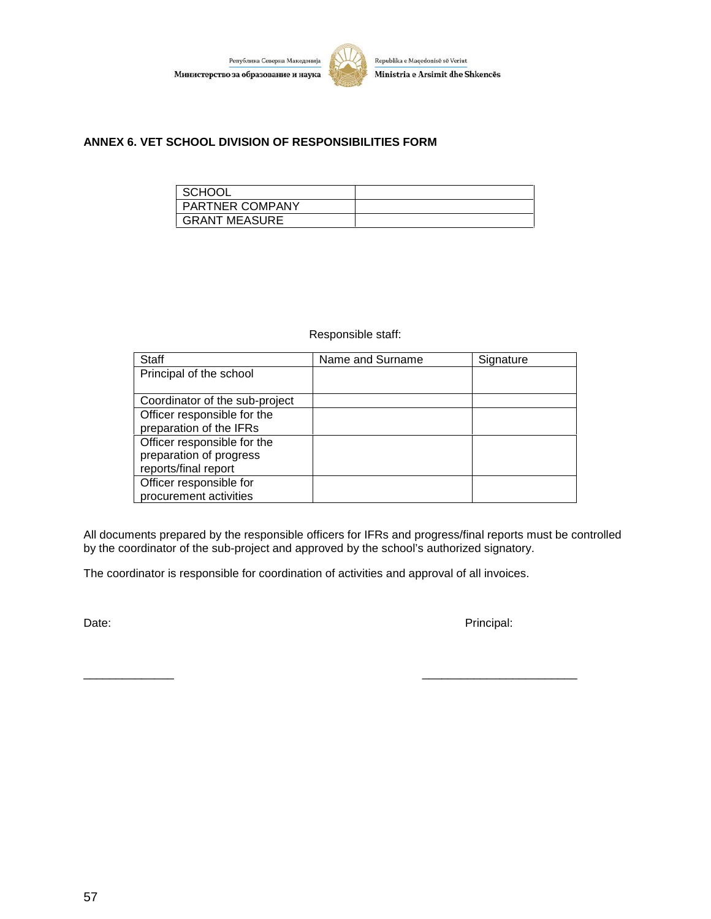## ANNEX 6. VET SCHOOL DIVISION OF RESPONSIBILITIES FORM

| SCHOOL | |
|---|---|
| PARTNER COMPANY | |
| GRANT MEASURE | |

Responsible staff:

| Staff | Name and Surname | Signature |
|---|---|---|
| Principal of the school | | |
| Coordinator of the sub-project | | |
| Officer responsible for the preparation of the IFRs | | |
| Officer responsible for the preparation of progress reports/final report | | |
| Officer responsible for procurement activities | | |

All documents prepared by the responsible officers for IFRs and progress/final reports must be controlled by the coordinator of the sub-project and approved by the school's authorized signatory.

The coordinator is responsible for coordination of activities and approval of all invoices.

Date: Principal:

______________ ________________________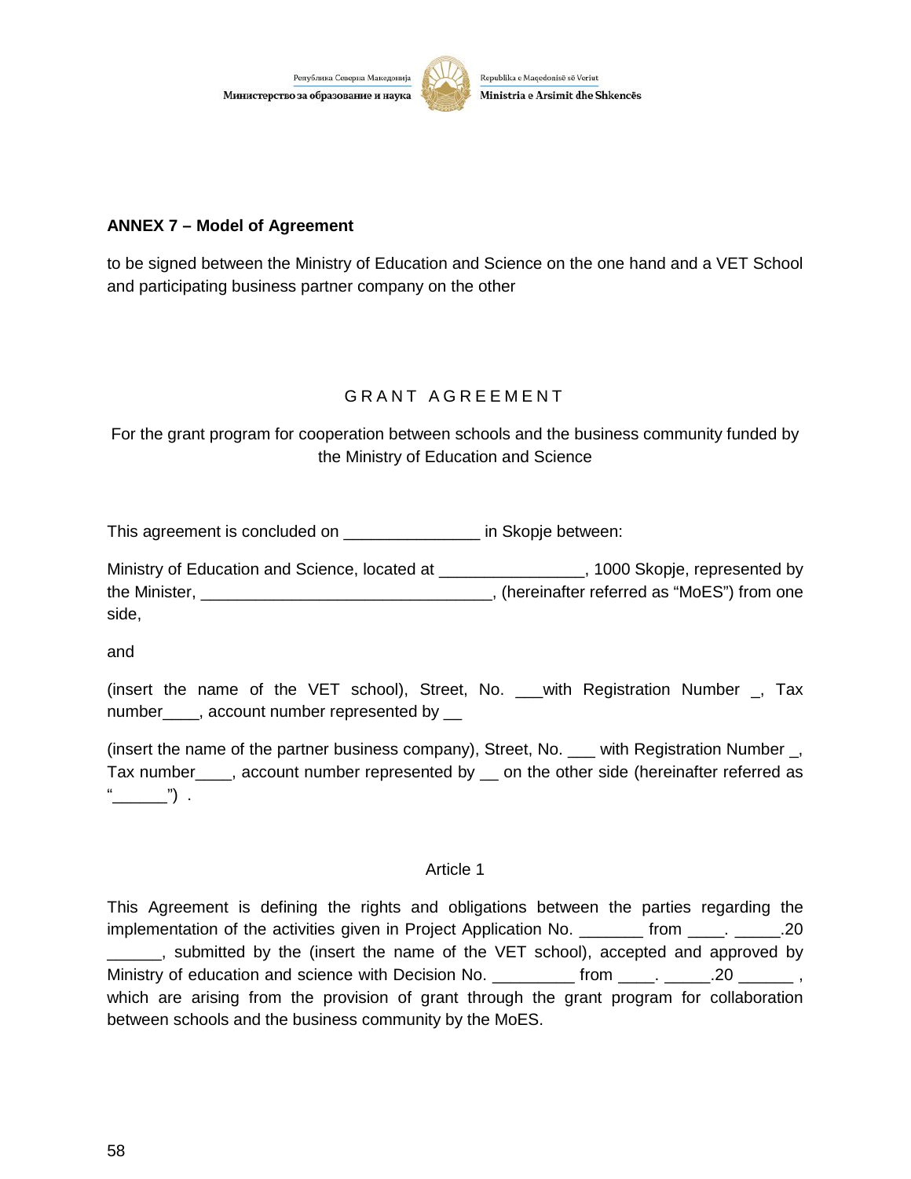**ANNEX 7 – Model of Agreement**

to be signed between the Ministry of Education and Science on the one hand and a VET School and participating business partner company on the other

# G R A N T  A G R E E M E N T

For the grant program for cooperation between schools and the business community funded by the Ministry of Education and Science

This agreement is concluded on _______________ in Skopje between:

Ministry of Education and Science, located at ________________, 1000 Skopje, represented by the Minister, ________________________________, (hereinafter referred as “MoES”) from one side,

and

(insert the name of the VET school), Street, No. ___with Registration Number _, Tax number____, account number represented by __

(insert the name of the partner business company), Street, No. ___ with Registration Number _, Tax number____, account number represented by __ on the other side (hereinafter referred as “______”) .

Article 1

This Agreement is defining the rights and obligations between the parties regarding the implementation of the activities given in Project Application No. _______ from ____. _____.20 ______, submitted by the (insert the name of the VET school), accepted and approved by Ministry of education and science with Decision No. _________ from ____. _____.20 ______ , which are arising from the provision of grant through the grant program for collaboration between schools and the business community by the MoES.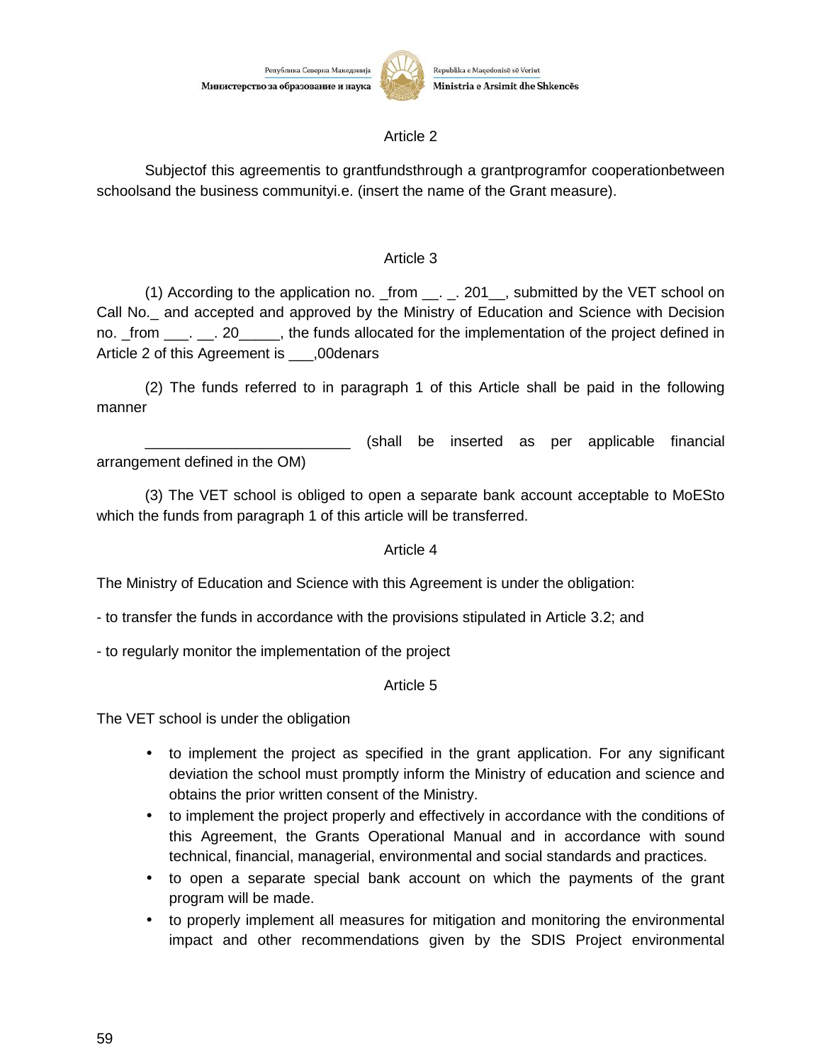Article 2

Subjectof this agreementis to grantfundsthrough a grantprogramfor cooperationbetween schoolsand the business communityi.e. (insert the name of the Grant measure).

Article 3

(1) According to the application no. _from __. _. 201__, submitted by the VET school on Call No._ and accepted and approved by the Ministry of Education and Science with Decision no. _from ___. __. 20_____, the funds allocated for the implementation of the project defined in Article 2 of this Agreement is ___,00denars

(2) The funds referred to in paragraph 1 of this Article shall be paid in the following manner

_________________________ (shall be inserted as per applicable financial arrangement defined in the OM)

(3) The VET school is obliged to open a separate bank account acceptable to MoESto which the funds from paragraph 1 of this article will be transferred.

Article 4

The Ministry of Education and Science with this Agreement is under the obligation:

- to transfer the funds in accordance with the provisions stipulated in Article 3.2; and

- to regularly monitor the implementation of the project

Article 5

The VET school is under the obligation

- to implement the project as specified in the grant application. For any significant deviation the school must promptly inform the Ministry of education and science and obtains the prior written consent of the Ministry.
- to implement the project properly and effectively in accordance with the conditions of this Agreement, the Grants Operational Manual and in accordance with sound technical, financial, managerial, environmental and social standards and practices.
- to open a separate special bank account on which the payments of the grant program will be made.
- to properly implement all measures for mitigation and monitoring the environmental impact and other recommendations given by the SDIS Project environmental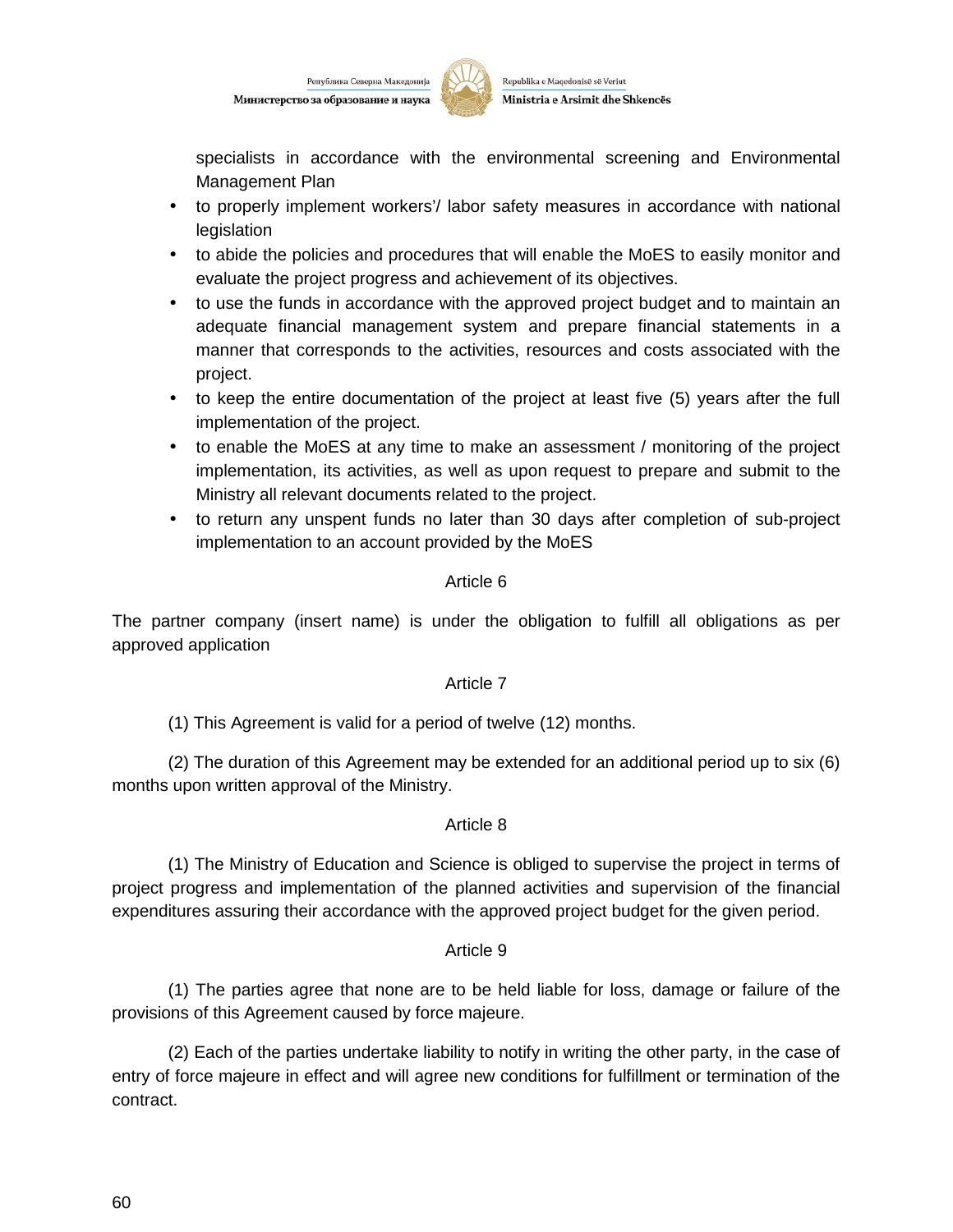specialists in accordance with the environmental screening and Environmental Management Plan

- to properly implement workers'/ labor safety measures in accordance with national legislation
- to abide the policies and procedures that will enable the MoES to easily monitor and evaluate the project progress and achievement of its objectives.
- to use the funds in accordance with the approved project budget and to maintain an adequate financial management system and prepare financial statements in a manner that corresponds to the activities, resources and costs associated with the project.
- to keep the entire documentation of the project at least five (5) years after the full implementation of the project.
- to enable the MoES at any time to make an assessment / monitoring of the project implementation, its activities, as well as upon request to prepare and submit to the Ministry all relevant documents related to the project.
- to return any unspent funds no later than 30 days after completion of sub-project implementation to an account provided by the MoES

Article 6

The partner company (insert name) is under the obligation to fulfill all obligations as per approved application

Article 7

(1) This Agreement is valid for a period of twelve (12) months.

(2) The duration of this Agreement may be extended for an additional period up to six (6) months upon written approval of the Ministry.

Article 8

(1) The Ministry of Education and Science is obliged to supervise the project in terms of project progress and implementation of the planned activities and supervision of the financial expenditures assuring their accordance with the approved project budget for the given period.

Article 9

(1) The parties agree that none are to be held liable for loss, damage or failure of the provisions of this Agreement caused by force majeure.

(2) Each of the parties undertake liability to notify in writing the other party, in the case of entry of force majeure in effect and will agree new conditions for fulfillment or termination of the contract.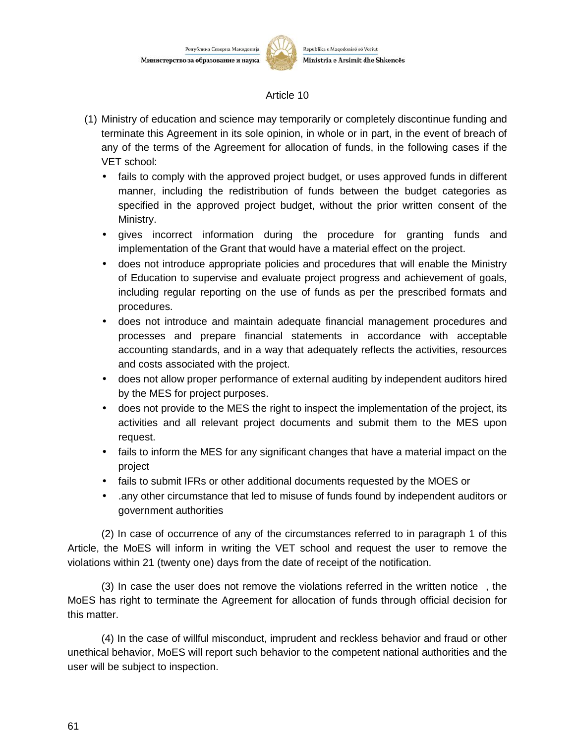## Article 10

(1) Ministry of education and science may temporarily or completely discontinue funding and terminate this Agreement in its sole opinion, in whole or in part, in the event of breach of any of the terms of the Agreement for allocation of funds, in the following cases if the VET school:

- fails to comply with the approved project budget, or uses approved funds in different manner, including the redistribution of funds between the budget categories as specified in the approved project budget, without the prior written consent of the Ministry.
- gives incorrect information during the procedure for granting funds and implementation of the Grant that would have a material effect on the project.
- does not introduce appropriate policies and procedures that will enable the Ministry of Education to supervise and evaluate project progress and achievement of goals, including regular reporting on the use of funds as per the prescribed formats and procedures.
- does not introduce and maintain adequate financial management procedures and processes and prepare financial statements in accordance with acceptable accounting standards, and in a way that adequately reflects the activities, resources and costs associated with the project.
- does not allow proper performance of external auditing by independent auditors hired by the MES for project purposes.
- does not provide to the MES the right to inspect the implementation of the project, its activities and all relevant project documents and submit them to the MES upon request.
- fails to inform the MES for any significant changes that have a material impact on the project
- fails to submit IFRs or other additional documents requested by the MOES or
- .any other circumstance that led to misuse of funds found by independent auditors or government authorities

(2) In case of occurrence of any of the circumstances referred to in paragraph 1 of this Article, the MoES will inform in writing the VET school and request the user to remove the violations within 21 (twenty one) days from the date of receipt of the notification.

(3) In case the user does not remove the violations referred in the written notice , the MoES has right to terminate the Agreement for allocation of funds through official decision for this matter.

(4) In the case of willful misconduct, imprudent and reckless behavior and fraud or other unethical behavior, MoES will report such behavior to the competent national authorities and the user will be subject to inspection.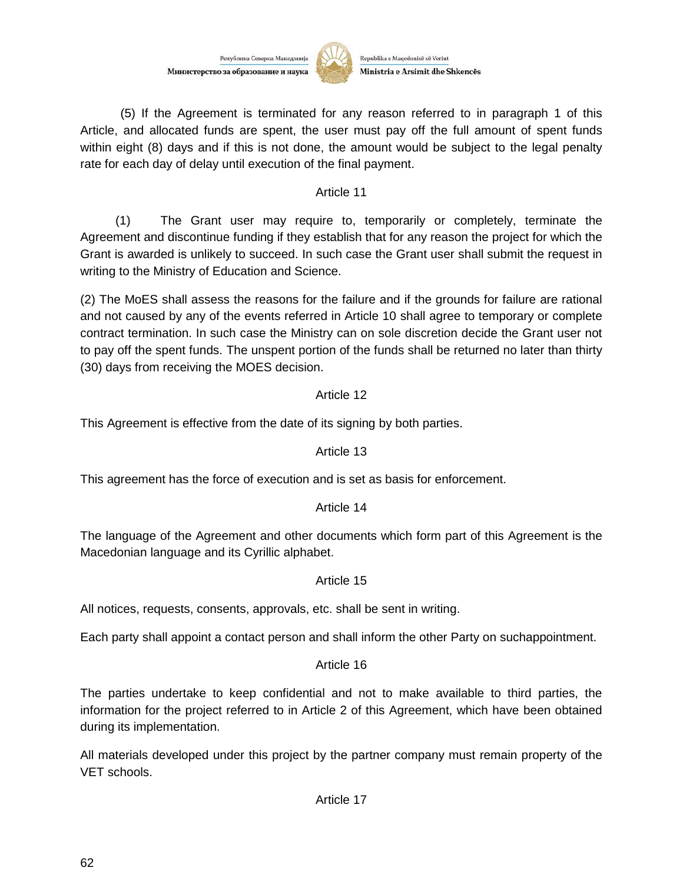(5) If the Agreement is terminated for any reason referred to in paragraph 1 of this Article, and allocated funds are spent, the user must pay off the full amount of spent funds within eight (8) days and if this is not done, the amount would be subject to the legal penalty rate for each day of delay until execution of the final payment.

Article 11

(1) The Grant user may require to, temporarily or completely, terminate the Agreement and discontinue funding if they establish that for any reason the project for which the Grant is awarded is unlikely to succeed. In such case the Grant user shall submit the request in writing to the Ministry of Education and Science.

(2) The MoES shall assess the reasons for the failure and if the grounds for failure are rational and not caused by any of the events referred in Article 10 shall agree to temporary or complete contract termination. In such case the Ministry can on sole discretion decide the Grant user not to pay off the spent funds. The unspent portion of the funds shall be returned no later than thirty (30) days from receiving the MOES decision.

Article 12

This Agreement is effective from the date of its signing by both parties.

Article 13

This agreement has the force of execution and is set as basis for enforcement.

Article 14

The language of the Agreement and other documents which form part of this Agreement is the Macedonian language and its Cyrillic alphabet.

Article 15

All notices, requests, consents, approvals, etc. shall be sent in writing.

Each party shall appoint a contact person and shall inform the other Party on suchappointment.

Article 16

The parties undertake to keep confidential and not to make available to third parties, the information for the project referred to in Article 2 of this Agreement, which have been obtained during its implementation.

All materials developed under this project by the partner company must remain property of the VET schools.

Article 17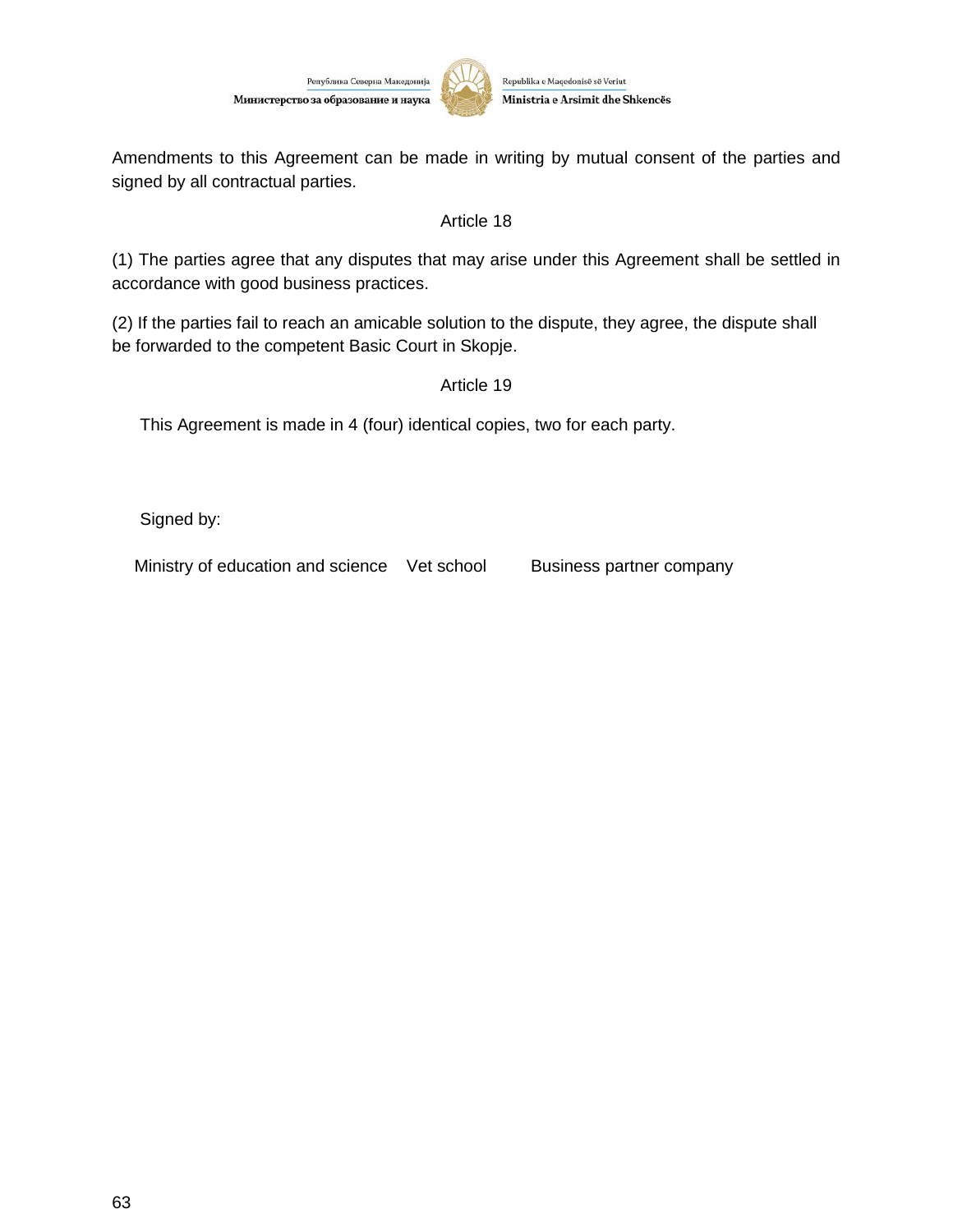Amendments to this Agreement can be made in writing by mutual consent of the parties and signed by all contractual parties.

Article 18

(1) The parties agree that any disputes that may arise under this Agreement shall be settled in accordance with good business practices.

(2) If the parties fail to reach an amicable solution to the dispute, they agree, the dispute shall be forwarded to the competent Basic Court in Skopje.

Article 19

This Agreement is made in 4 (four) identical copies, two for each party.

Signed by:

Ministry of education and science    Vet school    Business partner company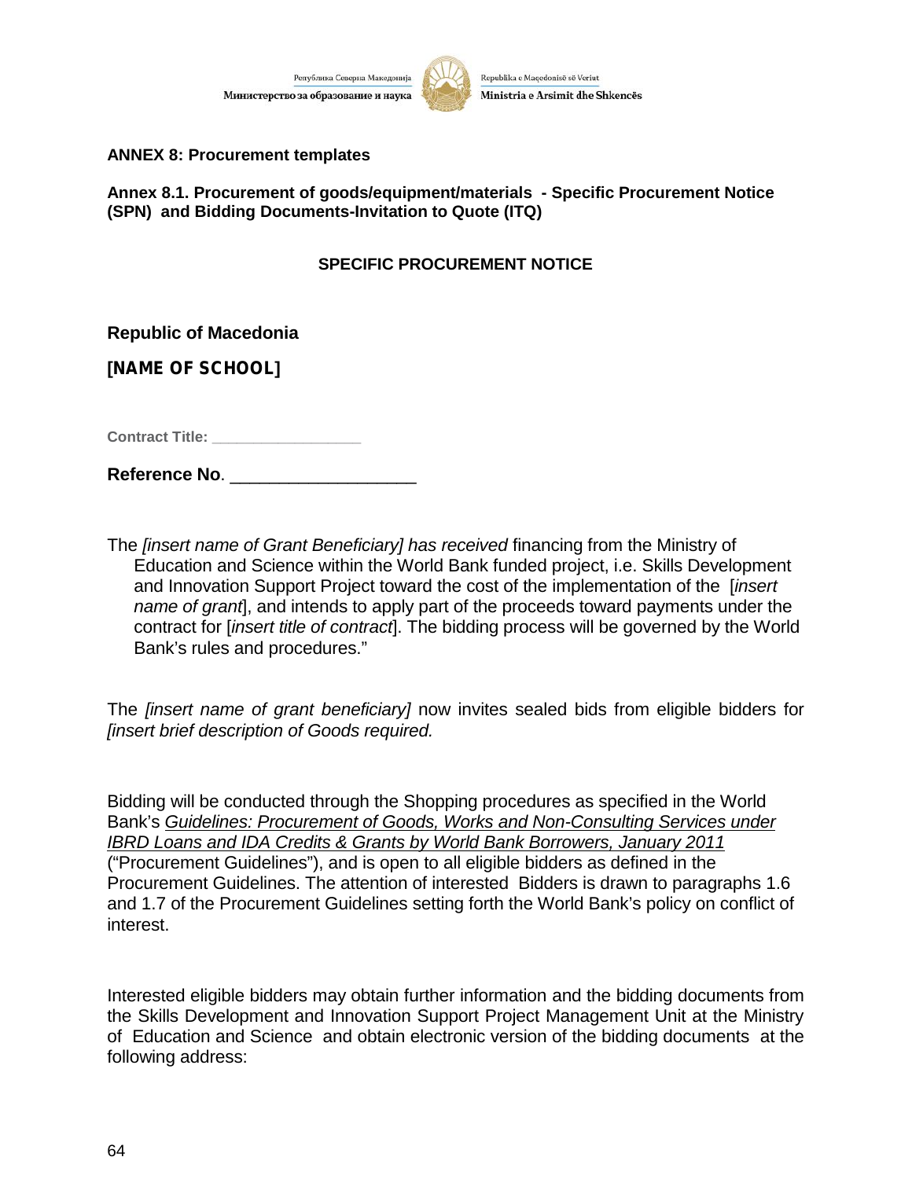**ANNEX 8: Procurement templates**

**Annex 8.1. Procurement of goods/equipment/materials - Specific Procurement Notice (SPN) and Bidding Documents-Invitation to Quote (ITQ)**

**SPECIFIC PROCUREMENT NOTICE**

**Republic of Macedonia**

**[NAME OF SCHOOL]**

**Contract Title: \_\_\_\_\_\_\_\_\_\_\_\_\_\_\_\_\_\_**

**Reference No**. \_\_\_\_\_\_\_\_\_\_\_\_\_\_\_\_\_\_\_

The *[insert name of Grant Beneficiary] has received* financing from the Ministry of Education and Science within the World Bank funded project, i.e. Skills Development and Innovation Support Project toward the cost of the implementation of the [*insert name of grant*], and intends to apply part of the proceeds toward payments under the contract for [*insert title of contract*]. The bidding process will be governed by the World Bank's rules and procedures."

The *[insert name of grant beneficiary]* now invites sealed bids from eligible bidders for *[insert brief description of Goods required.*

Bidding will be conducted through the Shopping procedures as specified in the World Bank's *Guidelines: Procurement of Goods, Works and Non-Consulting Services under IBRD Loans and IDA Credits & Grants by World Bank Borrowers, January 2011* ("Procurement Guidelines"), and is open to all eligible bidders as defined in the Procurement Guidelines. The attention of interested Bidders is drawn to paragraphs 1.6 and 1.7 of the Procurement Guidelines setting forth the World Bank's policy on conflict of interest.

Interested eligible bidders may obtain further information and the bidding documents from the Skills Development and Innovation Support Project Management Unit at the Ministry of Education and Science and obtain electronic version of the bidding documents at the following address: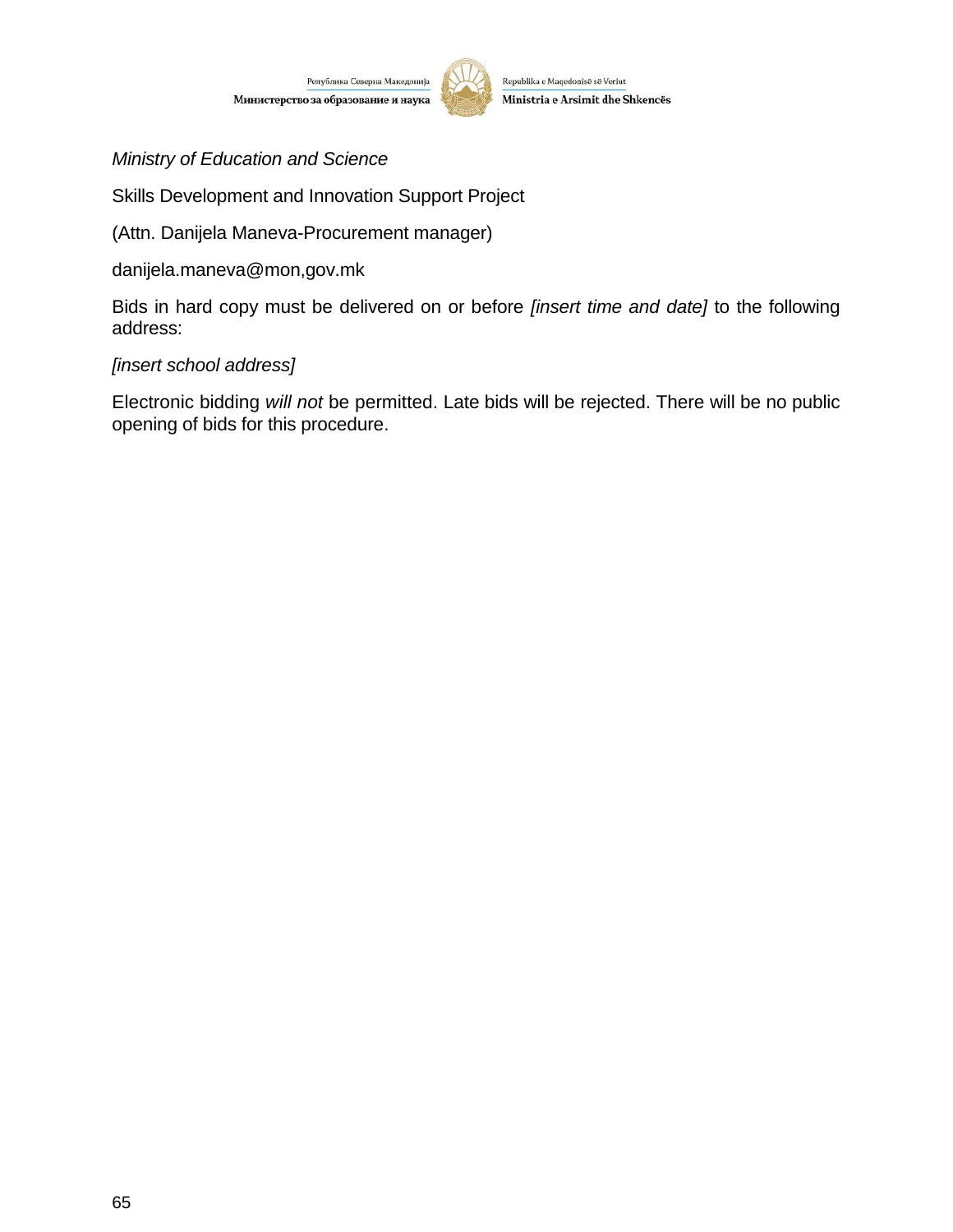*Ministry of Education and Science*

Skills Development and Innovation Support Project

(Attn. Danijela Maneva-Procurement manager)

danijela.maneva@mon,gov.mk

Bids in hard copy must be delivered on or before *[insert time and date]* to the following address:

*[insert school address]*

Electronic bidding *will not* be permitted. Late bids will be rejected. There will be no public opening of bids for this procedure.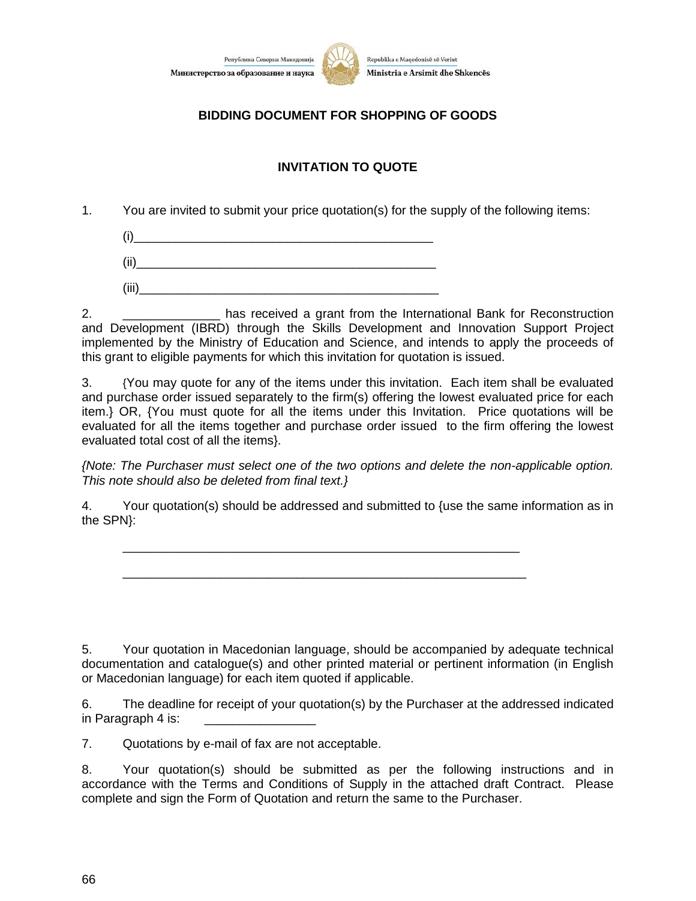Република Северна Македонија
Министерство за образование и наука

Republika e Maqedonisë së Veriut
Ministria e Arsimit dhe Shkencës

**BIDDING DOCUMENT FOR SHOPPING OF GOODS**

**INVITATION TO QUOTE**

1. You are invited to submit your price quotation(s) for the supply of the following items:

   (i)____________________________________________

   (ii)____________________________________________

   (iii)____________________________________________

2. ______________ has received a grant from the International Bank for Reconstruction and Development (IBRD) through the Skills Development and Innovation Support Project implemented by the Ministry of Education and Science, and intends to apply the proceeds of this grant to eligible payments for which this invitation for quotation is issued.

3. {You may quote for any of the items under this invitation. Each item shall be evaluated and purchase order issued separately to the firm(s) offering the lowest evaluated price for each item.} OR, {You must quote for all the items under this Invitation. Price quotations will be evaluated for all the items together and purchase order issued to the firm offering the lowest evaluated total cost of all the items}.

*{Note: The Purchaser must select one of the two options and delete the non-applicable option. This note should also be deleted from final text.}*

4. Your quotation(s) should be addressed and submitted to {use the same information as in the SPN}:

   ____________________________________________________________

   ____________________________________________________________

5. Your quotation in Macedonian language, should be accompanied by adequate technical documentation and catalogue(s) and other printed material or pertinent information (in English or Macedonian language) for each item quoted if applicable.

6. The deadline for receipt of your quotation(s) by the Purchaser at the addressed indicated in Paragraph 4 is: ________________

7. Quotations by e-mail of fax are not acceptable.

8. Your quotation(s) should be submitted as per the following instructions and in accordance with the Terms and Conditions of Supply in the attached draft Contract. Please complete and sign the Form of Quotation and return the same to the Purchaser.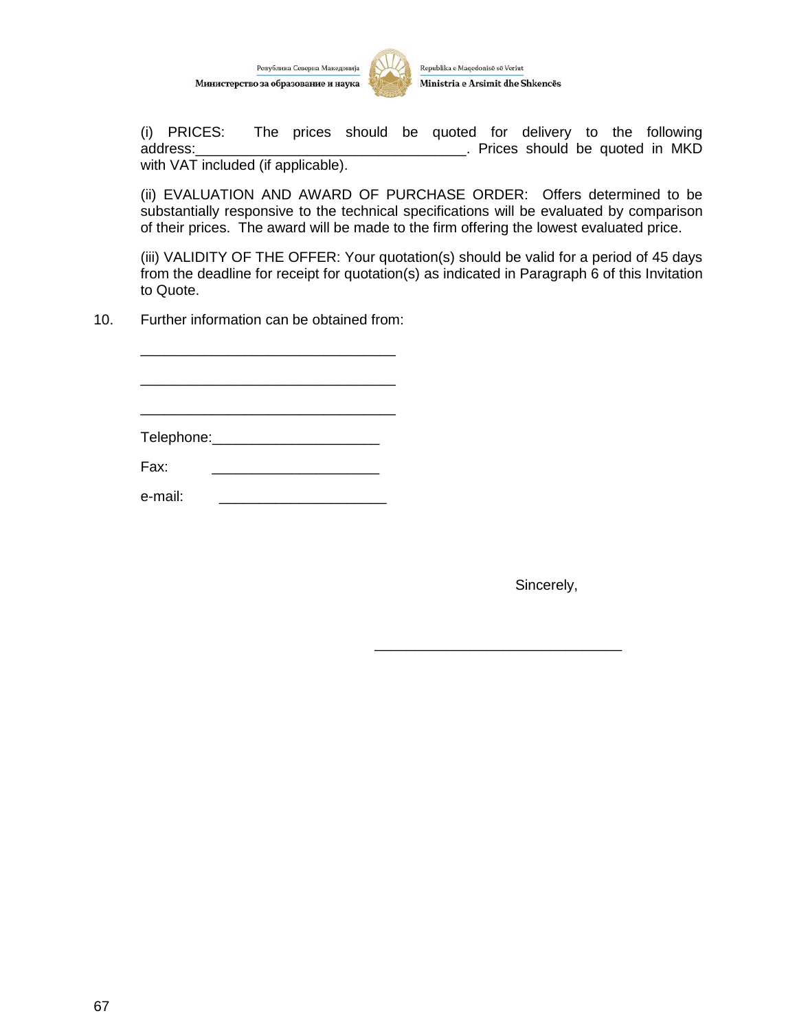(i) PRICES: The prices should be quoted for delivery to the following address:__________________________________. Prices should be quoted in MKD with VAT included (if applicable).

(ii) EVALUATION AND AWARD OF PURCHASE ORDER: Offers determined to be substantially responsive to the technical specifications will be evaluated by comparison of their prices. The award will be made to the firm offering the lowest evaluated price.

(iii) VALIDITY OF THE OFFER: Your quotation(s) should be valid for a period of 45 days from the deadline for receipt for quotation(s) as indicated in Paragraph 6 of this Invitation to Quote.

10. Further information can be obtained from:

________________________________

________________________________

________________________________

Telephone:_____________________

Fax: _____________________

e-mail: _____________________

Sincerely,

_______________________________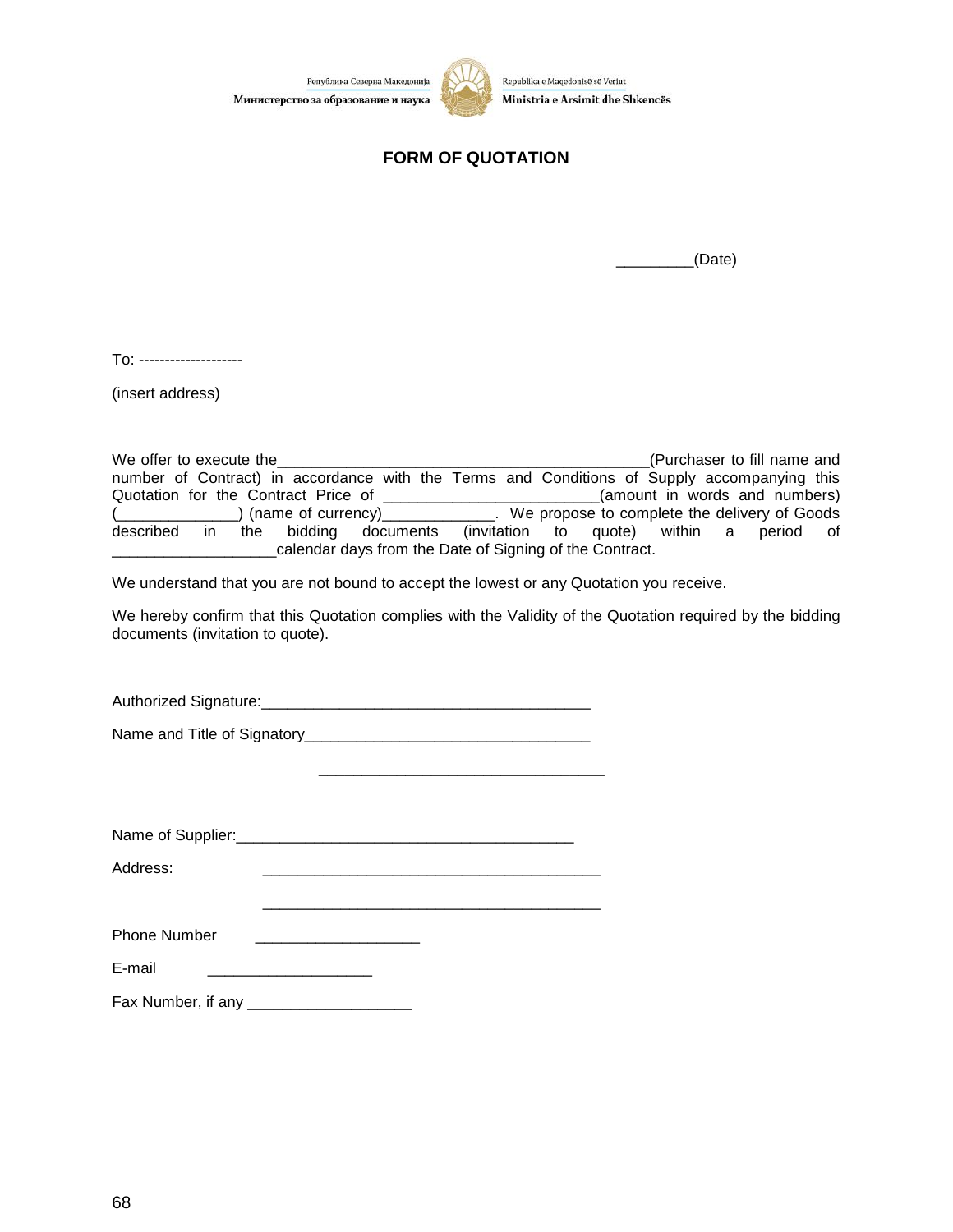Република Северна Македонија
Министерство за образование и наука

Republika e Maqedonisë së Veriut
Ministria e Arsimit dhe Shkencës

# FORM OF QUOTATION

_________(Date)

To: --------------------

(insert address)

We offer to execute the____________________________________________(Purchaser to fill name and number of Contract) in accordance with the Terms and Conditions of Supply accompanying this Quotation for the Contract Price of _________________________(amount in words and numbers) (______________) (name of currency)_____________. We propose to complete the delivery of Goods described in the bidding documents (invitation to quote) within a period of ___________________calendar days from the Date of Signing of the Contract.

We understand that you are not bound to accept the lowest or any Quotation you receive.

We hereby confirm that this Quotation complies with the Validity of the Quotation required by the bidding documents (invitation to quote).

Authorized Signature:_______________________________________

Name and Title of Signatory_________________________________

_________________________________

Name of Supplier:________________________________________

Address: ________________________________________

________________________________________

Phone Number ___________________

E-mail ___________________

Fax Number, if any ___________________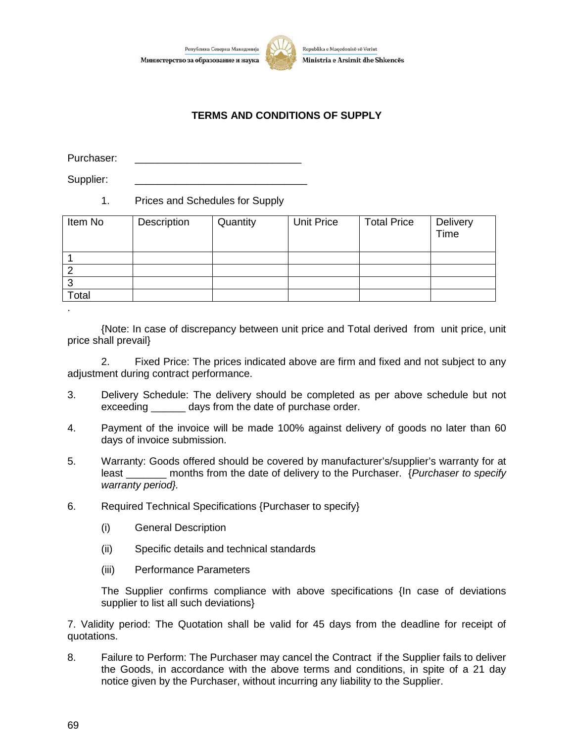Република Северна Македонија
Министерство за образование и наука

Republika e Maqedonisë së Veriut
Ministria e Arsimit dhe Shkencës

## TERMS AND CONDITIONS OF SUPPLY

Purchaser: ______________________________

Supplier: ________________________________

1. Prices and Schedules for Supply

| Item No | Description | Quantity | Unit Price | Total Price | Delivery Time |
|---|---|---|---|---|---|
| 1 | | | | | |
| 2 | | | | | |
| 3 | | | | | |
| Total | | | | | |

.

{Note: In case of discrepancy between unit price and Total derived from unit price, unit price shall prevail}

2. Fixed Price: The prices indicated above are firm and fixed and not subject to any adjustment during contract performance.

3. Delivery Schedule: The delivery should be completed as per above schedule but not exceeding ______ days from the date of purchase order.

4. Payment of the invoice will be made 100% against delivery of goods no later than 60 days of invoice submission.

5. Warranty: Goods offered should be covered by manufacturer's/supplier's warranty for at least _______ months from the date of delivery to the Purchaser. {*Purchaser to specify warranty period}.*

6. Required Technical Specifications {Purchaser to specify}

   (i) General Description

   (ii) Specific details and technical standards

   (iii) Performance Parameters

   The Supplier confirms compliance with above specifications {In case of deviations supplier to list all such deviations}

7. Validity period: The Quotation shall be valid for 45 days from the deadline for receipt of quotations.

8. Failure to Perform: The Purchaser may cancel the Contract if the Supplier fails to deliver the Goods, in accordance with the above terms and conditions, in spite of a 21 day notice given by the Purchaser, without incurring any liability to the Supplier.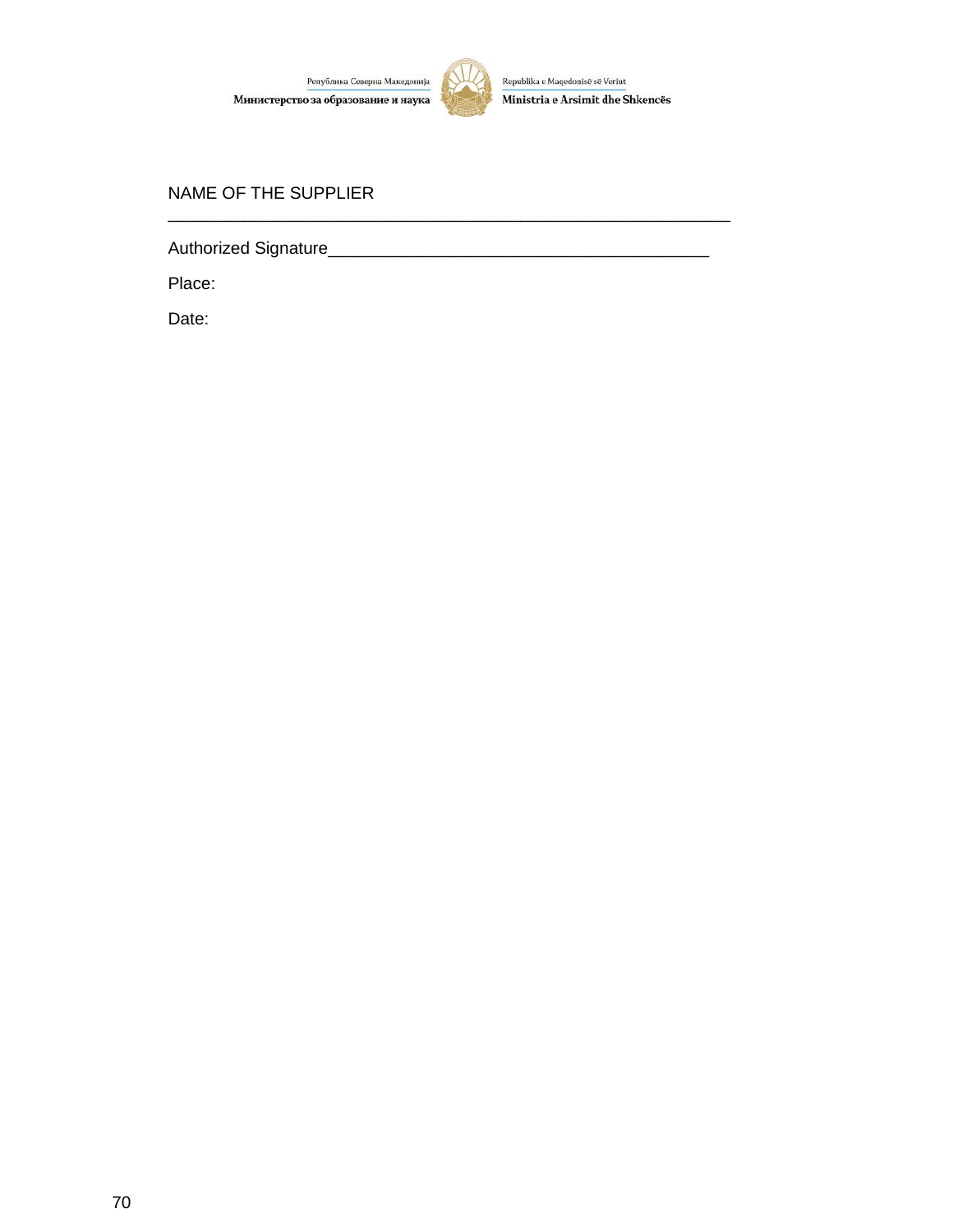NAME OF THE SUPPLIER

_____________________________________________________________

Authorized Signature_________________________________________

Place:

Date: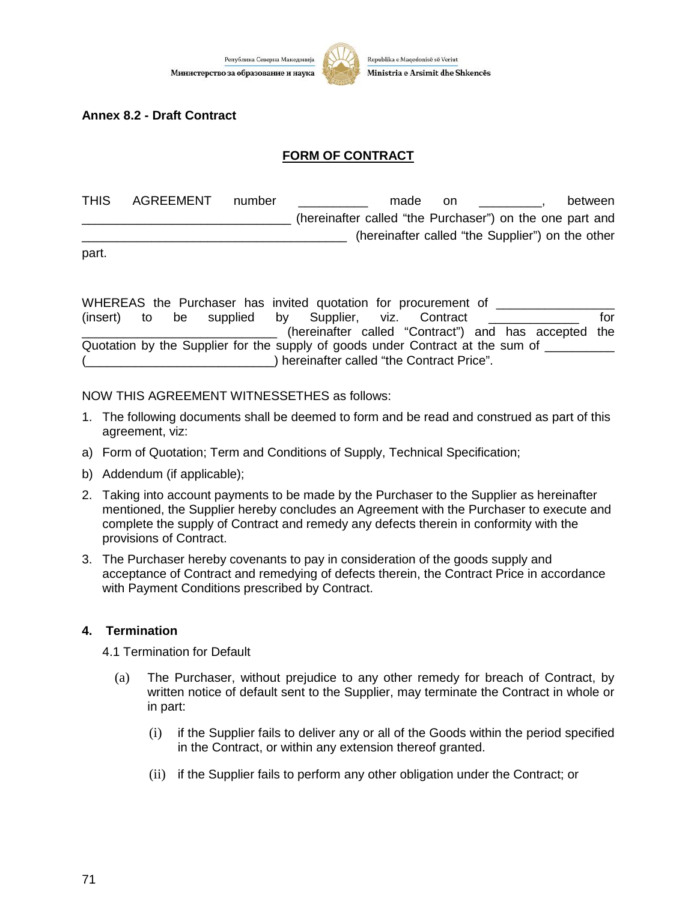**Annex 8.2 - Draft Contract**

**FORM OF CONTRACT**

THIS AGREEMENT number __________ made on _________, between ______________________________ (hereinafter called "the Purchaser") on the one part and ______________________________________ (hereinafter called "the Supplier") on the other part.

WHEREAS the Purchaser has invited quotation for procurement of ________________ (insert) to be supplied by Supplier, viz. Contract _____________ for ____________________________ (hereinafter called "Contract") and has accepted the Quotation by the Supplier for the supply of goods under Contract at the sum of __________ (___________________________) hereinafter called "the Contract Price".

NOW THIS AGREEMENT WITNESSETHES as follows:

1. The following documents shall be deemed to form and be read and construed as part of this agreement, viz:

a) Form of Quotation; Term and Conditions of Supply, Technical Specification;

b) Addendum (if applicable);

2. Taking into account payments to be made by the Purchaser to the Supplier as hereinafter mentioned, the Supplier hereby concludes an Agreement with the Purchaser to execute and complete the supply of Contract and remedy any defects therein in conformity with the provisions of Contract.

3. The Purchaser hereby covenants to pay in consideration of the goods supply and acceptance of Contract and remedying of defects therein, the Contract Price in accordance with Payment Conditions prescribed by Contract.

**4. Termination**

4.1 Termination for Default

(a) The Purchaser, without prejudice to any other remedy for breach of Contract, by written notice of default sent to the Supplier, may terminate the Contract in whole or in part:

(i) if the Supplier fails to deliver any or all of the Goods within the period specified in the Contract, or within any extension thereof granted.

(ii) if the Supplier fails to perform any other obligation under the Contract; or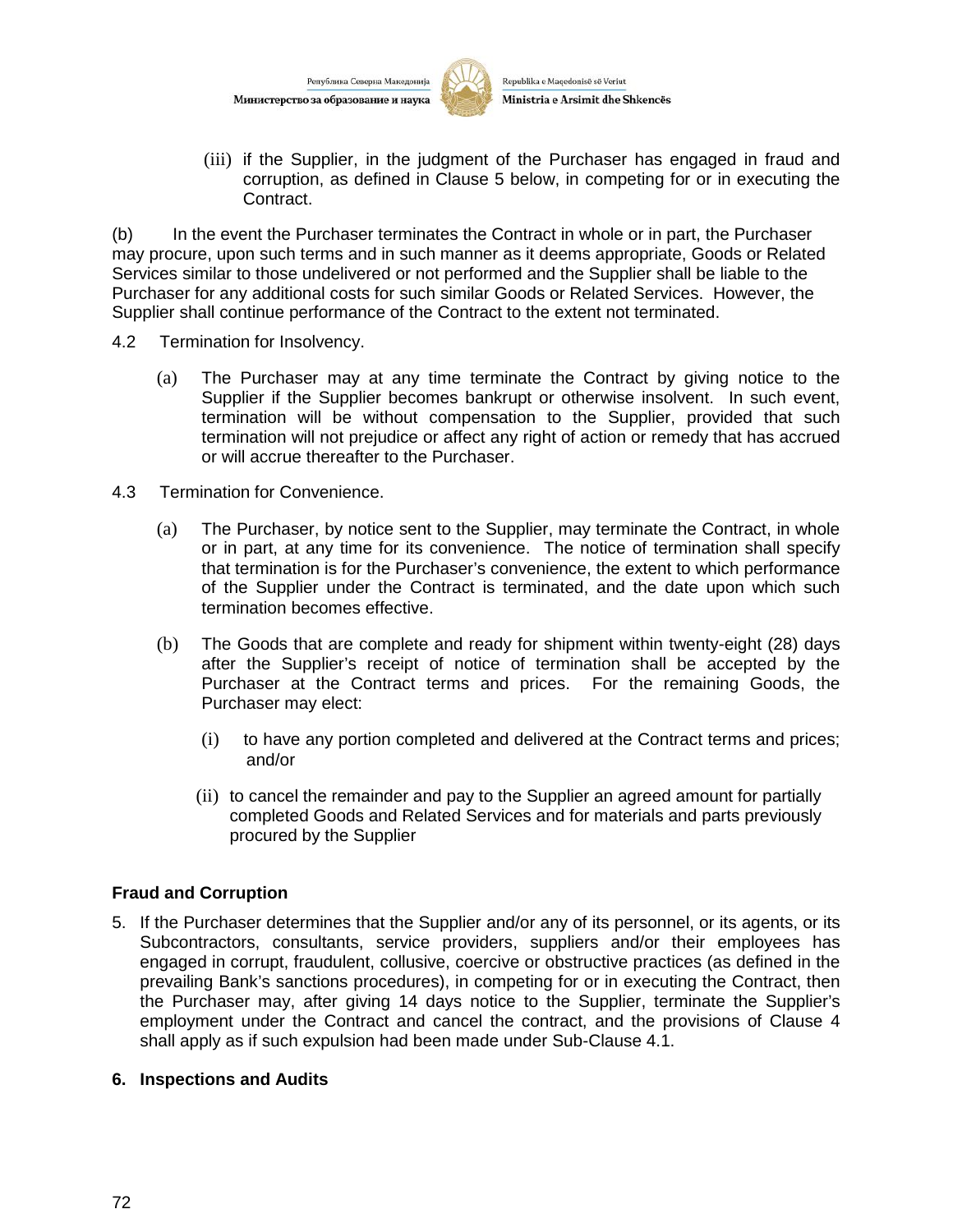(iii) if the Supplier, in the judgment of the Purchaser has engaged in fraud and corruption, as defined in Clause 5 below, in competing for or in executing the Contract.

(b) In the event the Purchaser terminates the Contract in whole or in part, the Purchaser may procure, upon such terms and in such manner as it deems appropriate, Goods or Related Services similar to those undelivered or not performed and the Supplier shall be liable to the Purchaser for any additional costs for such similar Goods or Related Services. However, the Supplier shall continue performance of the Contract to the extent not terminated.

4.2 Termination for Insolvency.

(a) The Purchaser may at any time terminate the Contract by giving notice to the Supplier if the Supplier becomes bankrupt or otherwise insolvent. In such event, termination will be without compensation to the Supplier, provided that such termination will not prejudice or affect any right of action or remedy that has accrued or will accrue thereafter to the Purchaser.

4.3 Termination for Convenience.

(a) The Purchaser, by notice sent to the Supplier, may terminate the Contract, in whole or in part, at any time for its convenience. The notice of termination shall specify that termination is for the Purchaser's convenience, the extent to which performance of the Supplier under the Contract is terminated, and the date upon which such termination becomes effective.

(b) The Goods that are complete and ready for shipment within twenty-eight (28) days after the Supplier's receipt of notice of termination shall be accepted by the Purchaser at the Contract terms and prices. For the remaining Goods, the Purchaser may elect:

(i) to have any portion completed and delivered at the Contract terms and prices; and/or

(ii) to cancel the remainder and pay to the Supplier an agreed amount for partially completed Goods and Related Services and for materials and parts previously procured by the Supplier

**Fraud and Corruption**

5. If the Purchaser determines that the Supplier and/or any of its personnel, or its agents, or its Subcontractors, consultants, service providers, suppliers and/or their employees has engaged in corrupt, fraudulent, collusive, coercive or obstructive practices (as defined in the prevailing Bank's sanctions procedures), in competing for or in executing the Contract, then the Purchaser may, after giving 14 days notice to the Supplier, terminate the Supplier's employment under the Contract and cancel the contract, and the provisions of Clause 4 shall apply as if such expulsion had been made under Sub-Clause 4.1.

**6. Inspections and Audits**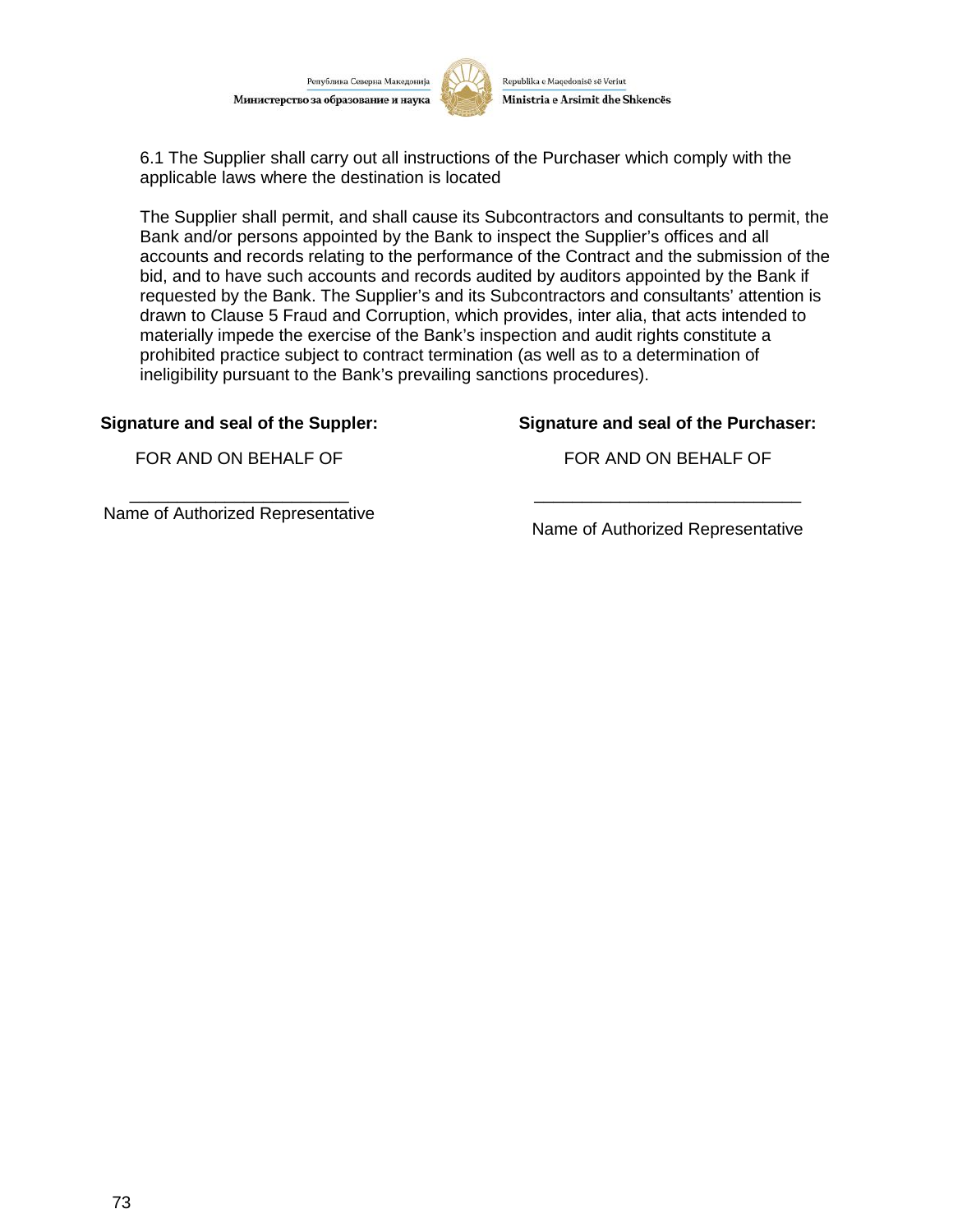6.1 The Supplier shall carry out all instructions of the Purchaser which comply with the applicable laws where the destination is located

The Supplier shall permit, and shall cause its Subcontractors and consultants to permit, the Bank and/or persons appointed by the Bank to inspect the Supplier's offices and all accounts and records relating to the performance of the Contract and the submission of the bid, and to have such accounts and records audited by auditors appointed by the Bank if requested by the Bank. The Supplier's and its Subcontractors and consultants' attention is drawn to Clause 5 Fraud and Corruption, which provides, inter alia, that acts intended to materially impede the exercise of the Bank's inspection and audit rights constitute a prohibited practice subject to contract termination (as well as to a determination of ineligibility pursuant to the Bank's prevailing sanctions procedures).

| **Signature and seal of the Suppler:** | **Signature and seal of the Purchaser:** |
|---|---|
| FOR AND ON BEHALF OF | FOR AND ON BEHALF OF |
| ______________________ | ____________________________ |
| Name of Authorized Representative | Name of Authorized Representative |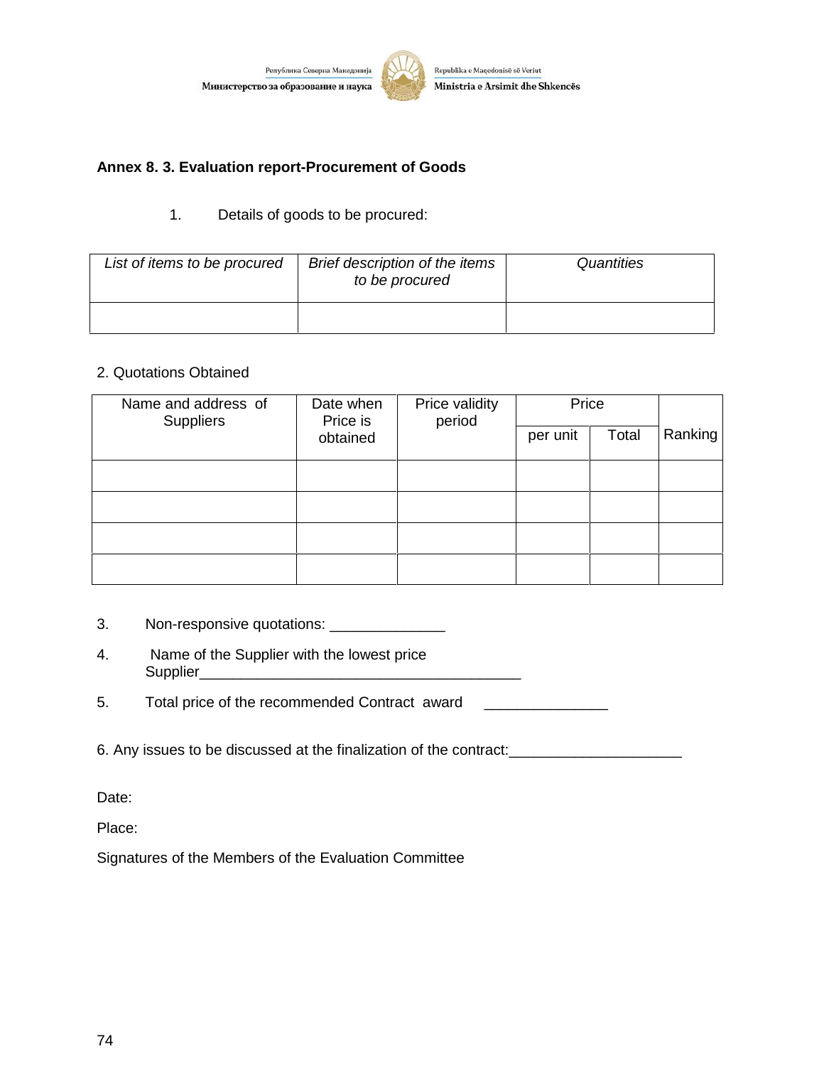Република Северна Македонија
Министерство за образование и наука

Republika e Maqedonisë së Veriut
Ministria e Arsimit dhe Shkencës

**Annex 8. 3. Evaluation report-Procurement of Goods**

1. Details of goods to be procured:

| *List of items to be procured* | *Brief description of the items to be procured* | *Quantities* |
|---|---|---|
| | | |

2. Quotations Obtained

| Name and address of Suppliers | Date when Price is obtained | Price validity period | Price | | Ranking |
|---|---|---|---|---|---|
| | | | per unit | Total | |
| | | | | | |
| | | | | | |
| | | | | | |
| | | | | | |

3. Non-responsive quotations: ______________

4. Name of the Supplier with the lowest price
Supplier________________________________________

5. Total price of the recommended Contract award _______________

6. Any issues to be discussed at the finalization of the contract:_____________________

Date:

Place:

Signatures of the Members of the Evaluation Committee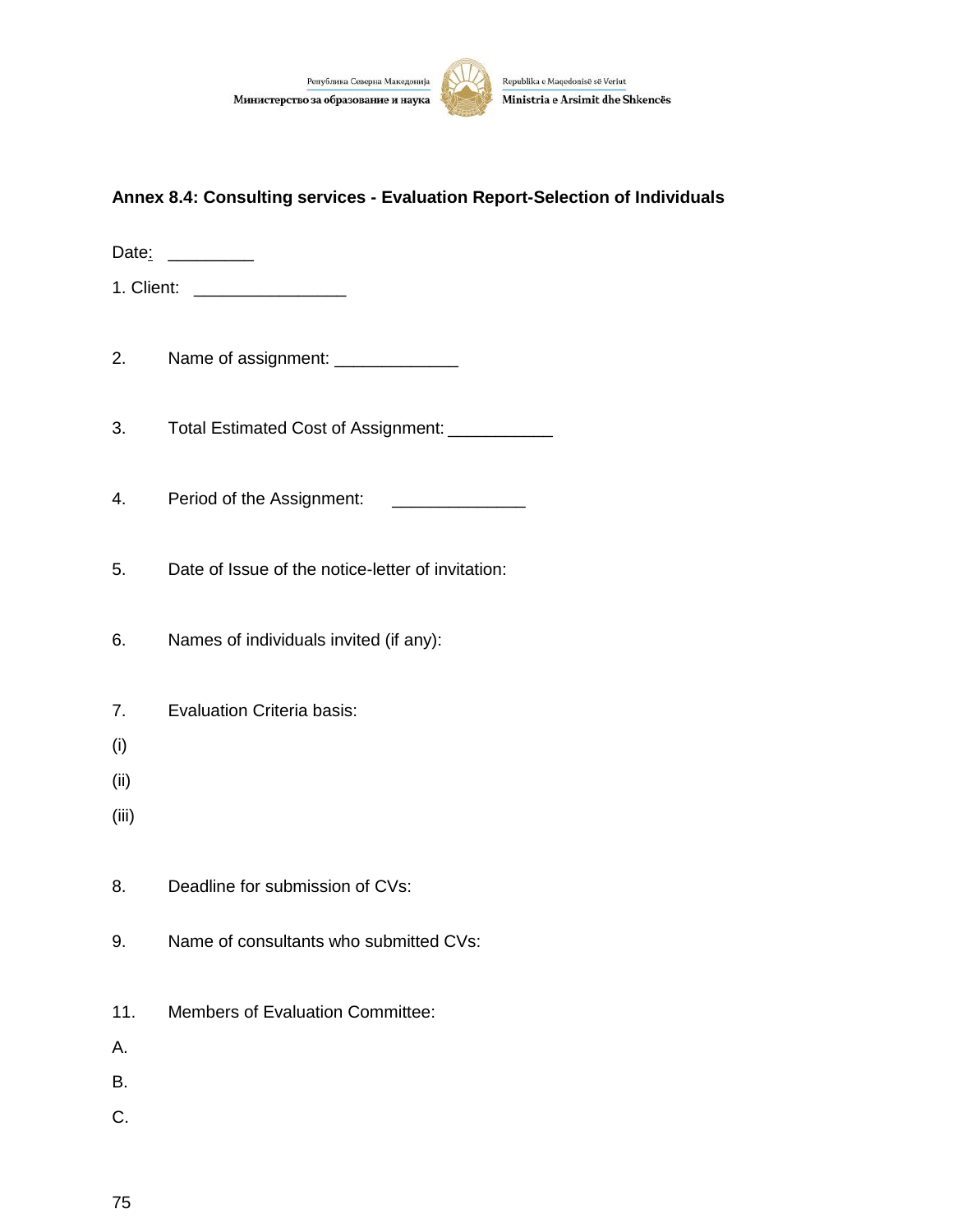### Annex 8.4: Consulting services - Evaluation Report-Selection of Individuals

Date: _________

1. Client: ________________

2. Name of assignment: _____________

3. Total Estimated Cost of Assignment: ___________

4. Period of the Assignment: ______________

5. Date of Issue of the notice-letter of invitation:

6. Names of individuals invited (if any):

7. Evaluation Criteria basis:

(i)

(ii)

(iii)

8. Deadline for submission of CVs:

9. Name of consultants who submitted CVs:

11. Members of Evaluation Committee:

A.

B.

C.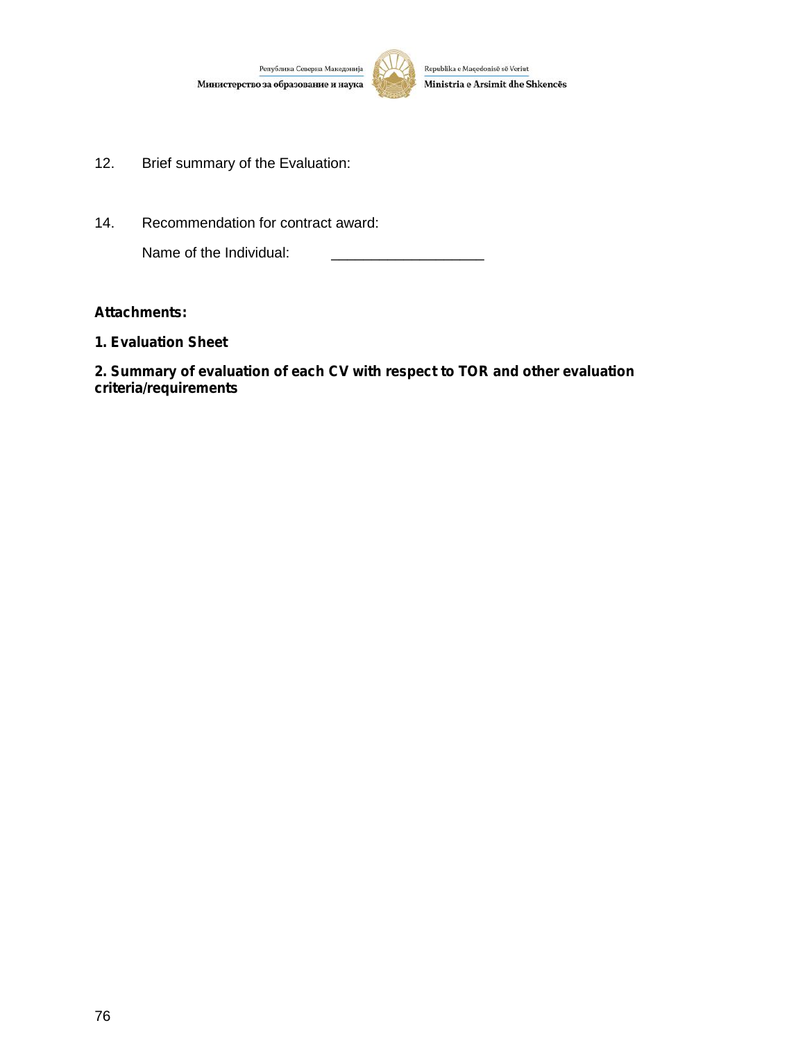12. Brief summary of the Evaluation:

14. Recommendation for contract award:

    Name of the Individual: ___________________

**Attachments:**

**1. Evaluation Sheet**

**2. Summary of evaluation of each CV with respect to TOR and other evaluation criteria/requirements**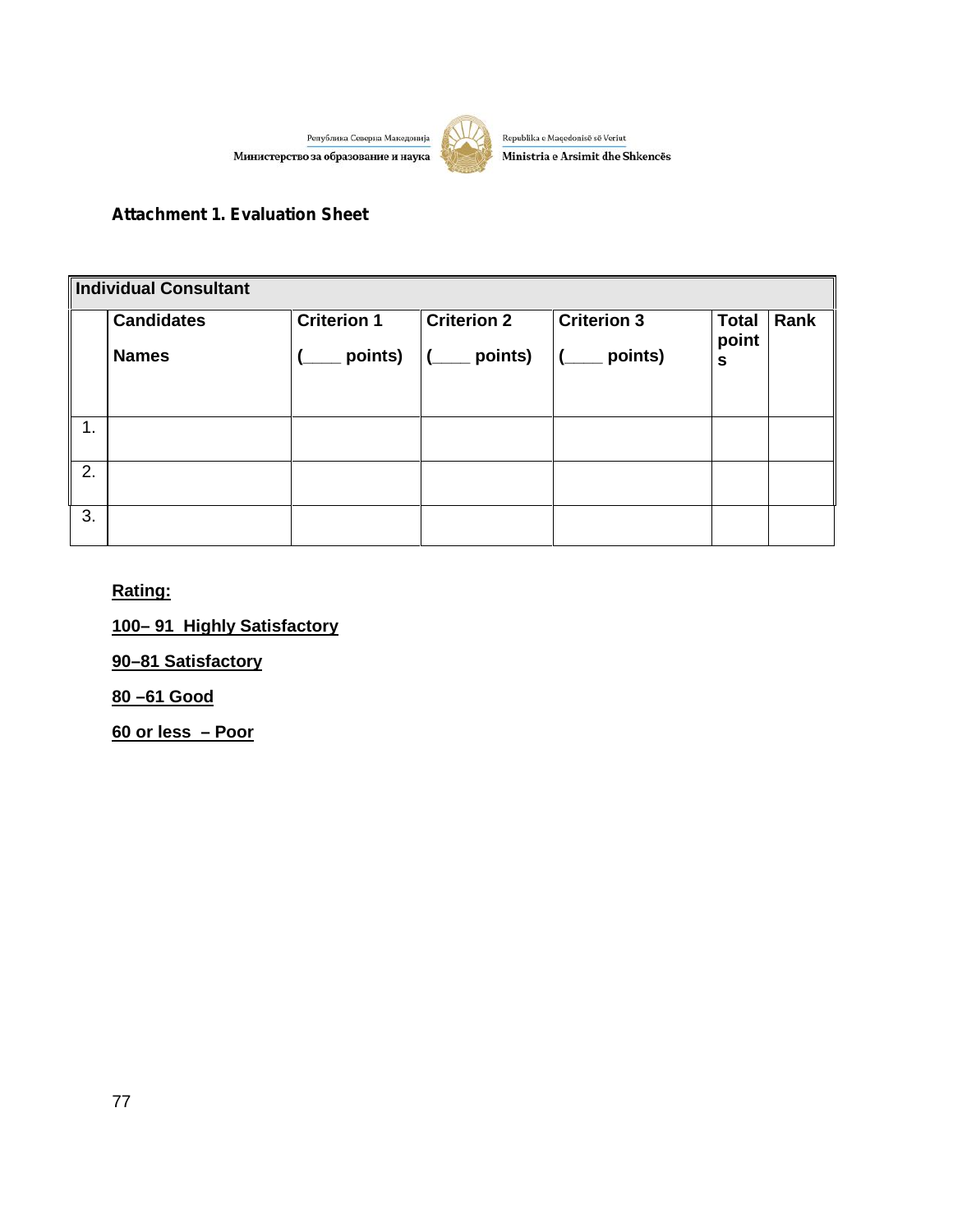Република Северна Македонија
Министерство за образование и наука

Republika e Maqedonisë së Veriut
Ministria e Arsimit dhe Shkencës

**Attachment 1. Evaluation Sheet**

| Individual Consultant | | | | | | |
|---|---|---|---|---|---|---|
| | **Candidates Names** | **Criterion 1 (____ points)** | **Criterion 2 (____ points)** | **Criterion 3 (____ points)** | **Total points** | **Rank** |
| 1. | | | | | | |
| 2. | | | | | | |
| 3. | | | | | | |

**Rating:**

**100– 91 Highly Satisfactory**

**90–81 Satisfactory**

**80 –61 Good**

**60 or less – Poor**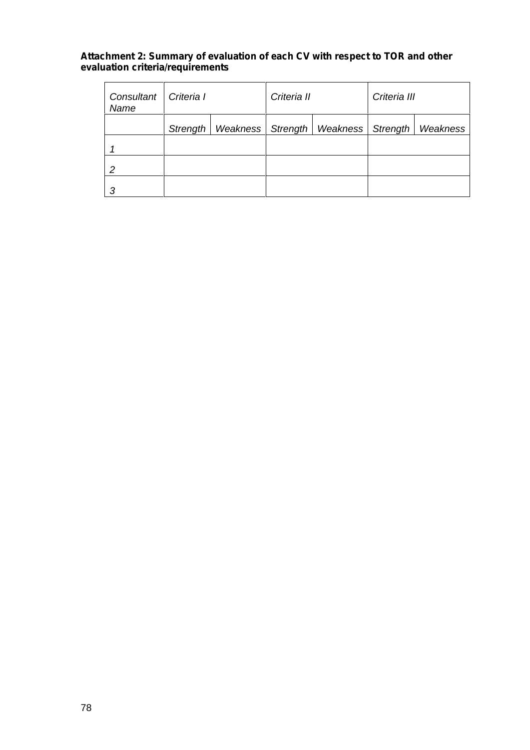**Attachment 2: Summary of evaluation of each CV with respect to TOR and other evaluation criteria/requirements**

| *Consultant Name* | *Criteria I* | | *Criteria II* | | *Criteria III* | |
|---|---|---|---|---|---|---|
| | *Strength* | *Weakness* | *Strength* | *Weakness* | *Strength* | *Weakness* |
| *1* | | | | | | |
| *2* | | | | | | |
| *3* | | | | | | |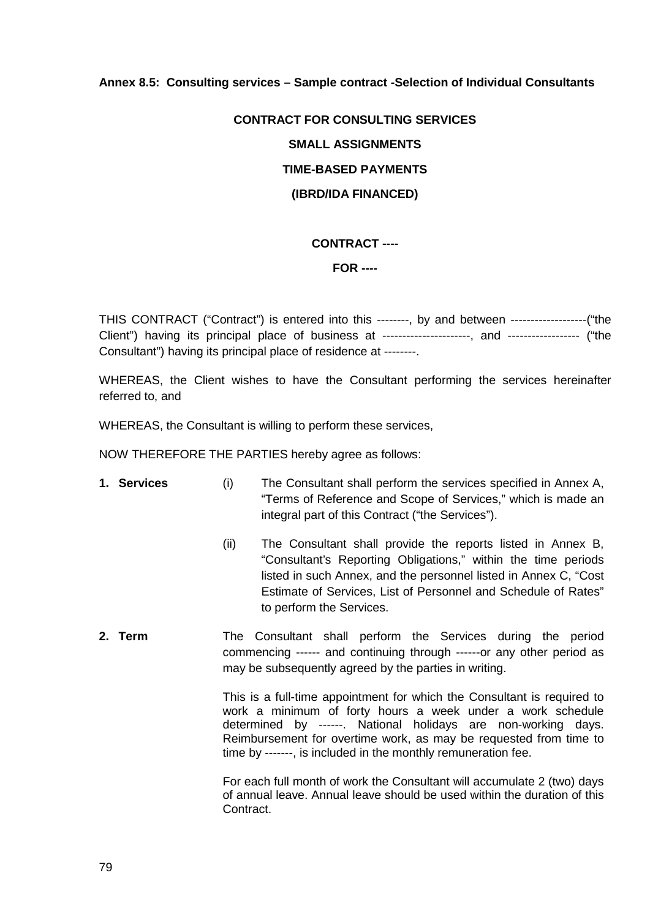**Annex 8.5: Consulting services – Sample contract -Selection of Individual Consultants**

**CONTRACT FOR CONSULTING SERVICES**

**SMALL ASSIGNMENTS**

**TIME-BASED PAYMENTS**

**(IBRD/IDA FINANCED)**

**CONTRACT ----**

**FOR ----**

THIS CONTRACT ("Contract") is entered into this --------, by and between -------------------("the Client") having its principal place of business at ---------------------, and ------------------ ("the Consultant") having its principal place of residence at --------.

WHEREAS, the Client wishes to have the Consultant performing the services hereinafter referred to, and

WHEREAS, the Consultant is willing to perform these services,

NOW THEREFORE THE PARTIES hereby agree as follows:

**1. Services**

(i) The Consultant shall perform the services specified in Annex A, "Terms of Reference and Scope of Services," which is made an integral part of this Contract ("the Services").

(ii) The Consultant shall provide the reports listed in Annex B, "Consultant's Reporting Obligations," within the time periods listed in such Annex, and the personnel listed in Annex C, "Cost Estimate of Services, List of Personnel and Schedule of Rates" to perform the Services.

**2. Term**

The Consultant shall perform the Services during the period commencing ------ and continuing through ------or any other period as may be subsequently agreed by the parties in writing.

This is a full-time appointment for which the Consultant is required to work a minimum of forty hours a week under a work schedule determined by ------. National holidays are non-working days. Reimbursement for overtime work, as may be requested from time to time by -------, is included in the monthly remuneration fee.

For each full month of work the Consultant will accumulate 2 (two) days of annual leave. Annual leave should be used within the duration of this Contract.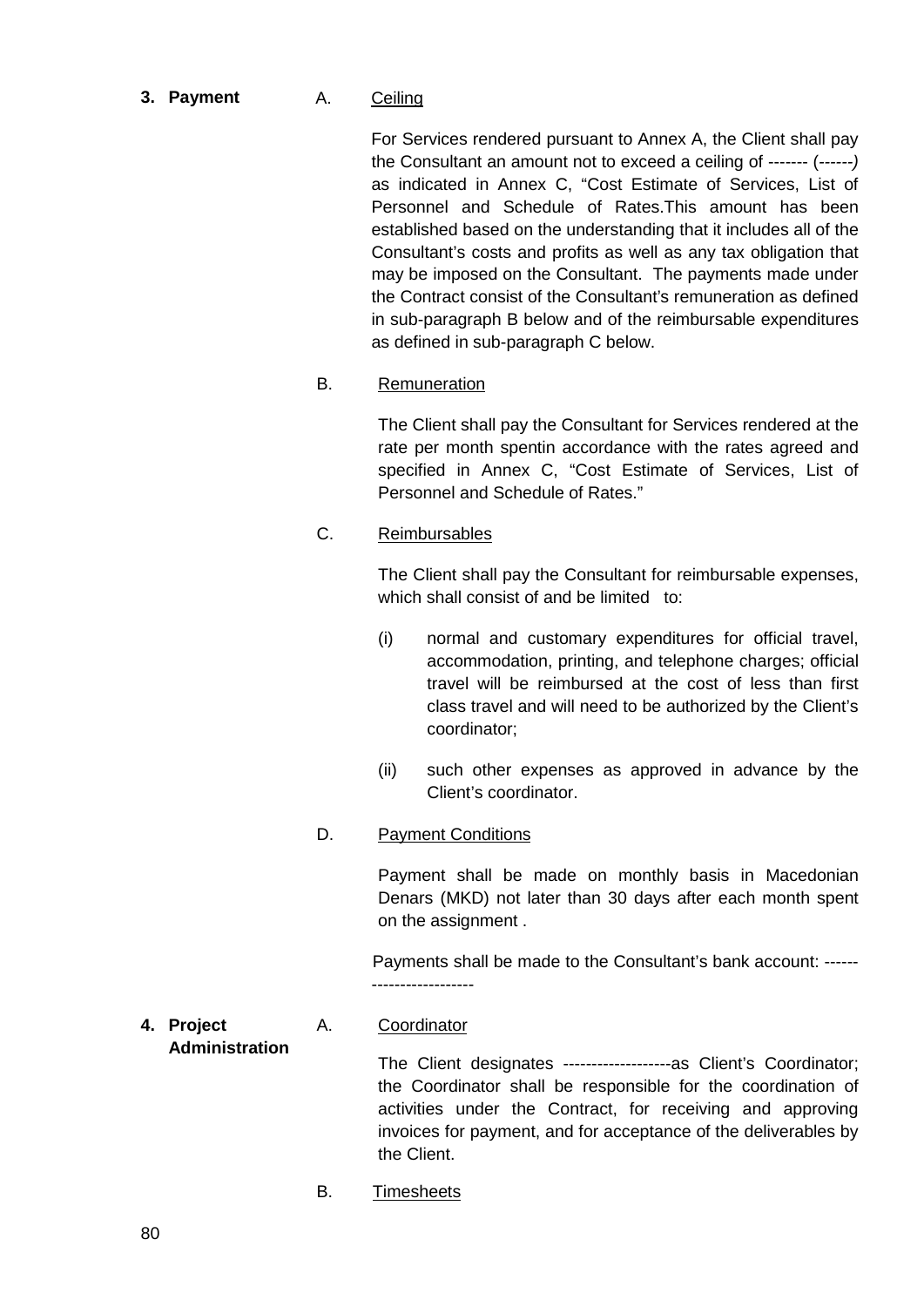**3. Payment**

A. Ceiling

For Services rendered pursuant to Annex A, the Client shall pay the Consultant an amount not to exceed a ceiling of ------- (------*)* as indicated in Annex C, "Cost Estimate of Services, List of Personnel and Schedule of Rates.This amount has been established based on the understanding that it includes all of the Consultant's costs and profits as well as any tax obligation that may be imposed on the Consultant. The payments made under the Contract consist of the Consultant's remuneration as defined in sub-paragraph B below and of the reimbursable expenditures as defined in sub-paragraph C below.

B. Remuneration

The Client shall pay the Consultant for Services rendered at the rate per month spentin accordance with the rates agreed and specified in Annex C, "Cost Estimate of Services, List of Personnel and Schedule of Rates."

C. Reimbursables

The Client shall pay the Consultant for reimbursable expenses, which shall consist of and be limited to:

(i) normal and customary expenditures for official travel, accommodation, printing, and telephone charges; official travel will be reimbursed at the cost of less than first class travel and will need to be authorized by the Client's coordinator;

(ii) such other expenses as approved in advance by the Client's coordinator.

D. Payment Conditions

Payment shall be made on monthly basis in Macedonian Denars (MKD) not later than 30 days after each month spent on the assignment .

Payments shall be made to the Consultant's bank account: ------------------------

**4. Project Administration**

A. Coordinator

The Client designates -------------------as Client's Coordinator; the Coordinator shall be responsible for the coordination of activities under the Contract, for receiving and approving invoices for payment, and for acceptance of the deliverables by the Client.

B. Timesheets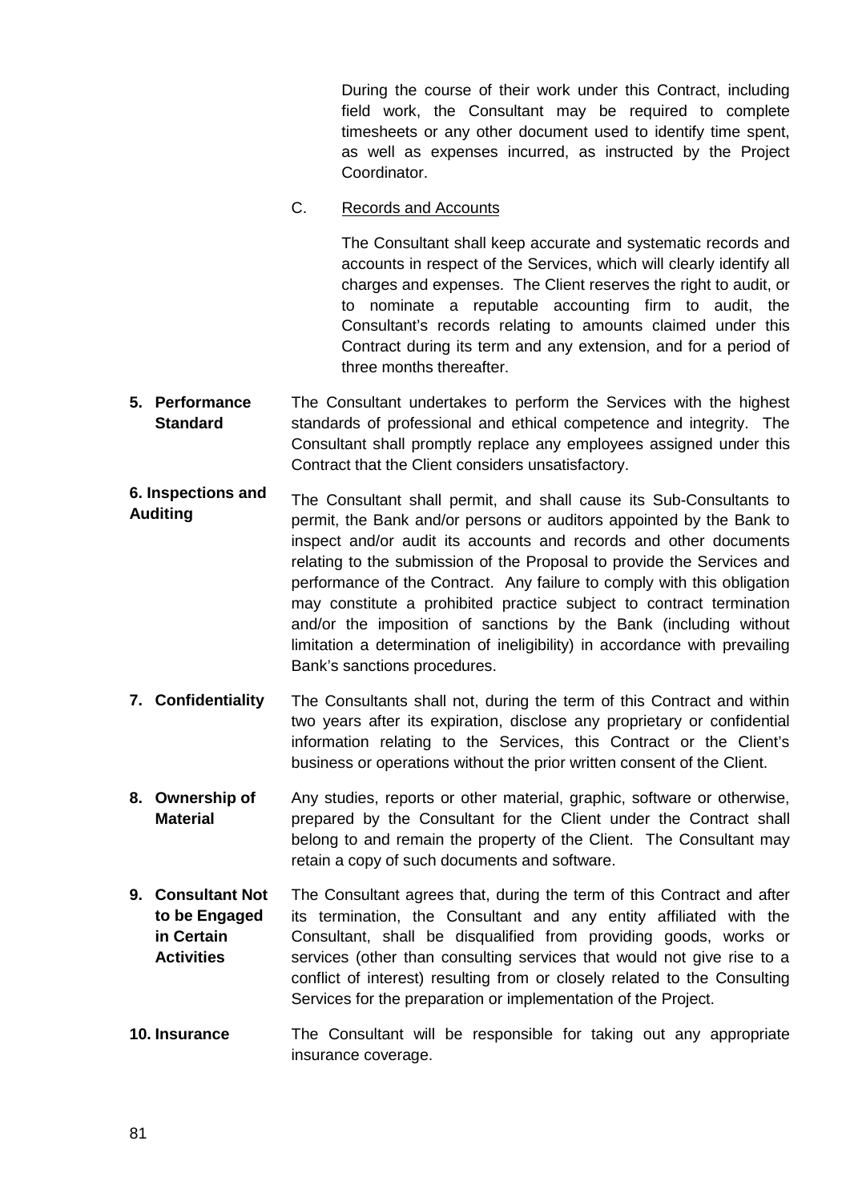During the course of their work under this Contract, including field work, the Consultant may be required to complete timesheets or any other document used to identify time spent, as well as expenses incurred, as instructed by the Project Coordinator.

C. Records and Accounts

The Consultant shall keep accurate and systematic records and accounts in respect of the Services, which will clearly identify all charges and expenses. The Client reserves the right to audit, or to nominate a reputable accounting firm to audit, the Consultant's records relating to amounts claimed under this Contract during its term and any extension, and for a period of three months thereafter.

**5. Performance Standard**

The Consultant undertakes to perform the Services with the highest standards of professional and ethical competence and integrity. The Consultant shall promptly replace any employees assigned under this Contract that the Client considers unsatisfactory.

**6. Inspections and Auditing**

The Consultant shall permit, and shall cause its Sub-Consultants to permit, the Bank and/or persons or auditors appointed by the Bank to inspect and/or audit its accounts and records and other documents relating to the submission of the Proposal to provide the Services and performance of the Contract. Any failure to comply with this obligation may constitute a prohibited practice subject to contract termination and/or the imposition of sanctions by the Bank (including without limitation a determination of ineligibility) in accordance with prevailing Bank's sanctions procedures.

**7. Confidentiality**

The Consultants shall not, during the term of this Contract and within two years after its expiration, disclose any proprietary or confidential information relating to the Services, this Contract or the Client's business or operations without the prior written consent of the Client.

**8. Ownership of Material**

Any studies, reports or other material, graphic, software or otherwise, prepared by the Consultant for the Client under the Contract shall belong to and remain the property of the Client. The Consultant may retain a copy of such documents and software.

**9. Consultant Not to be Engaged in Certain Activities**

The Consultant agrees that, during the term of this Contract and after its termination, the Consultant and any entity affiliated with the Consultant, shall be disqualified from providing goods, works or services (other than consulting services that would not give rise to a conflict of interest) resulting from or closely related to the Consulting Services for the preparation or implementation of the Project.

**10. Insurance**

The Consultant will be responsible for taking out any appropriate insurance coverage.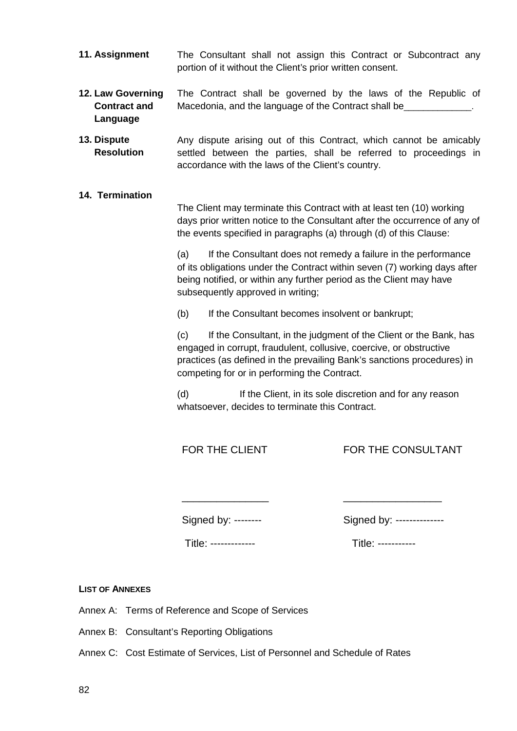**11. Assignment**

The Consultant shall not assign this Contract or Subcontract any portion of it without the Client's prior written consent.

**12. Law Governing Contract and Language**

The Contract shall be governed by the laws of the Republic of Macedonia, and the language of the Contract shall be_____________.

**13. Dispute Resolution**

Any dispute arising out of this Contract, which cannot be amicably settled between the parties, shall be referred to proceedings in accordance with the laws of the Client's country.

**14. Termination**

The Client may terminate this Contract with at least ten (10) working days prior written notice to the Consultant after the occurrence of any of the events specified in paragraphs (a) through (d) of this Clause:

(a) If the Consultant does not remedy a failure in the performance of its obligations under the Contract within seven (7) working days after being notified, or within any further period as the Client may have subsequently approved in writing;

(b) If the Consultant becomes insolvent or bankrupt;

(c) If the Consultant, in the judgment of the Client or the Bank, has engaged in corrupt, fraudulent, collusive, coercive, or obstructive practices (as defined in the prevailing Bank's sanctions procedures) in competing for or in performing the Contract.

(d) If the Client, in its sole discretion and for any reason whatsoever, decides to terminate this Contract.

| FOR THE CLIENT | FOR THE CONSULTANT |
|---|---|
| _______________ | _________________ |
| Signed by: -------- | Signed by: -------------- |
| Title: ------------- | Title: ----------- |

**LIST OF ANNEXES**

Annex A: Terms of Reference and Scope of Services

Annex B: Consultant's Reporting Obligations

Annex C: Cost Estimate of Services, List of Personnel and Schedule of Rates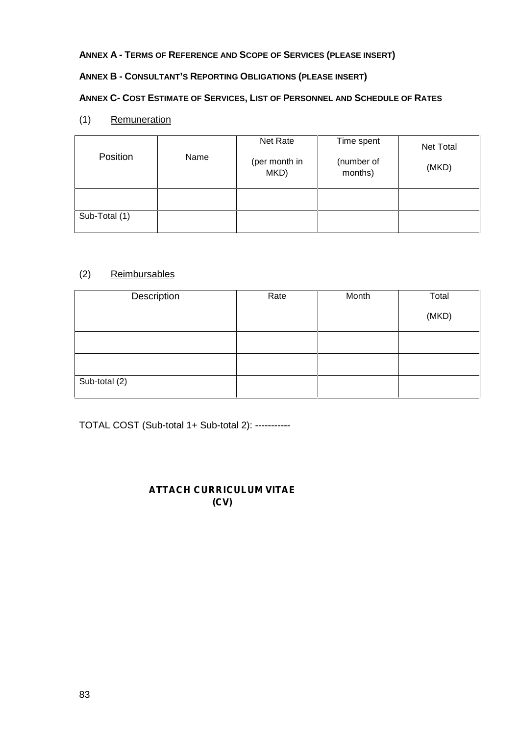**ANNEX A - TERMS OF REFERENCE AND SCOPE OF SERVICES (PLEASE INSERT)**

**ANNEX B - CONSULTANT'S REPORTING OBLIGATIONS (PLEASE INSERT)**

**ANNEX C- COST ESTIMATE OF SERVICES, LIST OF PERSONNEL AND SCHEDULE OF RATES**

(1) Remuneration

| Position | Name | Net Rate (per month in MKD) | Time spent (number of months) | Net Total (MKD) |
|---|---|---|---|---|
| | | | | |
| Sub-Total (1) | | | | |

(2) Reimbursables

| Description | Rate | Month | Total (MKD) |
|---|---|---|---|
| | | | |
| | | | |
| Sub-total (2) | | | |

TOTAL COST (Sub-total 1+ Sub-total 2): -----------

**ATTACH CURRICULUM VITAE (CV)**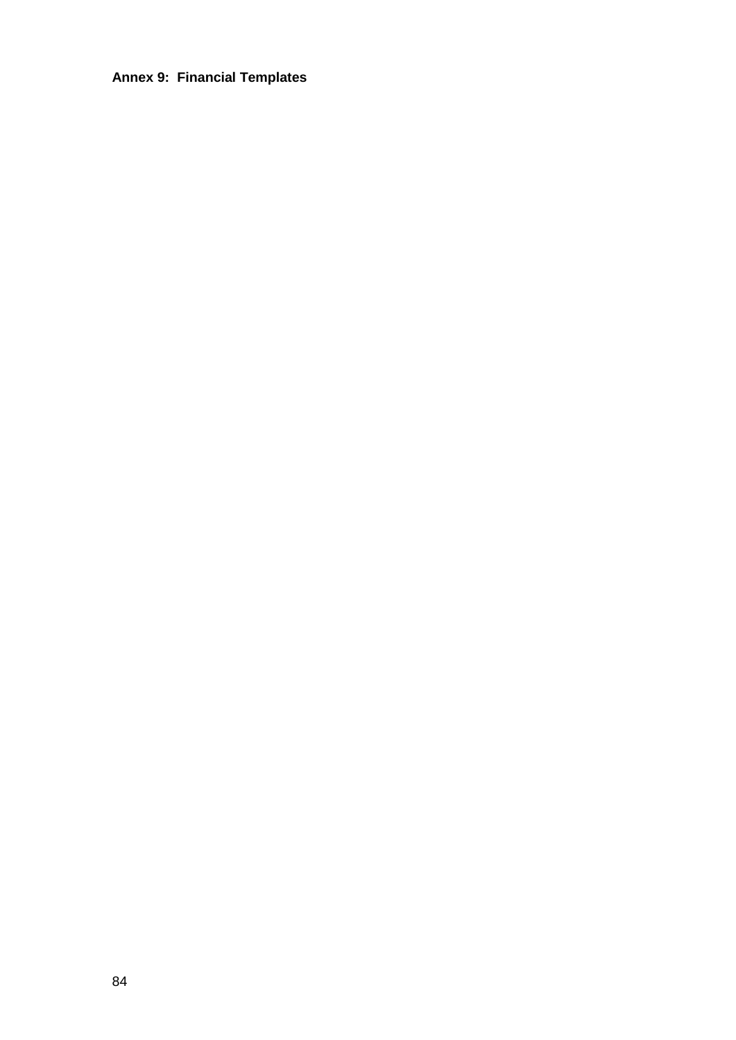**Annex 9: Financial Templates**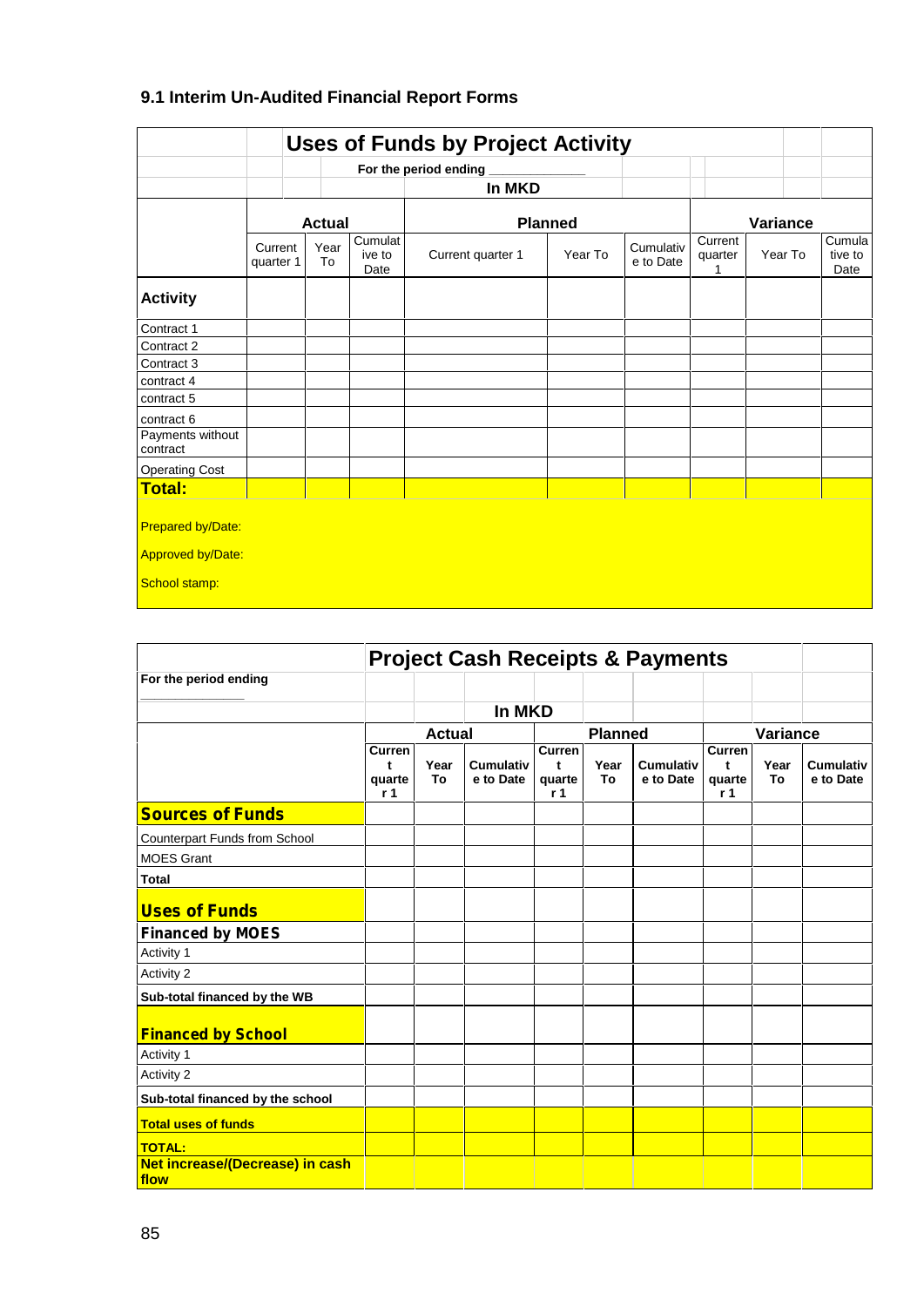## 9.1 Interim Un-Audited Financial Report Forms

| | Uses of Funds by Project Activity | | | | | | | | |
|---|---|---|---|---|---|---|---|---|---|
| | For the period ending ____________ | | | | | | | | |
| | In MKD | | | | | | | | |
| | Actual | | | Planned | | | Variance | | |
| | Current quarter 1 | Year To | Cumulative to Date | Current quarter 1 | Year To | Cumulative to Date | Current quarter 1 | Year To | Cumulative to Date |
| **Activity** | | | | | | | | | |
| Contract 1 | | | | | | | | | |
| Contract 2 | | | | | | | | | |
| Contract 3 | | | | | | | | | |
| contract 4 | | | | | | | | | |
| contract 5 | | | | | | | | | |
| contract 6 | | | | | | | | | |
| Payments without contract | | | | | | | | | |
| Operating Cost | | | | | | | | | |
| **Total:** | | | | | | | | | |

Prepared by/Date:

Approved by/Date:

School stamp:

| | Project Cash Receipts & Payments | | | | | | | | |
|---|---|---|---|---|---|---|---|---|---|
| **For the period ending** ____________ | | | | | | | | | |
| | In MKD | | | | | | | | |
| | **Actual** | | | **Planned** | | | **Variance** | | |
| | **Current quarter 1** | **Year To** | **Cumulative to Date** | **Current quarter 1** | **Year To** | **Cumulative to Date** | **Current quarter 1** | **Year To** | **Cumulative to Date** |
| **Sources of Funds** | | | | | | | | | |
| Counterpart Funds from School | | | | | | | | | |
| MOES Grant | | | | | | | | | |
| **Total** | | | | | | | | | |
| **Uses of Funds** | | | | | | | | | |
| **Financed by MOES** | | | | | | | | | |
| Activity 1 | | | | | | | | | |
| Activity 2 | | | | | | | | | |
| **Sub-total financed by the WB** | | | | | | | | | |
| **Financed by School** | | | | | | | | | |
| Activity 1 | | | | | | | | | |
| Activity 2 | | | | | | | | | |
| **Sub-total financed by the school** | | | | | | | | | |
| **Total uses of funds** | | | | | | | | | |
| **TOTAL:** | | | | | | | | | |
| **Net increase/(Decrease) in cash flow** | | | | | | | | | |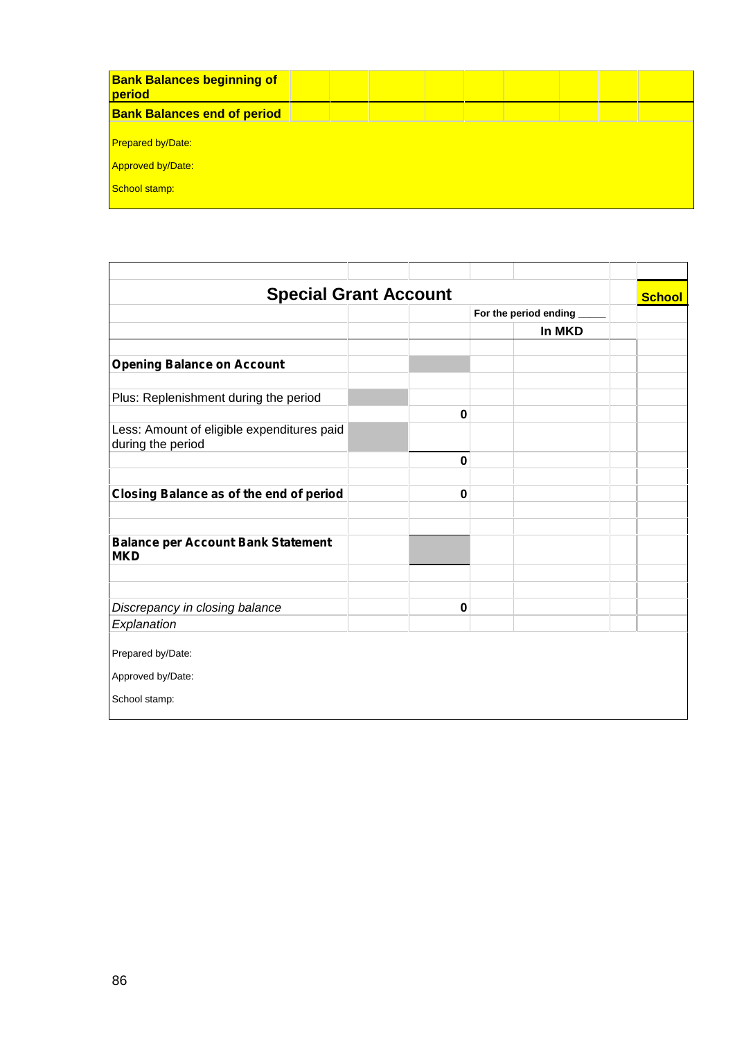| Bank Balances beginning of period | | | | | | | | | |
|---|---|---|---|---|---|---|---|---|---|
| **Bank Balances end of period** | | | | | | | | | |

Prepared by/Date:

Approved by/Date:

School stamp:

## Special Grant Account

**School**

| | | | | |
|---|---|---|---|---|
| | | | For the period ending _____ | |
| | | | **In MKD** | |
| **Opening Balance on Account** | | | | |
| Plus: Replenishment during the period | | | | |
| | | **0** | | |
| Less: Amount of eligible expenditures paid during the period | | | | |
| | | **0** | | |
| **Closing Balance as of the end of period** | | **0** | | |
| **Balance per Account Bank Statement MKD** | | | | |
| *Discrepancy in closing balance* | | **0** | | |
| *Explanation* | | | | |

Prepared by/Date:

Approved by/Date:

School stamp: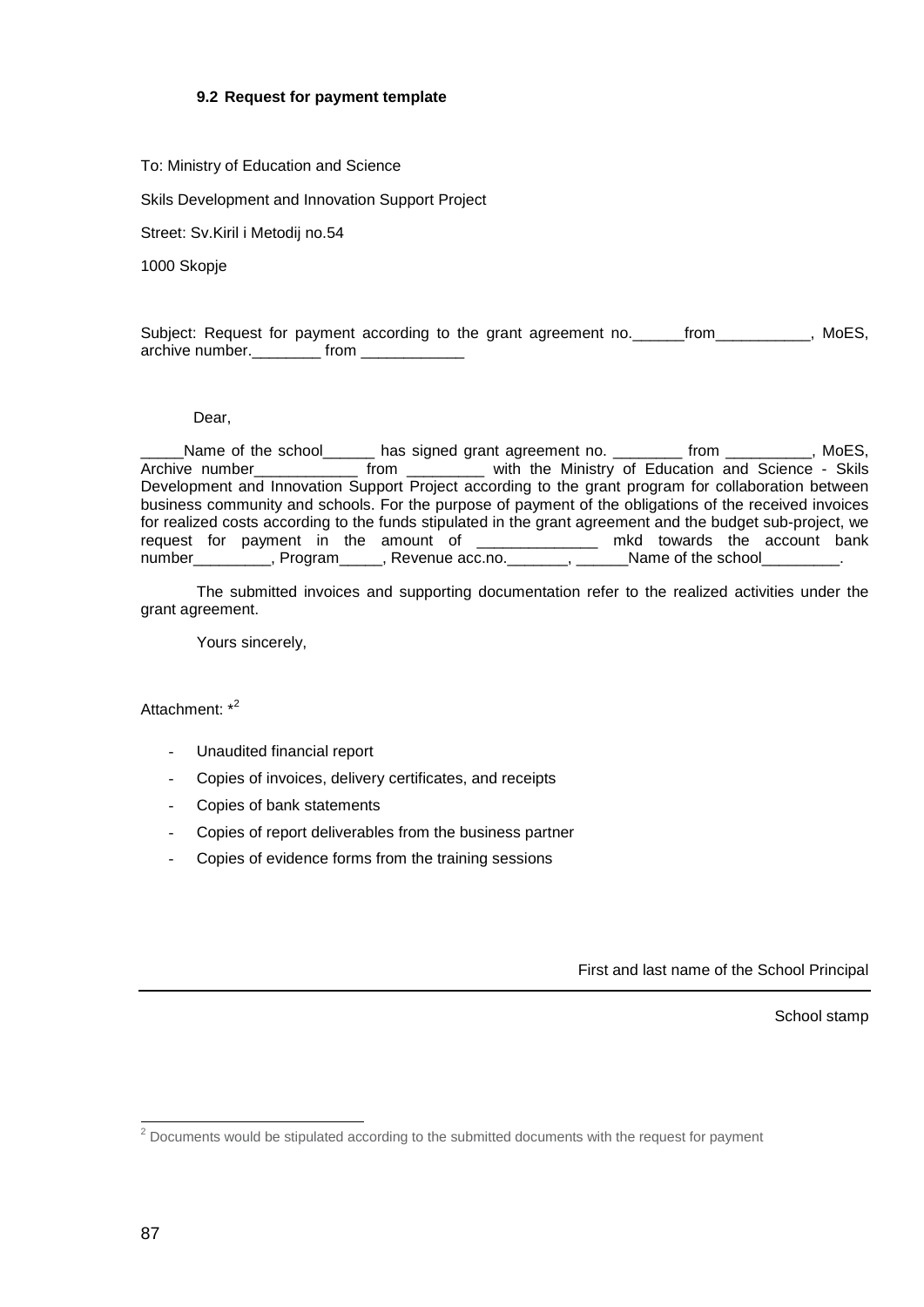### 9.2 Request for payment template

To: Ministry of Education and Science

Skils Development and Innovation Support Project

Street: Sv.Kiril i Metodij no.54

1000 Skopje

Subject: Request for payment according to the grant agreement no.______from___________, MoES, archive number.________ from ____________

Dear,

_____Name of the school______ has signed grant agreement no. ________ from __________, MoES, Archive number____________ from _________ with the Ministry of Education and Science - Skils Development and Innovation Support Project according to the grant program for collaboration between business community and schools. For the purpose of payment of the obligations of the received invoices for realized costs according to the funds stipulated in the grant agreement and the budget sub-project, we request for payment in the amount of ______________ mkd towards the account bank number_________, Program_____, Revenue acc.no._______, ______Name of the school_________.

The submitted invoices and supporting documentation refer to the realized activities under the grant agreement.

Yours sincerely,

Attachment: *[2]

- Unaudited financial report
- Copies of invoices, delivery certificates, and receipts
- Copies of bank statements
- Copies of report deliverables from the business partner
- Copies of evidence forms from the training sessions

First and last name of the School Principal

---

School stamp

[2] Documents would be stipulated according to the submitted documents with the request for payment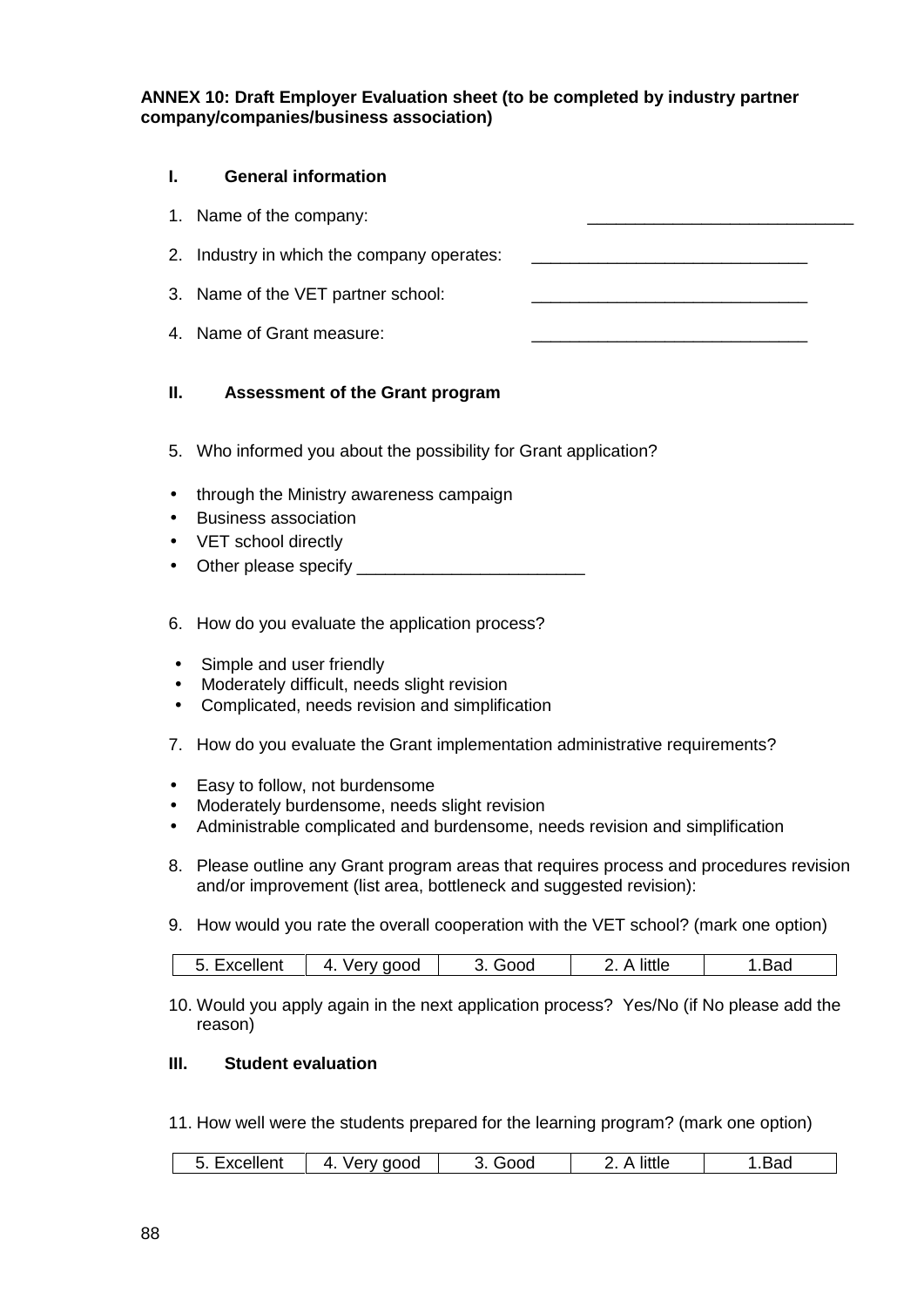**ANNEX 10: Draft Employer Evaluation sheet (to be completed by industry partner company/companies/business association)**

## I. General information

1. Name of the company: ____________________________
2. Industry in which the company operates: _____________________________
3. Name of the VET partner school: _____________________________
4. Name of Grant measure: _____________________________

## II. Assessment of the Grant program

5. Who informed you about the possibility for Grant application?

- through the Ministry awareness campaign
- Business association
- VET school directly
- Other please specify ________________________

6. How do you evaluate the application process?

- Simple and user friendly
- Moderately difficult, needs slight revision
- Complicated, needs revision and simplification

7. How do you evaluate the Grant implementation administrative requirements?

- Easy to follow, not burdensome
- Moderately burdensome, needs slight revision
- Administrable complicated and burdensome, needs revision and simplification

8. Please outline any Grant program areas that requires process and procedures revision and/or improvement (list area, bottleneck and suggested revision):

9. How would you rate the overall cooperation with the VET school? (mark one option)

| 5. Excellent | 4. Very good | 3. Good | 2. A little | 1.Bad |
|---|---|---|---|---|

10. Would you apply again in the next application process? Yes/No (if No please add the reason)

## III. Student evaluation

11. How well were the students prepared for the learning program? (mark one option)

| 5. Excellent | 4. Very good | 3. Good | 2. A little | 1.Bad |
|---|---|---|---|---|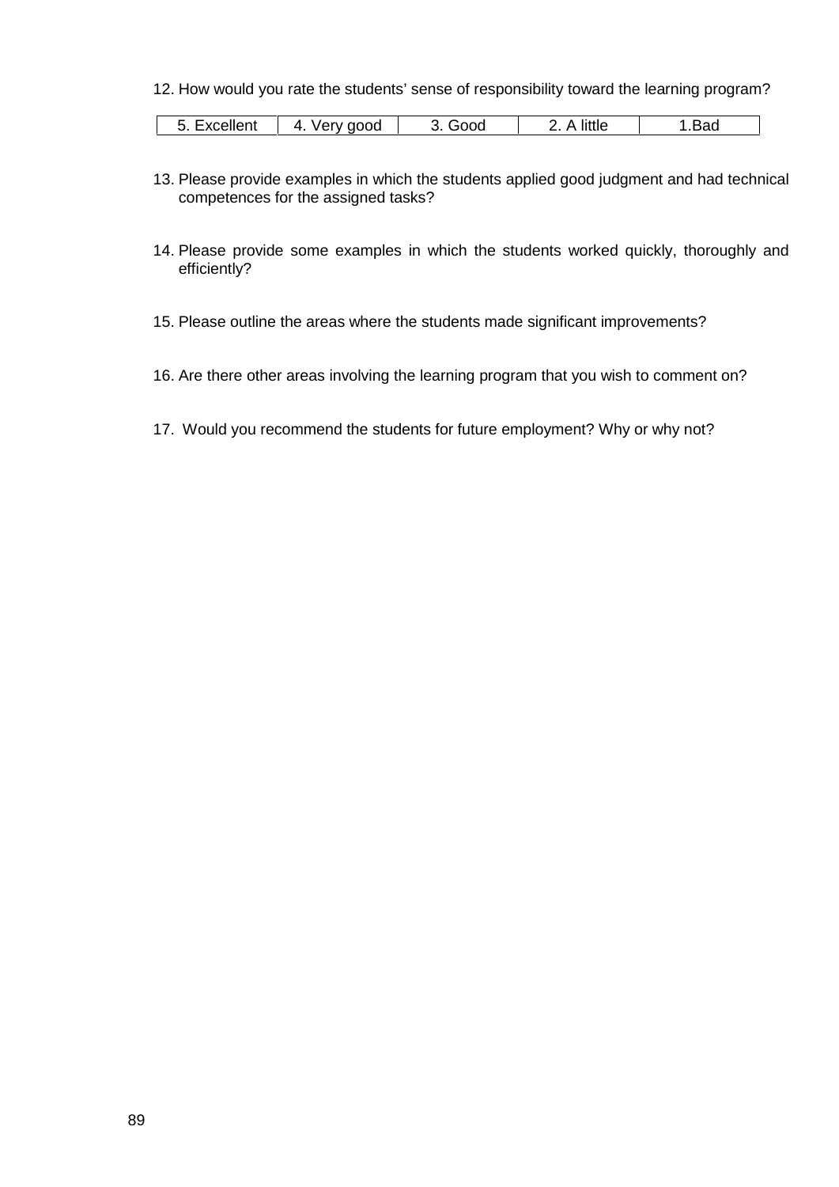12. How would you rate the students' sense of responsibility toward the learning program?

| 5. Excellent | 4. Very good | 3. Good | 2. A little | 1.Bad |
|---|---|---|---|---|

13. Please provide examples in which the students applied good judgment and had technical competences for the assigned tasks?

14. Please provide some examples in which the students worked quickly, thoroughly and efficiently?

15. Please outline the areas where the students made significant improvements?

16. Are there other areas involving the learning program that you wish to comment on?

17. Would you recommend the students for future employment? Why or why not?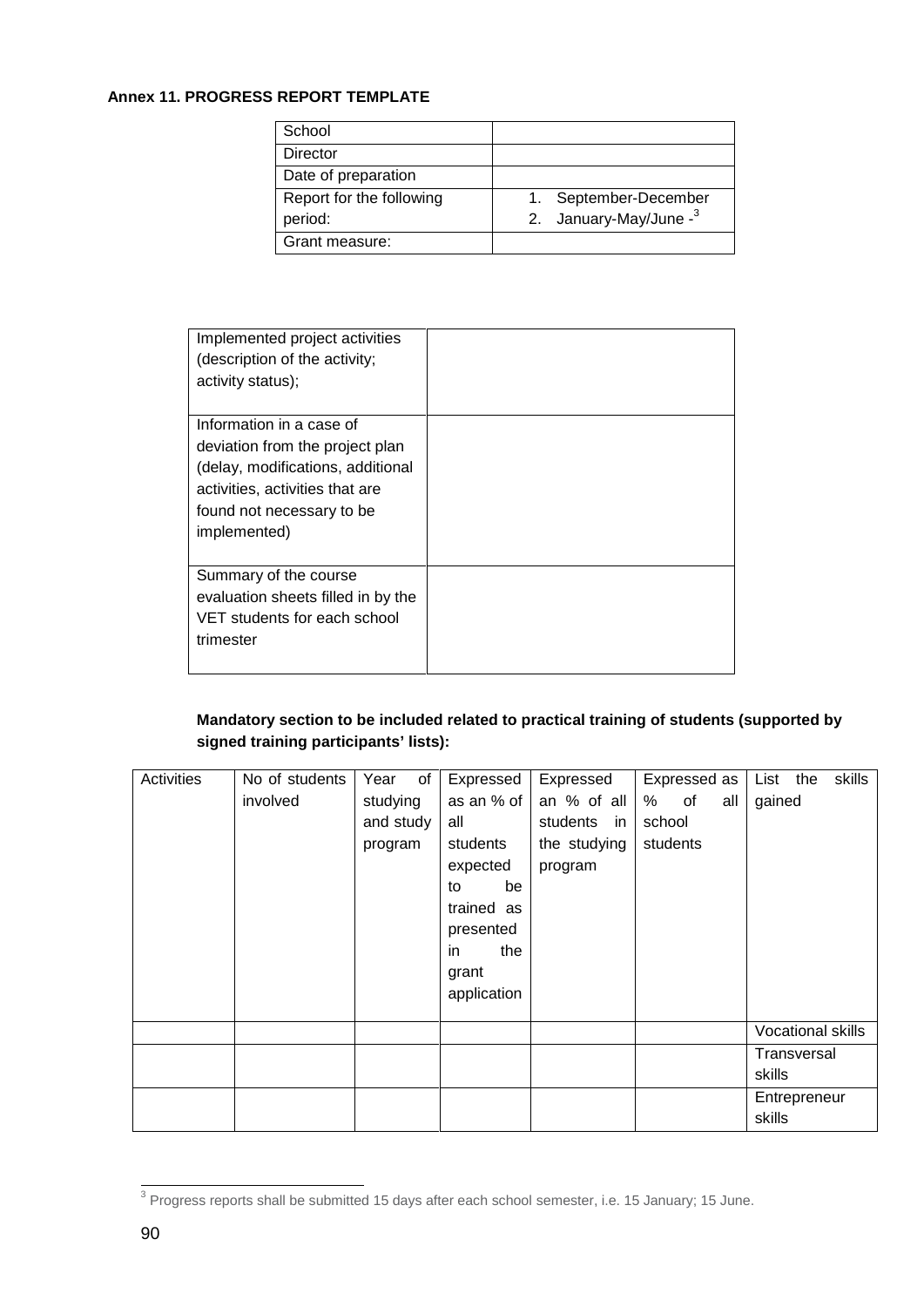**Annex 11. PROGRESS REPORT TEMPLATE**

| School | |
|---|---|
| Director | |
| Date of preparation | |
| Report for the following period: | 1. September-December<br>2. January-May/June -[3] |
| Grant measure: | |

| Implemented project activities (description of the activity; activity status); | |
|---|---|
| Information in a case of deviation from the project plan (delay, modifications, additional activities, activities that are found not necessary to be implemented) | |
| Summary of the course evaluation sheets filled in by the VET students for each school trimester | |

**Mandatory section to be included related to practical training of students (supported by signed training participants' lists):**

| Activities | No of students involved | Year of studying and study program | Expressed as an % of all students expected to be trained as presented in the grant application | Expressed an % of all students in the studying program | Expressed as % of all school students | List the skills gained |
|---|---|---|---|---|---|---|
| | | | | | | Vocational skills |
| | | | | | | Transversal skills |
| | | | | | | Entrepreneur skills |

[3] Progress reports shall be submitted 15 days after each school semester, i.e. 15 January; 15 June.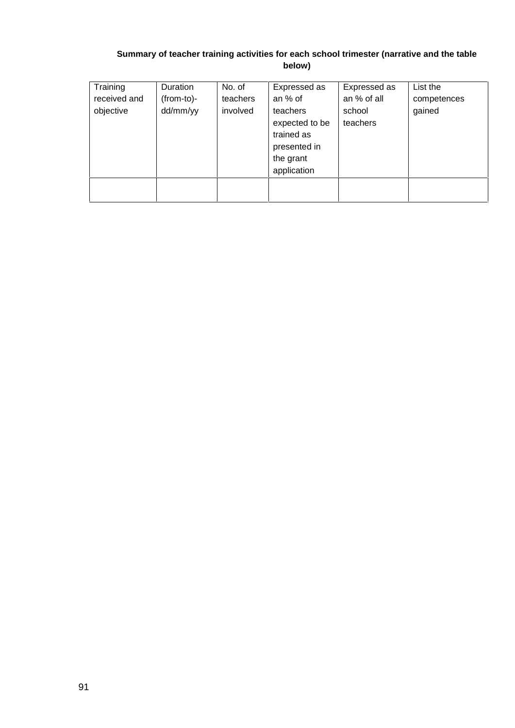**Summary of teacher training activities for each school trimester (narrative and the table below)**

| Training received and objective | Duration (from-to)-dd/mm/yy | No. of teachers involved | Expressed as an % of teachers expected to be trained as presented in the grant application | Expressed as an % of all school teachers | List the competences gained |
|---|---|---|---|---|---|
| | | | | | |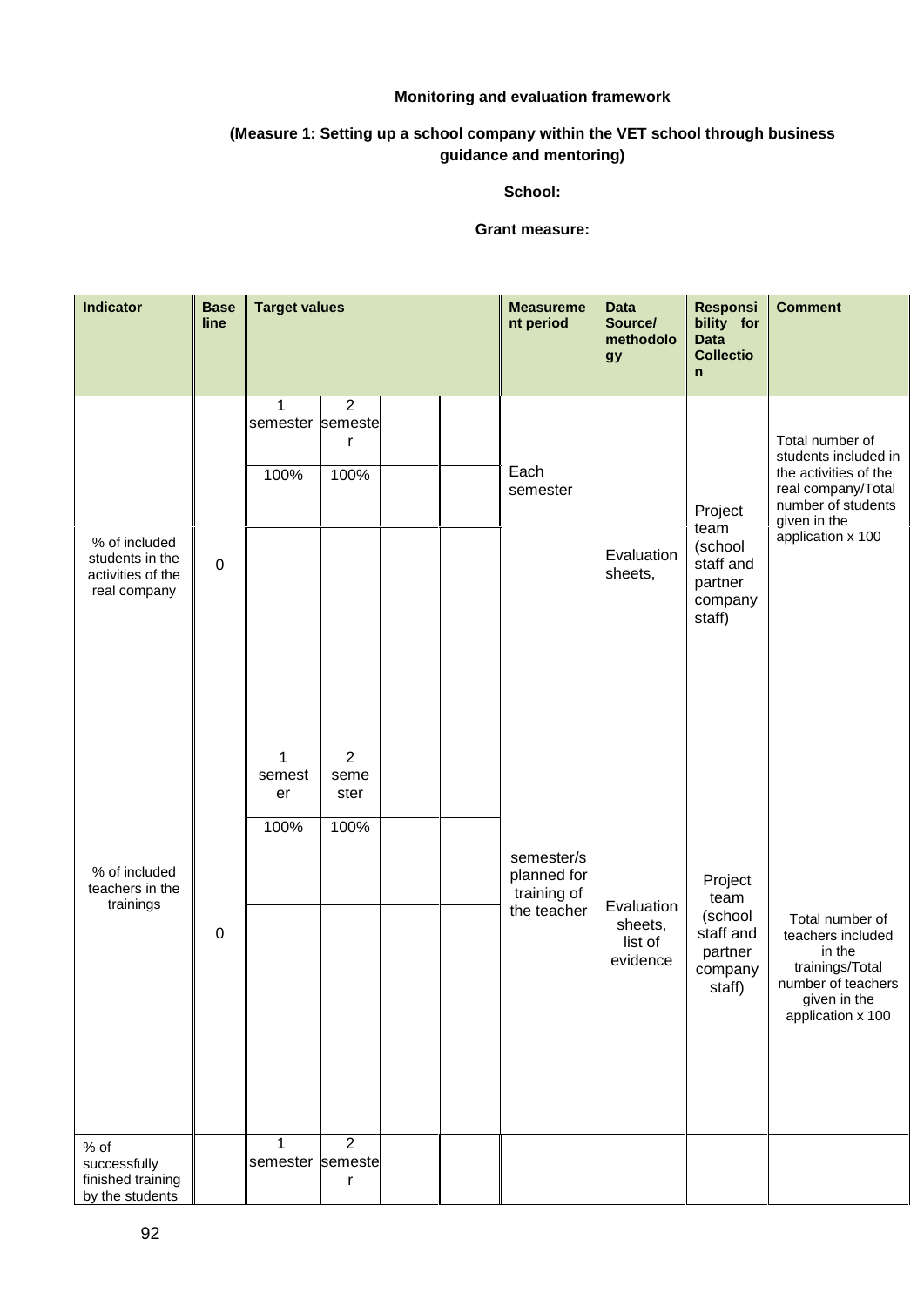**Monitoring and evaluation framework**

**(Measure 1: Setting up a school company within the VET school through business guidance and mentoring)**

**School:**

**Grant measure:**

| Indicator | Base line | Target values | | | | Measurement period | Data Source/ methodology | Responsibility for Data Collection | Comment |
|---|---|---|---|---|---|---|---|---|---|
| % of included students in the activities of the real company | 0 | 1 semester | 2 semester | | | Each semester | Evaluation sheets, | Project team (school staff and partner company staff) | Total number of students included in the activities of the real company/Total number of students given in the application x 100 |
| | | 100% | 100% | | | | | | |
| % of included teachers in the trainings | 0 | 1 semester | 2 semester | | | semester/s planned for training of the teacher | Evaluation sheets, list of evidence | Project team (school staff and partner company staff) | Total number of teachers included in the trainings/Total number of teachers given in the application x 100 |
| | | 100% | 100% | | | | | | |
| % of successfully finished training by the students | | 1 semester | 2 semester | | | | | | |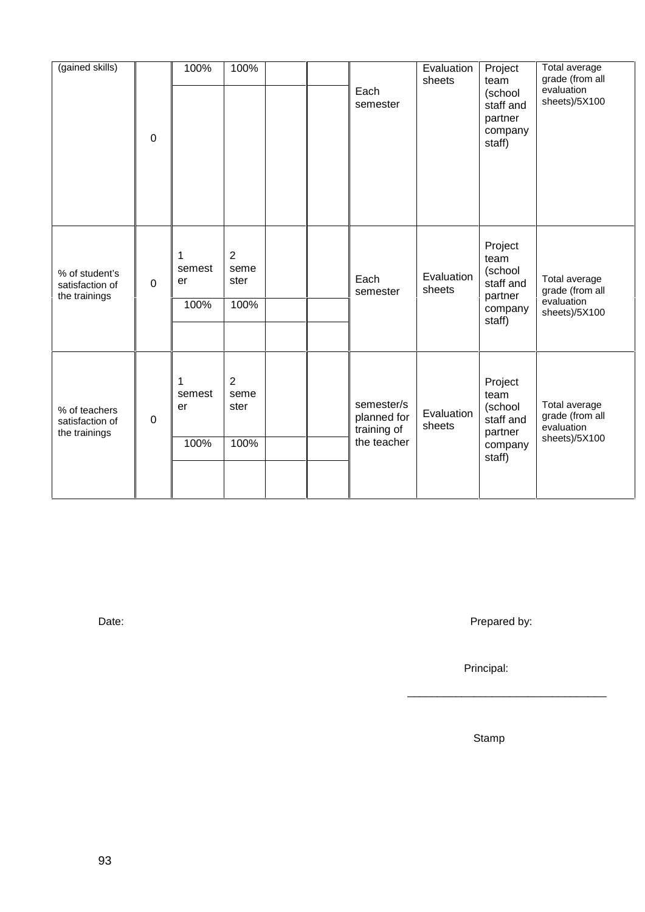| | | | | | | | | | |
|---|---|---|---|---|---|---|---|---|---|
| (gained skills) | 0 | 100% | 100% | | | Each semester | Evaluation sheets | Project team (school staff and partner company staff) | Total average grade (from all evaluation sheets)/5X100 |
| | | | | | | | | | |
| % of student's satisfaction of the trainings | 0 | 1 semester | 2 semester | | | Each semester | Evaluation sheets | Project team (school staff and partner company staff) | Total average grade (from all evaluation sheets)/5X100 |
| | | 100% | 100% | | | | | | |
| | | | | | | | | | |
| % of teachers satisfaction of the trainings | 0 | 1 semester | 2 semester | | | semester/s planned for training of the teacher | Evaluation sheets | Project team (school staff and partner company staff) | Total average grade (from all evaluation sheets)/5X100 |
| | | 100% | 100% | | | | | | |
| | | | | | | | | | |

Date:

Prepared by:

Principal:

________________________________

Stamp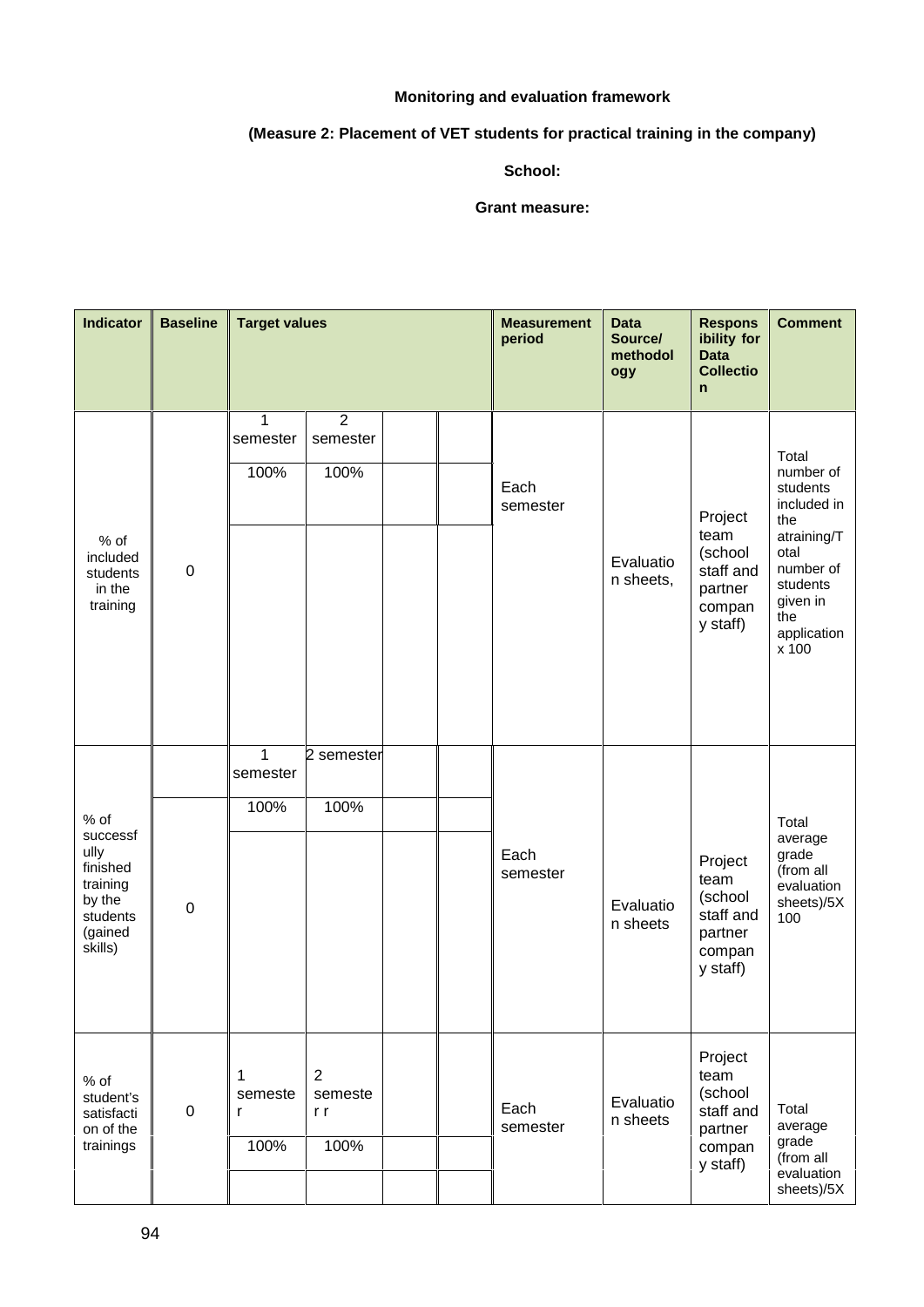**Monitoring and evaluation framework**

**(Measure 2: Placement of VET students for practical training in the company)**

**School:**

**Grant measure:**

| Indicator | Baseline | Target values | | | | Measurement period | Data Source/ methodology | Responsibility for Data Collection | Comment |
|---|---|---|---|---|---|---|---|---|---|
| % of included students in the training | 0 | 1 semester | 2 semester | | | Each semester | Evaluation sheets, | Project team (school staff and partner company staff) | Total number of students included in the atraining/Total number of students given in the application x 100 |
| | | 100% | 100% | | | | | | |
| | | | | | | | | | |
| % of successfully finished training by the students (gained skills) | | 1 semester | 2 semester | | | Each semester | Evaluation sheets | Project team (school staff and partner company staff) | Total average grade (from all evaluation sheets)/5X 100 |
| | 0 | 100% | 100% | | | | | | |
| | | | | | | | | | |
| % of student's satisfaction of the trainings | 0 | 1 semester | 2 semester r | | | Each semester | Evaluation sheets | Project team (school staff and partner company staff) | Total average grade (from all evaluation sheets)/5X |
| | | 100% | 100% | | | | | | |
| | | | | | | | | | |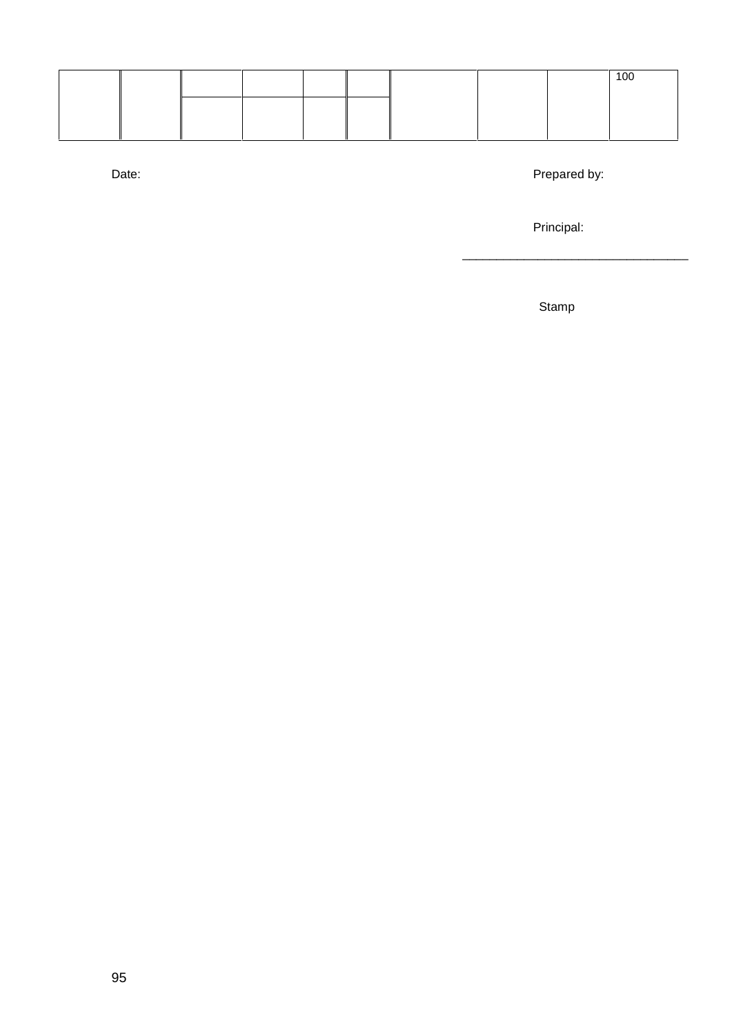|  |  |  |  |  |  |  |  |  | 100 |
|---|---|---|---|---|---|---|---|---|---|
|  |  |  |  |  |  |  |  |  |  |

Date:

Prepared by:

Principal:

________________________________

Stamp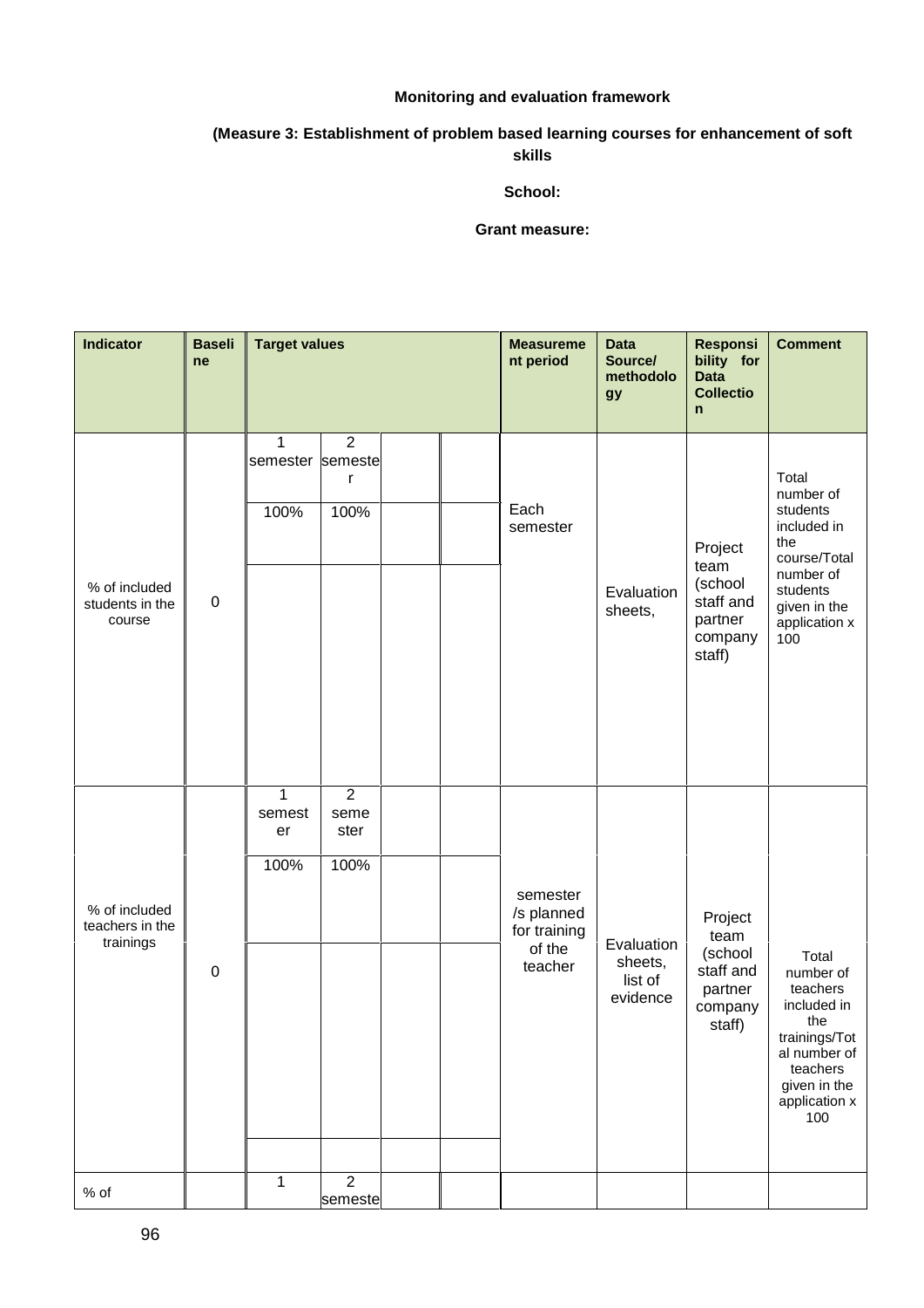**Monitoring and evaluation framework**

**(Measure 3: Establishment of problem based learning courses for enhancement of soft skills**

**School:**

**Grant measure:**

| Indicator | Baseline | Target values | | | | Measurement period | Data Source/ methodology | Responsibility for Data Collection | Comment |
|---|---|---|---|---|---|---|---|---|---|
| % of included students in the course | 0 | 1 semester | 2 semester | | | Each semester | Evaluation sheets, | Project team (school staff and partner company staff) | Total number of students included in the course/Total number of students given in the application x 100 |
| | | 100% | 100% | | | | | | |
| % of included teachers in the trainings | 0 | 1 semester | 2 semester | | | semester /s planned for training of the teacher | Evaluation sheets, list of evidence | Project team (school staff and partner company staff) | Total number of teachers included in the trainings/Total number of teachers given in the application x 100 |
| | | 100% | 100% | | | | | | |
| % of | | 1 | 2 semeste | | | | | | |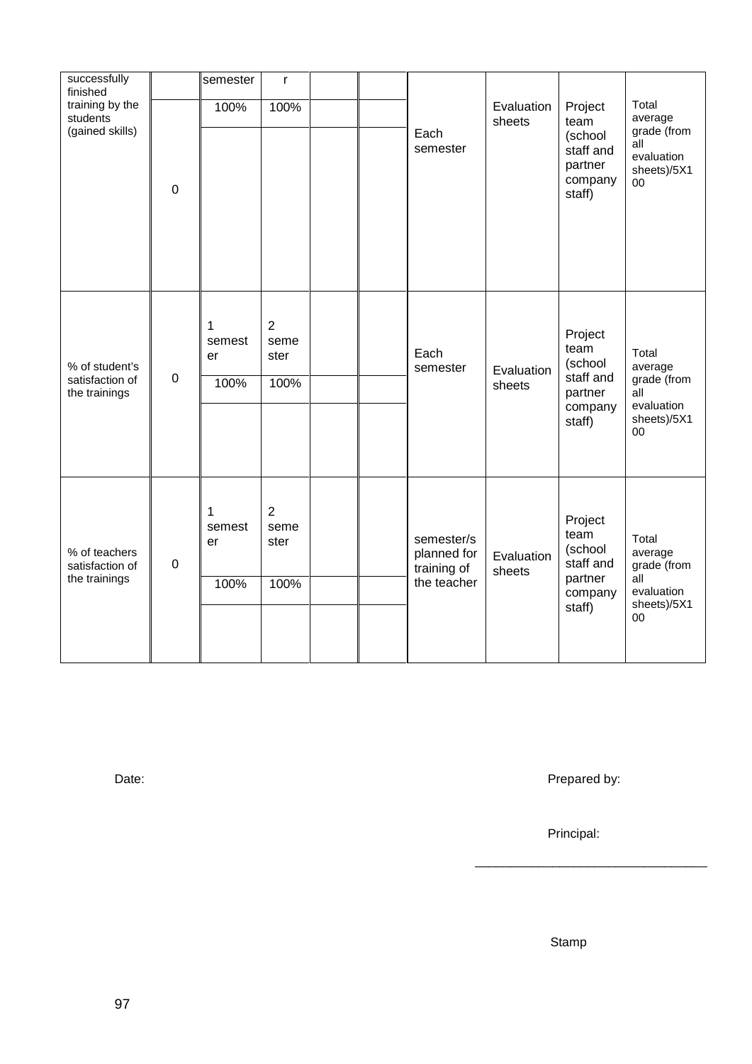| | | | | | | | | | |
|---|---|---|---|---|---|---|---|---|---|
| successfully finished training by the students (gained skills) | 0 | semester | r | | | Each semester | Evaluation sheets | Project team (school staff and partner company staff) | Total average grade (from all evaluation sheets)/5X100 |
| | | 100% | 100% | | | | | | |
| | | | | | | | | | |
| % of student's satisfaction of the trainings | 0 | 1 semester | 2 semester | | | Each semester | Evaluation sheets | Project team (school staff and partner company staff) | Total average grade (from all evaluation sheets)/5X100 |
| | | 100% | 100% | | | | | | |
| | | | | | | | | | |
| % of teachers satisfaction of the trainings | 0 | 1 semester | 2 semester | | | semester/s planned for training of the teacher | Evaluation sheets | Project team (school staff and partner company staff) | Total average grade (from all evaluation sheets)/5X100 |
| | | 100% | 100% | | | | | | |
| | | | | | | | | | |

Date:

Prepared by:

Principal:

_________________________________

Stamp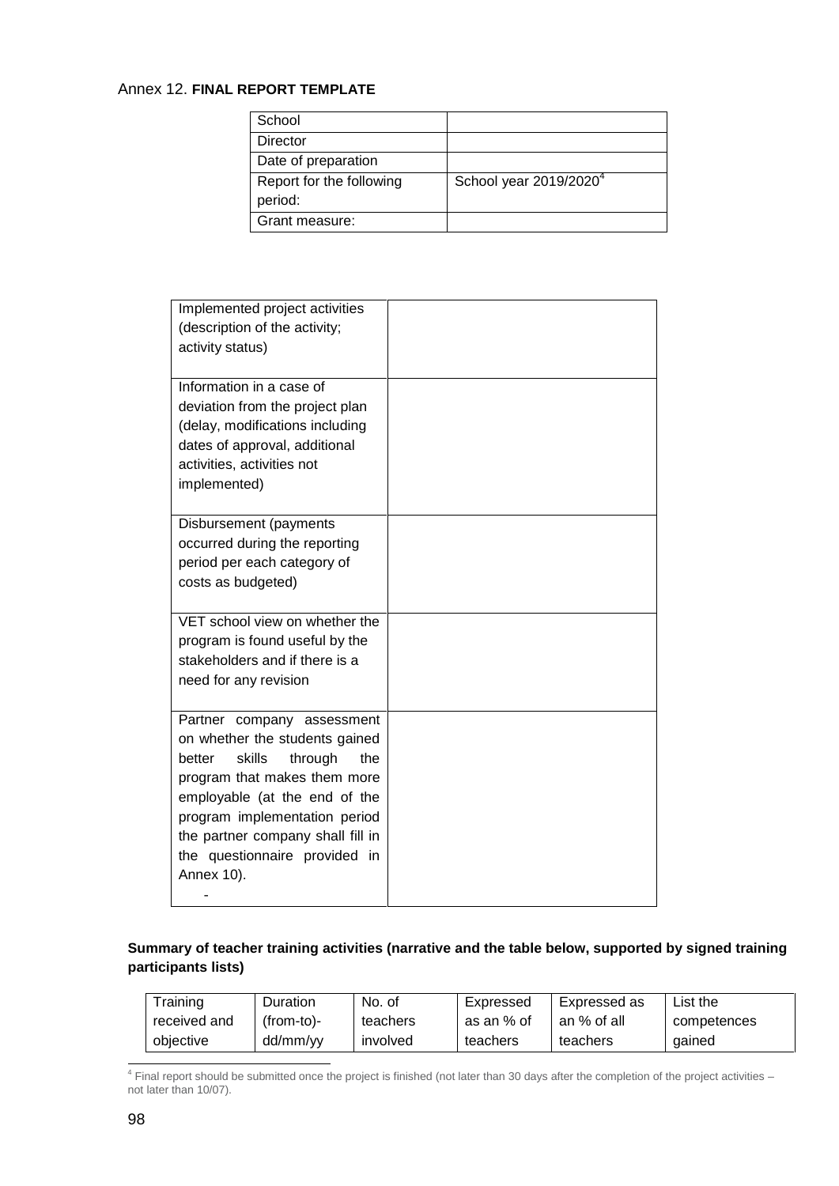Annex 12. **FINAL REPORT TEMPLATE**

| School | |
|---|---|
| Director | |
| Date of preparation | |
| Report for the following period: | School year 2019/2020[4] |
| Grant measure: | |

| Implemented project activities (description of the activity; activity status) | |
|---|---|
| Information in a case of deviation from the project plan (delay, modifications including dates of approval, additional activities, activities not implemented) | |
| Disbursement (payments occurred during the reporting period per each category of costs as budgeted) | |
| VET school view on whether the program is found useful by the stakeholders and if there is a need for any revision | |
| Partner company assessment on whether the students gained better skills through the program that makes them more employable (at the end of the program implementation period the partner company shall fill in the questionnaire provided in Annex 10).<br>- | |

**Summary of teacher training activities (narrative and the table below, supported by signed training participants lists)**

| Training received and objective | Duration (from-to)-dd/mm/yy | No. of teachers involved | Expressed as an % of teachers | Expressed as an % of all teachers | List the competences gained |
|---|---|---|---|---|---|

[4] Final report should be submitted once the project is finished (not later than 30 days after the completion of the project activities – not later than 10/07).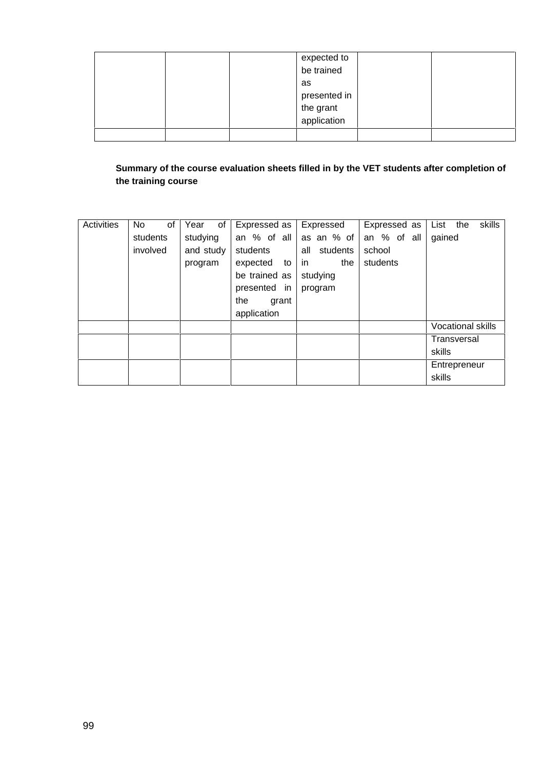| | | | expected to be trained as presented in the grant application | | |
|---|---|---|---|---|---|
| | | | | | |

**Summary of the course evaluation sheets filled in by the VET students after completion of the training course**

| Activities | No of students involved | Year of studying and study program | Expressed as an % of all students expected to be trained as presented in the grant application | Expressed as an % of all students in the studying program | Expressed as an % of all school students | List the skills gained |
|---|---|---|---|---|---|---|
| | | | | | | Vocational skills |
| | | | | | | Transversal skills |
| | | | | | | Entrepreneur skills |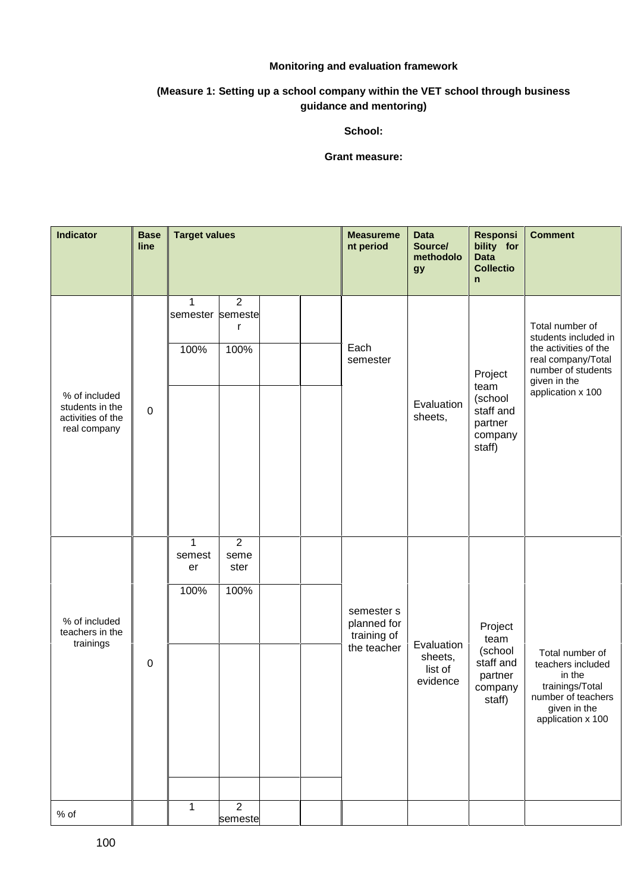**Monitoring and evaluation framework**

**(Measure 1: Setting up a school company within the VET school through business guidance and mentoring)**

**School:**

**Grant measure:**

| Indicator | Baseline | Target values | | | | Measurement period | Data Source/ methodology | Responsibility for Data Collection | Comment |
|---|---|---|---|---|---|---|---|---|---|
| % of included students in the activities of the real company | 0 | 1 semester | 2 semester | | | Each semester | Evaluation sheets, | Project team (school staff and partner company staff) | Total number of students included in the activities of the real company/Total number of students given in the application x 100 |
| | | 100% | 100% | | | | | | |
| % of included teachers in the trainings | 0 | 1 semester | 2 semester | | | semester s planned for training of the teacher | Evaluation sheets, list of evidence | Project team (school staff and partner company staff) | Total number of teachers included in the trainings/Total number of teachers given in the application x 100 |
| | | 100% | 100% | | | | | | |
| % of | | 1 | 2 semeste | | | | | | |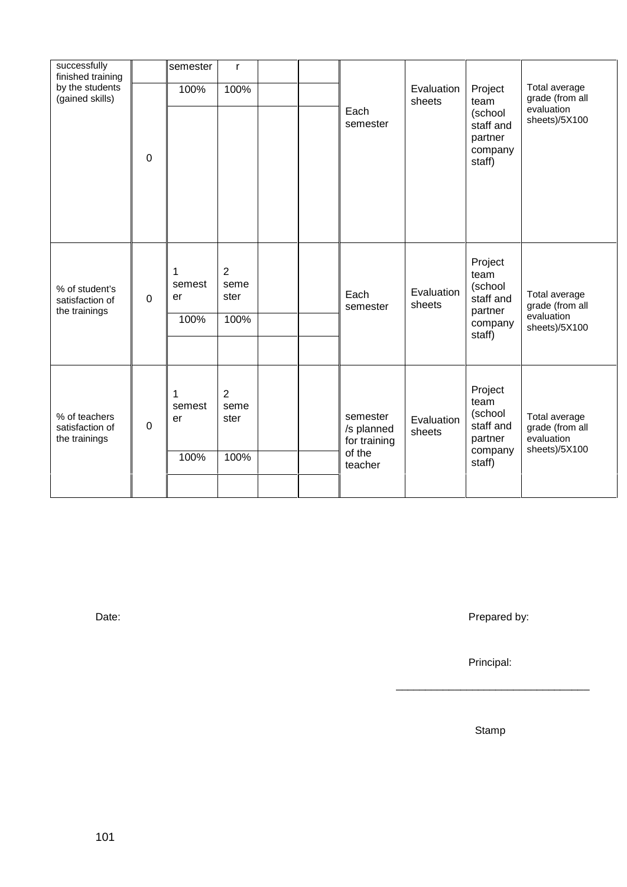| | | | | | | | | | |
|---|---|---|---|---|---|---|---|---|---|
| successfully finished training by the students (gained skills) | | semester | r | | | Each semester | Evaluation sheets | Project team (school staff and partner company staff) | Total average grade (from all evaluation sheets)/5X100 |
| | 0 | 100% | 100% | | | | | | |
| | | | | | | | | | |
| % of student's satisfaction of the trainings | 0 | 1 semester | 2 semester | | | Each semester | Evaluation sheets | Project team (school staff and partner company staff) | Total average grade (from all evaluation sheets)/5X100 |
| | | 100% | 100% | | | | | | |
| | | | | | | | | | |
| % of teachers satisfaction of the trainings | 0 | 1 semester | 2 semester | | | semester /s planned for training of the teacher | Evaluation sheets | Project team (school staff and partner company staff) | Total average grade (from all evaluation sheets)/5X100 |
| | | 100% | 100% | | | | | | |
| | | | | | | | | | |

Date:

Prepared by:

Principal:

________________________________

Stamp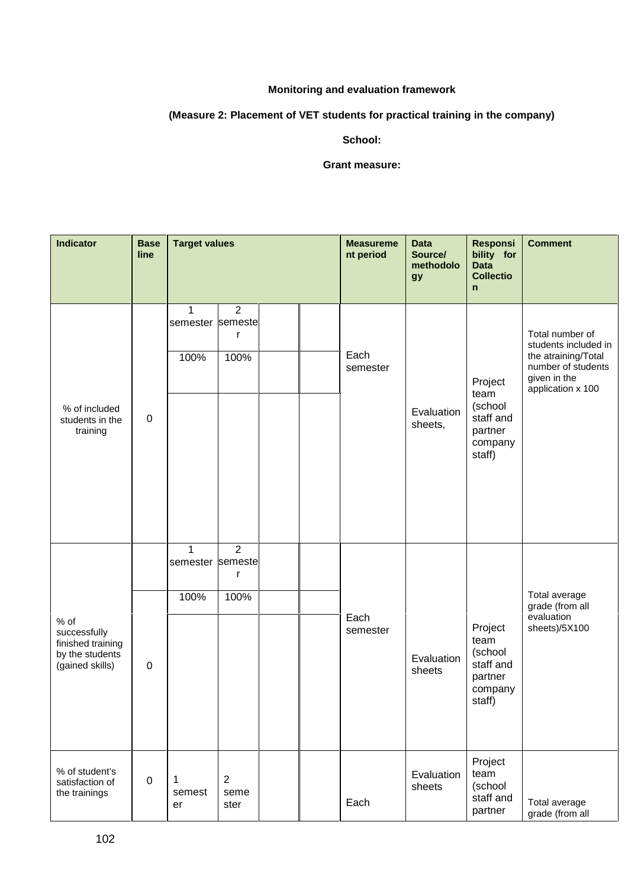**Monitoring and evaluation framework**

**(Measure 2: Placement of VET students for practical training in the company)**

**School:**

**Grant measure:**

| Indicator | Base line | Target values | | | | Measurement period | Data Source/ methodology | Responsibility for Data Collection | Comment |
|---|---|---|---|---|---|---|---|---|---|
| % of included students in the training | 0 | 1 semester | 2 semester | | | Each semester | Evaluation sheets, | Project team (school staff and partner company staff) | Total number of students included in the atraining/Total number of students given in the application x 100 |
| | | 100% | 100% | | | | | | |
| % of successfully finished training by the students (gained skills) | 0 | 1 semester | 2 semester | | | Each semester | Evaluation sheets | Project team (school staff and partner company staff) | Total average grade (from all evaluation sheets)/5X100 |
| | | 100% | 100% | | | | | | |
| % of student's satisfaction of the trainings | 0 | 1 semester | 2 semester | | | Each | Evaluation sheets | Project team (school staff and partner | Total average grade (from all |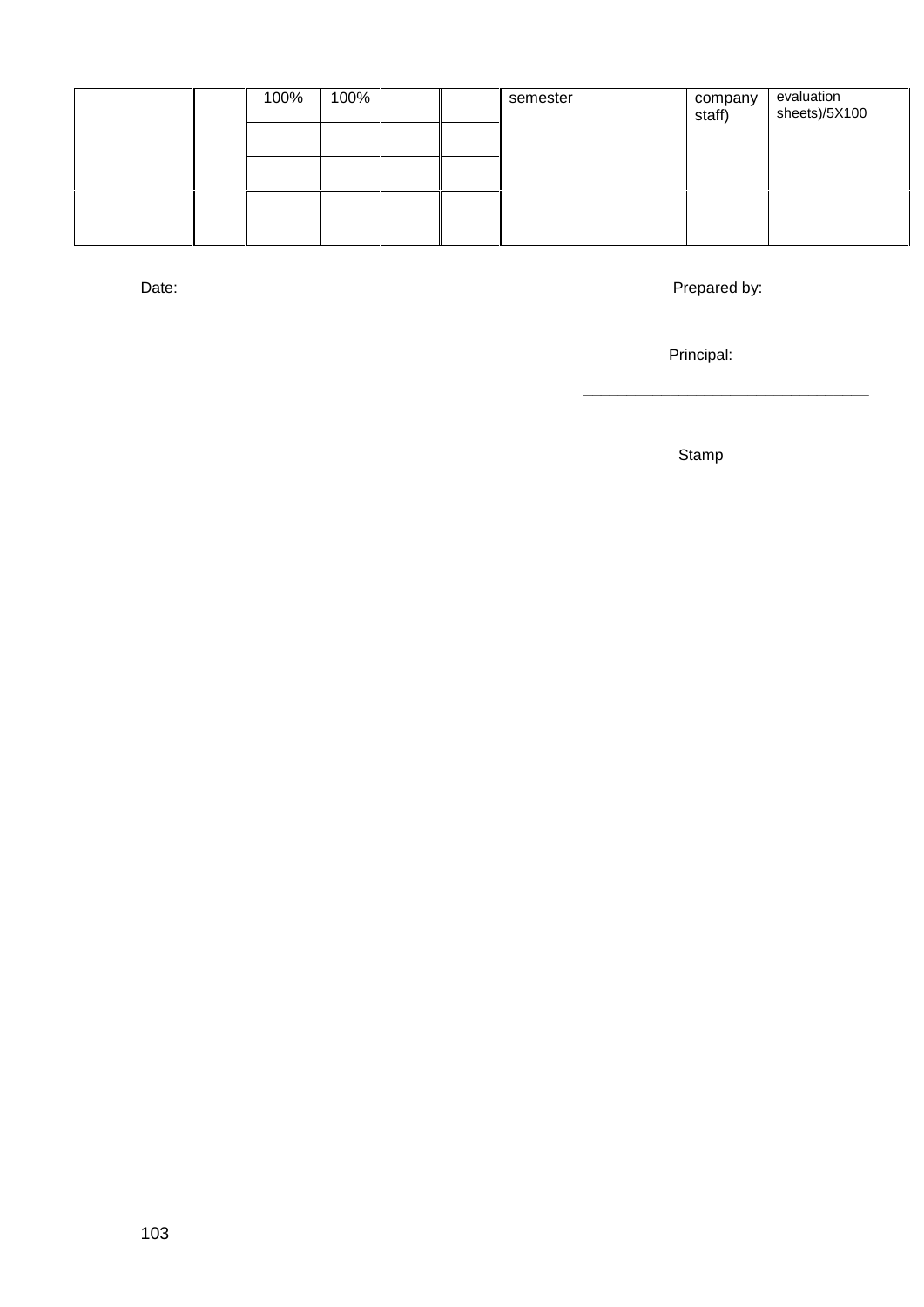|  |  | 100% | 100% |  |  | semester |  | company staff) | evaluation sheets)/5X100 |
|---|---|---|---|---|---|---|---|---|---|
|  |  |  |  |  |  |  |  |  |  |
|  |  |  |  |  |  |  |  |  |  |
|  |  |  |  |  |  |  |  |  |  |

Date:

Prepared by:

Principal:

_________________________________

Stamp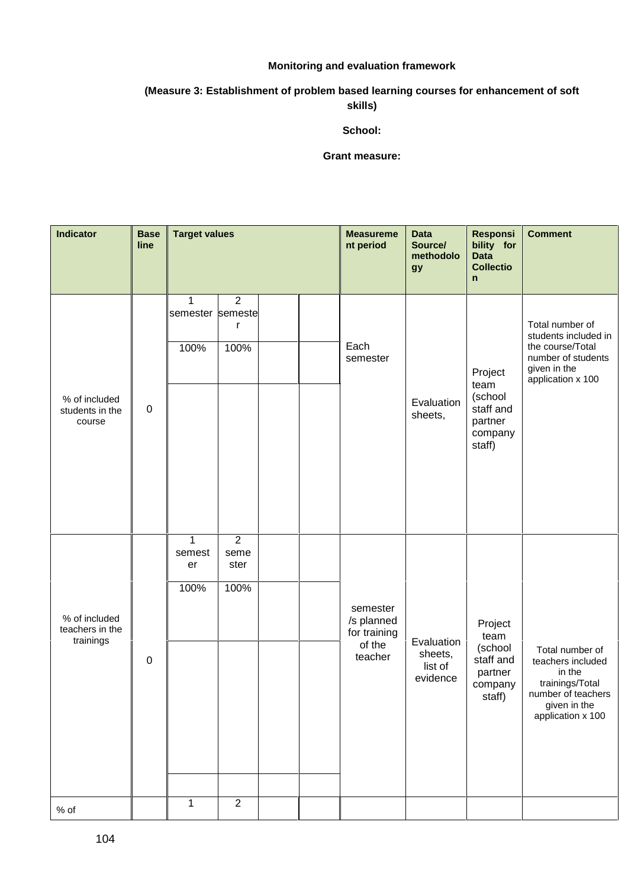**Monitoring and evaluation framework**

**(Measure 3: Establishment of problem based learning courses for enhancement of soft skills)**

**School:**

**Grant measure:**

| Indicator | Base line | Target values | | | | Measurement period | Data Source/ methodology | Responsibility for Data Collection | Comment |
|---|---|---|---|---|---|---|---|---|---|
| % of included students in the course | 0 | 1 semester | 2 semester | | | Each semester | Evaluation sheets, | Project team (school staff and partner company staff) | Total number of students included in the course/Total number of students given in the application x 100 |
| | | 100% | 100% | | | | | | |
| % of included teachers in the trainings | 0 | 1 semester | 2 semester | | | semester /s planned for training of the teacher | Evaluation sheets, list of evidence | Project team (school staff and partner company staff) | Total number of teachers included in the trainings/Total number of teachers given in the application x 100 |
| | | 100% | 100% | | | | | | |
| % of | | 1 | 2 | | | | | | |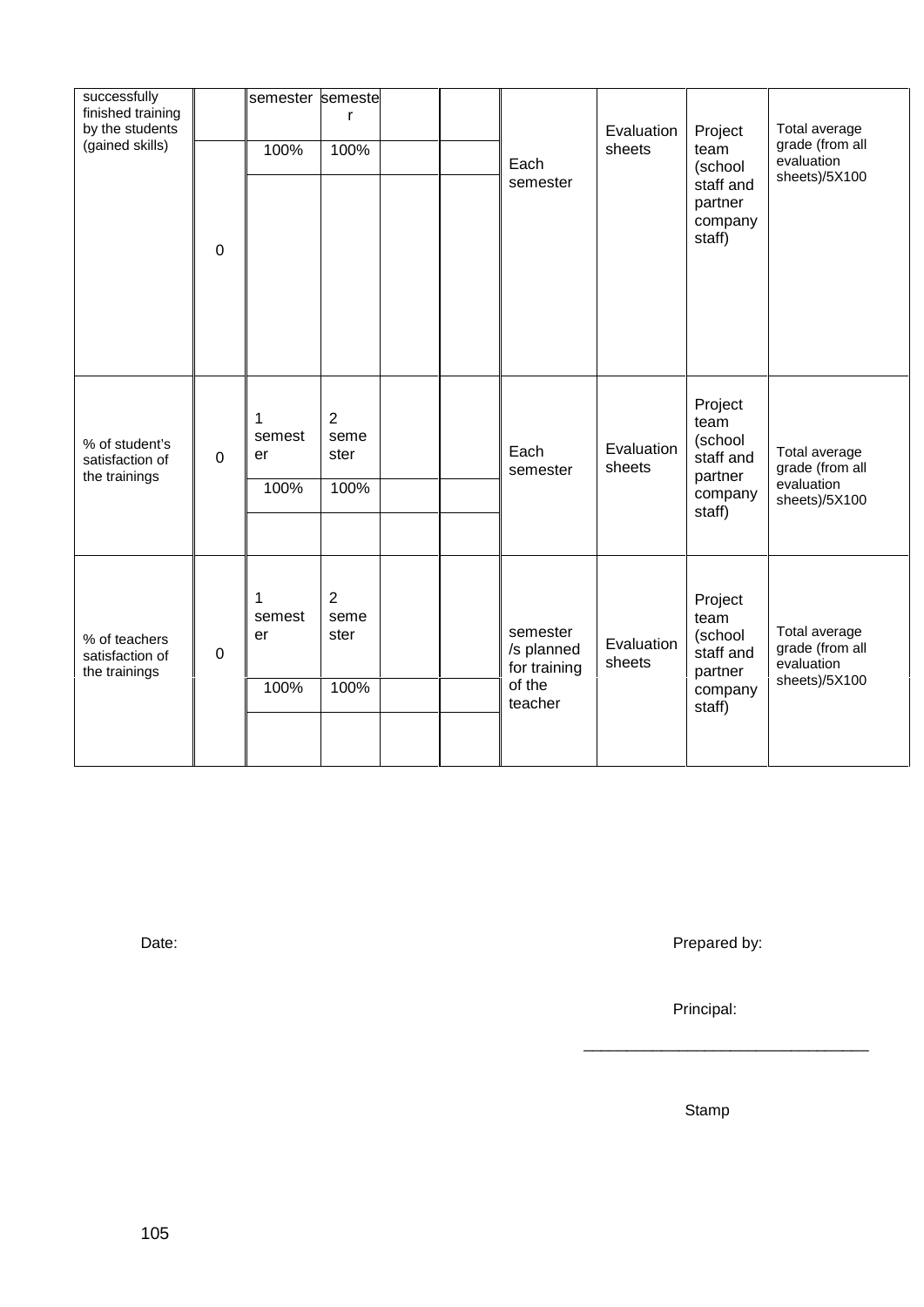| | | | | | | | | | |
|---|---|---|---|---|---|---|---|---|---|
| successfully finished training by the students (gained skills) | 0 | semester | semester | | | Each semester | Evaluation sheets | Project team (school staff and partner company staff) | Total average grade (from all evaluation sheets)/5X100 |
| | | 100% | 100% | | | | | | |
| | | | | | | | | | |
| % of student's satisfaction of the trainings | 0 | 1 semester | 2 semester | | | Each semester | Evaluation sheets | Project team (school staff and partner company staff) | Total average grade (from all evaluation sheets)/5X100 |
| | | 100% | 100% | | | | | | |
| | | | | | | | | | |
| % of teachers satisfaction of the trainings | 0 | 1 semester | 2 semester | | | semester /s planned for training of the teacher | Evaluation sheets | Project team (school staff and partner company staff) | Total average grade (from all evaluation sheets)/5X100 |
| | | 100% | 100% | | | | | | |
| | | | | | | | | | |

Date: Prepared by:

Principal:

_________________________________

Stamp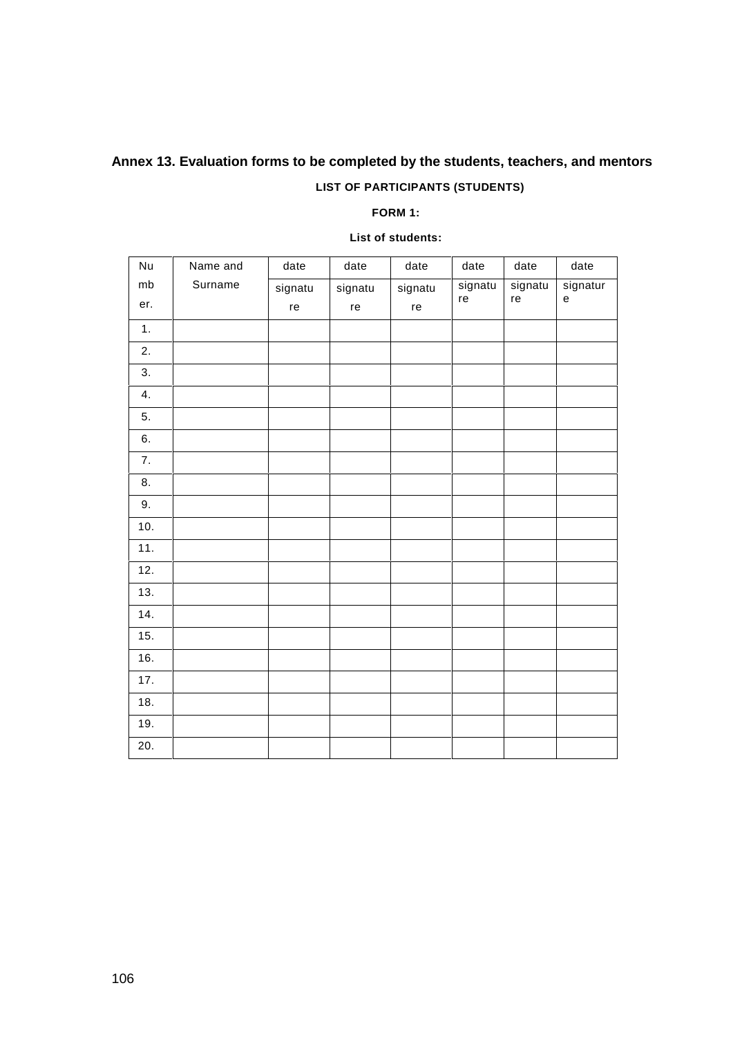## Annex 13. Evaluation forms to be completed by the students, teachers, and mentors

**LIST OF PARTICIPANTS (STUDENTS)**

**FORM 1:**

**List of students:**

| Number. | Name and Surname | date | date | date | date | date | date |
|---|---|---|---|---|---|---|---|
| | | signature | signature | signature | signature | signature | signature |
| 1. | | | | | | | |
| 2. | | | | | | | |
| 3. | | | | | | | |
| 4. | | | | | | | |
| 5. | | | | | | | |
| 6. | | | | | | | |
| 7. | | | | | | | |
| 8. | | | | | | | |
| 9. | | | | | | | |
| 10. | | | | | | | |
| 11. | | | | | | | |
| 12. | | | | | | | |
| 13. | | | | | | | |
| 14. | | | | | | | |
| 15. | | | | | | | |
| 16. | | | | | | | |
| 17. | | | | | | | |
| 18. | | | | | | | |
| 19. | | | | | | | |
| 20. | | | | | | | |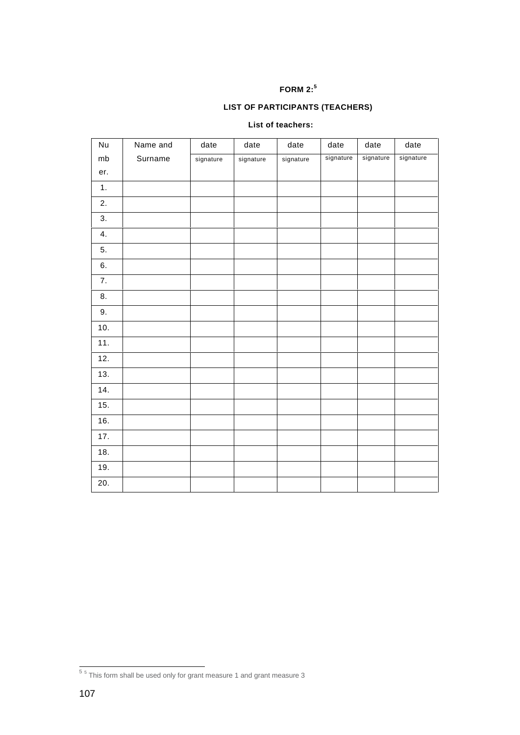**FORM 2:[5]**

**LIST OF PARTICIPANTS (TEACHERS)**

**List of teachers:**

| Number. | Name and Surname | date signature | date signature | date signature | date signature | date signature | date signature |
|---|---|---|---|---|---|---|---|
| 1. | | | | | | | |
| 2. | | | | | | | |
| 3. | | | | | | | |
| 4. | | | | | | | |
| 5. | | | | | | | |
| 6. | | | | | | | |
| 7. | | | | | | | |
| 8. | | | | | | | |
| 9. | | | | | | | |
| 10. | | | | | | | |
| 11. | | | | | | | |
| 12. | | | | | | | |
| 13. | | | | | | | |
| 14. | | | | | | | |
| 15. | | | | | | | |
| 16. | | | | | | | |
| 17. | | | | | | | |
| 18. | | | | | | | |
| 19. | | | | | | | |
| 20. | | | | | | | |

[5] [5] This form shall be used only for grant measure 1 and grant measure 3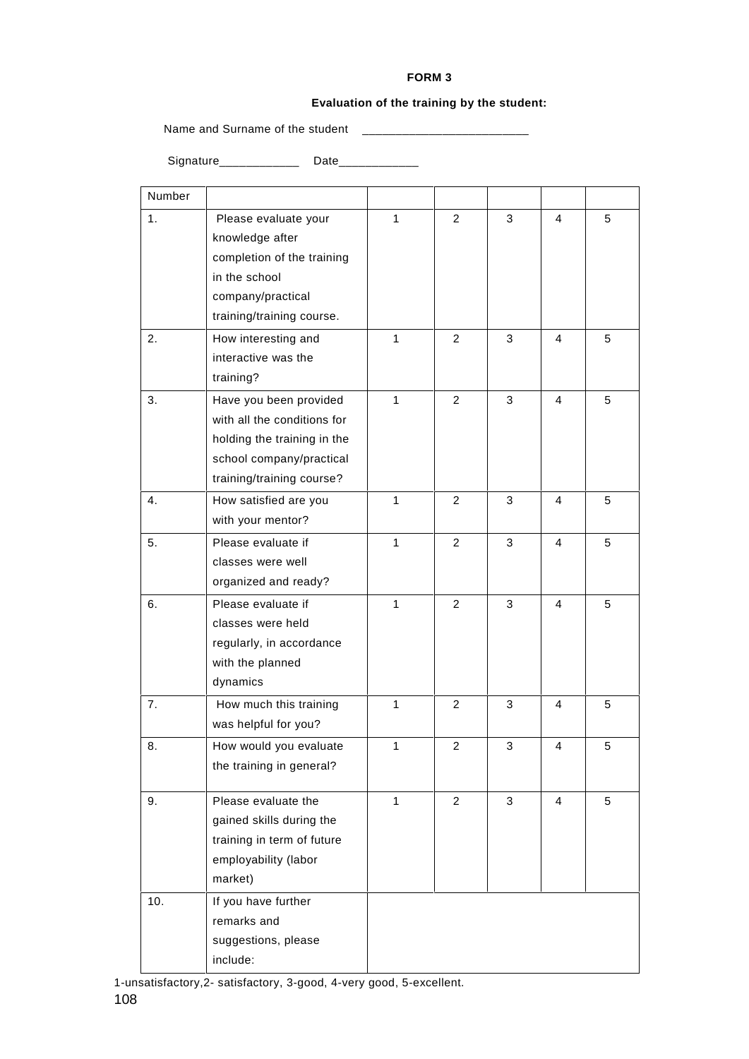**FORM 3**

**Evaluation of the training by the student:**

Name and Surname of the student ________________________

Signature____________ Date____________

| Number | | | | | | |
|---|---|---|---|---|---|---|
| 1. | Please evaluate your knowledge after completion of the training in the school company/practical training/training course. | 1 | 2 | 3 | 4 | 5 |
| 2. | How interesting and interactive was the training? | 1 | 2 | 3 | 4 | 5 |
| 3. | Have you been provided with all the conditions for holding the training in the school company/practical training/training course? | 1 | 2 | 3 | 4 | 5 |
| 4. | How satisfied are you with your mentor? | 1 | 2 | 3 | 4 | 5 |
| 5. | Please evaluate if classes were well organized and ready? | 1 | 2 | 3 | 4 | 5 |
| 6. | Please evaluate if classes were held regularly, in accordance with the planned dynamics | 1 | 2 | 3 | 4 | 5 |
| 7. | How much this training was helpful for you? | 1 | 2 | 3 | 4 | 5 |
| 8. | How would you evaluate the training in general? | 1 | 2 | 3 | 4 | 5 |
| 9. | Please evaluate the gained skills during the training in term of future employability (labor market) | 1 | 2 | 3 | 4 | 5 |
| 10. | If you have further remarks and suggestions, please include: | | | | | |

1-unsatisfactory,2- satisfactory, 3-good, 4-very good, 5-excellent.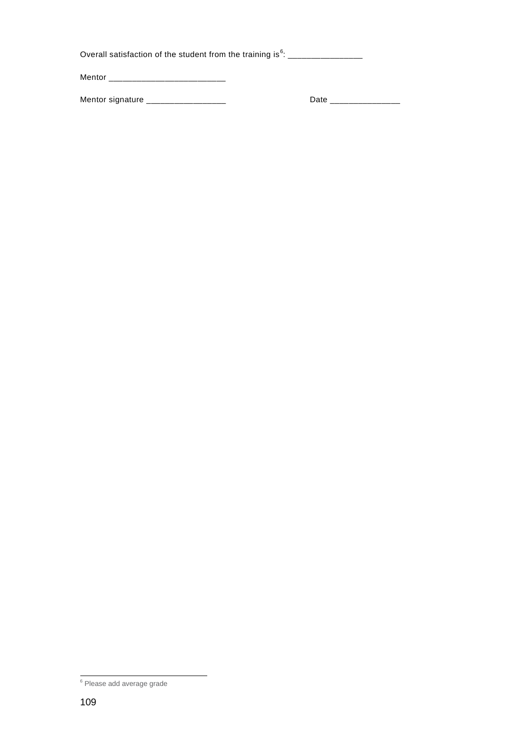Overall satisfaction of the student from the training is[6]: ________________

Mentor _________________________

Mentor signature _________________ Date _______________

[6] Please add average grade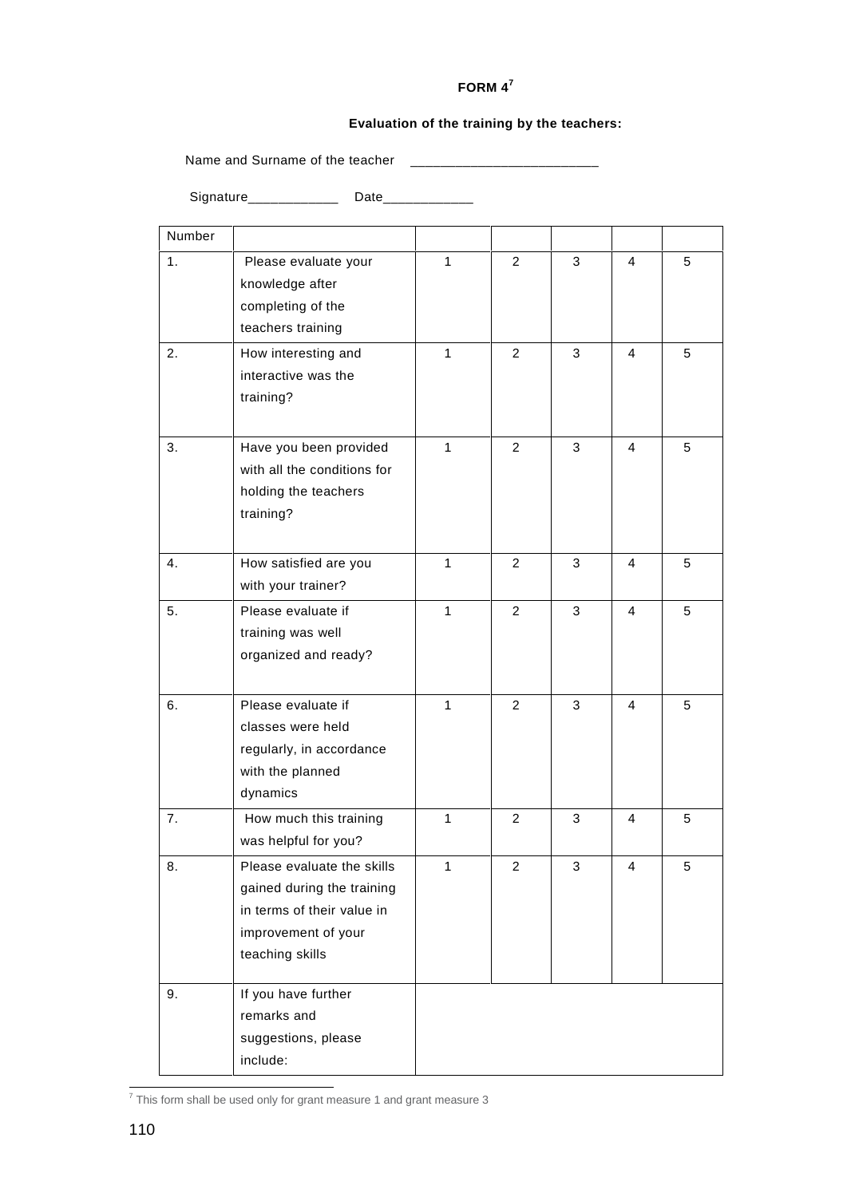**FORM 4[7]**

**Evaluation of the training by the teachers:**

Name and Surname of the teacher ________________________

Signature____________ Date____________

| Number | | | | | | |
|---|---|---|---|---|---|---|
| 1. | Please evaluate your knowledge after completing of the teachers training | 1 | 2 | 3 | 4 | 5 |
| 2. | How interesting and interactive was the training? | 1 | 2 | 3 | 4 | 5 |
| 3. | Have you been provided with all the conditions for holding the teachers training? | 1 | 2 | 3 | 4 | 5 |
| 4. | How satisfied are you with your trainer? | 1 | 2 | 3 | 4 | 5 |
| 5. | Please evaluate if training was well organized and ready? | 1 | 2 | 3 | 4 | 5 |
| 6. | Please evaluate if classes were held regularly, in accordance with the planned dynamics | 1 | 2 | 3 | 4 | 5 |
| 7. | How much this training was helpful for you? | 1 | 2 | 3 | 4 | 5 |
| 8. | Please evaluate the skills gained during the training in terms of their value in improvement of your teaching skills | 1 | 2 | 3 | 4 | 5 |
| 9. | If you have further remarks and suggestions, please include: | | | | | |

[7] This form shall be used only for grant measure 1 and grant measure 3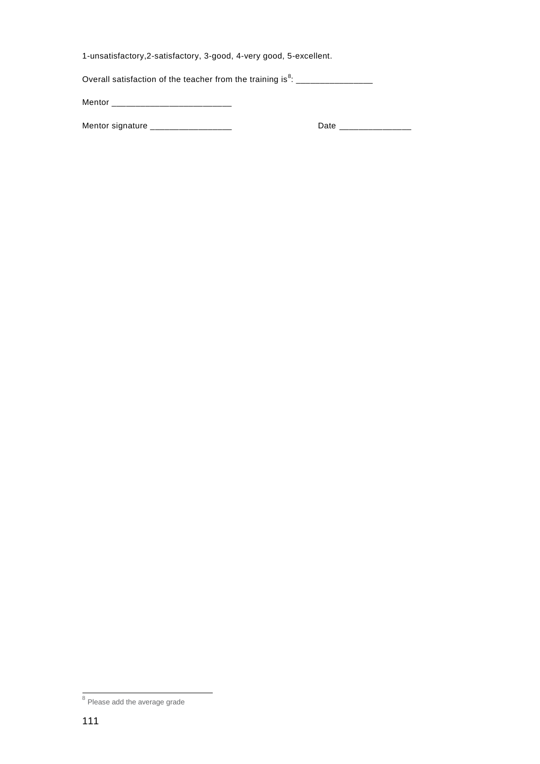1-unsatisfactory,2-satisfactory, 3-good, 4-very good, 5-excellent.

Overall satisfaction of the teacher from the training is[8]: ________________

Mentor _________________________

Mentor signature _________________ Date _______________

[8] Please add the average grade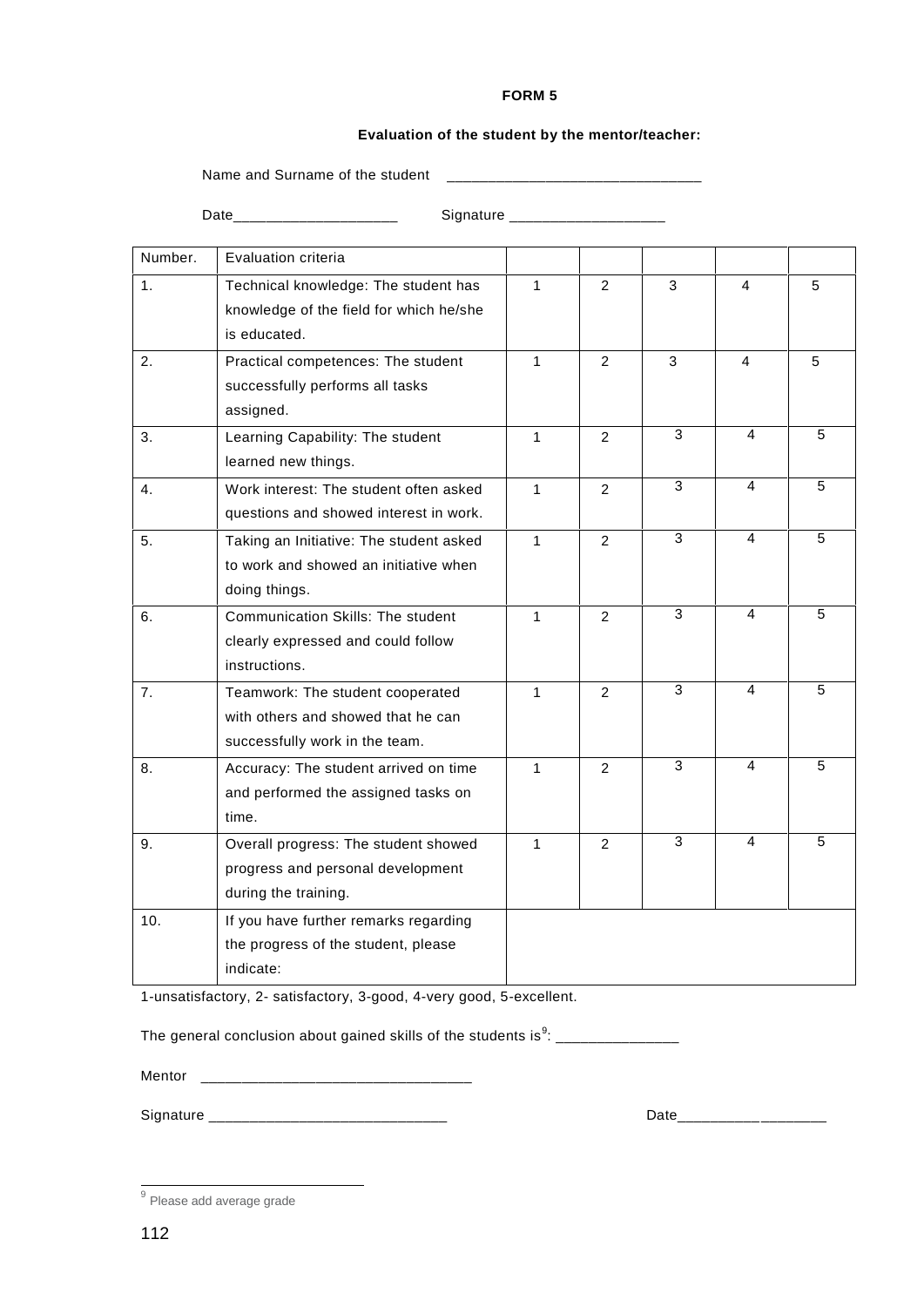**FORM 5**

**Evaluation of the student by the mentor/teacher:**

Name and Surname of the student ______________________________

Date____________________ Signature ___________________

| Number. | Evaluation criteria | | | | | |
|---|---|---|---|---|---|---|
| 1. | Technical knowledge: The student has knowledge of the field for which he/she is educated. | 1 | 2 | 3 | 4 | 5 |
| 2. | Practical competences: The student successfully performs all tasks assigned. | 1 | 2 | 3 | 4 | 5 |
| 3. | Learning Capability: The student learned new things. | 1 | 2 | 3 | 4 | 5 |
| 4. | Work interest: The student often asked questions and showed interest in work. | 1 | 2 | 3 | 4 | 5 |
| 5. | Taking an Initiative: The student asked to work and showed an initiative when doing things. | 1 | 2 | 3 | 4 | 5 |
| 6. | Communication Skills: The student clearly expressed and could follow instructions. | 1 | 2 | 3 | 4 | 5 |
| 7. | Teamwork: The student cooperated with others and showed that he can successfully work in the team. | 1 | 2 | 3 | 4 | 5 |
| 8. | Accuracy: The student arrived on time and performed the assigned tasks on time. | 1 | 2 | 3 | 4 | 5 |
| 9. | Overall progress: The student showed progress and personal development during the training. | 1 | 2 | 3 | 4 | 5 |
| 10. | If you have further remarks regarding the progress of the student, please indicate: | | | | | |

1-unsatisfactory, 2- satisfactory, 3-good, 4-very good, 5-excellent.

The general conclusion about gained skills of the students is[9]: _______________

Mentor ________________________________

Signature ____________________________ Date__________________

[9] Please add average grade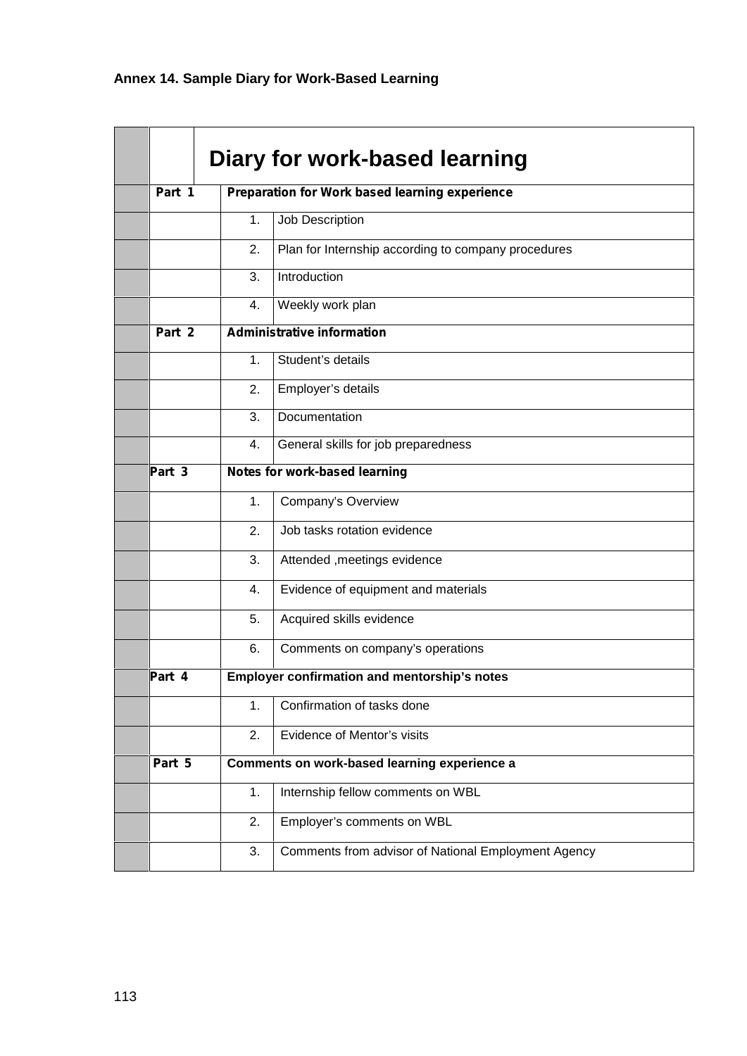**Annex 14. Sample Diary for Work-Based Learning**

| Diary for work-based learning | | |
|---|---|---|
| **Part 1** | **Preparation for Work based learning experience** | |
| | 1. | Job Description |
| | 2. | Plan for Internship according to company procedures |
| | 3. | Introduction |
| | 4. | Weekly work plan |
| **Part 2** | **Administrative information** | |
| | 1. | Student's details |
| | 2. | Employer's details |
| | 3. | Documentation |
| | 4. | General skills for job preparedness |
| **Part 3** | **Notes for work-based learning** | |
| | 1. | Company's Overview |
| | 2. | Job tasks rotation evidence |
| | 3. | Attended ,meetings evidence |
| | 4. | Evidence of equipment and materials |
| | 5. | Acquired skills evidence |
| | 6. | Comments on company's operations |
| **Part 4** | **Employer confirmation and mentorship's notes** | |
| | 1. | Confirmation of tasks done |
| | 2. | Evidence of Mentor's visits |
| **Part 5** | **Comments on work-based learning experience a** | |
| | 1. | Internship fellow comments on WBL |
| | 2. | Employer's comments on WBL |
| | 3. | Comments from advisor of National Employment Agency |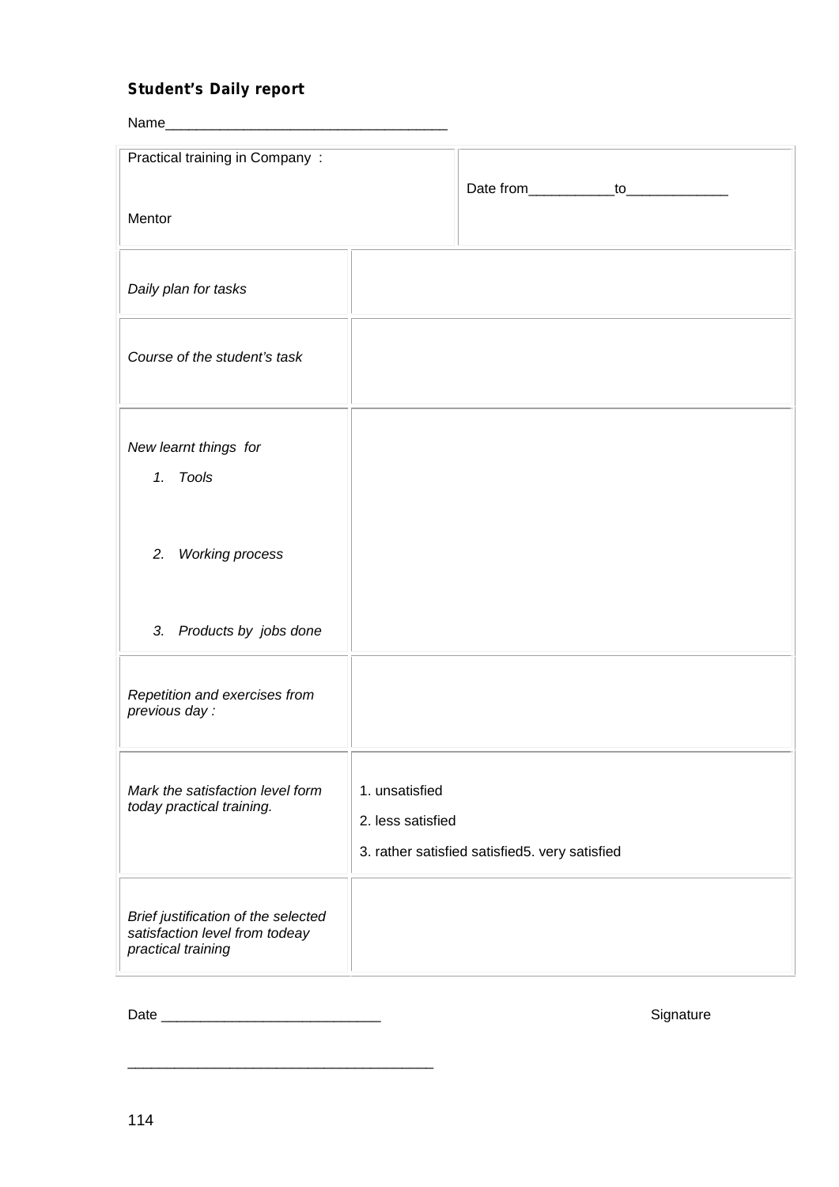**Student’s Daily report**

Name___________________________________

| Practical training in Company :<br><br>Mentor | Date from___________to_____________ |
|---|---|
| *Daily plan for tasks* | |
| *Course of the student’s task* | |
| *New learnt things for*<br>*1. Tools*<br><br>*2. Working process*<br><br>*3. Products by jobs done* | |
| *Repetition and exercises from previous day :* | |
| *Mark the satisfaction level form today practical training.* | 1. unsatisfied<br>2. less satisfied<br>3. rather satisfied satisfied5. very satisfied |
| *Brief justification of the selected satisfaction level from todeay practical training* | |

Date ____________________________ Signature

_______________________________________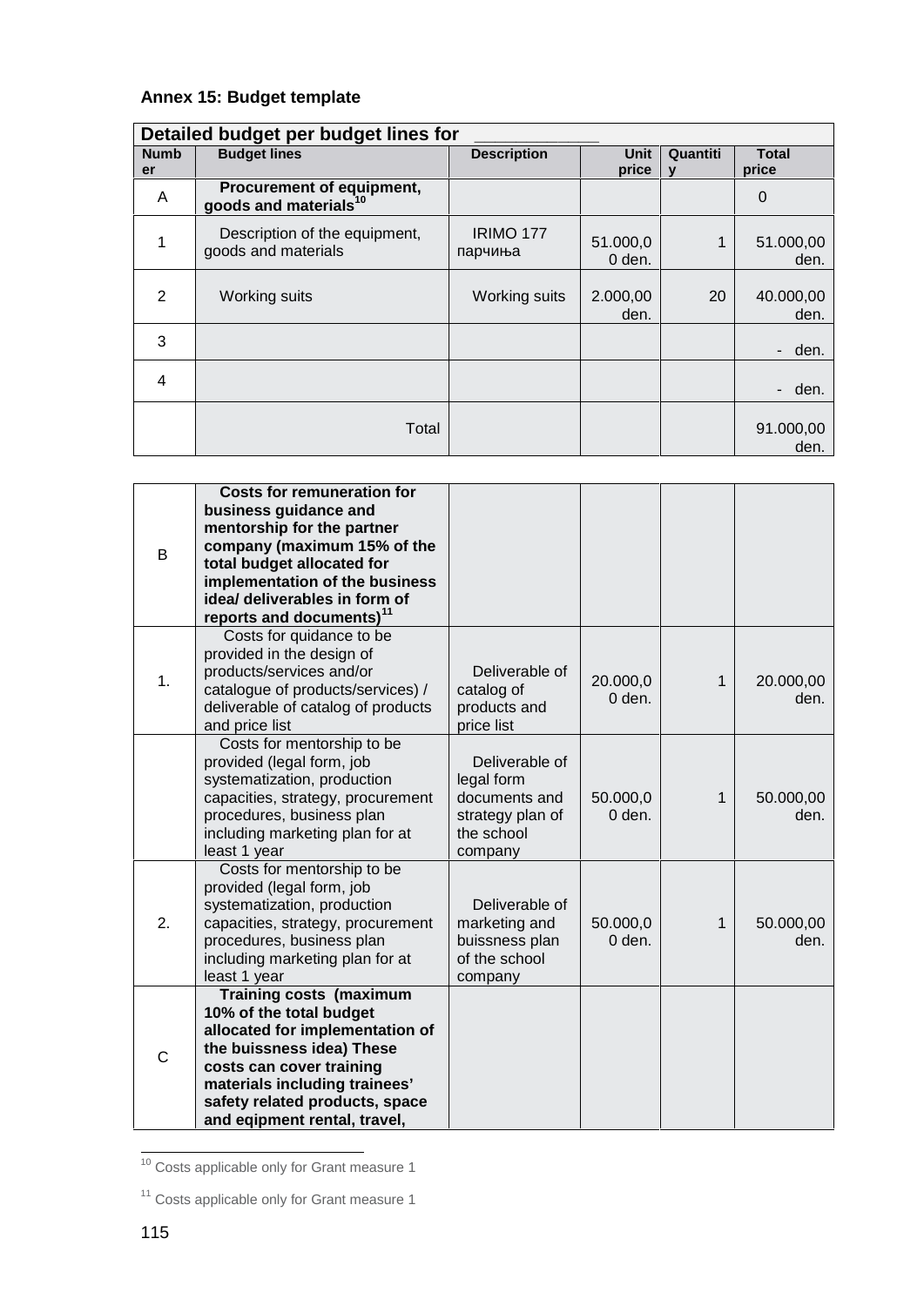**Annex 15: Budget template**

| Detailed budget per budget lines for ____________ | | | | | |
|---|---|---|---|---|---|
| **Number** | **Budget lines** | **Description** | **Unit price** | **Quantity** | **Total price** |
| A | **Procurement of equipment, goods and materials**[10] | | | | 0 |
| 1 | Description of the equipment, goods and materials | IRIMO 177 парчиња | 51.000,00 den. | 1 | 51.000,00 den. |
| 2 | Working suits | Working suits | 2.000,00 den. | 20 | 40.000,00 den. |
| 3 | | | | | - den. |
| 4 | | | | | - den. |
| | Total | | | | 91.000,00 den. |

| | | | | | |
|---|---|---|---|---|---|
| B | **Costs for remuneration for business guidance and mentorship for the partner company (maximum 15% of the total budget allocated for implementation of the business idea/ deliverables in form of reports and documents)**[11] | | | | |
| 1. | Costs for quidance to be provided in the design of products/services and/or catalogue of products/services) / deliverable of catalog of products and price list | Deliverable of catalog of products and price list | 20.000,00 den. | 1 | 20.000,00 den. |
| | Costs for mentorship to be provided (legal form, job systematization, production capacities, strategy, procurement procedures, business plan including marketing plan for at least 1 year | Deliverable of legal form documents and strategy plan of the school company | 50.000,00 den. | 1 | 50.000,00 den. |
| 2. | Costs for mentorship to be provided (legal form, job systematization, production capacities, strategy, procurement procedures, business plan including marketing plan for at least 1 year | Deliverable of marketing and buissness plan of the school company | 50.000,00 den. | 1 | 50.000,00 den. |
| C | **Training costs (maximum 10% of the total budget allocated for implementation of the buissness idea) These costs can cover training materials including trainees' safety related products, space and eqipment rental, travel,** | | | | |

[10] Costs applicable only for Grant measure 1

[11] Costs applicable only for Grant measure 1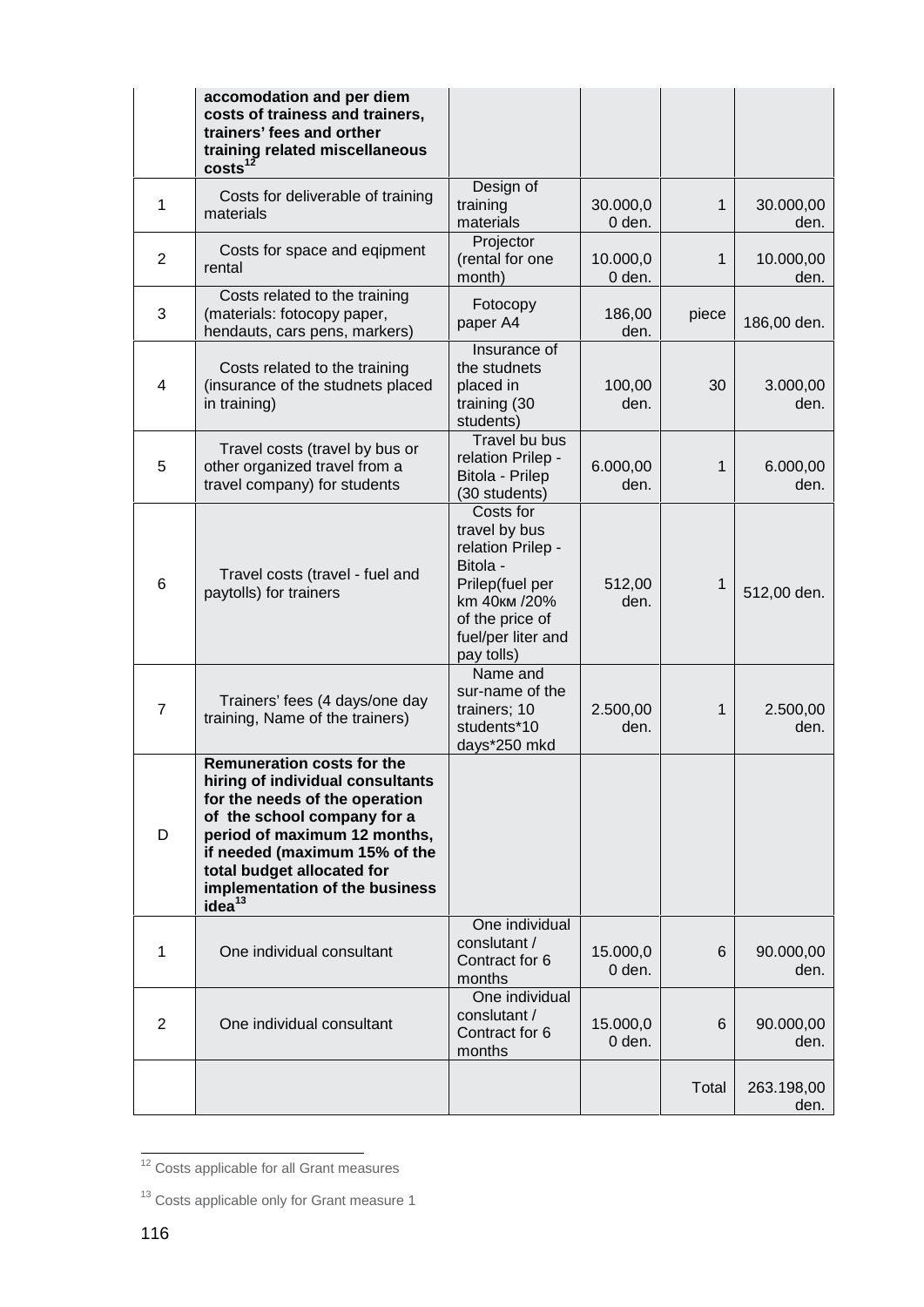| | **accomodation and per diem costs of trainess and trainers, trainers' fees and orther training related miscellaneous costs**[12] | | | | |
|---|---|---|---|---|---|
| 1 | Costs for deliverable of training materials | Design of training materials | 30.000,00 den. | 1 | 30.000,00 den. |
| 2 | Costs for space and eqipment rental | Projector (rental for one month) | 10.000,00 den. | 1 | 10.000,00 den. |
| 3 | Costs related to the training (materials: fotocopy paper, hendauts, cars pens, markers) | Fotocopy paper A4 | 186,00 den. | piece | 186,00 den. |
| 4 | Costs related to the training (insurance of the studnets placed in training) | Insurance of the studnets placed in training (30 students) | 100,00 den. | 30 | 3.000,00 den. |
| 5 | Travel costs (travel by bus or other organized travel from a travel company) for students | Travel bu bus relation Prilep - Bitola - Prilep (30 students) | 6.000,00 den. | 1 | 6.000,00 den. |
| 6 | Travel costs (travel - fuel and paytolls) for trainers | Costs for travel by bus relation Prilep - Bitola - Prilep(fuel per km 40км /20% of the price of fuel/per liter and pay tolls) | 512,00 den. | 1 | 512,00 den. |
| 7 | Trainers' fees (4 days/one day training, Name of the trainers) | Name and sur-name of the trainers; 10 students*10 days*250 mkd | 2.500,00 den. | 1 | 2.500,00 den. |
| D | **Remuneration costs for the hiring of individual consultants for the needs of the operation of the school company for a period of maximum 12 months, if needed (maximum 15% of the total budget allocated for implementation of the business idea**[13] | | | | |
| 1 | One individual consultant | One individual conslutant / Contract for 6 months | 15.000,00 den. | 6 | 90.000,00 den. |
| 2 | One individual consultant | One individual conslutant / Contract for 6 months | 15.000,00 den. | 6 | 90.000,00 den. |
| | | | | Total | 263.198,00 den. |

[12] Costs applicable for all Grant measures

[13] Costs applicable only for Grant measure 1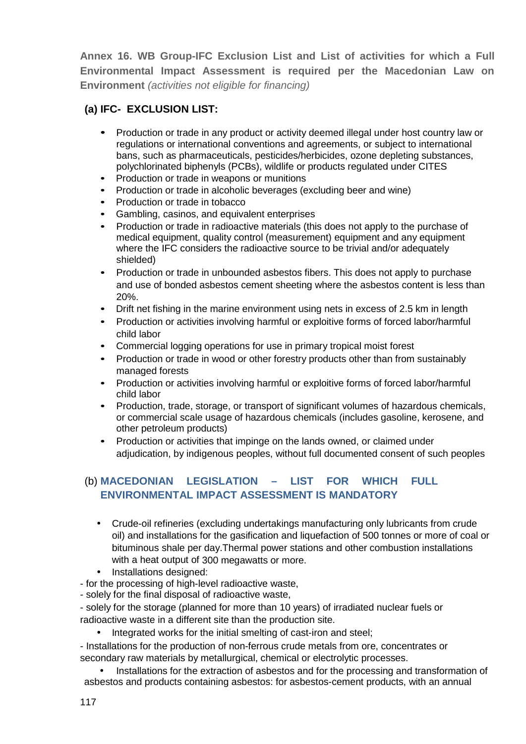**Annex 16. WB Group-IFC Exclusion List and List of activities for which a Full Environmental Impact Assessment is required per the Macedonian Law on Environment** *(activities not eligible for financing)*

## (a) IFC- EXCLUSION LIST:

- Production or trade in any product or activity deemed illegal under host country law or regulations or international conventions and agreements, or subject to international bans, such as pharmaceuticals, pesticides/herbicides, ozone depleting substances, polychlorinated biphenyls (PCBs), wildlife or products regulated under CITES
- Production or trade in weapons or munitions
- Production or trade in alcoholic beverages (excluding beer and wine)
- Production or trade in tobacco
- Gambling, casinos, and equivalent enterprises
- Production or trade in radioactive materials (this does not apply to the purchase of medical equipment, quality control (measurement) equipment and any equipment where the IFC considers the radioactive source to be trivial and/or adequately shielded)
- Production or trade in unbounded asbestos fibers. This does not apply to purchase and use of bonded asbestos cement sheeting where the asbestos content is less than 20%.
- Drift net fishing in the marine environment using nets in excess of 2.5 km in length
- Production or activities involving harmful or exploitive forms of forced labor/harmful child labor
- Commercial logging operations for use in primary tropical moist forest
- Production or trade in wood or other forestry products other than from sustainably managed forests
- Production or activities involving harmful or exploitive forms of forced labor/harmful child labor
- Production, trade, storage, or transport of significant volumes of hazardous chemicals, or commercial scale usage of hazardous chemicals (includes gasoline, kerosene, and other petroleum products)
- Production or activities that impinge on the lands owned, or claimed under adjudication, by indigenous peoples, without full documented consent of such peoples

## (b) MACEDONIAN LEGISLATION – LIST FOR WHICH FULL ENVIRONMENTAL IMPACT ASSESSMENT IS MANDATORY

- Crude-oil refineries (excluding undertakings manufacturing only lubricants from crude oil) and installations for the gasification and liquefaction of 500 tonnes or more of coal or bituminous shale per day.Thermal power stations and other combustion installations with a heat output of 300 megawatts or more.
- Installations designed:

- for the processing of high-level radioactive waste,
- solely for the final disposal of radioactive waste,
- solely for the storage (planned for more than 10 years) of irradiated nuclear fuels or radioactive waste in a different site than the production site.

- Integrated works for the initial smelting of cast-iron and steel;

- Installations for the production of non-ferrous crude metals from ore, concentrates or secondary raw materials by metallurgical, chemical or electrolytic processes.

- Installations for the extraction of asbestos and for the processing and transformation of asbestos and products containing asbestos: for asbestos-cement products, with an annual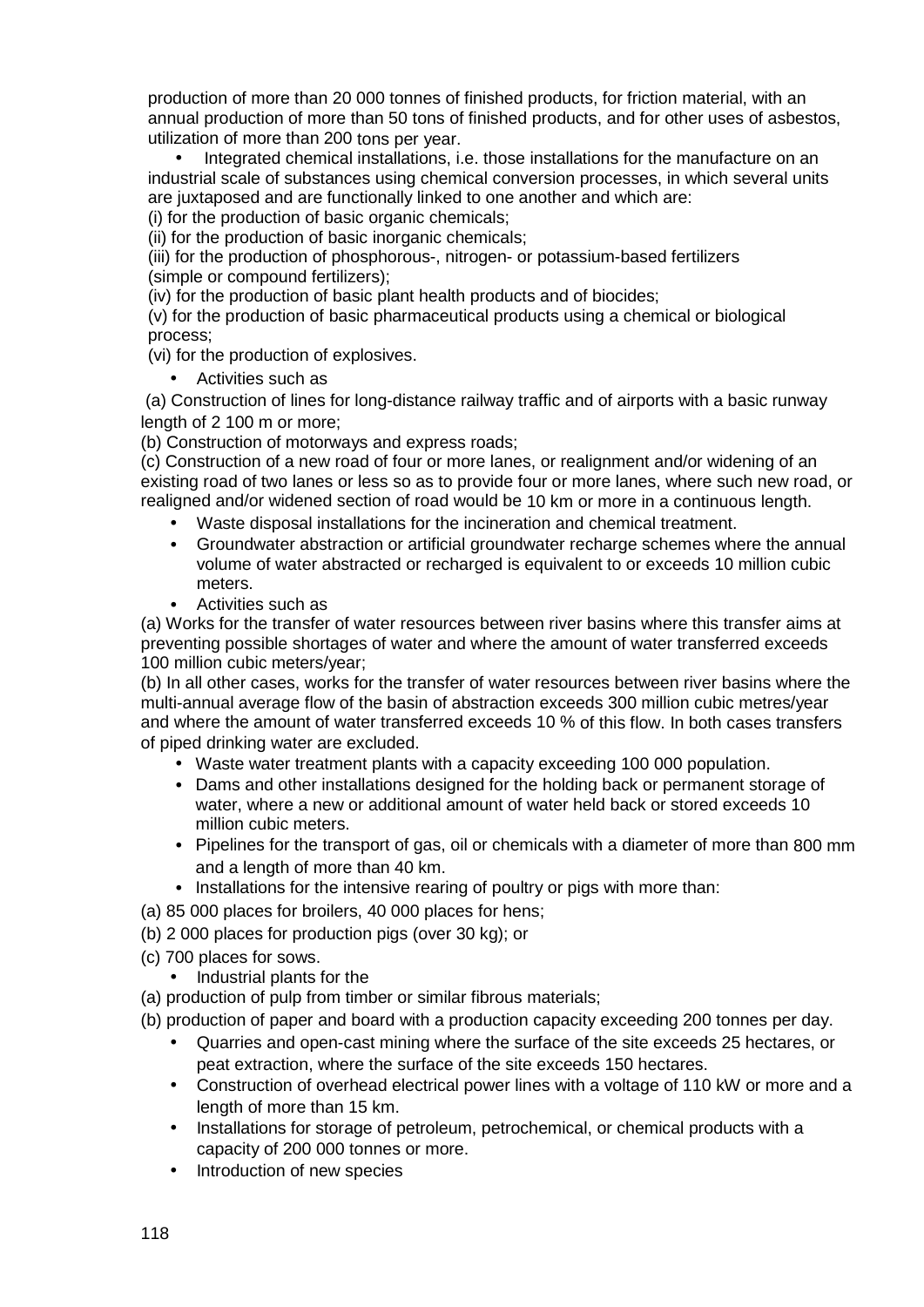production of more than 20 000 tonnes of finished products, for friction material, with an annual production of more than 50 tons of finished products, and for other uses of asbestos, utilization of more than 200 tons per year.

- Integrated chemical installations, i.e. those installations for the manufacture on an industrial scale of substances using chemical conversion processes, in which several units are juxtaposed and are functionally linked to one another and which are:

(i) for the production of basic organic chemicals;

(ii) for the production of basic inorganic chemicals;

(iii) for the production of phosphorous-, nitrogen- or potassium-based fertilizers (simple or compound fertilizers);

(iv) for the production of basic plant health products and of biocides;

(v) for the production of basic pharmaceutical products using a chemical or biological process;

(vi) for the production of explosives.

- Activities such as

(a) Construction of lines for long-distance railway traffic and of airports with a basic runway length of 2 100 m or more;

(b) Construction of motorways and express roads;

(c) Construction of a new road of four or more lanes, or realignment and/or widening of an existing road of two lanes or less so as to provide four or more lanes, where such new road, or realigned and/or widened section of road would be 10 km or more in a continuous length.

- Waste disposal installations for the incineration and chemical treatment.
- Groundwater abstraction or artificial groundwater recharge schemes where the annual volume of water abstracted or recharged is equivalent to or exceeds 10 million cubic meters.
- Activities such as

(a) Works for the transfer of water resources between river basins where this transfer aims at preventing possible shortages of water and where the amount of water transferred exceeds 100 million cubic meters/year;

(b) In all other cases, works for the transfer of water resources between river basins where the multi-annual average flow of the basin of abstraction exceeds 300 million cubic metres/year and where the amount of water transferred exceeds 10 % of this flow. In both cases transfers of piped drinking water are excluded.

- Waste water treatment plants with a capacity exceeding 100 000 population.
- Dams and other installations designed for the holding back or permanent storage of water, where a new or additional amount of water held back or stored exceeds 10 million cubic meters.
- Pipelines for the transport of gas, oil or chemicals with a diameter of more than 800 mm and a length of more than 40 km.
- Installations for the intensive rearing of poultry or pigs with more than:

(a) 85 000 places for broilers, 40 000 places for hens;

(b) 2 000 places for production pigs (over 30 kg); or

(c) 700 places for sows.

- Industrial plants for the

(a) production of pulp from timber or similar fibrous materials;

(b) production of paper and board with a production capacity exceeding 200 tonnes per day.

- Quarries and open-cast mining where the surface of the site exceeds 25 hectares, or peat extraction, where the surface of the site exceeds 150 hectares.
- Construction of overhead electrical power lines with a voltage of 110 kW or more and a length of more than 15 km.
- Installations for storage of petroleum, petrochemical, or chemical products with a capacity of 200 000 tonnes or more.
- Introduction of new species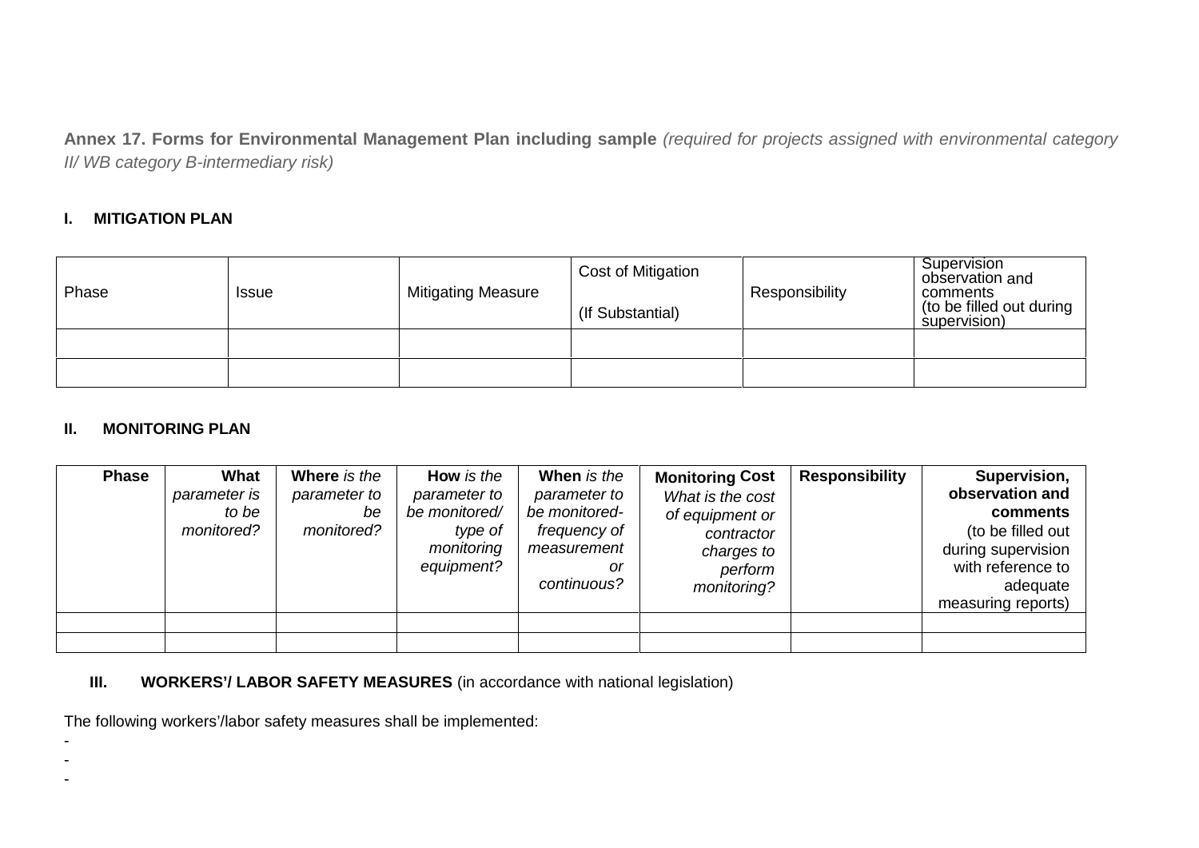**Annex 17. Forms for Environmental Management Plan including sample** *(required for projects assigned with environmental category II/ WB category B-intermediary risk)*

## I. MITIGATION PLAN

| Phase | Issue | Mitigating Measure | Cost of Mitigation<br><br>(If Substantial) | Responsibility | Supervision observation and comments<br>(to be filled out during supervision) |
|---|---|---|---|---|---|
| | | | | | |
| | | | | | |

## II. MONITORING PLAN

| **Phase** | **What** *parameter is to be monitored?* | **Where** *is the parameter to be monitored?* | **How** *is the parameter to be monitored/ type of monitoring equipment?* | **When** *is the parameter to be monitored- frequency of measurement or continuous?* | **Monitoring Cost** *What is the cost of equipment or contractor charges to perform monitoring?* | **Responsibility** | **Supervision, observation and comments** (to be filled out during supervision with reference to adequate measuring reports) |
|---|---|---|---|---|---|---|---|
| | | | | | | | |
| | | | | | | | |

## III. WORKERS'/ LABOR SAFETY MEASURES (in accordance with national legislation)

The following workers'/labor safety measures shall be implemented:

-
-
-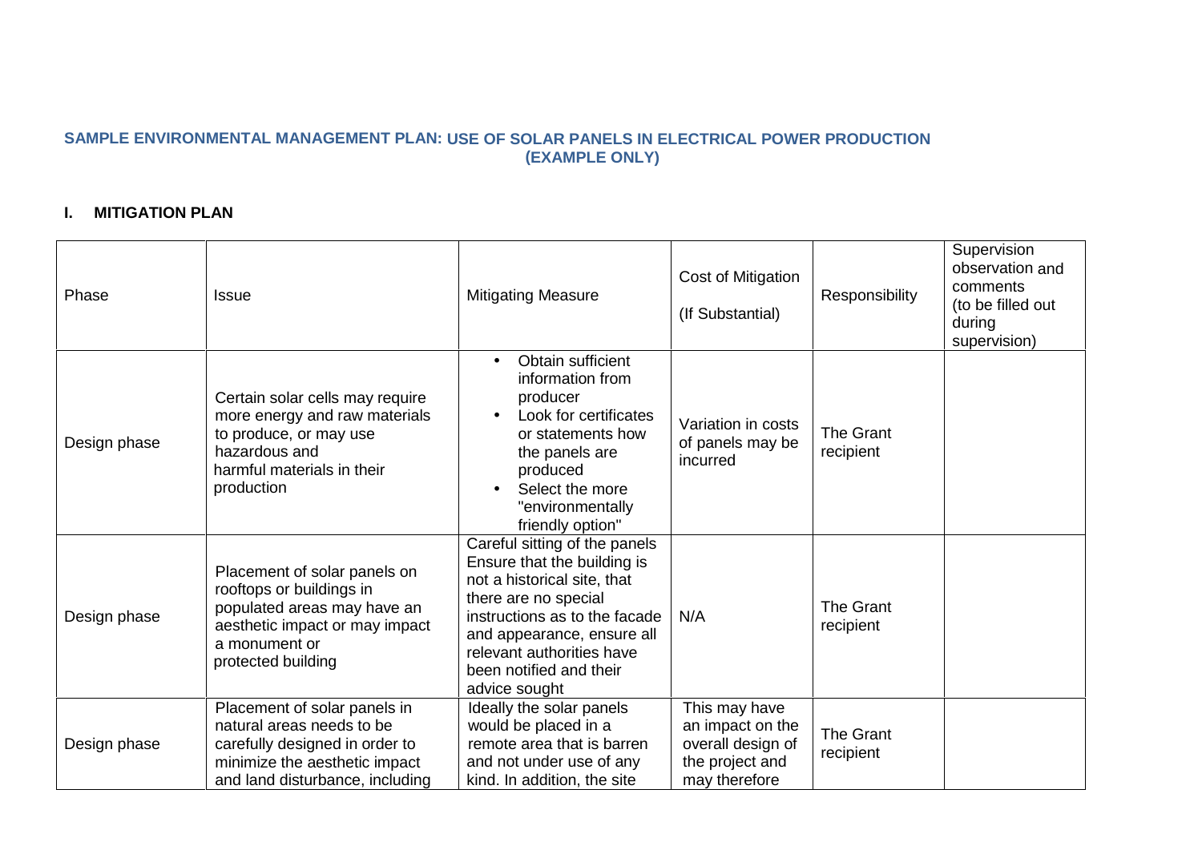**SAMPLE ENVIRONMENTAL MANAGEMENT PLAN: USE OF SOLAR PANELS IN ELECTRICAL POWER PRODUCTION (EXAMPLE ONLY)**

## I. MITIGATION PLAN

| Phase | Issue | Mitigating Measure | Cost of Mitigation (If Substantial) | Responsibility | Supervision observation and comments (to be filled out during supervision) |
|---|---|---|---|---|---|
| Design phase | Certain solar cells may require more energy and raw materials to produce, or may use hazardous and harmful materials in their production | • Obtain sufficient information from producer<br>• Look for certificates or statements how the panels are produced<br>• Select the more "environmentally friendly option" | Variation in costs of panels may be incurred | The Grant recipient | |
| Design phase | Placement of solar panels on rooftops or buildings in populated areas may have an aesthetic impact or may impact a monument or protected building | Careful sitting of the panels Ensure that the building is not a historical site, that there are no special instructions as to the facade and appearance, ensure all relevant authorities have been notified and their advice sought | N/A | The Grant recipient | |
| Design phase | Placement of solar panels in natural areas needs to be carefully designed in order to minimize the aesthetic impact and land disturbance, including | Ideally the solar panels would be placed in a remote area that is barren and not under use of any kind. In addition, the site | This may have an impact on the overall design of the project and may therefore | The Grant recipient | |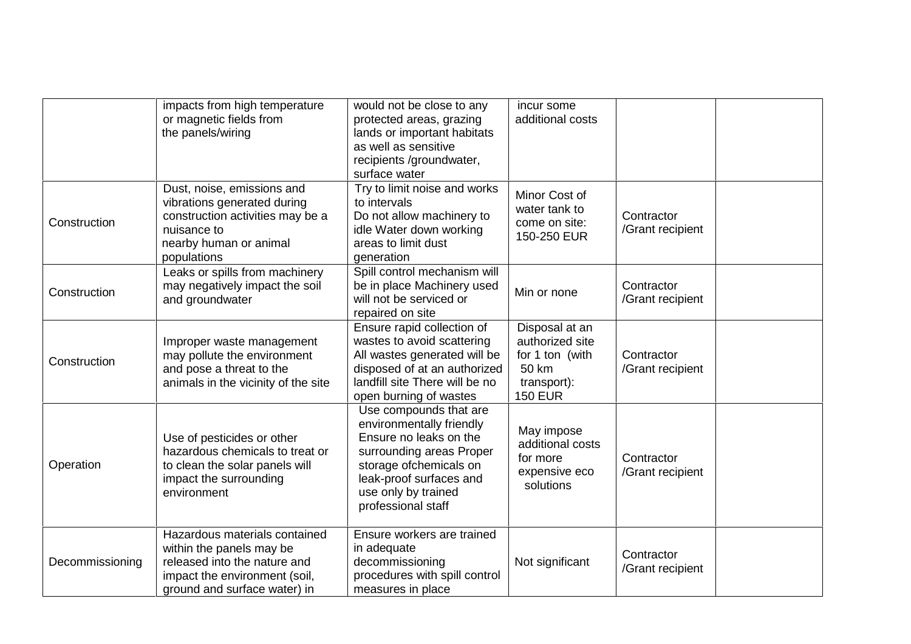|  |  |  |  |  |  |
|---|---|---|---|---|---|
|  | impacts from high temperature or magnetic fields from the panels/wiring | would not be close to any protected areas, grazing lands or important habitats as well as sensitive recipients /groundwater, surface water | incur some additional costs |  |  |
| Construction | Dust, noise, emissions and vibrations generated during construction activities may be a nuisance to nearby human or animal populations | Try to limit noise and works to intervals Do not allow machinery to idle Water down working areas to limit dust generation | Minor Cost of water tank to come on site: 150-250 EUR | Contractor /Grant recipient |  |
| Construction | Leaks or spills from machinery may negatively impact the soil and groundwater | Spill control mechanism will be in place Machinery used will not be serviced or repaired on site | Min or none | Contractor /Grant recipient |  |
| Construction | Improper waste management may pollute the environment and pose a threat to the animals in the vicinity of the site | Ensure rapid collection of wastes to avoid scattering All wastes generated will be disposed of at an authorized landfill site There will be no open burning of wastes | Disposal at an authorized site for 1 ton (with 50 km transport): 150 EUR | Contractor /Grant recipient |  |
| Operation | Use of pesticides or other hazardous chemicals to treat or to clean the solar panels will impact the surrounding environment | Use compounds that are environmentally friendly Ensure no leaks on the surrounding areas Proper storage ofchemicals on leak-proof surfaces and use only by trained professional staff | May impose additional costs for more expensive eco solutions | Contractor /Grant recipient |  |
| Decommissioning | Hazardous materials contained within the panels may be released into the nature and impact the environment (soil, ground and surface water) in | Ensure workers are trained in adequate decommissioning procedures with spill control measures in place | Not significant | Contractor /Grant recipient |  |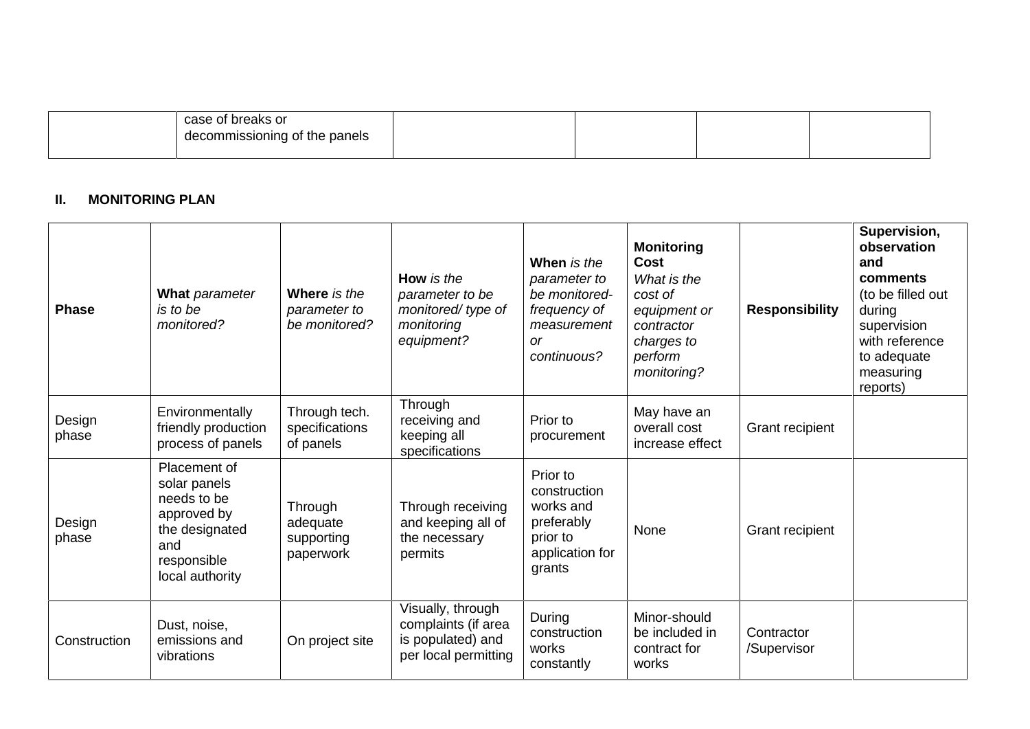| | case of breaks or decommissioning of the panels | | | | |
|---|---|---|---|---|---|

**II. MONITORING PLAN**

| Phase | **What** *parameter is to be monitored?* | **Where** *is the parameter to be monitored?* | **How** *is the parameter to be monitored/ type of monitoring equipment?* | **When** *is the parameter to be monitored-frequency of measurement or continuous?* | **Monitoring Cost** *What is the cost of equipment or contractor charges to perform monitoring?* | **Responsibility** | **Supervision, observation and comments** (to be filled out during supervision with reference to adequate measuring reports) |
|---|---|---|---|---|---|---|---|
| Design phase | Environmentally friendly production process of panels | Through tech. specifications of panels | Through receiving and keeping all specifications | Prior to procurement | May have an overall cost increase effect | Grant recipient | |
| Design phase | Placement of solar panels needs to be approved by the designated and responsible local authority | Through adequate supporting paperwork | Through receiving and keeping all of the necessary permits | Prior to construction works and preferably prior to application for grants | None | Grant recipient | |
| Construction | Dust, noise, emissions and vibrations | On project site | Visually, through complaints (if area is populated) and per local permitting | During construction works constantly | Minor-should be included in contract for works | Contractor /Supervisor | |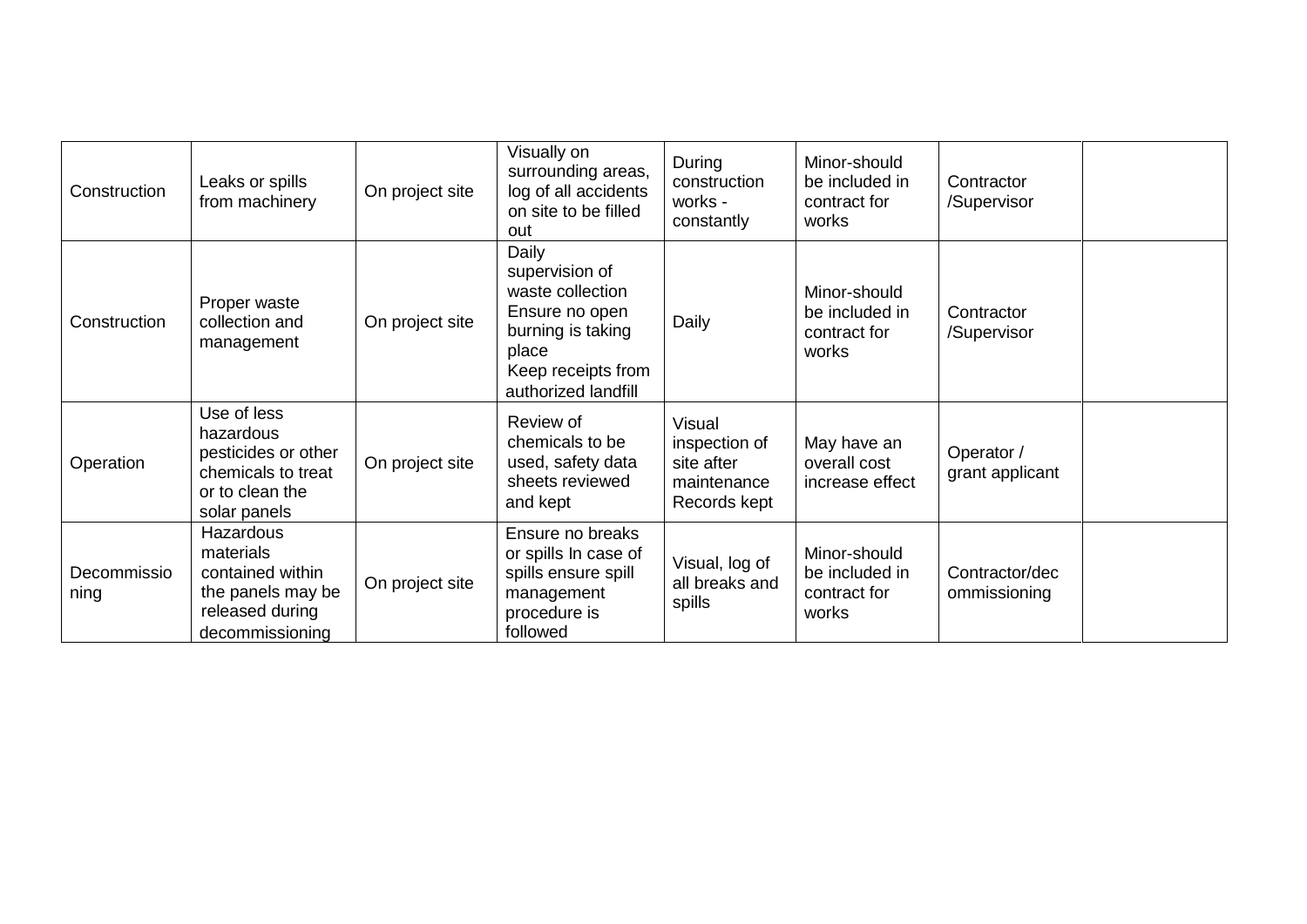| | | | | | | | |
|---|---|---|---|---|---|---|---|
| Construction | Leaks or spills from machinery | On project site | Visually on surrounding areas, log of all accidents on site to be filled out | During construction works - constantly | Minor-should be included in contract for works | Contractor /Supervisor | |
| Construction | Proper waste collection and management | On project site | Daily supervision of waste collection Ensure no open burning is taking place Keep receipts from authorized landfill | Daily | Minor-should be included in contract for works | Contractor /Supervisor | |
| Operation | Use of less hazardous pesticides or other chemicals to treat or to clean the solar panels | On project site | Review of chemicals to be used, safety data sheets reviewed and kept | Visual inspection of site after maintenance Records kept | May have an overall cost increase effect | Operator / grant applicant | |
| Decommissioning | Hazardous materials contained within the panels may be released during decommissioning | On project site | Ensure no breaks or spills In case of spills ensure spill management procedure is followed | Visual, log of all breaks and spills | Minor-should be included in contract for works | Contractor/decommissioning | |